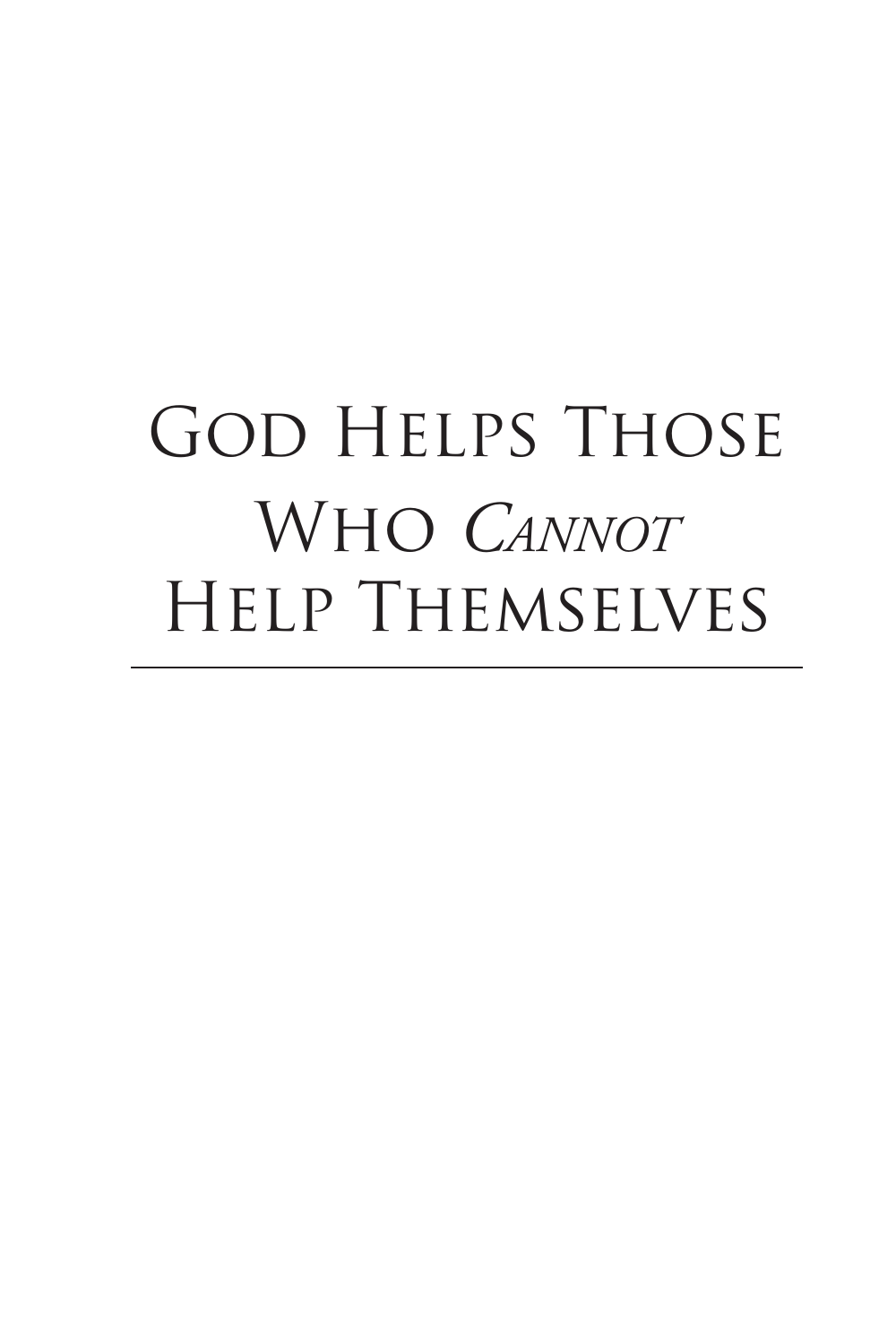# God Helps Those Who *Cannot* Help Themselves

---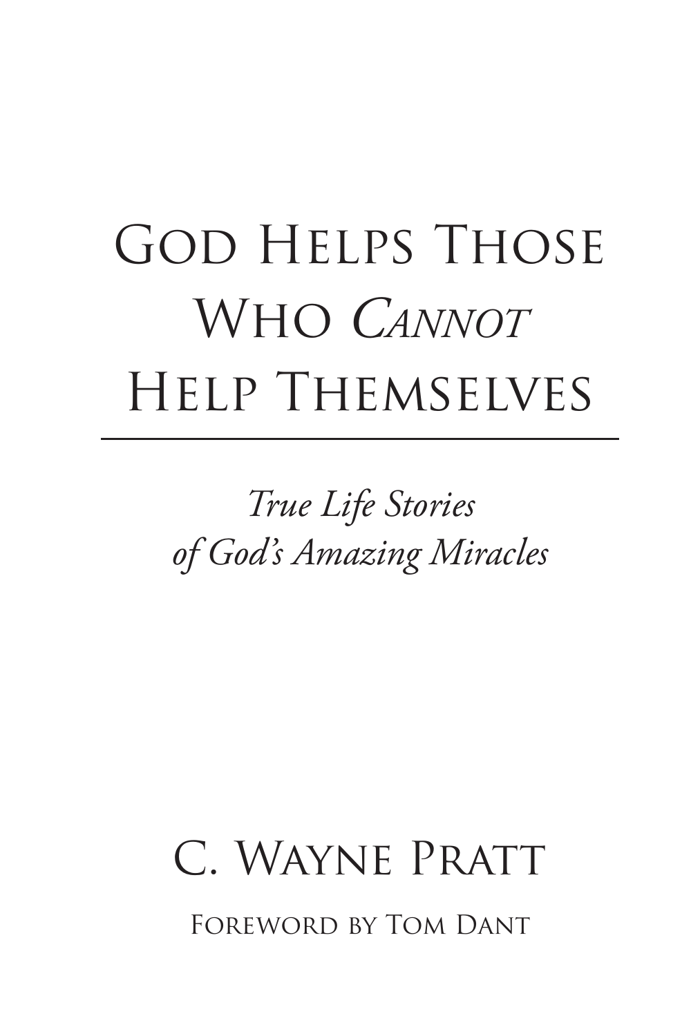# God Helps Those Who *Cannot* Help Themselves

*True Life Stories of God's Amazing Miracles*

C. Wayne Pratt

Foreword by Tom Dant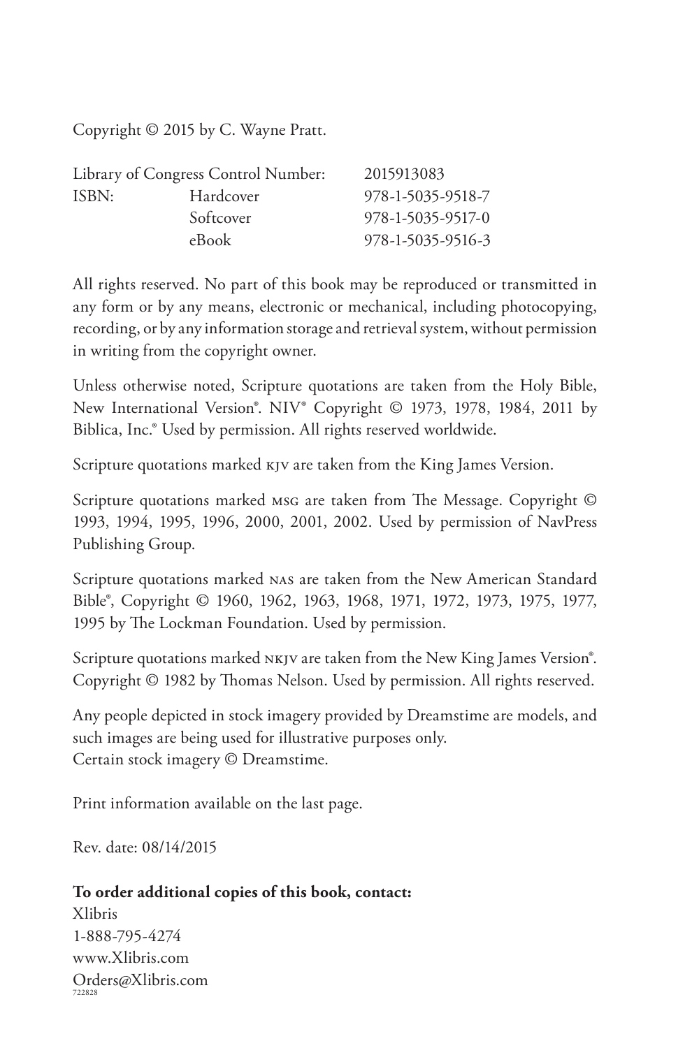Copyright © 2015 by C. Wayne Pratt.

| Library of Congress Control Number: | | 2015913083 |
|---|---|---|
| ISBN: | Hardcover | 978-1-5035-9518-7 |
| | Softcover | 978-1-5035-9517-0 |
| | eBook | 978-1-5035-9516-3 |

All rights reserved. No part of this book may be reproduced or transmitted in any form or by any means, electronic or mechanical, including photocopying, recording, or by any information storage and retrieval system, without permission in writing from the copyright owner.

Unless otherwise noted, Scripture quotations are taken from the Holy Bible, New International Version®. NIV® Copyright © 1973, 1978, 1984, 2011 by Biblica, Inc.® Used by permission. All rights reserved worldwide.

Scripture quotations marked KJV are taken from the King James Version.

Scripture quotations marked MSG are taken from The Message. Copyright © 1993, 1994, 1995, 1996, 2000, 2001, 2002. Used by permission of NavPress Publishing Group.

Scripture quotations marked NAS are taken from the New American Standard Bible®, Copyright © 1960, 1962, 1963, 1968, 1971, 1972, 1973, 1975, 1977, 1995 by The Lockman Foundation. Used by permission.

Scripture quotations marked NKJV are taken from the New King James Version®. Copyright © 1982 by Thomas Nelson. Used by permission. All rights reserved.

Any people depicted in stock imagery provided by Dreamstime are models, and such images are being used for illustrative purposes only.
Certain stock imagery © Dreamstime.

Print information available on the last page.

Rev. date: 08/14/2015

**To order additional copies of this book, contact:**
Xlibris
1-888-795-4274
www.Xlibris.com
Orders@Xlibris.com
722828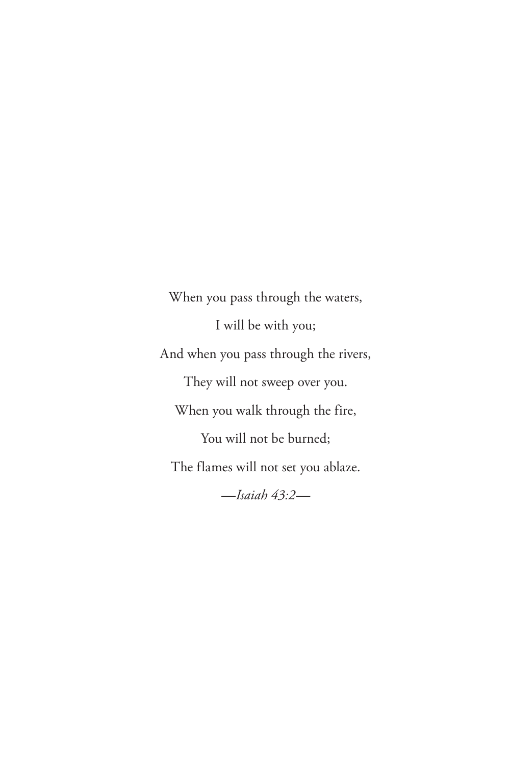When you pass through the waters,

I will be with you;

And when you pass through the rivers,

They will not sweep over you.

When you walk through the fire,

You will not be burned;

The flames will not set you ablaze.

*—Isaiah 43:2—*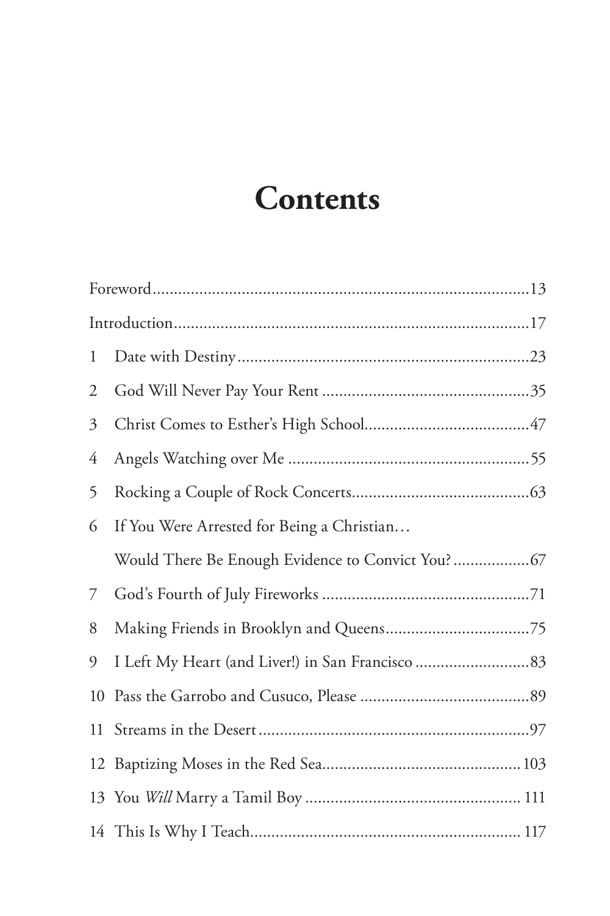# Contents

Foreword....................13

Introduction....................17

1 Date with Destiny....................23

2 God Will Never Pay Your Rent....................35

3 Christ Comes to Esther's High School....................47

4 Angels Watching over Me....................55

5 Rocking a Couple of Rock Concerts....................63

6 If You Were Arrested for Being a Christian…
Would There Be Enough Evidence to Convict You?....................67

7 God's Fourth of July Fireworks....................71

8 Making Friends in Brooklyn and Queens....................75

9 I Left My Heart (and Liver!) in San Francisco....................83

10 Pass the Garrobo and Cusuco, Please....................89

11 Streams in the Desert....................97

12 Baptizing Moses in the Red Sea....................103

13 You *Will* Marry a Tamil Boy....................111

14 This Is Why I Teach....................117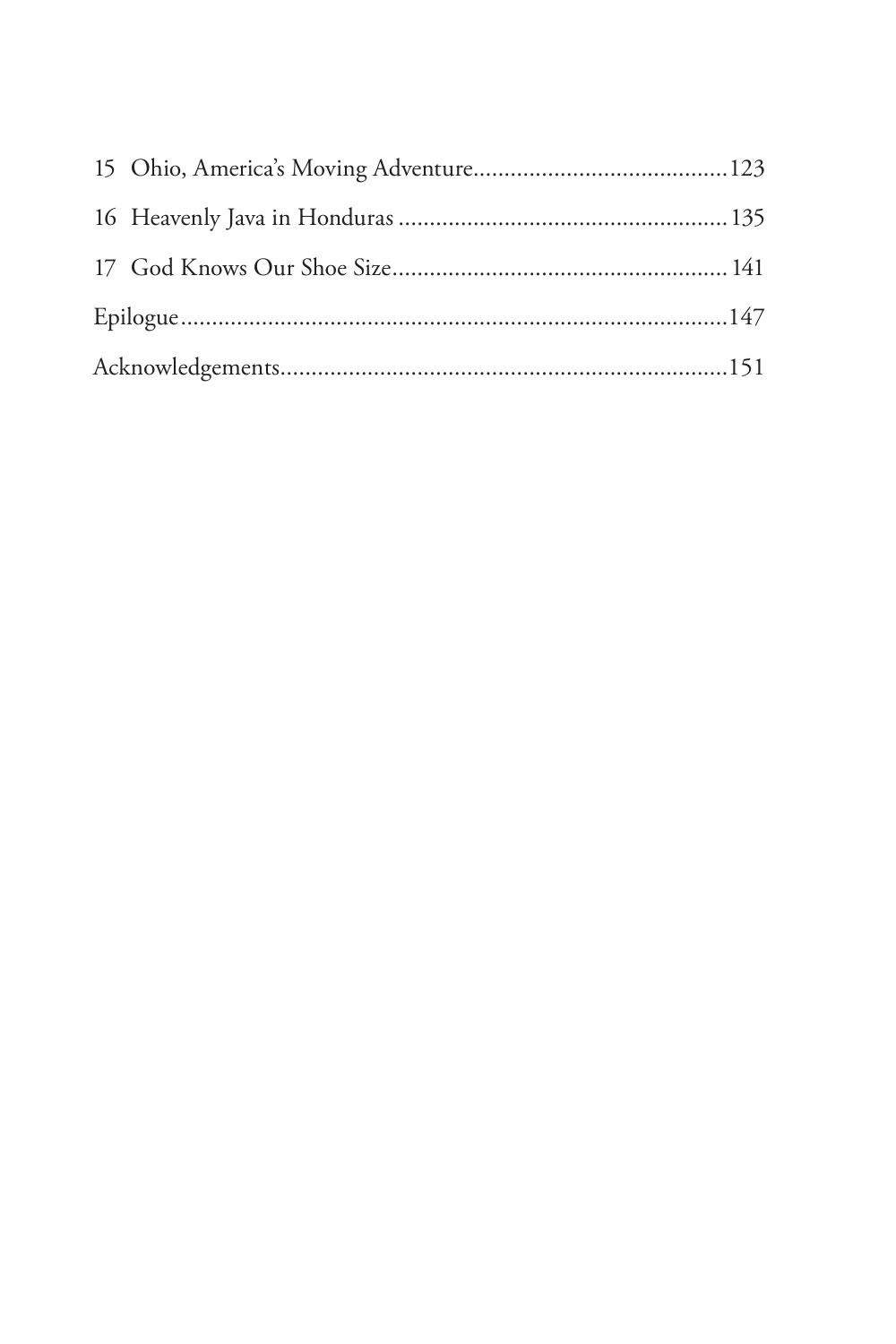15 Ohio, America's Moving Adventure........................................123

16 Heavenly Java in Honduras ....................................................135

17 God Knows Our Shoe Size..................................................... 141

Epilogue......................................................................................147

Acknowledgements.......................................................................151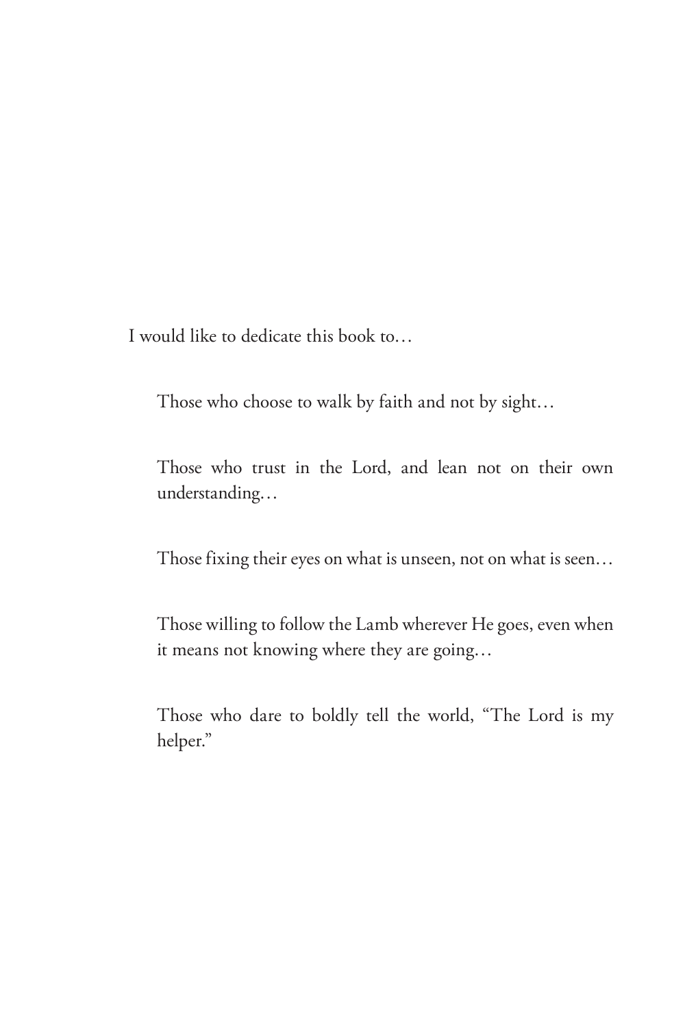I would like to dedicate this book to…

Those who choose to walk by faith and not by sight…

Those who trust in the Lord, and lean not on their own understanding…

Those fixing their eyes on what is unseen, not on what is seen…

Those willing to follow the Lamb wherever He goes, even when it means not knowing where they are going…

Those who dare to boldly tell the world, "The Lord is my helper."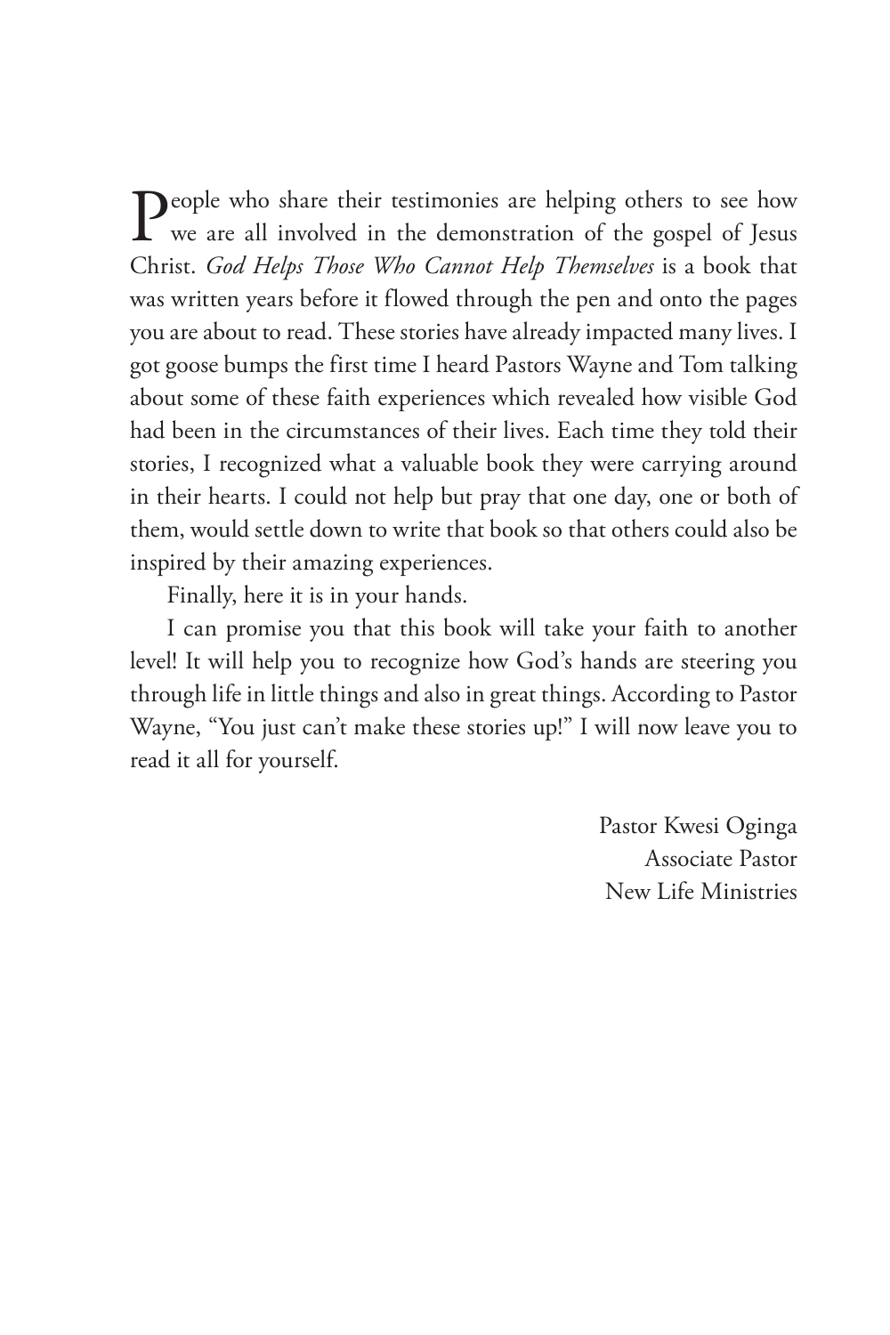People who share their testimonies are helping others to see how we are all involved in the demonstration of the gospel of Jesus Christ. *God Helps Those Who Cannot Help Themselves* is a book that was written years before it flowed through the pen and onto the pages you are about to read. These stories have already impacted many lives. I got goose bumps the first time I heard Pastors Wayne and Tom talking about some of these faith experiences which revealed how visible God had been in the circumstances of their lives. Each time they told their stories, I recognized what a valuable book they were carrying around in their hearts. I could not help but pray that one day, one or both of them, would settle down to write that book so that others could also be inspired by their amazing experiences.

Finally, here it is in your hands.

I can promise you that this book will take your faith to another level! It will help you to recognize how God's hands are steering you through life in little things and also in great things. According to Pastor Wayne, "You just can't make these stories up!" I will now leave you to read it all for yourself.

Pastor Kwesi Oginga
Associate Pastor
New Life Ministries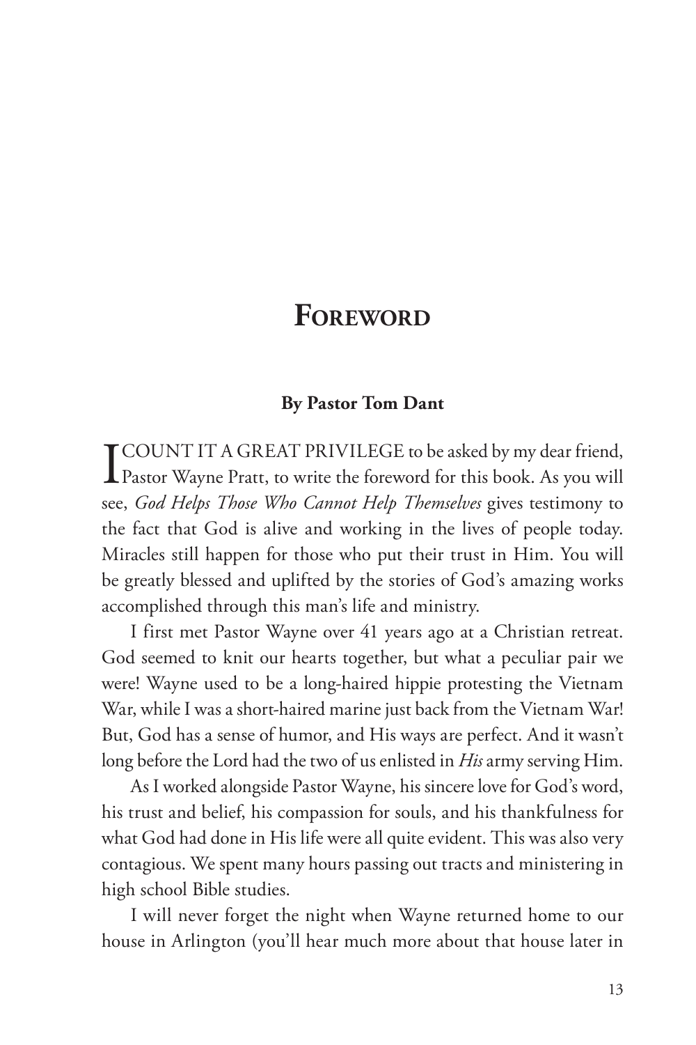# Foreword

**By Pastor Tom Dant**

I COUNT IT A GREAT PRIVILEGE to be asked by my dear friend, Pastor Wayne Pratt, to write the foreword for this book. As you will see, *God Helps Those Who Cannot Help Themselves* gives testimony to the fact that God is alive and working in the lives of people today. Miracles still happen for those who put their trust in Him. You will be greatly blessed and uplifted by the stories of God's amazing works accomplished through this man's life and ministry.

I first met Pastor Wayne over 41 years ago at a Christian retreat. God seemed to knit our hearts together, but what a peculiar pair we were! Wayne used to be a long-haired hippie protesting the Vietnam War, while I was a short-haired marine just back from the Vietnam War! But, God has a sense of humor, and His ways are perfect. And it wasn't long before the Lord had the two of us enlisted in *His* army serving Him.

As I worked alongside Pastor Wayne, his sincere love for God's word, his trust and belief, his compassion for souls, and his thankfulness for what God had done in His life were all quite evident. This was also very contagious. We spent many hours passing out tracts and ministering in high school Bible studies.

I will never forget the night when Wayne returned home to our house in Arlington (you'll hear much more about that house later in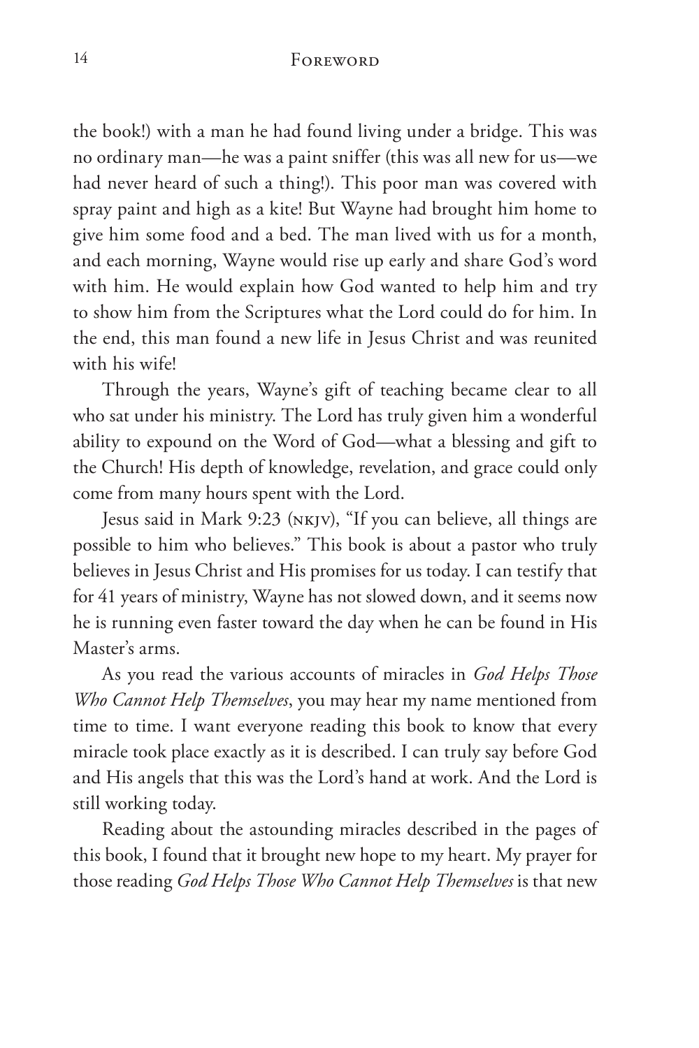the book!) with a man he had found living under a bridge. This was no ordinary man—he was a paint sniffer (this was all new for us—we had never heard of such a thing!). This poor man was covered with spray paint and high as a kite! But Wayne had brought him home to give him some food and a bed. The man lived with us for a month, and each morning, Wayne would rise up early and share God's word with him. He would explain how God wanted to help him and try to show him from the Scriptures what the Lord could do for him. In the end, this man found a new life in Jesus Christ and was reunited with his wife!

Through the years, Wayne's gift of teaching became clear to all who sat under his ministry. The Lord has truly given him a wonderful ability to expound on the Word of God—what a blessing and gift to the Church! His depth of knowledge, revelation, and grace could only come from many hours spent with the Lord.

Jesus said in Mark 9:23 (NKJV), "If you can believe, all things are possible to him who believes." This book is about a pastor who truly believes in Jesus Christ and His promises for us today. I can testify that for 41 years of ministry, Wayne has not slowed down, and it seems now he is running even faster toward the day when he can be found in His Master's arms.

As you read the various accounts of miracles in *God Helps Those Who Cannot Help Themselves*, you may hear my name mentioned from time to time. I want everyone reading this book to know that every miracle took place exactly as it is described. I can truly say before God and His angels that this was the Lord's hand at work. And the Lord is still working today.

Reading about the astounding miracles described in the pages of this book, I found that it brought new hope to my heart. My prayer for those reading *God Helps Those Who Cannot Help Themselves* is that new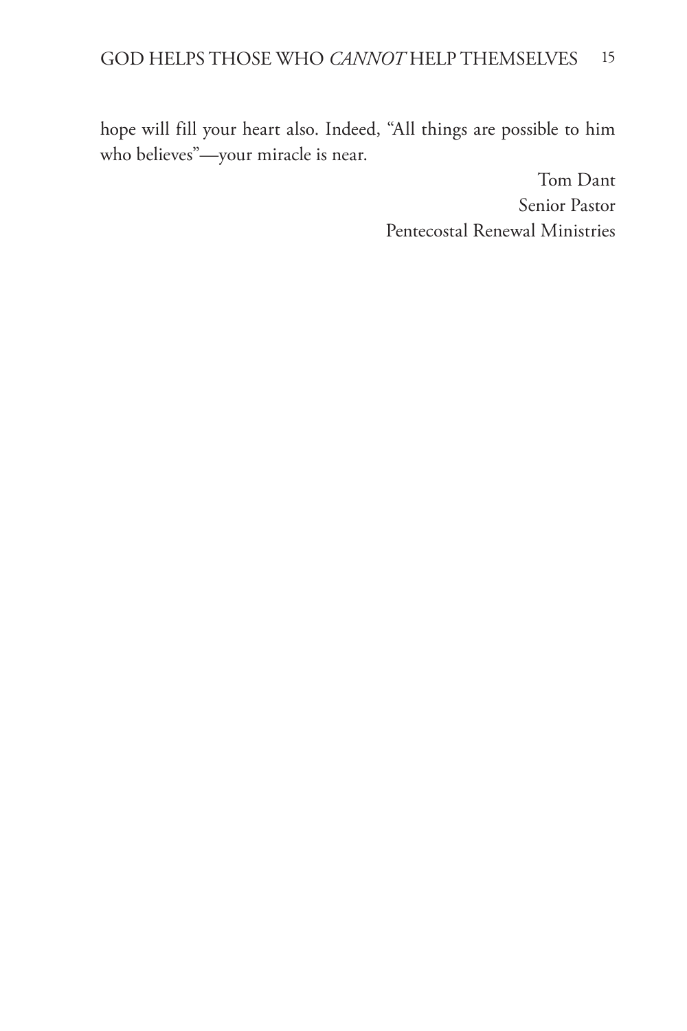hope will fill your heart also. Indeed, "All things are possible to him who believes"—your miracle is near.

Tom Dant  
Senior Pastor  
Pentecostal Renewal Ministries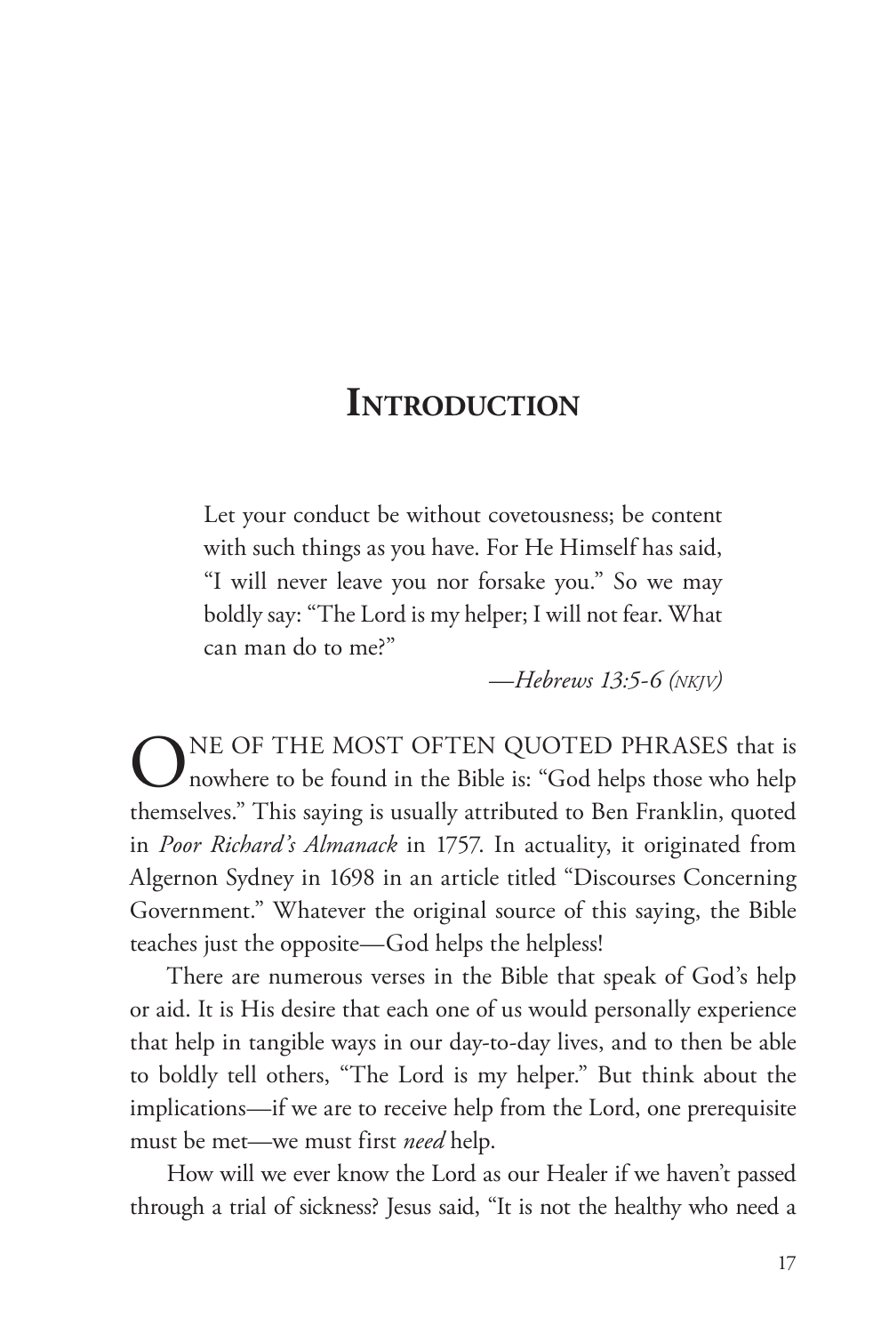# Introduction

> Let your conduct be without covetousness; be content with such things as you have. For He Himself has said, "I will never leave you nor forsake you." So we may boldly say: "The Lord is my helper; I will not fear. What can man do to me?"
>
> —*Hebrews 13:5-6 (NKJV)*

ONE OF THE MOST OFTEN QUOTED PHRASES that is nowhere to be found in the Bible is: "God helps those who help themselves." This saying is usually attributed to Ben Franklin, quoted in *Poor Richard's Almanack* in 1757. In actuality, it originated from Algernon Sydney in 1698 in an article titled "Discourses Concerning Government." Whatever the original source of this saying, the Bible teaches just the opposite—God helps the helpless!

There are numerous verses in the Bible that speak of God's help or aid. It is His desire that each one of us would personally experience that help in tangible ways in our day-to-day lives, and to then be able to boldly tell others, "The Lord is my helper." But think about the implications—if we are to receive help from the Lord, one prerequisite must be met—we must first *need* help.

How will we ever know the Lord as our Healer if we haven't passed through a trial of sickness? Jesus said, "It is not the healthy who need a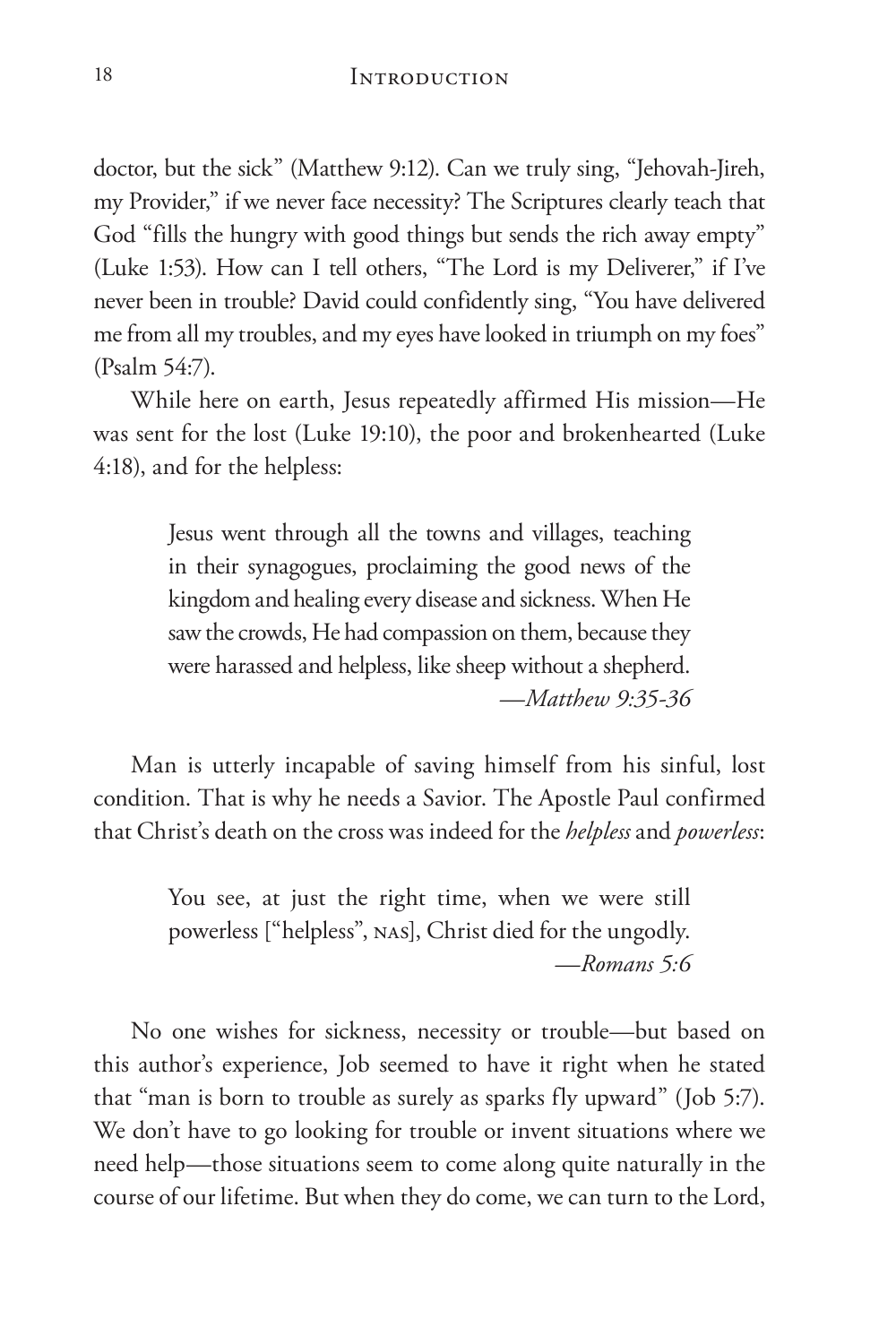doctor, but the sick" (Matthew 9:12). Can we truly sing, "Jehovah-Jireh, my Provider," if we never face necessity? The Scriptures clearly teach that God "fills the hungry with good things but sends the rich away empty" (Luke 1:53). How can I tell others, "The Lord is my Deliverer," if I've never been in trouble? David could confidently sing, "You have delivered me from all my troubles, and my eyes have looked in triumph on my foes" (Psalm 54:7).

While here on earth, Jesus repeatedly affirmed His mission—He was sent for the lost (Luke 19:10), the poor and brokenhearted (Luke 4:18), and for the helpless:

> Jesus went through all the towns and villages, teaching in their synagogues, proclaiming the good news of the kingdom and healing every disease and sickness. When He saw the crowds, He had compassion on them, because they were harassed and helpless, like sheep without a shepherd.
>
> —*Matthew 9:35-36*

Man is utterly incapable of saving himself from his sinful, lost condition. That is why he needs a Savior. The Apostle Paul confirmed that Christ's death on the cross was indeed for the *helpless* and *powerless*:

> You see, at just the right time, when we were still powerless ["helpless", NAS], Christ died for the ungodly.
>
> —*Romans 5:6*

No one wishes for sickness, necessity or trouble—but based on this author's experience, Job seemed to have it right when he stated that "man is born to trouble as surely as sparks fly upward" (Job 5:7). We don't have to go looking for trouble or invent situations where we need help—those situations seem to come along quite naturally in the course of our lifetime. But when they do come, we can turn to the Lord,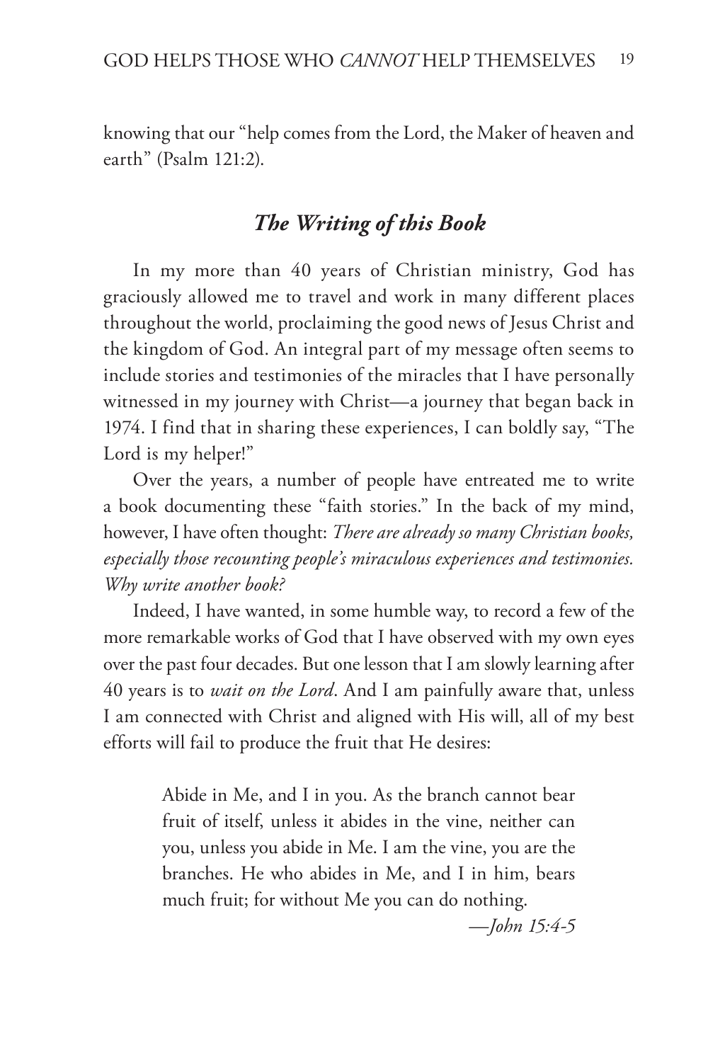knowing that our "help comes from the Lord, the Maker of heaven and earth" (Psalm 121:2).

## *The Writing of this Book*

In my more than 40 years of Christian ministry, God has graciously allowed me to travel and work in many different places throughout the world, proclaiming the good news of Jesus Christ and the kingdom of God. An integral part of my message often seems to include stories and testimonies of the miracles that I have personally witnessed in my journey with Christ—a journey that began back in 1974. I find that in sharing these experiences, I can boldly say, "The Lord is my helper!"

Over the years, a number of people have entreated me to write a book documenting these "faith stories." In the back of my mind, however, I have often thought: *There are already so many Christian books, especially those recounting people's miraculous experiences and testimonies. Why write another book?*

Indeed, I have wanted, in some humble way, to record a few of the more remarkable works of God that I have observed with my own eyes over the past four decades. But one lesson that I am slowly learning after 40 years is to *wait on the Lord*. And I am painfully aware that, unless I am connected with Christ and aligned with His will, all of my best efforts will fail to produce the fruit that He desires:

> Abide in Me, and I in you. As the branch cannot bear fruit of itself, unless it abides in the vine, neither can you, unless you abide in Me. I am the vine, you are the branches. He who abides in Me, and I in him, bears much fruit; for without Me you can do nothing.
>
> —*John 15:4-5*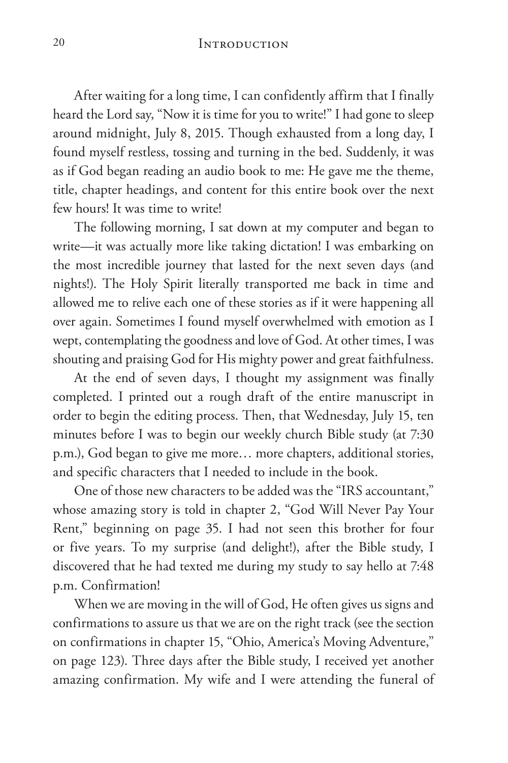After waiting for a long time, I can confidently affirm that I finally heard the Lord say, "Now it is time for you to write!" I had gone to sleep around midnight, July 8, 2015. Though exhausted from a long day, I found myself restless, tossing and turning in the bed. Suddenly, it was as if God began reading an audio book to me: He gave me the theme, title, chapter headings, and content for this entire book over the next few hours! It was time to write!

The following morning, I sat down at my computer and began to write—it was actually more like taking dictation! I was embarking on the most incredible journey that lasted for the next seven days (and nights!). The Holy Spirit literally transported me back in time and allowed me to relive each one of these stories as if it were happening all over again. Sometimes I found myself overwhelmed with emotion as I wept, contemplating the goodness and love of God. At other times, I was shouting and praising God for His mighty power and great faithfulness.

At the end of seven days, I thought my assignment was finally completed. I printed out a rough draft of the entire manuscript in order to begin the editing process. Then, that Wednesday, July 15, ten minutes before I was to begin our weekly church Bible study (at 7:30 p.m.), God began to give me more… more chapters, additional stories, and specific characters that I needed to include in the book.

One of those new characters to be added was the "IRS accountant," whose amazing story is told in chapter 2, "God Will Never Pay Your Rent," beginning on page 35. I had not seen this brother for four or five years. To my surprise (and delight!), after the Bible study, I discovered that he had texted me during my study to say hello at 7:48 p.m. Confirmation!

When we are moving in the will of God, He often gives us signs and confirmations to assure us that we are on the right track (see the section on confirmations in chapter 15, "Ohio, America's Moving Adventure," on page 123). Three days after the Bible study, I received yet another amazing confirmation. My wife and I were attending the funeral of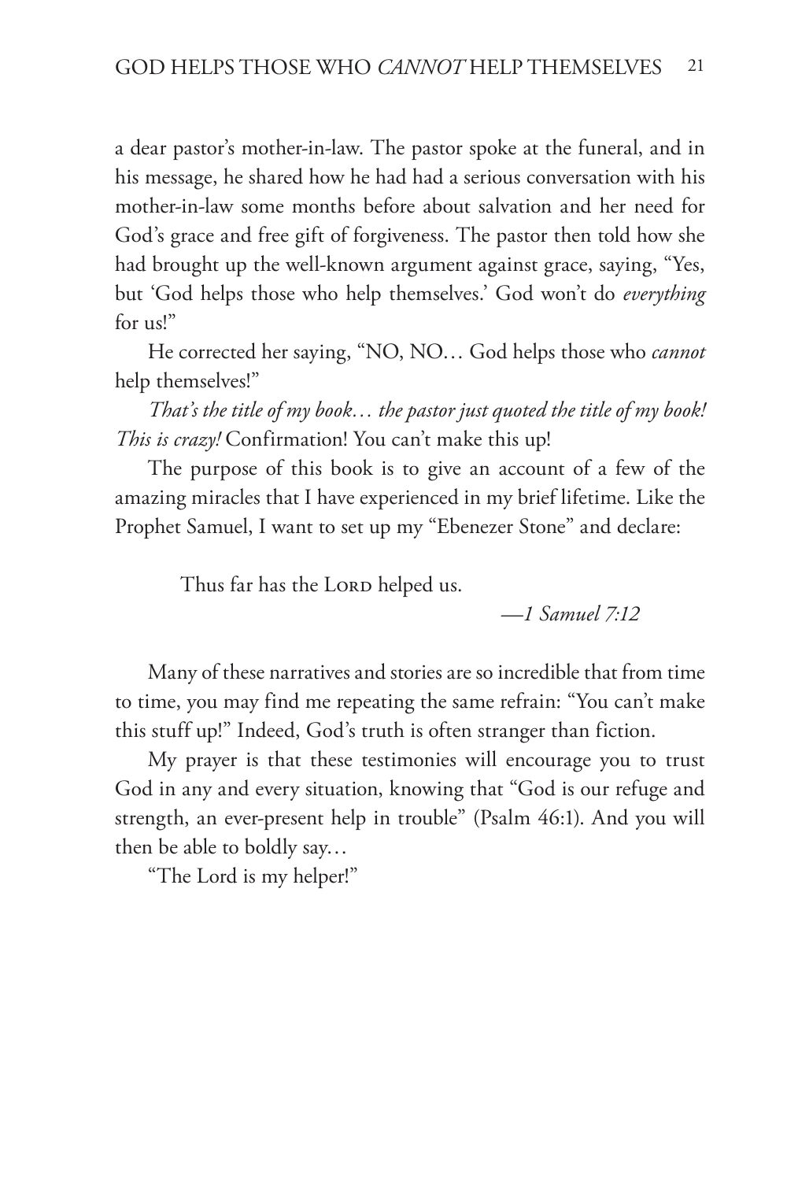a dear pastor's mother-in-law. The pastor spoke at the funeral, and in his message, he shared how he had had a serious conversation with his mother-in-law some months before about salvation and her need for God's grace and free gift of forgiveness. The pastor then told how she had brought up the well-known argument against grace, saying, "Yes, but 'God helps those who help themselves.' God won't do *everything* for us!"

He corrected her saying, "NO, NO… God helps those who *cannot* help themselves!"

*That's the title of my book… the pastor just quoted the title of my book! This is crazy!* Confirmation! You can't make this up!

The purpose of this book is to give an account of a few of the amazing miracles that I have experienced in my brief lifetime. Like the Prophet Samuel, I want to set up my "Ebenezer Stone" and declare:

> Thus far has the Lord helped us.
>
> —*1 Samuel 7:12*

Many of these narratives and stories are so incredible that from time to time, you may find me repeating the same refrain: "You can't make this stuff up!" Indeed, God's truth is often stranger than fiction.

My prayer is that these testimonies will encourage you to trust God in any and every situation, knowing that "God is our refuge and strength, an ever-present help in trouble" (Psalm 46:1). And you will then be able to boldly say…

"The Lord is my helper!"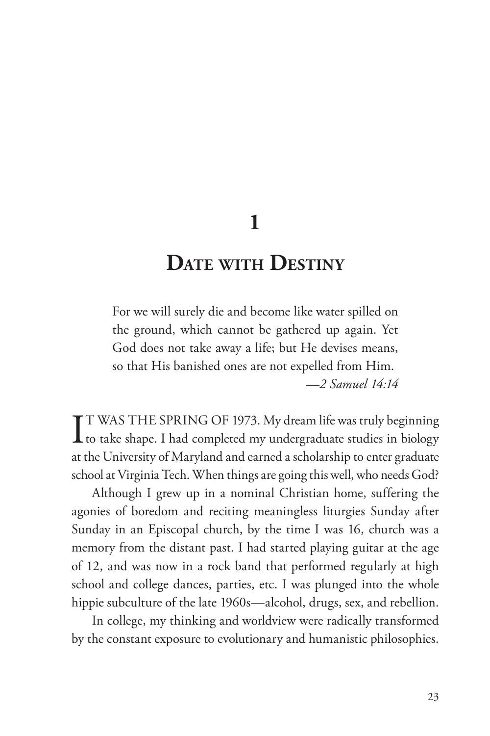# 1

# Date with Destiny

> For we will surely die and become like water spilled on the ground, which cannot be gathered up again. Yet God does not take away a life; but He devises means, so that His banished ones are not expelled from Him.
>
> *—2 Samuel 14:14*

IT WAS THE SPRING OF 1973. My dream life was truly beginning to take shape. I had completed my undergraduate studies in biology at the University of Maryland and earned a scholarship to enter graduate school at Virginia Tech. When things are going this well, who needs God?

Although I grew up in a nominal Christian home, suffering the agonies of boredom and reciting meaningless liturgies Sunday after Sunday in an Episcopal church, by the time I was 16, church was a memory from the distant past. I had started playing guitar at the age of 12, and was now in a rock band that performed regularly at high school and college dances, parties, etc. I was plunged into the whole hippie subculture of the late 1960s—alcohol, drugs, sex, and rebellion.

In college, my thinking and worldview were radically transformed by the constant exposure to evolutionary and humanistic philosophies.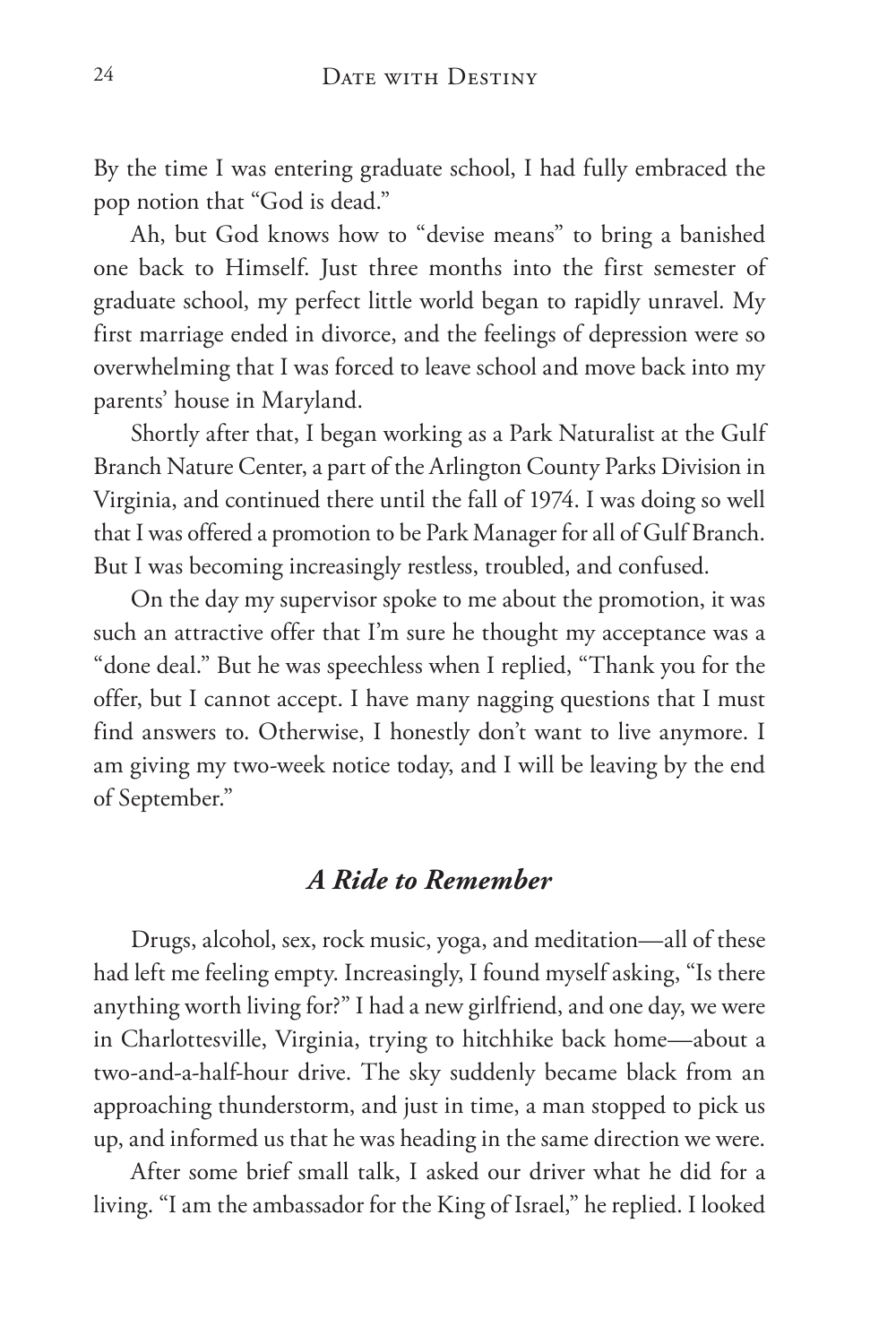By the time I was entering graduate school, I had fully embraced the pop notion that "God is dead."

Ah, but God knows how to "devise means" to bring a banished one back to Himself. Just three months into the first semester of graduate school, my perfect little world began to rapidly unravel. My first marriage ended in divorce, and the feelings of depression were so overwhelming that I was forced to leave school and move back into my parents' house in Maryland.

Shortly after that, I began working as a Park Naturalist at the Gulf Branch Nature Center, a part of the Arlington County Parks Division in Virginia, and continued there until the fall of 1974. I was doing so well that I was offered a promotion to be Park Manager for all of Gulf Branch. But I was becoming increasingly restless, troubled, and confused.

On the day my supervisor spoke to me about the promotion, it was such an attractive offer that I'm sure he thought my acceptance was a "done deal." But he was speechless when I replied, "Thank you for the offer, but I cannot accept. I have many nagging questions that I must find answers to. Otherwise, I honestly don't want to live anymore. I am giving my two-week notice today, and I will be leaving by the end of September."

### *A Ride to Remember*

Drugs, alcohol, sex, rock music, yoga, and meditation—all of these had left me feeling empty. Increasingly, I found myself asking, "Is there anything worth living for?" I had a new girlfriend, and one day, we were in Charlottesville, Virginia, trying to hitchhike back home—about a two-and-a-half-hour drive. The sky suddenly became black from an approaching thunderstorm, and just in time, a man stopped to pick us up, and informed us that he was heading in the same direction we were.

After some brief small talk, I asked our driver what he did for a living. "I am the ambassador for the King of Israel," he replied. I looked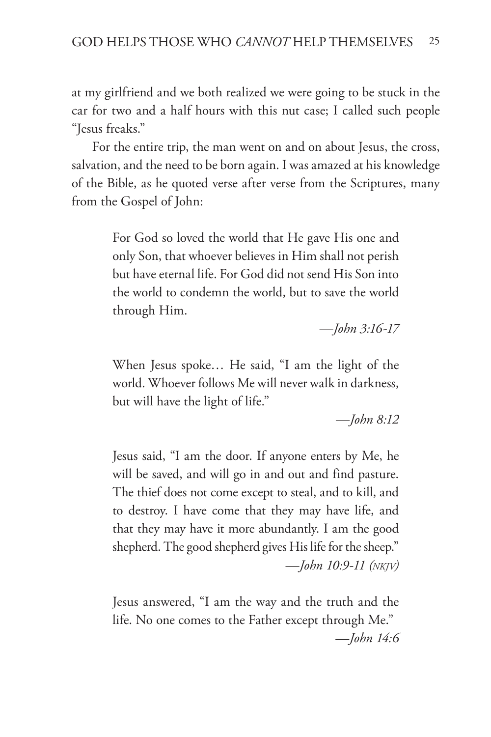at my girlfriend and we both realized we were going to be stuck in the car for two and a half hours with this nut case; I called such people "Jesus freaks."

For the entire trip, the man went on and on about Jesus, the cross, salvation, and the need to be born again. I was amazed at his knowledge of the Bible, as he quoted verse after verse from the Scriptures, many from the Gospel of John:

> For God so loved the world that He gave His one and only Son, that whoever believes in Him shall not perish but have eternal life. For God did not send His Son into the world to condemn the world, but to save the world through Him.
>
> —*John 3:16-17*

> When Jesus spoke… He said, "I am the light of the world. Whoever follows Me will never walk in darkness, but will have the light of life."
>
> —*John 8:12*

> Jesus said, "I am the door. If anyone enters by Me, he will be saved, and will go in and out and find pasture. The thief does not come except to steal, and to kill, and to destroy. I have come that they may have life, and that they may have it more abundantly. I am the good shepherd. The good shepherd gives His life for the sheep."
>
> —*John 10:9-11 (NKJV)*

> Jesus answered, "I am the way and the truth and the life. No one comes to the Father except through Me."
>
> —*John 14:6*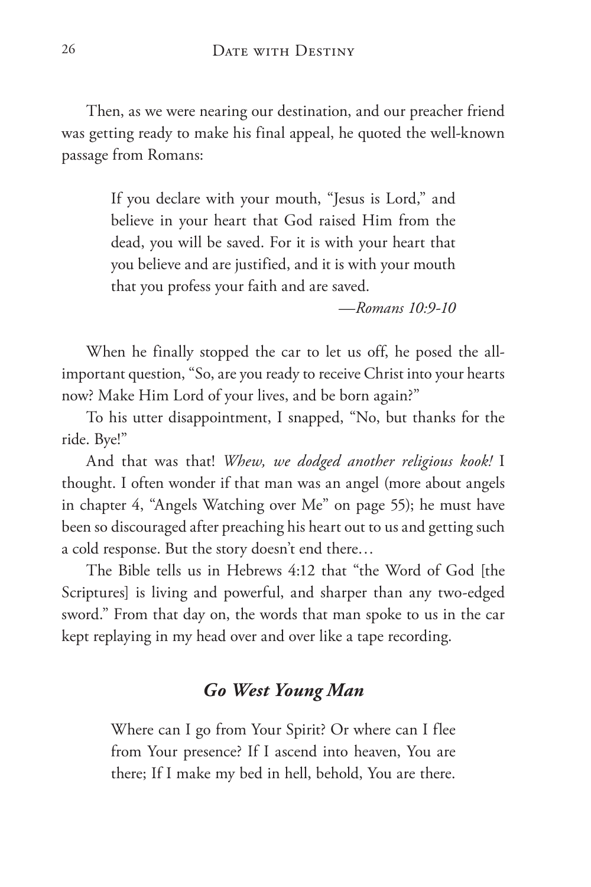Then, as we were nearing our destination, and our preacher friend was getting ready to make his final appeal, he quoted the well-known passage from Romans:

> If you declare with your mouth, "Jesus is Lord," and believe in your heart that God raised Him from the dead, you will be saved. For it is with your heart that you believe and are justified, and it is with your mouth that you profess your faith and are saved.
>
> —*Romans 10:9-10*

When he finally stopped the car to let us off, he posed the all-important question, "So, are you ready to receive Christ into your hearts now? Make Him Lord of your lives, and be born again?"

To his utter disappointment, I snapped, "No, but thanks for the ride. Bye!"

And that was that! *Whew, we dodged another religious kook!* I thought. I often wonder if that man was an angel (more about angels in chapter 4, "Angels Watching over Me" on page 55); he must have been so discouraged after preaching his heart out to us and getting such a cold response. But the story doesn't end there…

The Bible tells us in Hebrews 4:12 that "the Word of God [the Scriptures] is living and powerful, and sharper than any two-edged sword." From that day on, the words that man spoke to us in the car kept replaying in my head over and over like a tape recording.

### *Go West Young Man*

> Where can I go from Your Spirit? Or where can I flee from Your presence? If I ascend into heaven, You are there; If I make my bed in hell, behold, You are there.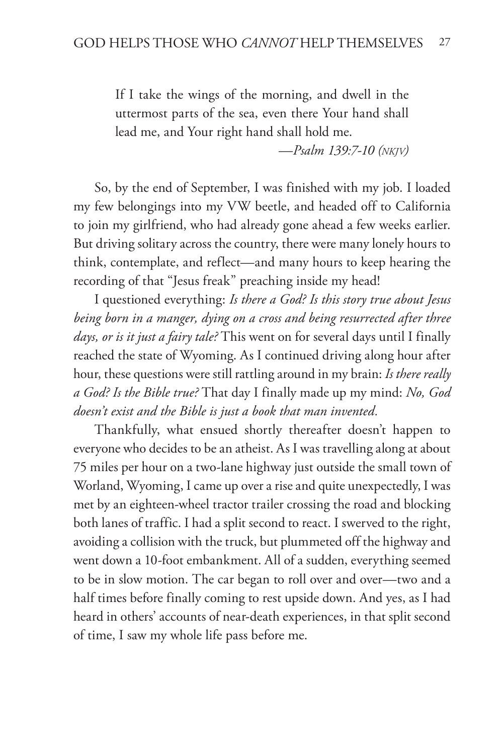> If I take the wings of the morning, and dwell in the uttermost parts of the sea, even there Your hand shall lead me, and Your right hand shall hold me.
>
> —*Psalm 139:7-10 (NKJV)*

So, by the end of September, I was finished with my job. I loaded my few belongings into my VW beetle, and headed off to California to join my girlfriend, who had already gone ahead a few weeks earlier. But driving solitary across the country, there were many lonely hours to think, contemplate, and reflect—and many hours to keep hearing the recording of that "Jesus freak" preaching inside my head!

I questioned everything: *Is there a God? Is this story true about Jesus being born in a manger, dying on a cross and being resurrected after three days, or is it just a fairy tale?* This went on for several days until I finally reached the state of Wyoming. As I continued driving along hour after hour, these questions were still rattling around in my brain: *Is there really a God? Is the Bible true?* That day I finally made up my mind: *No, God doesn't exist and the Bible is just a book that man invented.*

Thankfully, what ensued shortly thereafter doesn't happen to everyone who decides to be an atheist. As I was travelling along at about 75 miles per hour on a two-lane highway just outside the small town of Worland, Wyoming, I came up over a rise and quite unexpectedly, I was met by an eighteen-wheel tractor trailer crossing the road and blocking both lanes of traffic. I had a split second to react. I swerved to the right, avoiding a collision with the truck, but plummeted off the highway and went down a 10-foot embankment. All of a sudden, everything seemed to be in slow motion. The car began to roll over and over—two and a half times before finally coming to rest upside down. And yes, as I had heard in others' accounts of near-death experiences, in that split second of time, I saw my whole life pass before me.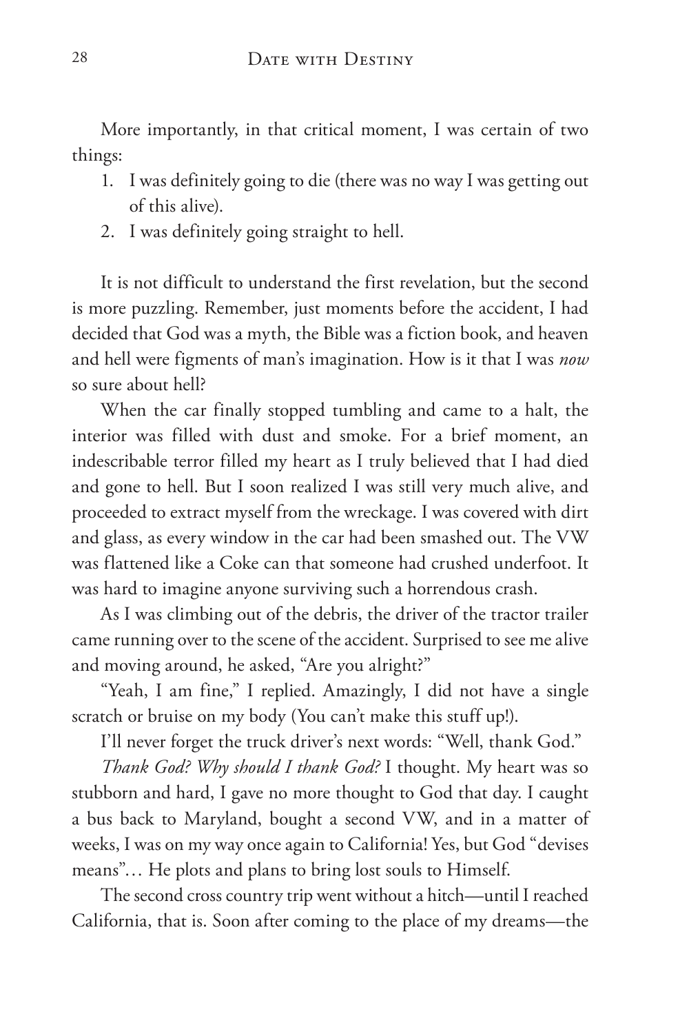More importantly, in that critical moment, I was certain of two things:

1. I was definitely going to die (there was no way I was getting out of this alive).
2. I was definitely going straight to hell.

It is not difficult to understand the first revelation, but the second is more puzzling. Remember, just moments before the accident, I had decided that God was a myth, the Bible was a fiction book, and heaven and hell were figments of man's imagination. How is it that I was *now* so sure about hell?

When the car finally stopped tumbling and came to a halt, the interior was filled with dust and smoke. For a brief moment, an indescribable terror filled my heart as I truly believed that I had died and gone to hell. But I soon realized I was still very much alive, and proceeded to extract myself from the wreckage. I was covered with dirt and glass, as every window in the car had been smashed out. The VW was flattened like a Coke can that someone had crushed underfoot. It was hard to imagine anyone surviving such a horrendous crash.

As I was climbing out of the debris, the driver of the tractor trailer came running over to the scene of the accident. Surprised to see me alive and moving around, he asked, "Are you alright?"

"Yeah, I am fine," I replied. Amazingly, I did not have a single scratch or bruise on my body (You can't make this stuff up!).

I'll never forget the truck driver's next words: "Well, thank God."

*Thank God? Why should I thank God?* I thought. My heart was so stubborn and hard, I gave no more thought to God that day. I caught a bus back to Maryland, bought a second VW, and in a matter of weeks, I was on my way once again to California! Yes, but God "devises means"… He plots and plans to bring lost souls to Himself.

The second cross country trip went without a hitch—until I reached California, that is. Soon after coming to the place of my dreams—the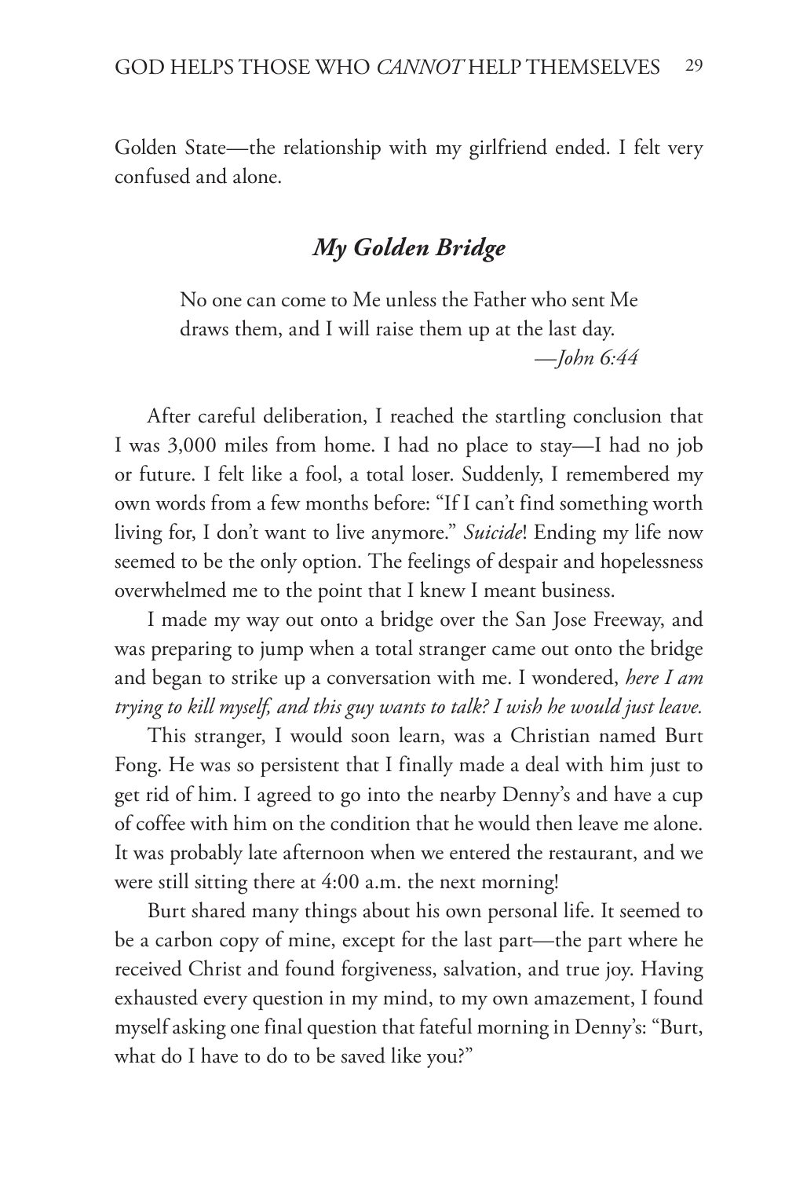Golden State—the relationship with my girlfriend ended. I felt very confused and alone.

## *My Golden Bridge*

> No one can come to Me unless the Father who sent Me draws them, and I will raise them up at the last day.
> —*John 6:44*

After careful deliberation, I reached the startling conclusion that I was 3,000 miles from home. I had no place to stay—I had no job or future. I felt like a fool, a total loser. Suddenly, I remembered my own words from a few months before: "If I can't find something worth living for, I don't want to live anymore." *Suicide*! Ending my life now seemed to be the only option. The feelings of despair and hopelessness overwhelmed me to the point that I knew I meant business.

I made my way out onto a bridge over the San Jose Freeway, and was preparing to jump when a total stranger came out onto the bridge and began to strike up a conversation with me. I wondered, *here I am trying to kill myself, and this guy wants to talk? I wish he would just leave.*

This stranger, I would soon learn, was a Christian named Burt Fong. He was so persistent that I finally made a deal with him just to get rid of him. I agreed to go into the nearby Denny's and have a cup of coffee with him on the condition that he would then leave me alone. It was probably late afternoon when we entered the restaurant, and we were still sitting there at 4:00 a.m. the next morning!

Burt shared many things about his own personal life. It seemed to be a carbon copy of mine, except for the last part—the part where he received Christ and found forgiveness, salvation, and true joy. Having exhausted every question in my mind, to my own amazement, I found myself asking one final question that fateful morning in Denny's: "Burt, what do I have to do to be saved like you?"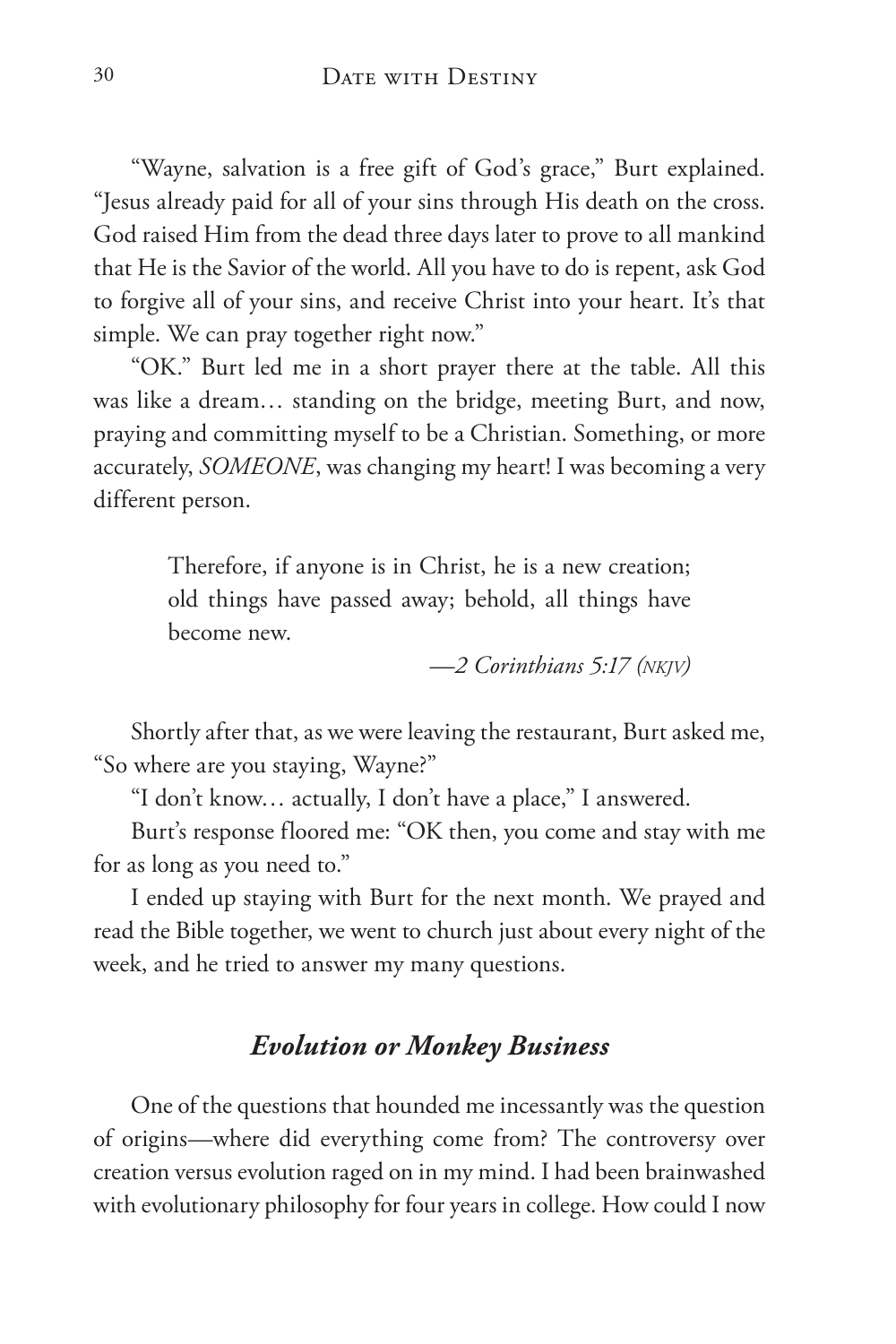"Wayne, salvation is a free gift of God's grace," Burt explained. "Jesus already paid for all of your sins through His death on the cross. God raised Him from the dead three days later to prove to all mankind that He is the Savior of the world. All you have to do is repent, ask God to forgive all of your sins, and receive Christ into your heart. It's that simple. We can pray together right now."

"OK." Burt led me in a short prayer there at the table. All this was like a dream… standing on the bridge, meeting Burt, and now, praying and committing myself to be a Christian. Something, or more accurately, *SOMEONE*, was changing my heart! I was becoming a very different person.

> Therefore, if anyone is in Christ, he is a new creation; old things have passed away; behold, all things have become new.
>
> —*2 Corinthians 5:17 (NKJV)*

Shortly after that, as we were leaving the restaurant, Burt asked me, "So where are you staying, Wayne?"

"I don't know… actually, I don't have a place," I answered.

Burt's response floored me: "OK then, you come and stay with me for as long as you need to."

I ended up staying with Burt for the next month. We prayed and read the Bible together, we went to church just about every night of the week, and he tried to answer my many questions.

### *Evolution or Monkey Business*

One of the questions that hounded me incessantly was the question of origins—where did everything come from? The controversy over creation versus evolution raged on in my mind. I had been brainwashed with evolutionary philosophy for four years in college. How could I now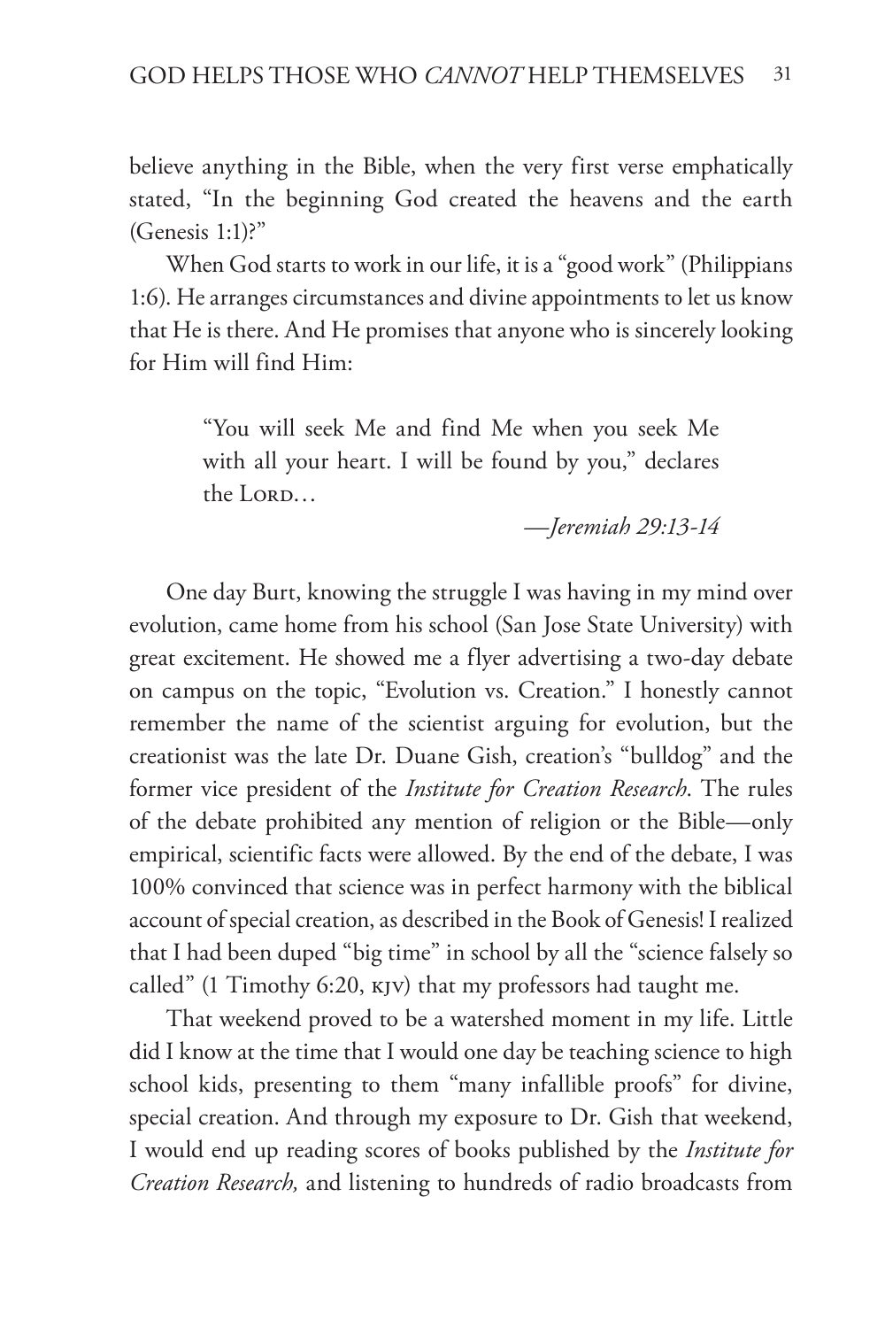believe anything in the Bible, when the very first verse emphatically stated, "In the beginning God created the heavens and the earth (Genesis 1:1)?"

When God starts to work in our life, it is a "good work" (Philippians 1:6). He arranges circumstances and divine appointments to let us know that He is there. And He promises that anyone who is sincerely looking for Him will find Him:

> "You will seek Me and find Me when you seek Me with all your heart. I will be found by you," declares the LORD…
>
> —*Jeremiah 29:13-14*

One day Burt, knowing the struggle I was having in my mind over evolution, came home from his school (San Jose State University) with great excitement. He showed me a flyer advertising a two-day debate on campus on the topic, "Evolution vs. Creation." I honestly cannot remember the name of the scientist arguing for evolution, but the creationist was the late Dr. Duane Gish, creation's "bulldog" and the former vice president of the *Institute for Creation Research*. The rules of the debate prohibited any mention of religion or the Bible—only empirical, scientific facts were allowed. By the end of the debate, I was 100% convinced that science was in perfect harmony with the biblical account of special creation, as described in the Book of Genesis! I realized that I had been duped "big time" in school by all the "science falsely so called" (1 Timothy 6:20, KJV) that my professors had taught me.

That weekend proved to be a watershed moment in my life. Little did I know at the time that I would one day be teaching science to high school kids, presenting to them "many infallible proofs" for divine, special creation. And through my exposure to Dr. Gish that weekend, I would end up reading scores of books published by the *Institute for Creation Research,* and listening to hundreds of radio broadcasts from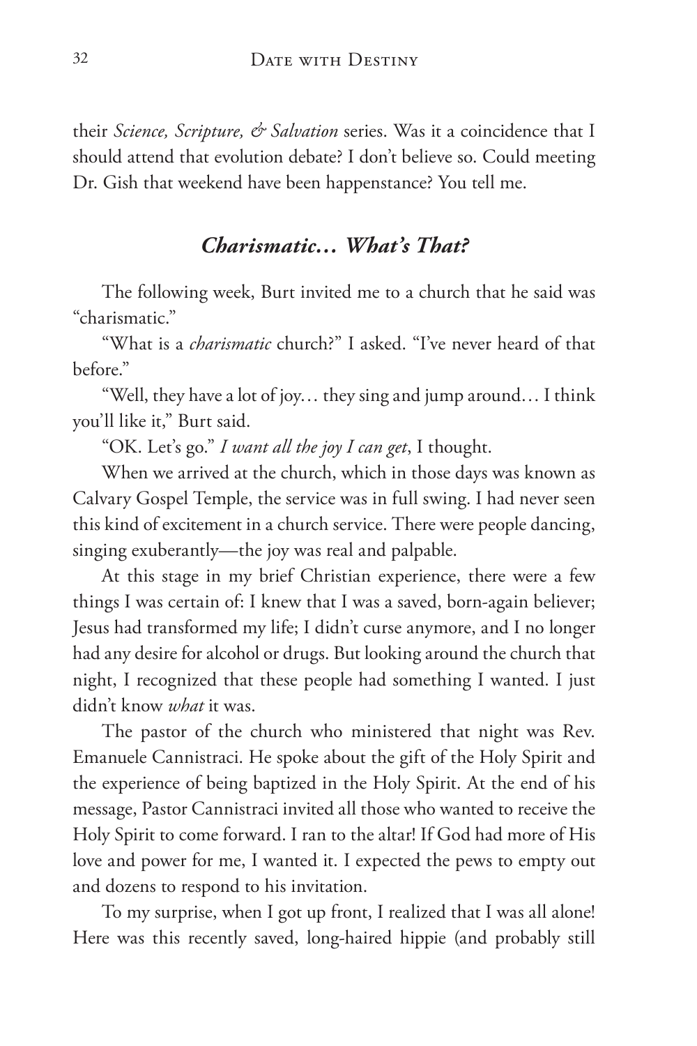their *Science, Scripture, & Salvation* series. Was it a coincidence that I should attend that evolution debate? I don't believe so. Could meeting Dr. Gish that weekend have been happenstance? You tell me.

## *Charismatic… What's That?*

The following week, Burt invited me to a church that he said was "charismatic."

"What is a *charismatic* church?" I asked. "I've never heard of that before."

"Well, they have a lot of joy… they sing and jump around… I think you'll like it," Burt said.

"OK. Let's go." *I want all the joy I can get*, I thought.

When we arrived at the church, which in those days was known as Calvary Gospel Temple, the service was in full swing. I had never seen this kind of excitement in a church service. There were people dancing, singing exuberantly—the joy was real and palpable.

At this stage in my brief Christian experience, there were a few things I was certain of: I knew that I was a saved, born-again believer; Jesus had transformed my life; I didn't curse anymore, and I no longer had any desire for alcohol or drugs. But looking around the church that night, I recognized that these people had something I wanted. I just didn't know *what* it was.

The pastor of the church who ministered that night was Rev. Emanuele Cannistraci. He spoke about the gift of the Holy Spirit and the experience of being baptized in the Holy Spirit. At the end of his message, Pastor Cannistraci invited all those who wanted to receive the Holy Spirit to come forward. I ran to the altar! If God had more of His love and power for me, I wanted it. I expected the pews to empty out and dozens to respond to his invitation.

To my surprise, when I got up front, I realized that I was all alone! Here was this recently saved, long-haired hippie (and probably still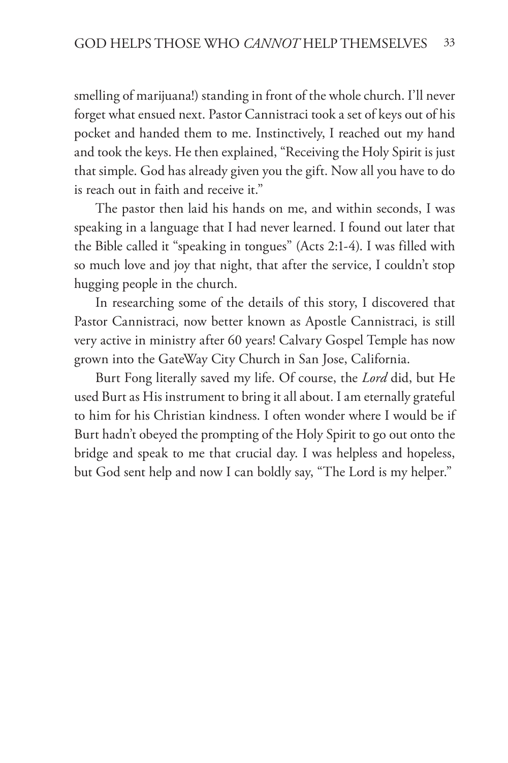smelling of marijuana!) standing in front of the whole church. I'll never forget what ensued next. Pastor Cannistraci took a set of keys out of his pocket and handed them to me. Instinctively, I reached out my hand and took the keys. He then explained, "Receiving the Holy Spirit is just that simple. God has already given you the gift. Now all you have to do is reach out in faith and receive it."

The pastor then laid his hands on me, and within seconds, I was speaking in a language that I had never learned. I found out later that the Bible called it "speaking in tongues" (Acts 2:1-4). I was filled with so much love and joy that night, that after the service, I couldn't stop hugging people in the church.

In researching some of the details of this story, I discovered that Pastor Cannistraci, now better known as Apostle Cannistraci, is still very active in ministry after 60 years! Calvary Gospel Temple has now grown into the GateWay City Church in San Jose, California.

Burt Fong literally saved my life. Of course, the *Lord* did, but He used Burt as His instrument to bring it all about. I am eternally grateful to him for his Christian kindness. I often wonder where I would be if Burt hadn't obeyed the prompting of the Holy Spirit to go out onto the bridge and speak to me that crucial day. I was helpless and hopeless, but God sent help and now I can boldly say, "The Lord is my helper."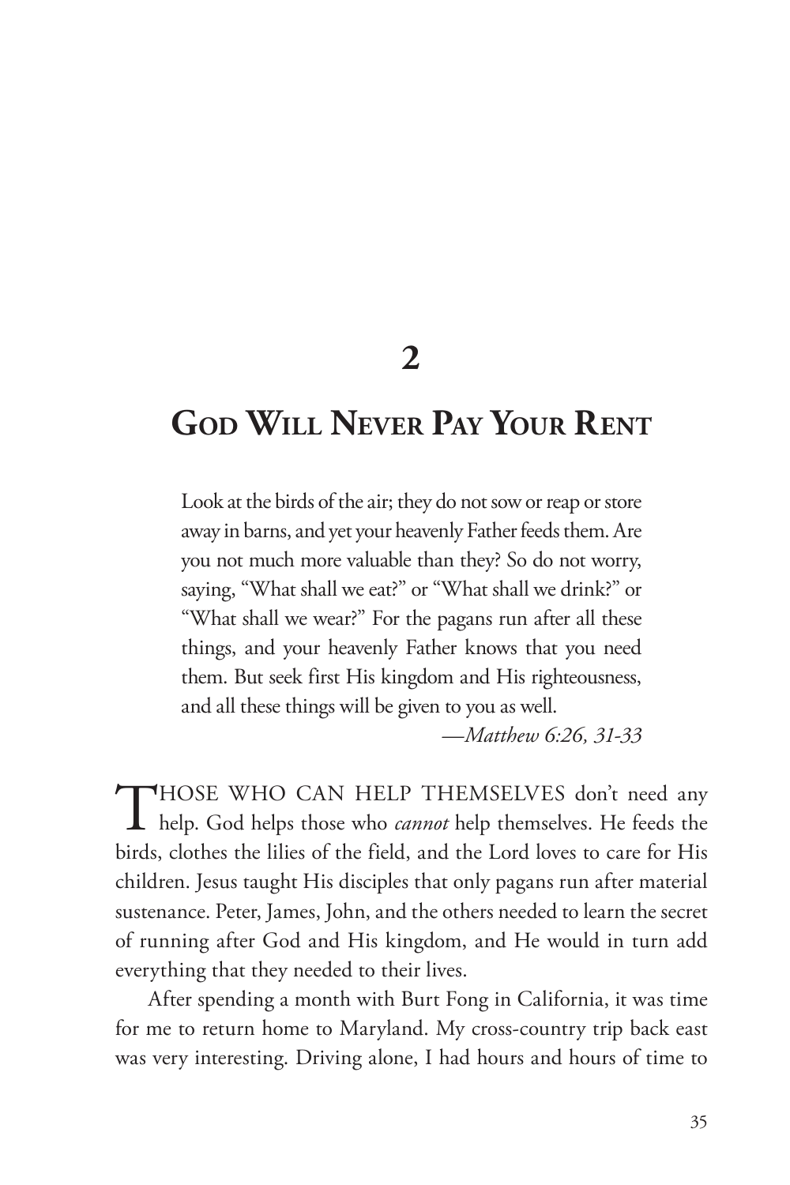# 2

# God Will Never Pay Your Rent

> Look at the birds of the air; they do not sow or reap or store away in barns, and yet your heavenly Father feeds them. Are you not much more valuable than they? So do not worry, saying, "What shall we eat?" or "What shall we drink?" or "What shall we wear?" For the pagans run after all these things, and your heavenly Father knows that you need them. But seek first His kingdom and His righteousness, and all these things will be given to you as well.
>
> *—Matthew 6:26, 31-33*

THOSE WHO CAN HELP THEMSELVES don't need any help. God helps those who *cannot* help themselves. He feeds the birds, clothes the lilies of the field, and the Lord loves to care for His children. Jesus taught His disciples that only pagans run after material sustenance. Peter, James, John, and the others needed to learn the secret of running after God and His kingdom, and He would in turn add everything that they needed to their lives.

After spending a month with Burt Fong in California, it was time for me to return home to Maryland. My cross-country trip back east was very interesting. Driving alone, I had hours and hours of time to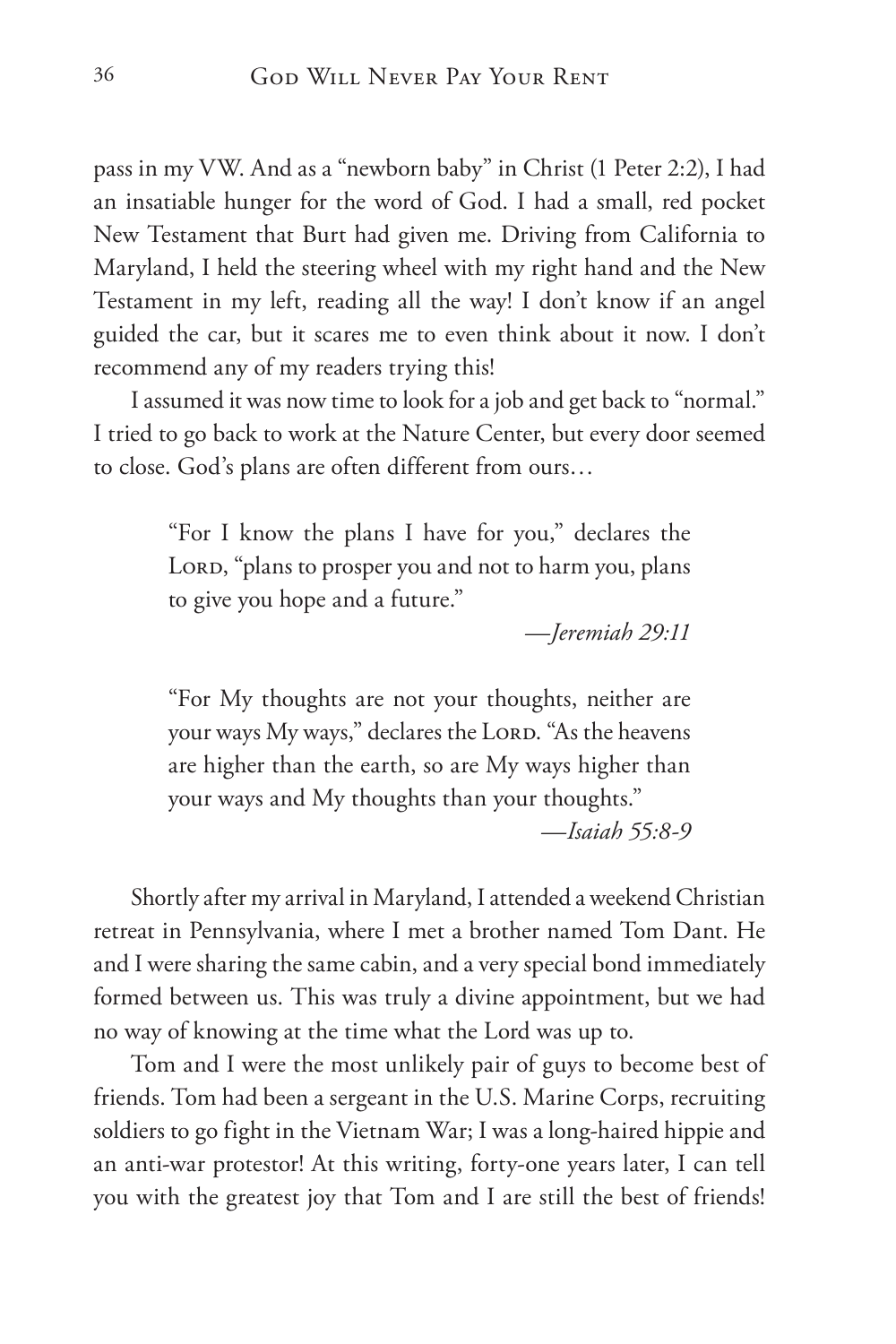pass in my VW. And as a "newborn baby" in Christ (1 Peter 2:2), I had an insatiable hunger for the word of God. I had a small, red pocket New Testament that Burt had given me. Driving from California to Maryland, I held the steering wheel with my right hand and the New Testament in my left, reading all the way! I don't know if an angel guided the car, but it scares me to even think about it now. I don't recommend any of my readers trying this!

I assumed it was now time to look for a job and get back to "normal." I tried to go back to work at the Nature Center, but every door seemed to close. God's plans are often different from ours…

> "For I know the plans I have for you," declares the LORD, "plans to prosper you and not to harm you, plans to give you hope and a future."
>
> —*Jeremiah 29:11*

> "For My thoughts are not your thoughts, neither are your ways My ways," declares the LORD. "As the heavens are higher than the earth, so are My ways higher than your ways and My thoughts than your thoughts."
>
> —*Isaiah 55:8-9*

Shortly after my arrival in Maryland, I attended a weekend Christian retreat in Pennsylvania, where I met a brother named Tom Dant. He and I were sharing the same cabin, and a very special bond immediately formed between us. This was truly a divine appointment, but we had no way of knowing at the time what the Lord was up to.

Tom and I were the most unlikely pair of guys to become best of friends. Tom had been a sergeant in the U.S. Marine Corps, recruiting soldiers to go fight in the Vietnam War; I was a long-haired hippie and an anti-war protestor! At this writing, forty-one years later, I can tell you with the greatest joy that Tom and I are still the best of friends!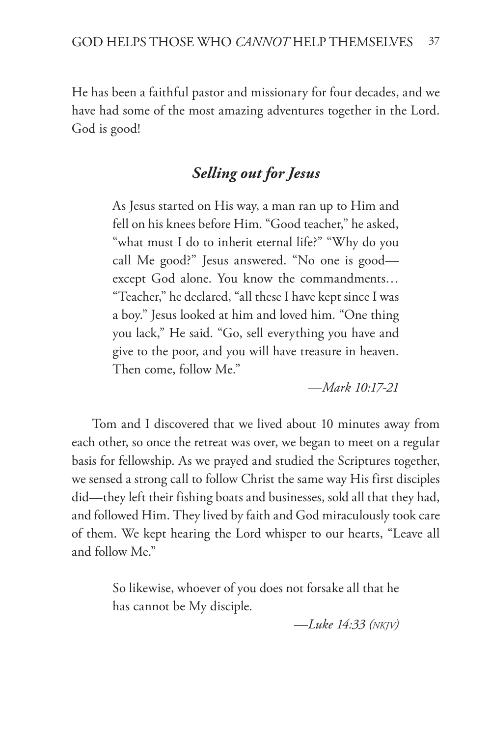He has been a faithful pastor and missionary for four decades, and we have had some of the most amazing adventures together in the Lord. God is good!

## *Selling out for Jesus*

> As Jesus started on His way, a man ran up to Him and fell on his knees before Him. "Good teacher," he asked, "what must I do to inherit eternal life?" "Why do you call Me good?" Jesus answered. "No one is good—except God alone. You know the commandments… "Teacher," he declared, "all these I have kept since I was a boy." Jesus looked at him and loved him. "One thing you lack," He said. "Go, sell everything you have and give to the poor, and you will have treasure in heaven. Then come, follow Me."
>
> *—Mark 10:17-21*

Tom and I discovered that we lived about 10 minutes away from each other, so once the retreat was over, we began to meet on a regular basis for fellowship. As we prayed and studied the Scriptures together, we sensed a strong call to follow Christ the same way His first disciples did—they left their fishing boats and businesses, sold all that they had, and followed Him. They lived by faith and God miraculously took care of them. We kept hearing the Lord whisper to our hearts, "Leave all and follow Me."

> So likewise, whoever of you does not forsake all that he has cannot be My disciple.
>
> *—Luke 14:33 (NKJV)*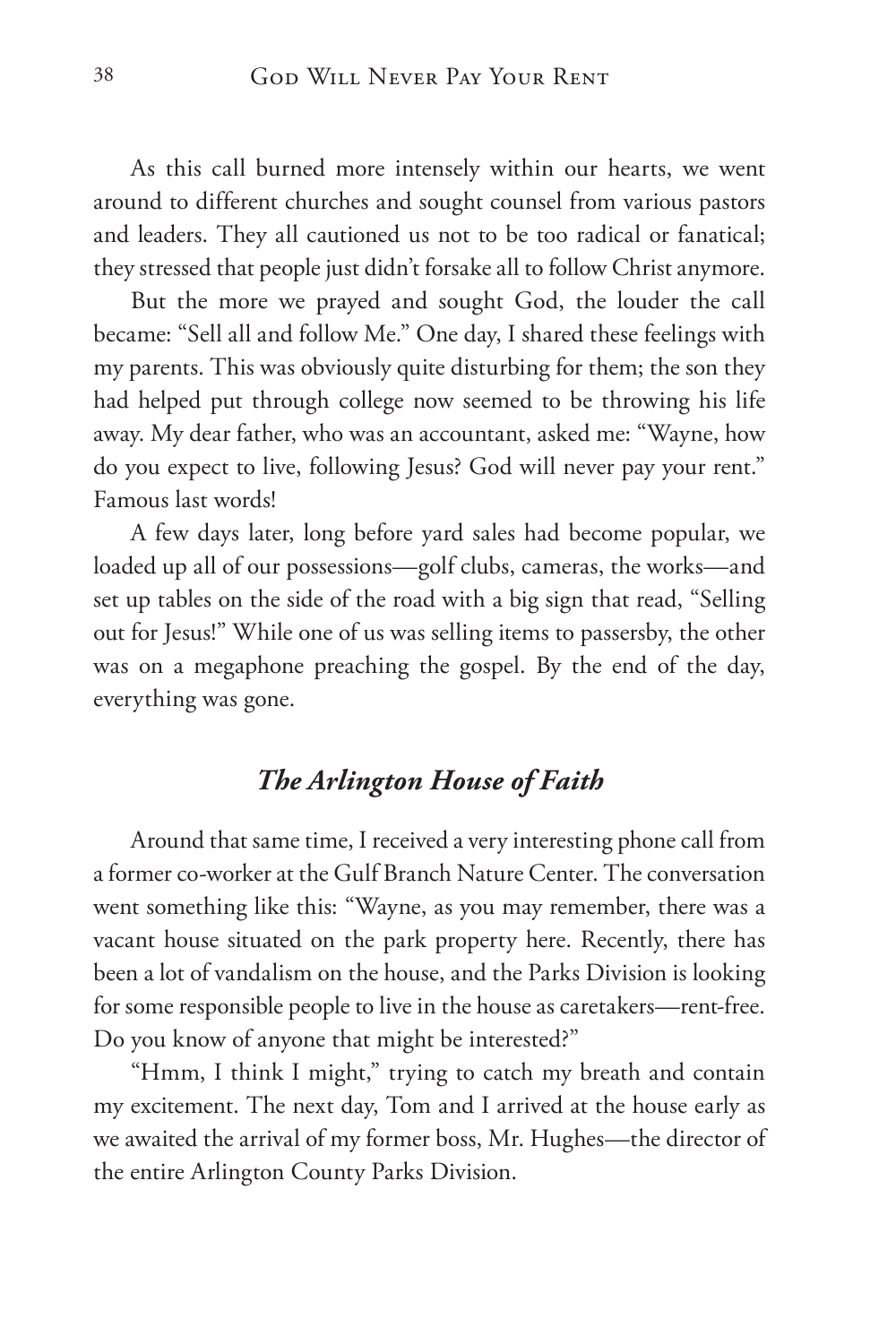As this call burned more intensely within our hearts, we went around to different churches and sought counsel from various pastors and leaders. They all cautioned us not to be too radical or fanatical; they stressed that people just didn't forsake all to follow Christ anymore.

But the more we prayed and sought God, the louder the call became: "Sell all and follow Me." One day, I shared these feelings with my parents. This was obviously quite disturbing for them; the son they had helped put through college now seemed to be throwing his life away. My dear father, who was an accountant, asked me: "Wayne, how do you expect to live, following Jesus? God will never pay your rent." Famous last words!

A few days later, long before yard sales had become popular, we loaded up all of our possessions—golf clubs, cameras, the works—and set up tables on the side of the road with a big sign that read, "Selling out for Jesus!" While one of us was selling items to passersby, the other was on a megaphone preaching the gospel. By the end of the day, everything was gone.

## *The Arlington House of Faith*

Around that same time, I received a very interesting phone call from a former co-worker at the Gulf Branch Nature Center. The conversation went something like this: "Wayne, as you may remember, there was a vacant house situated on the park property here. Recently, there has been a lot of vandalism on the house, and the Parks Division is looking for some responsible people to live in the house as caretakers—rent-free. Do you know of anyone that might be interested?"

"Hmm, I think I might," trying to catch my breath and contain my excitement. The next day, Tom and I arrived at the house early as we awaited the arrival of my former boss, Mr. Hughes—the director of the entire Arlington County Parks Division.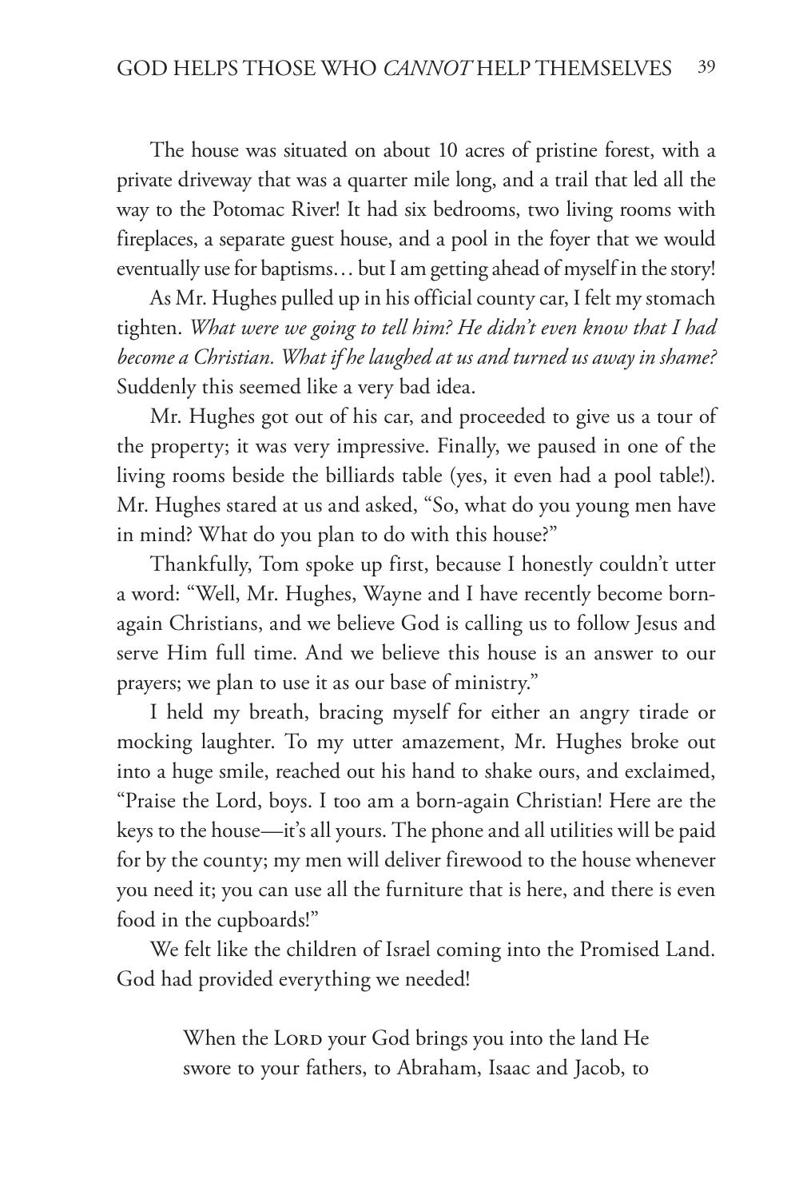The house was situated on about 10 acres of pristine forest, with a private driveway that was a quarter mile long, and a trail that led all the way to the Potomac River! It had six bedrooms, two living rooms with fireplaces, a separate guest house, and a pool in the foyer that we would eventually use for baptisms… but I am getting ahead of myself in the story!

As Mr. Hughes pulled up in his official county car, I felt my stomach tighten. *What were we going to tell him? He didn't even know that I had become a Christian. What if he laughed at us and turned us away in shame?* Suddenly this seemed like a very bad idea.

Mr. Hughes got out of his car, and proceeded to give us a tour of the property; it was very impressive. Finally, we paused in one of the living rooms beside the billiards table (yes, it even had a pool table!). Mr. Hughes stared at us and asked, "So, what do you young men have in mind? What do you plan to do with this house?"

Thankfully, Tom spoke up first, because I honestly couldn't utter a word: "Well, Mr. Hughes, Wayne and I have recently become born-again Christians, and we believe God is calling us to follow Jesus and serve Him full time. And we believe this house is an answer to our prayers; we plan to use it as our base of ministry."

I held my breath, bracing myself for either an angry tirade or mocking laughter. To my utter amazement, Mr. Hughes broke out into a huge smile, reached out his hand to shake ours, and exclaimed, "Praise the Lord, boys. I too am a born-again Christian! Here are the keys to the house—it's all yours. The phone and all utilities will be paid for by the county; my men will deliver firewood to the house whenever you need it; you can use all the furniture that is here, and there is even food in the cupboards!"

We felt like the children of Israel coming into the Promised Land. God had provided everything we needed!

> When the Lord your God brings you into the land He swore to your fathers, to Abraham, Isaac and Jacob, to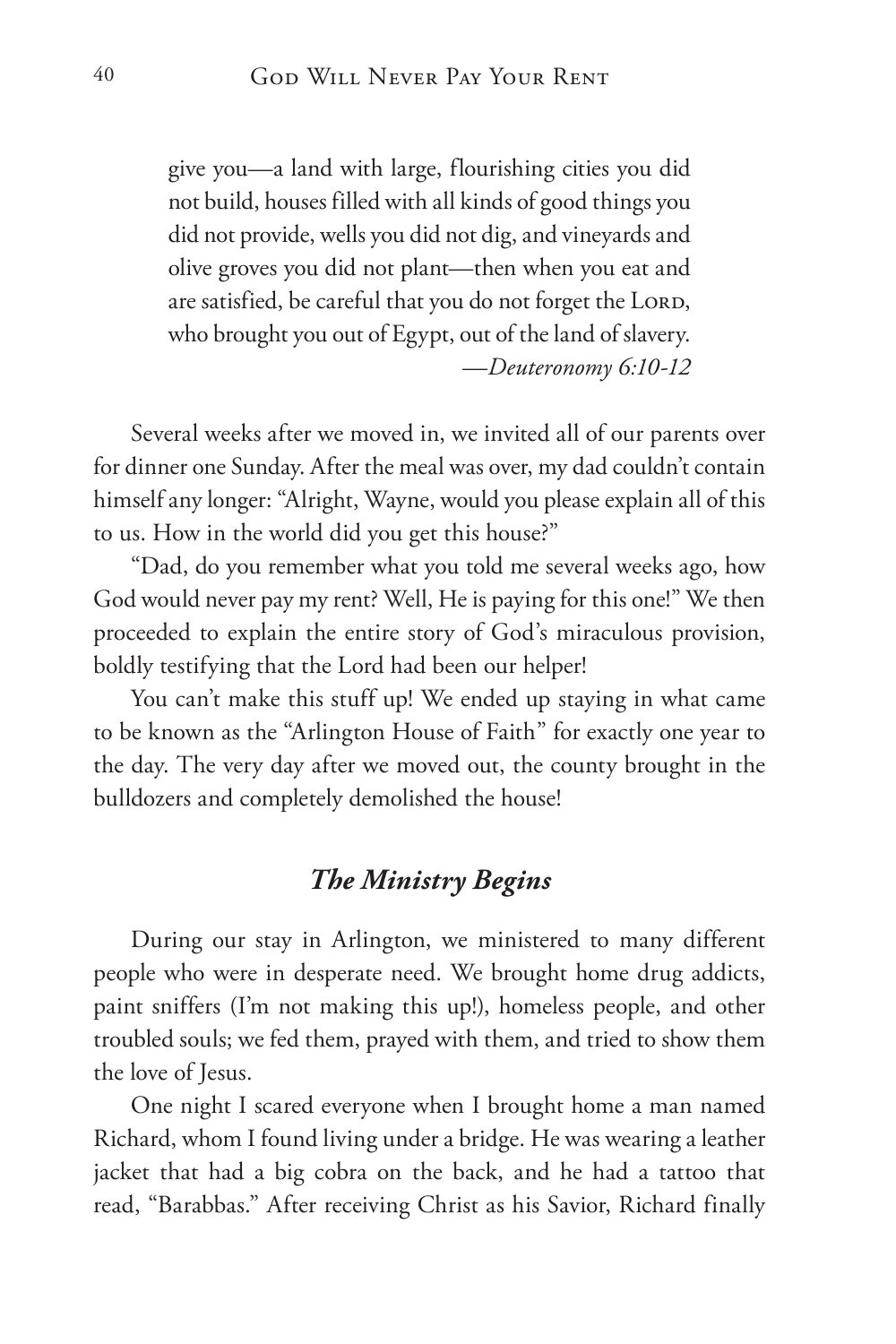> give you—a land with large, flourishing cities you did not build, houses filled with all kinds of good things you did not provide, wells you did not dig, and vineyards and olive groves you did not plant—then when you eat and are satisfied, be careful that you do not forget the LORD, who brought you out of Egypt, out of the land of slavery.
> —*Deuteronomy 6:10-12*

Several weeks after we moved in, we invited all of our parents over for dinner one Sunday. After the meal was over, my dad couldn't contain himself any longer: "Alright, Wayne, would you please explain all of this to us. How in the world did you get this house?"

"Dad, do you remember what you told me several weeks ago, how God would never pay my rent? Well, He is paying for this one!" We then proceeded to explain the entire story of God's miraculous provision, boldly testifying that the Lord had been our helper!

You can't make this stuff up! We ended up staying in what came to be known as the "Arlington House of Faith" for exactly one year to the day. The very day after we moved out, the county brought in the bulldozers and completely demolished the house!

## *The Ministry Begins*

During our stay in Arlington, we ministered to many different people who were in desperate need. We brought home drug addicts, paint sniffers (I'm not making this up!), homeless people, and other troubled souls; we fed them, prayed with them, and tried to show them the love of Jesus.

One night I scared everyone when I brought home a man named Richard, whom I found living under a bridge. He was wearing a leather jacket that had a big cobra on the back, and he had a tattoo that read, "Barabbas." After receiving Christ as his Savior, Richard finally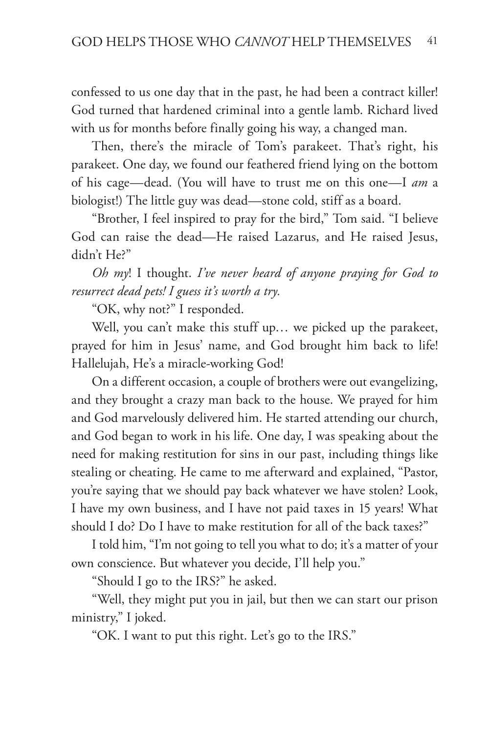confessed to us one day that in the past, he had been a contract killer! God turned that hardened criminal into a gentle lamb. Richard lived with us for months before finally going his way, a changed man.

Then, there's the miracle of Tom's parakeet. That's right, his parakeet. One day, we found our feathered friend lying on the bottom of his cage—dead. (You will have to trust me on this one—I *am* a biologist!) The little guy was dead—stone cold, stiff as a board.

"Brother, I feel inspired to pray for the bird," Tom said. "I believe God can raise the dead—He raised Lazarus, and He raised Jesus, didn't He?"

*Oh my*! I thought. *I've never heard of anyone praying for God to resurrect dead pets! I guess it's worth a try.*

"OK, why not?" I responded.

Well, you can't make this stuff up… we picked up the parakeet, prayed for him in Jesus' name, and God brought him back to life! Hallelujah, He's a miracle-working God!

On a different occasion, a couple of brothers were out evangelizing, and they brought a crazy man back to the house. We prayed for him and God marvelously delivered him. He started attending our church, and God began to work in his life. One day, I was speaking about the need for making restitution for sins in our past, including things like stealing or cheating. He came to me afterward and explained, "Pastor, you're saying that we should pay back whatever we have stolen? Look, I have my own business, and I have not paid taxes in 15 years! What should I do? Do I have to make restitution for all of the back taxes?"

I told him, "I'm not going to tell you what to do; it's a matter of your own conscience. But whatever you decide, I'll help you."

"Should I go to the IRS?" he asked.

"Well, they might put you in jail, but then we can start our prison ministry," I joked.

"OK. I want to put this right. Let's go to the IRS."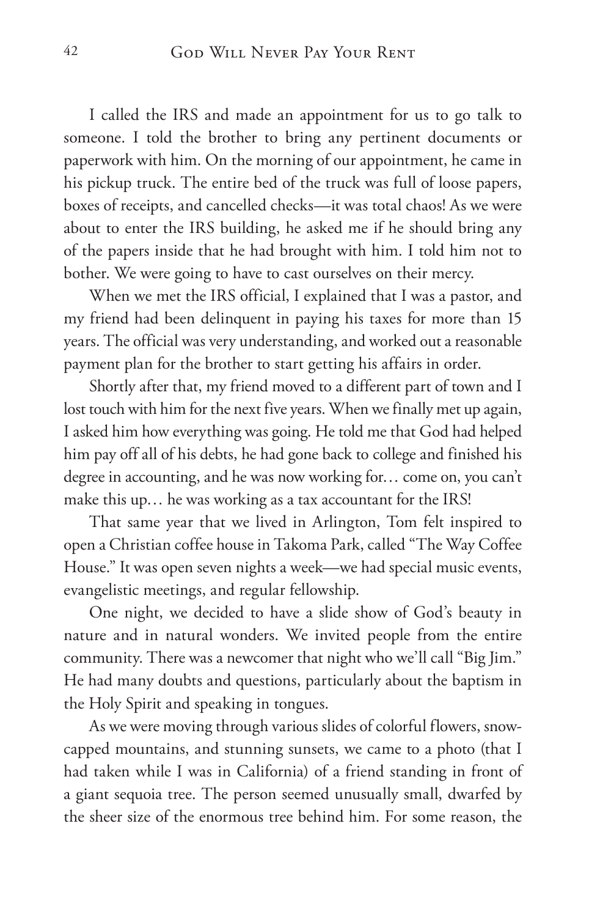I called the IRS and made an appointment for us to go talk to someone. I told the brother to bring any pertinent documents or paperwork with him. On the morning of our appointment, he came in his pickup truck. The entire bed of the truck was full of loose papers, boxes of receipts, and cancelled checks—it was total chaos! As we were about to enter the IRS building, he asked me if he should bring any of the papers inside that he had brought with him. I told him not to bother. We were going to have to cast ourselves on their mercy.

When we met the IRS official, I explained that I was a pastor, and my friend had been delinquent in paying his taxes for more than 15 years. The official was very understanding, and worked out a reasonable payment plan for the brother to start getting his affairs in order.

Shortly after that, my friend moved to a different part of town and I lost touch with him for the next five years. When we finally met up again, I asked him how everything was going. He told me that God had helped him pay off all of his debts, he had gone back to college and finished his degree in accounting, and he was now working for… come on, you can't make this up… he was working as a tax accountant for the IRS!

That same year that we lived in Arlington, Tom felt inspired to open a Christian coffee house in Takoma Park, called "The Way Coffee House." It was open seven nights a week—we had special music events, evangelistic meetings, and regular fellowship.

One night, we decided to have a slide show of God's beauty in nature and in natural wonders. We invited people from the entire community. There was a newcomer that night who we'll call "Big Jim." He had many doubts and questions, particularly about the baptism in the Holy Spirit and speaking in tongues.

As we were moving through various slides of colorful flowers, snow-capped mountains, and stunning sunsets, we came to a photo (that I had taken while I was in California) of a friend standing in front of a giant sequoia tree. The person seemed unusually small, dwarfed by the sheer size of the enormous tree behind him. For some reason, the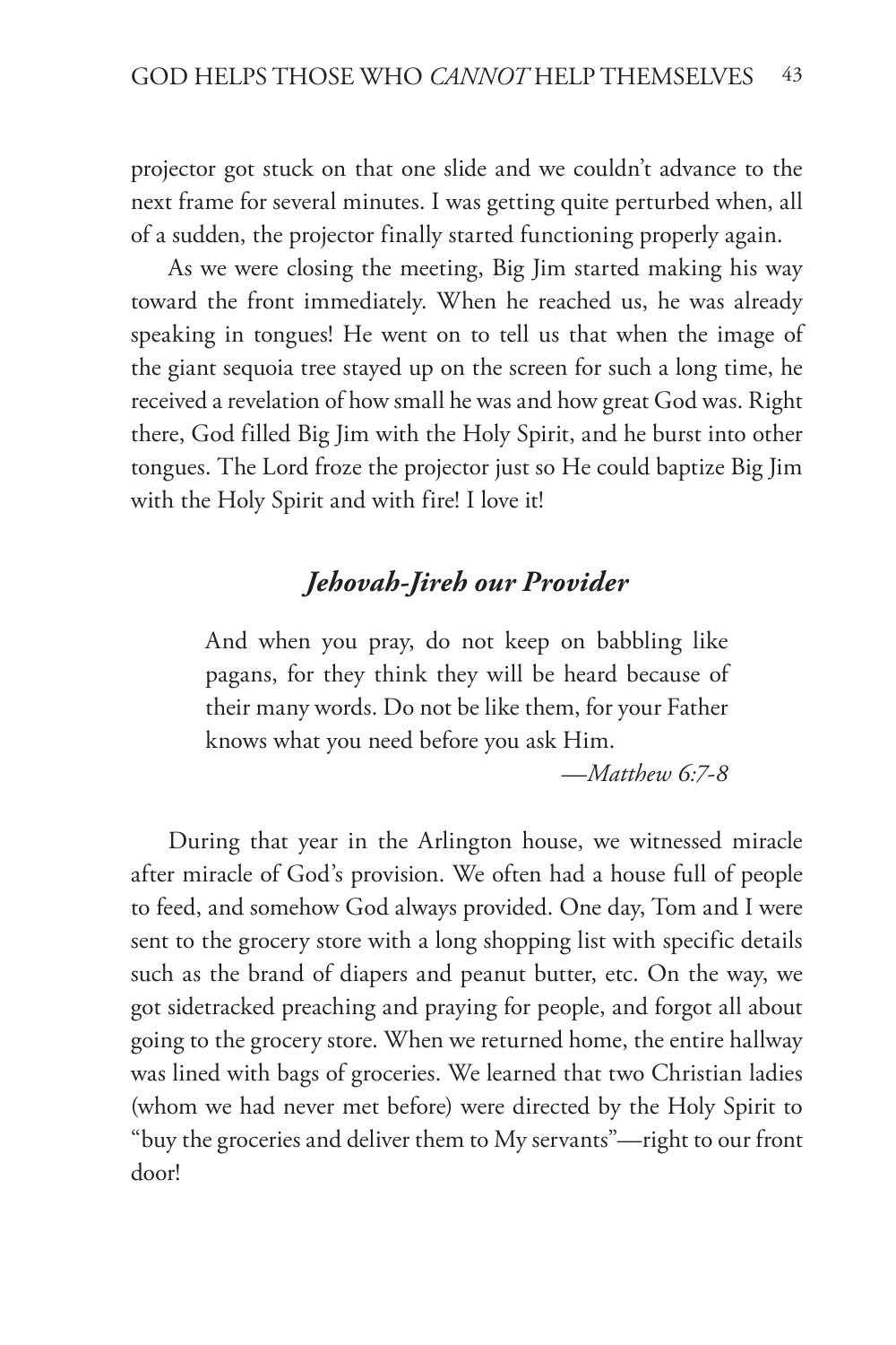projector got stuck on that one slide and we couldn't advance to the next frame for several minutes. I was getting quite perturbed when, all of a sudden, the projector finally started functioning properly again.

As we were closing the meeting, Big Jim started making his way toward the front immediately. When he reached us, he was already speaking in tongues! He went on to tell us that when the image of the giant sequoia tree stayed up on the screen for such a long time, he received a revelation of how small he was and how great God was. Right there, God filled Big Jim with the Holy Spirit, and he burst into other tongues. The Lord froze the projector just so He could baptize Big Jim with the Holy Spirit and with fire! I love it!

## *Jehovah-Jireh our Provider*

> And when you pray, do not keep on babbling like pagans, for they think they will be heard because of their many words. Do not be like them, for your Father knows what you need before you ask Him.
>
> —*Matthew 6:7-8*

During that year in the Arlington house, we witnessed miracle after miracle of God's provision. We often had a house full of people to feed, and somehow God always provided. One day, Tom and I were sent to the grocery store with a long shopping list with specific details such as the brand of diapers and peanut butter, etc. On the way, we got sidetracked preaching and praying for people, and forgot all about going to the grocery store. When we returned home, the entire hallway was lined with bags of groceries. We learned that two Christian ladies (whom we had never met before) were directed by the Holy Spirit to "buy the groceries and deliver them to My servants"—right to our front door!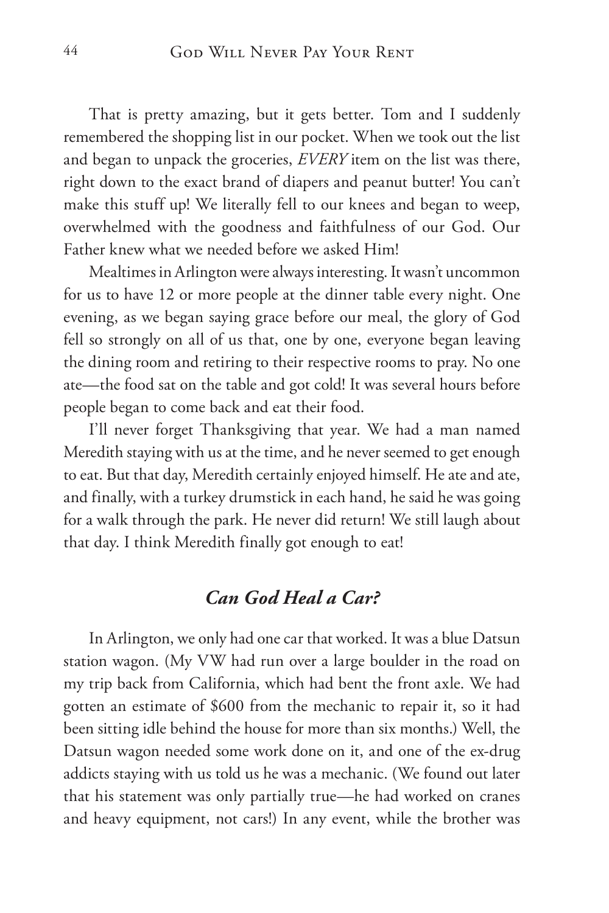That is pretty amazing, but it gets better. Tom and I suddenly remembered the shopping list in our pocket. When we took out the list and began to unpack the groceries, *EVERY* item on the list was there, right down to the exact brand of diapers and peanut butter! You can't make this stuff up! We literally fell to our knees and began to weep, overwhelmed with the goodness and faithfulness of our God. Our Father knew what we needed before we asked Him!

Mealtimes in Arlington were always interesting. It wasn't uncommon for us to have 12 or more people at the dinner table every night. One evening, as we began saying grace before our meal, the glory of God fell so strongly on all of us that, one by one, everyone began leaving the dining room and retiring to their respective rooms to pray. No one ate—the food sat on the table and got cold! It was several hours before people began to come back and eat their food.

I'll never forget Thanksgiving that year. We had a man named Meredith staying with us at the time, and he never seemed to get enough to eat. But that day, Meredith certainly enjoyed himself. He ate and ate, and finally, with a turkey drumstick in each hand, he said he was going for a walk through the park. He never did return! We still laugh about that day. I think Meredith finally got enough to eat!

### *Can God Heal a Car?*

In Arlington, we only had one car that worked. It was a blue Datsun station wagon. (My VW had run over a large boulder in the road on my trip back from California, which had bent the front axle. We had gotten an estimate of $600 from the mechanic to repair it, so it had been sitting idle behind the house for more than six months.) Well, the Datsun wagon needed some work done on it, and one of the ex-drug addicts staying with us told us he was a mechanic. (We found out later that his statement was only partially true—he had worked on cranes and heavy equipment, not cars!) In any event, while the brother was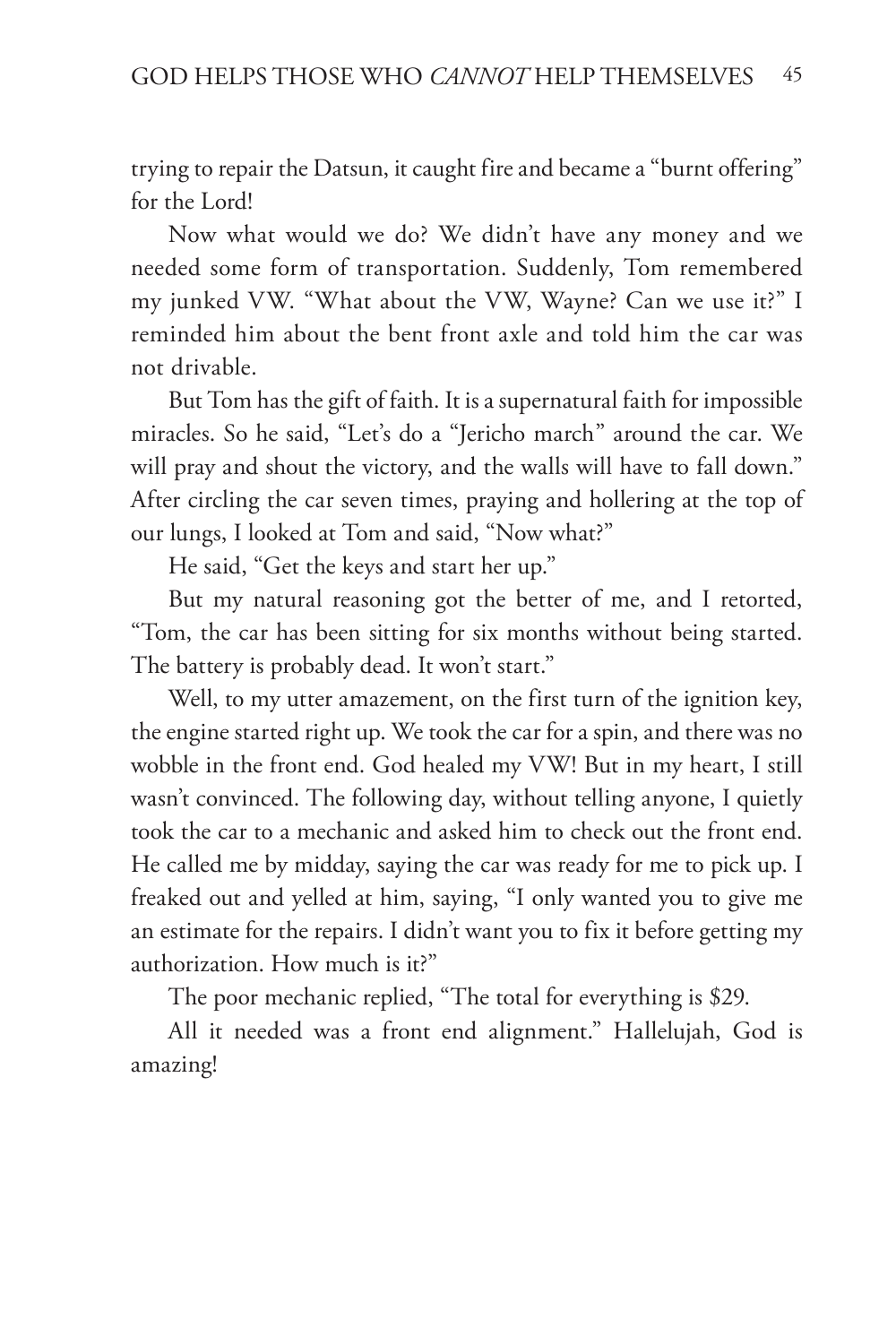trying to repair the Datsun, it caught fire and became a "burnt offering" for the Lord!

Now what would we do? We didn't have any money and we needed some form of transportation. Suddenly, Tom remembered my junked VW. "What about the VW, Wayne? Can we use it?" I reminded him about the bent front axle and told him the car was not drivable.

But Tom has the gift of faith. It is a supernatural faith for impossible miracles. So he said, "Let's do a "Jericho march" around the car. We will pray and shout the victory, and the walls will have to fall down." After circling the car seven times, praying and hollering at the top of our lungs, I looked at Tom and said, "Now what?"

He said, "Get the keys and start her up."

But my natural reasoning got the better of me, and I retorted, "Tom, the car has been sitting for six months without being started. The battery is probably dead. It won't start."

Well, to my utter amazement, on the first turn of the ignition key, the engine started right up. We took the car for a spin, and there was no wobble in the front end. God healed my VW! But in my heart, I still wasn't convinced. The following day, without telling anyone, I quietly took the car to a mechanic and asked him to check out the front end. He called me by midday, saying the car was ready for me to pick up. I freaked out and yelled at him, saying, "I only wanted you to give me an estimate for the repairs. I didn't want you to fix it before getting my authorization. How much is it?"

The poor mechanic replied, "The total for everything is $29.

All it needed was a front end alignment." Hallelujah, God is amazing!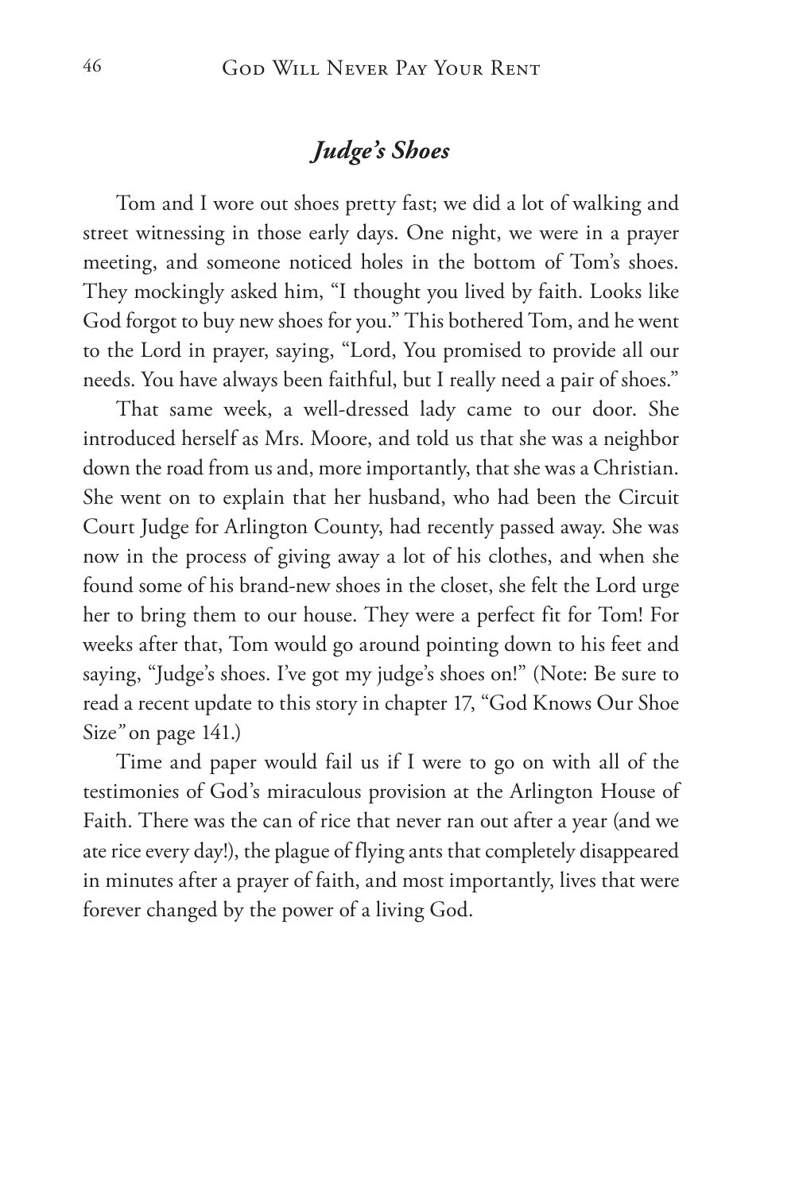## *Judge's Shoes*

Tom and I wore out shoes pretty fast; we did a lot of walking and street witnessing in those early days. One night, we were in a prayer meeting, and someone noticed holes in the bottom of Tom's shoes. They mockingly asked him, "I thought you lived by faith. Looks like God forgot to buy new shoes for you." This bothered Tom, and he went to the Lord in prayer, saying, "Lord, You promised to provide all our needs. You have always been faithful, but I really need a pair of shoes."

That same week, a well-dressed lady came to our door. She introduced herself as Mrs. Moore, and told us that she was a neighbor down the road from us and, more importantly, that she was a Christian. She went on to explain that her husband, who had been the Circuit Court Judge for Arlington County, had recently passed away. She was now in the process of giving away a lot of his clothes, and when she found some of his brand-new shoes in the closet, she felt the Lord urge her to bring them to our house. They were a perfect fit for Tom! For weeks after that, Tom would go around pointing down to his feet and saying, "Judge's shoes. I've got my judge's shoes on!" (Note: Be sure to read a recent update to this story in chapter 17, "God Knows Our Shoe Size*"* on page 141.)

Time and paper would fail us if I were to go on with all of the testimonies of God's miraculous provision at the Arlington House of Faith. There was the can of rice that never ran out after a year (and we ate rice every day!), the plague of flying ants that completely disappeared in minutes after a prayer of faith, and most importantly, lives that were forever changed by the power of a living God.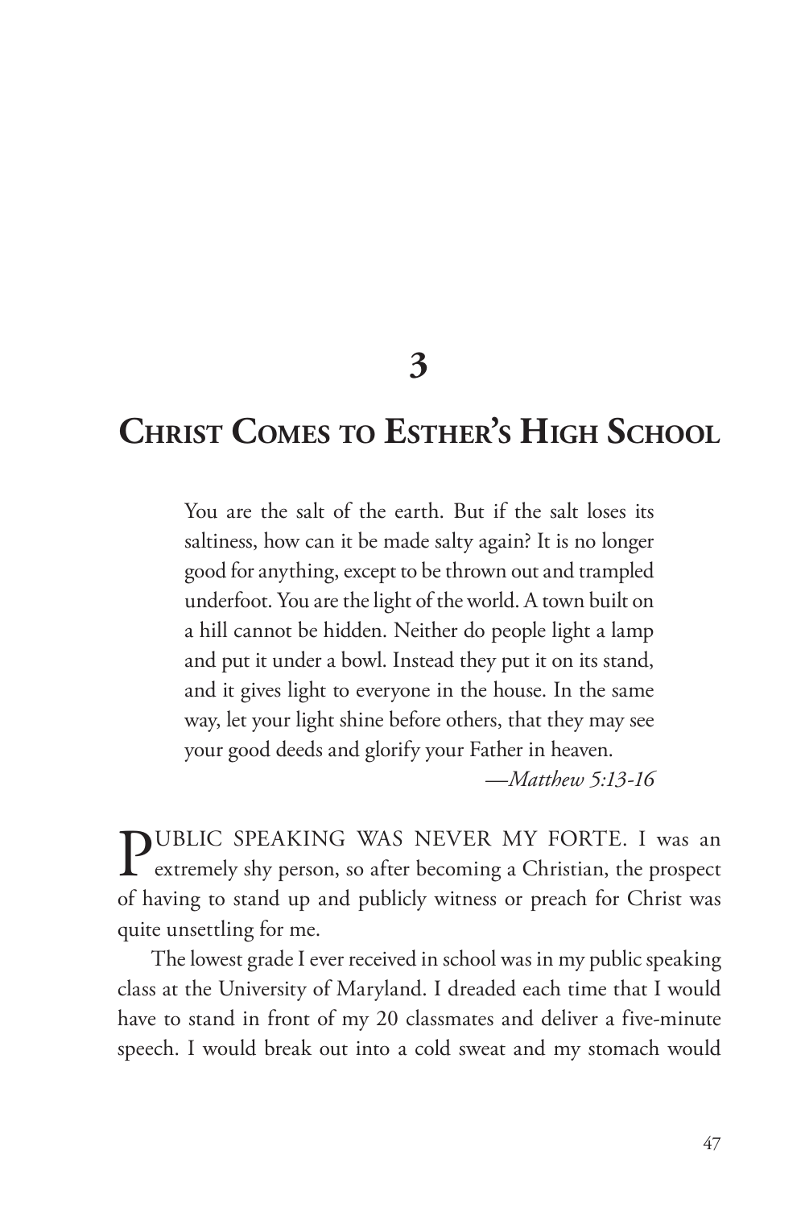# 3

# Christ Comes to Esther's High School

> You are the salt of the earth. But if the salt loses its saltiness, how can it be made salty again? It is no longer good for anything, except to be thrown out and trampled underfoot. You are the light of the world. A town built on a hill cannot be hidden. Neither do people light a lamp and put it under a bowl. Instead they put it on its stand, and it gives light to everyone in the house. In the same way, let your light shine before others, that they may see your good deeds and glorify your Father in heaven.
>
> —*Matthew 5:13-16*

PUBLIC SPEAKING WAS NEVER MY FORTE. I was an extremely shy person, so after becoming a Christian, the prospect of having to stand up and publicly witness or preach for Christ was quite unsettling for me.

The lowest grade I ever received in school was in my public speaking class at the University of Maryland. I dreaded each time that I would have to stand in front of my 20 classmates and deliver a five-minute speech. I would break out into a cold sweat and my stomach would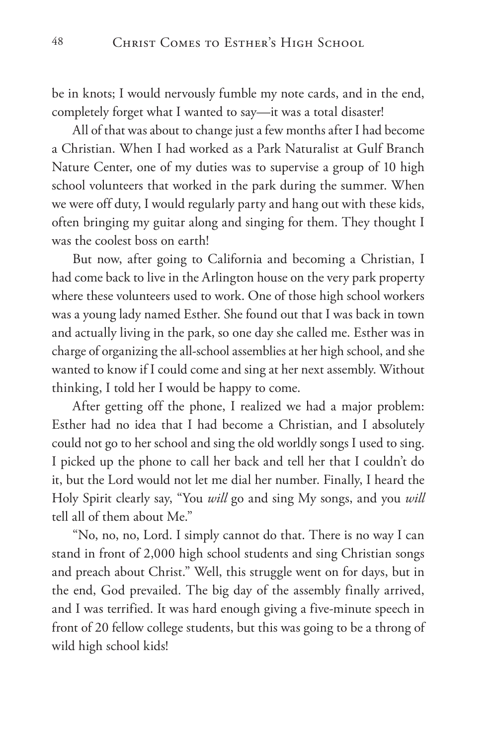be in knots; I would nervously fumble my note cards, and in the end, completely forget what I wanted to say—it was a total disaster!

All of that was about to change just a few months after I had become a Christian. When I had worked as a Park Naturalist at Gulf Branch Nature Center, one of my duties was to supervise a group of 10 high school volunteers that worked in the park during the summer. When we were off duty, I would regularly party and hang out with these kids, often bringing my guitar along and singing for them. They thought I was the coolest boss on earth!

But now, after going to California and becoming a Christian, I had come back to live in the Arlington house on the very park property where these volunteers used to work. One of those high school workers was a young lady named Esther. She found out that I was back in town and actually living in the park, so one day she called me. Esther was in charge of organizing the all-school assemblies at her high school, and she wanted to know if I could come and sing at her next assembly. Without thinking, I told her I would be happy to come.

After getting off the phone, I realized we had a major problem: Esther had no idea that I had become a Christian, and I absolutely could not go to her school and sing the old worldly songs I used to sing. I picked up the phone to call her back and tell her that I couldn't do it, but the Lord would not let me dial her number. Finally, I heard the Holy Spirit clearly say, "You *will* go and sing My songs, and you *will* tell all of them about Me."

"No, no, no, Lord. I simply cannot do that. There is no way I can stand in front of 2,000 high school students and sing Christian songs and preach about Christ." Well, this struggle went on for days, but in the end, God prevailed. The big day of the assembly finally arrived, and I was terrified. It was hard enough giving a five-minute speech in front of 20 fellow college students, but this was going to be a throng of wild high school kids!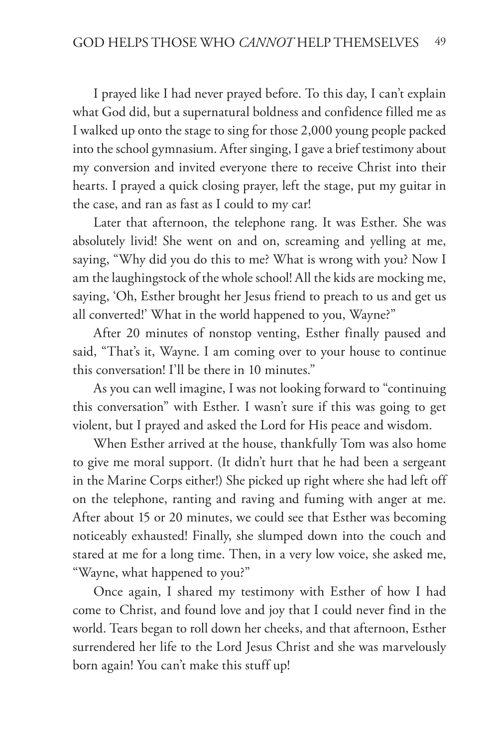I prayed like I had never prayed before. To this day, I can't explain what God did, but a supernatural boldness and confidence filled me as I walked up onto the stage to sing for those 2,000 young people packed into the school gymnasium. After singing, I gave a brief testimony about my conversion and invited everyone there to receive Christ into their hearts. I prayed a quick closing prayer, left the stage, put my guitar in the case, and ran as fast as I could to my car!

Later that afternoon, the telephone rang. It was Esther. She was absolutely livid! She went on and on, screaming and yelling at me, saying, "Why did you do this to me? What is wrong with you? Now I am the laughingstock of the whole school! All the kids are mocking me, saying, 'Oh, Esther brought her Jesus friend to preach to us and get us all converted!' What in the world happened to you, Wayne?"

After 20 minutes of nonstop venting, Esther finally paused and said, "That's it, Wayne. I am coming over to your house to continue this conversation! I'll be there in 10 minutes."

As you can well imagine, I was not looking forward to "continuing this conversation" with Esther. I wasn't sure if this was going to get violent, but I prayed and asked the Lord for His peace and wisdom.

When Esther arrived at the house, thankfully Tom was also home to give me moral support. (It didn't hurt that he had been a sergeant in the Marine Corps either!) She picked up right where she had left off on the telephone, ranting and raving and fuming with anger at me. After about 15 or 20 minutes, we could see that Esther was becoming noticeably exhausted! Finally, she slumped down into the couch and stared at me for a long time. Then, in a very low voice, she asked me, "Wayne, what happened to you?"

Once again, I shared my testimony with Esther of how I had come to Christ, and found love and joy that I could never find in the world. Tears began to roll down her cheeks, and that afternoon, Esther surrendered her life to the Lord Jesus Christ and she was marvelously born again! You can't make this stuff up!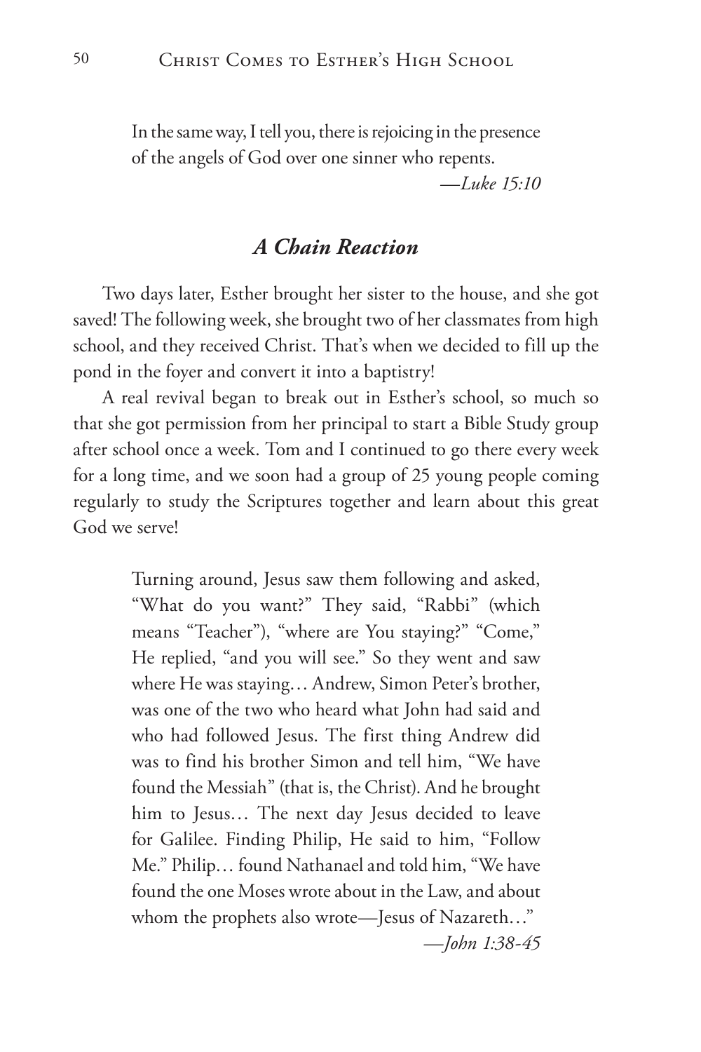> In the same way, I tell you, there is rejoicing in the presence of the angels of God over one sinner who repents.
>
> —*Luke 15:10*

### *A Chain Reaction*

Two days later, Esther brought her sister to the house, and she got saved! The following week, she brought two of her classmates from high school, and they received Christ. That's when we decided to fill up the pond in the foyer and convert it into a baptistry!

A real revival began to break out in Esther's school, so much so that she got permission from her principal to start a Bible Study group after school once a week. Tom and I continued to go there every week for a long time, and we soon had a group of 25 young people coming regularly to study the Scriptures together and learn about this great God we serve!

> Turning around, Jesus saw them following and asked, "What do you want?" They said, "Rabbi" (which means "Teacher"), "where are You staying?" "Come," He replied, "and you will see." So they went and saw where He was staying… Andrew, Simon Peter's brother, was one of the two who heard what John had said and who had followed Jesus. The first thing Andrew did was to find his brother Simon and tell him, "We have found the Messiah" (that is, the Christ). And he brought him to Jesus… The next day Jesus decided to leave for Galilee. Finding Philip, He said to him, "Follow Me." Philip… found Nathanael and told him, "We have found the one Moses wrote about in the Law, and about whom the prophets also wrote—Jesus of Nazareth…"
>
> —*John 1:38-45*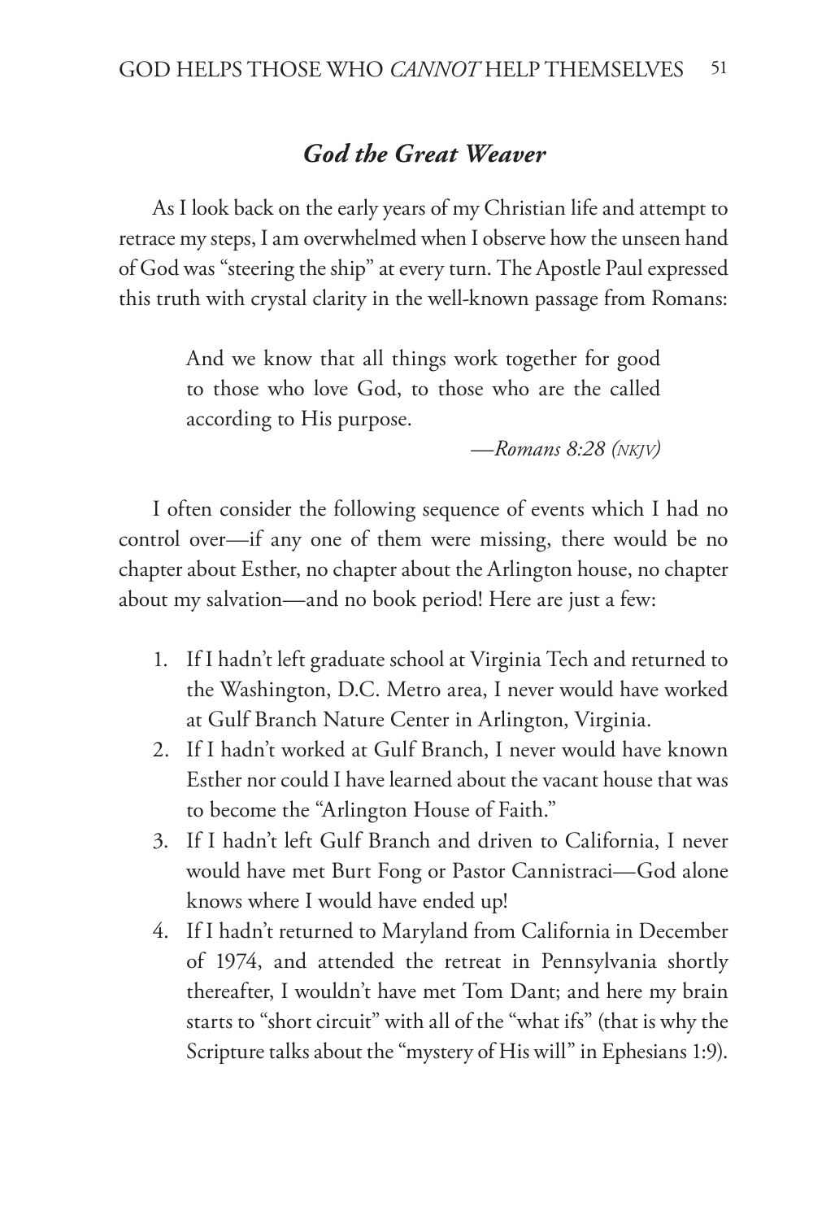## *God the Great Weaver*

As I look back on the early years of my Christian life and attempt to retrace my steps, I am overwhelmed when I observe how the unseen hand of God was "steering the ship" at every turn. The Apostle Paul expressed this truth with crystal clarity in the well-known passage from Romans:

> And we know that all things work together for good to those who love God, to those who are the called according to His purpose.
>
> —*Romans 8:28 (NKJV)*

I often consider the following sequence of events which I had no control over—if any one of them were missing, there would be no chapter about Esther, no chapter about the Arlington house, no chapter about my salvation—and no book period! Here are just a few:

1. If I hadn't left graduate school at Virginia Tech and returned to the Washington, D.C. Metro area, I never would have worked at Gulf Branch Nature Center in Arlington, Virginia.
2. If I hadn't worked at Gulf Branch, I never would have known Esther nor could I have learned about the vacant house that was to become the "Arlington House of Faith."
3. If I hadn't left Gulf Branch and driven to California, I never would have met Burt Fong or Pastor Cannistraci—God alone knows where I would have ended up!
4. If I hadn't returned to Maryland from California in December of 1974, and attended the retreat in Pennsylvania shortly thereafter, I wouldn't have met Tom Dant; and here my brain starts to "short circuit" with all of the "what ifs" (that is why the Scripture talks about the "mystery of His will" in Ephesians 1:9).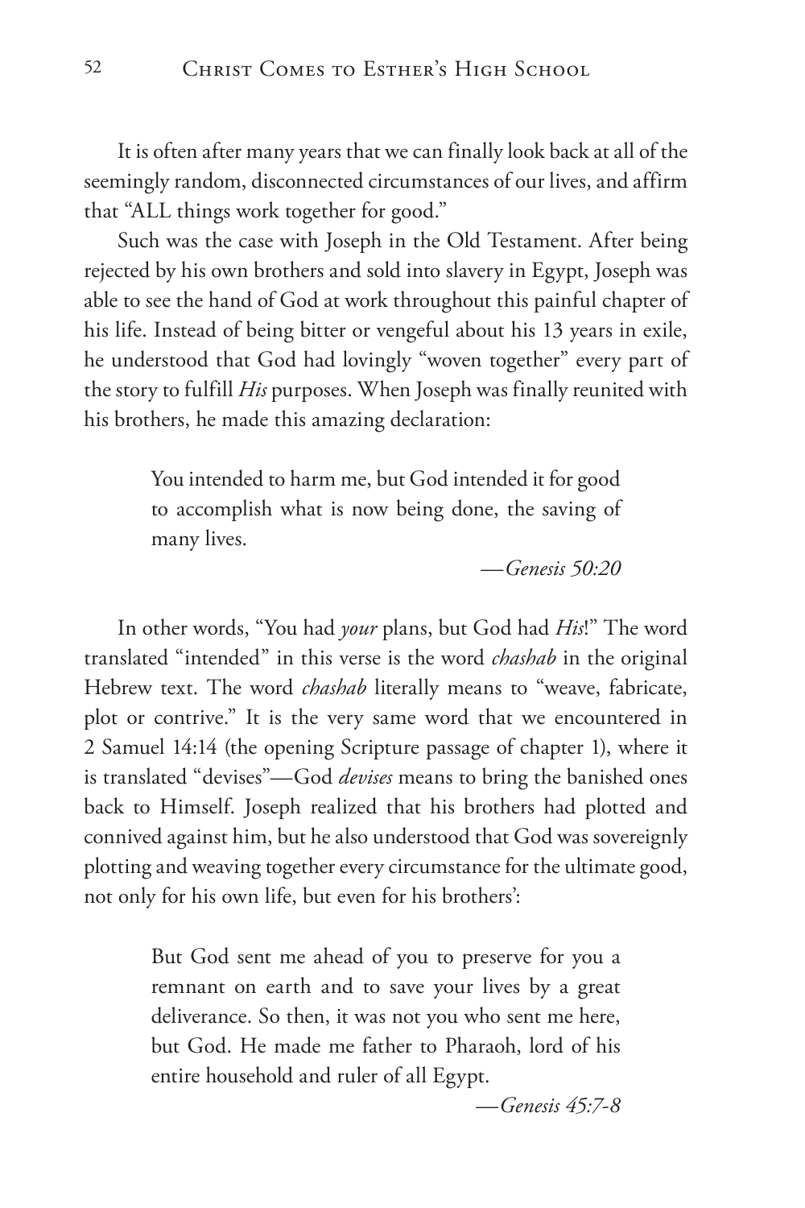It is often after many years that we can finally look back at all of the seemingly random, disconnected circumstances of our lives, and affirm that "ALL things work together for good."

Such was the case with Joseph in the Old Testament. After being rejected by his own brothers and sold into slavery in Egypt, Joseph was able to see the hand of God at work throughout this painful chapter of his life. Instead of being bitter or vengeful about his 13 years in exile, he understood that God had lovingly "woven together" every part of the story to fulfill *His* purposes. When Joseph was finally reunited with his brothers, he made this amazing declaration:

> You intended to harm me, but God intended it for good to accomplish what is now being done, the saving of many lives.
>
> —*Genesis 50:20*

In other words, "You had *your* plans, but God had *His*!" The word translated "intended" in this verse is the word *chashab* in the original Hebrew text. The word *chashab* literally means to "weave, fabricate, plot or contrive." It is the very same word that we encountered in 2 Samuel 14:14 (the opening Scripture passage of chapter 1), where it is translated "devises"—God *devises* means to bring the banished ones back to Himself. Joseph realized that his brothers had plotted and connived against him, but he also understood that God was sovereignly plotting and weaving together every circumstance for the ultimate good, not only for his own life, but even for his brothers':

> But God sent me ahead of you to preserve for you a remnant on earth and to save your lives by a great deliverance. So then, it was not you who sent me here, but God. He made me father to Pharaoh, lord of his entire household and ruler of all Egypt.
>
> —*Genesis 45:7-8*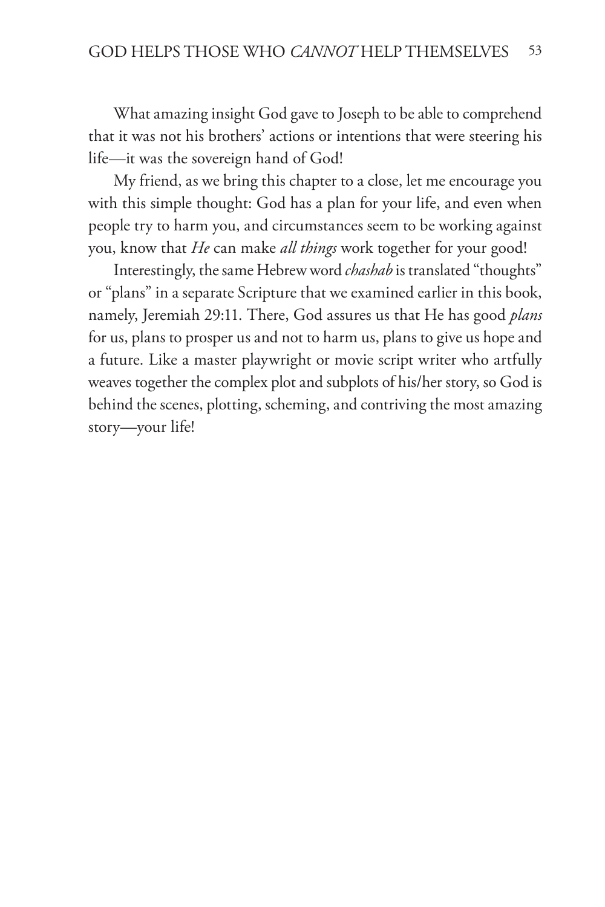What amazing insight God gave to Joseph to be able to comprehend that it was not his brothers' actions or intentions that were steering his life—it was the sovereign hand of God!

My friend, as we bring this chapter to a close, let me encourage you with this simple thought: God has a plan for your life, and even when people try to harm you, and circumstances seem to be working against you, know that *He* can make *all things* work together for your good!

Interestingly, the same Hebrew word *chashab* is translated "thoughts" or "plans" in a separate Scripture that we examined earlier in this book, namely, Jeremiah 29:11. There, God assures us that He has good *plans* for us, plans to prosper us and not to harm us, plans to give us hope and a future. Like a master playwright or movie script writer who artfully weaves together the complex plot and subplots of his/her story, so God is behind the scenes, plotting, scheming, and contriving the most amazing story—your life!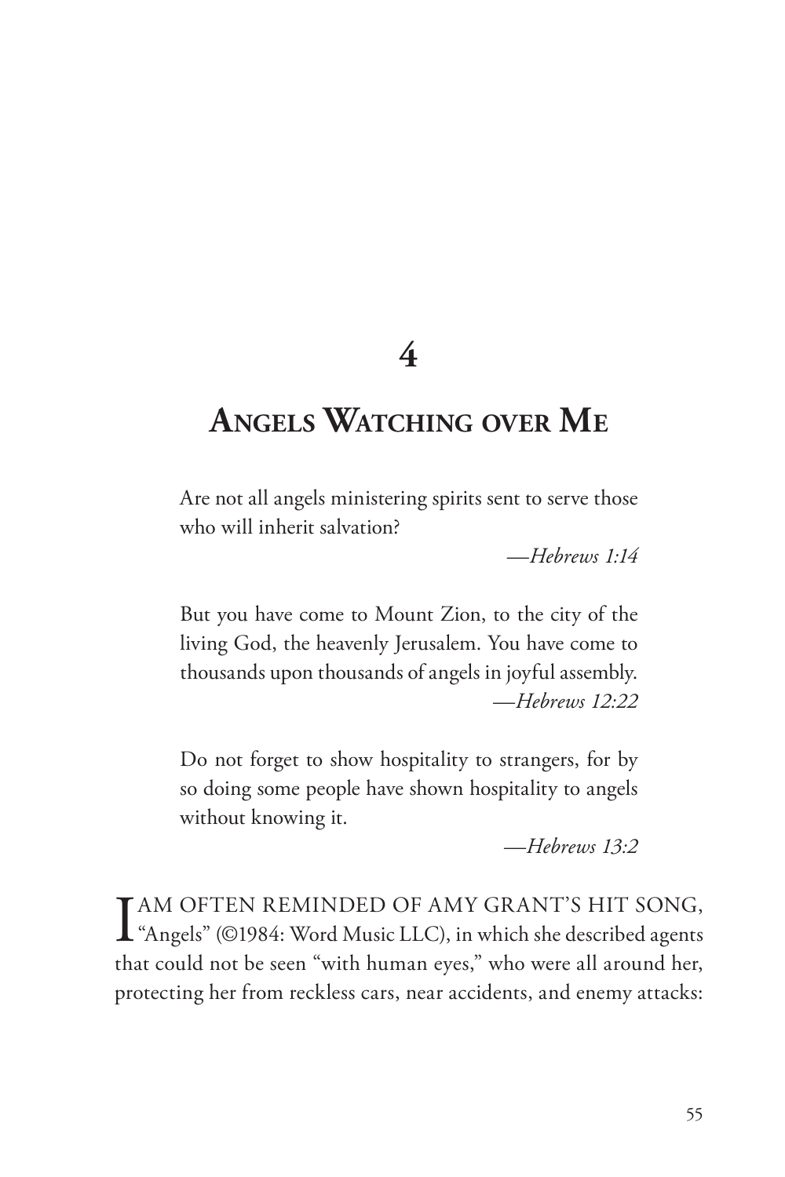# 4

# Angels Watching over Me

> Are not all angels ministering spirits sent to serve those who will inherit salvation?
>
> —*Hebrews 1:14*

> But you have come to Mount Zion, to the city of the living God, the heavenly Jerusalem. You have come to thousands upon thousands of angels in joyful assembly.
>
> —*Hebrews 12:22*

> Do not forget to show hospitality to strangers, for by so doing some people have shown hospitality to angels without knowing it.
>
> —*Hebrews 13:2*

I AM OFTEN REMINDED OF AMY GRANT'S HIT SONG, "Angels" (©1984: Word Music LLC), in which she described agents that could not be seen "with human eyes," who were all around her, protecting her from reckless cars, near accidents, and enemy attacks: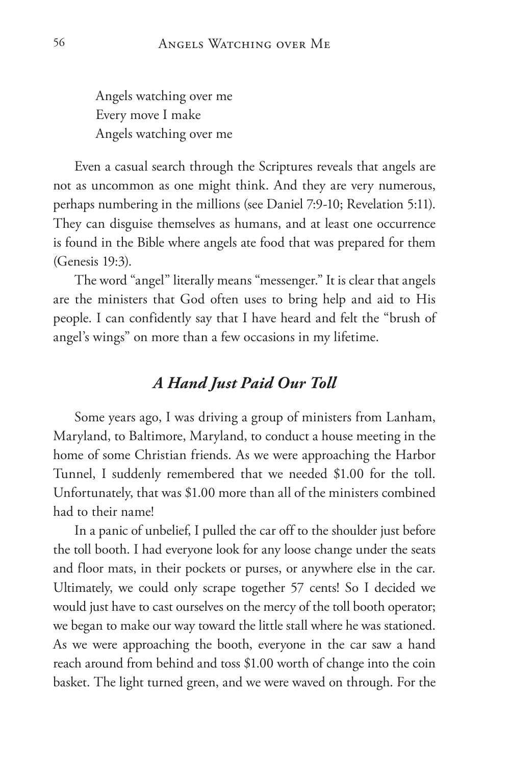Angels watching over me  
Every move I make  
Angels watching over me

Even a casual search through the Scriptures reveals that angels are not as uncommon as one might think. And they are very numerous, perhaps numbering in the millions (see Daniel 7:9-10; Revelation 5:11). They can disguise themselves as humans, and at least one occurrence is found in the Bible where angels ate food that was prepared for them (Genesis 19:3).

The word "angel" literally means "messenger." It is clear that angels are the ministers that God often uses to bring help and aid to His people. I can confidently say that I have heard and felt the "brush of angel's wings" on more than a few occasions in my lifetime.

### *A Hand Just Paid Our Toll*

Some years ago, I was driving a group of ministers from Lanham, Maryland, to Baltimore, Maryland, to conduct a house meeting in the home of some Christian friends. As we were approaching the Harbor Tunnel, I suddenly remembered that we needed $1.00 for the toll. Unfortunately, that was $1.00 more than all of the ministers combined had to their name!

In a panic of unbelief, I pulled the car off to the shoulder just before the toll booth. I had everyone look for any loose change under the seats and floor mats, in their pockets or purses, or anywhere else in the car. Ultimately, we could only scrape together 57 cents! So I decided we would just have to cast ourselves on the mercy of the toll booth operator; we began to make our way toward the little stall where he was stationed. As we were approaching the booth, everyone in the car saw a hand reach around from behind and toss $1.00 worth of change into the coin basket. The light turned green, and we were waved on through. For the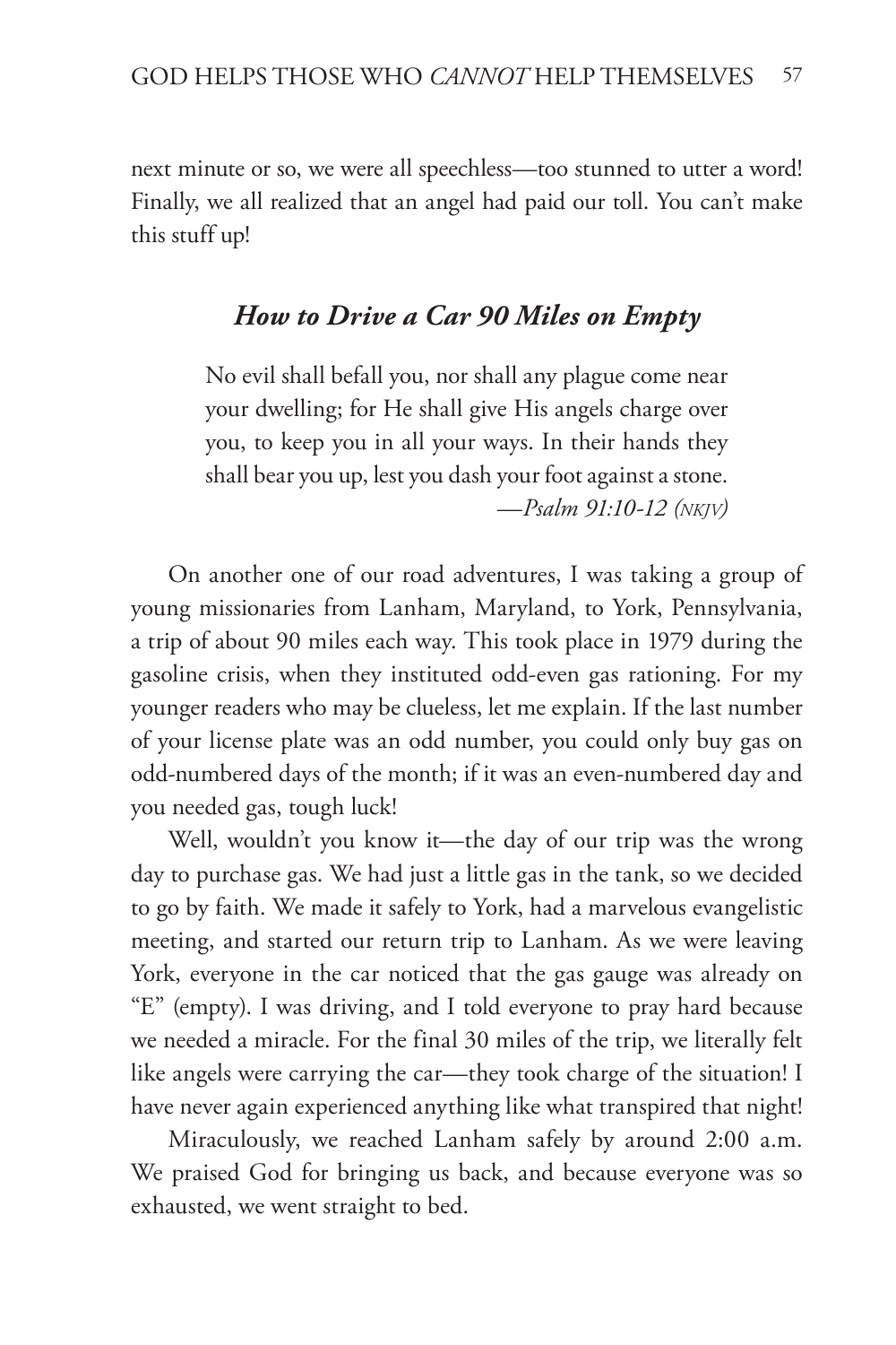next minute or so, we were all speechless—too stunned to utter a word! Finally, we all realized that an angel had paid our toll. You can't make this stuff up!

### *How to Drive a Car 90 Miles on Empty*

> No evil shall befall you, nor shall any plague come near your dwelling; for He shall give His angels charge over you, to keep you in all your ways. In their hands they shall bear you up, lest you dash your foot against a stone.
> —*Psalm 91:10-12 (NKJV)*

On another one of our road adventures, I was taking a group of young missionaries from Lanham, Maryland, to York, Pennsylvania, a trip of about 90 miles each way. This took place in 1979 during the gasoline crisis, when they instituted odd-even gas rationing. For my younger readers who may be clueless, let me explain. If the last number of your license plate was an odd number, you could only buy gas on odd-numbered days of the month; if it was an even-numbered day and you needed gas, tough luck!

Well, wouldn't you know it—the day of our trip was the wrong day to purchase gas. We had just a little gas in the tank, so we decided to go by faith. We made it safely to York, had a marvelous evangelistic meeting, and started our return trip to Lanham. As we were leaving York, everyone in the car noticed that the gas gauge was already on "E" (empty). I was driving, and I told everyone to pray hard because we needed a miracle. For the final 30 miles of the trip, we literally felt like angels were carrying the car—they took charge of the situation! I have never again experienced anything like what transpired that night!

Miraculously, we reached Lanham safely by around 2:00 a.m. We praised God for bringing us back, and because everyone was so exhausted, we went straight to bed.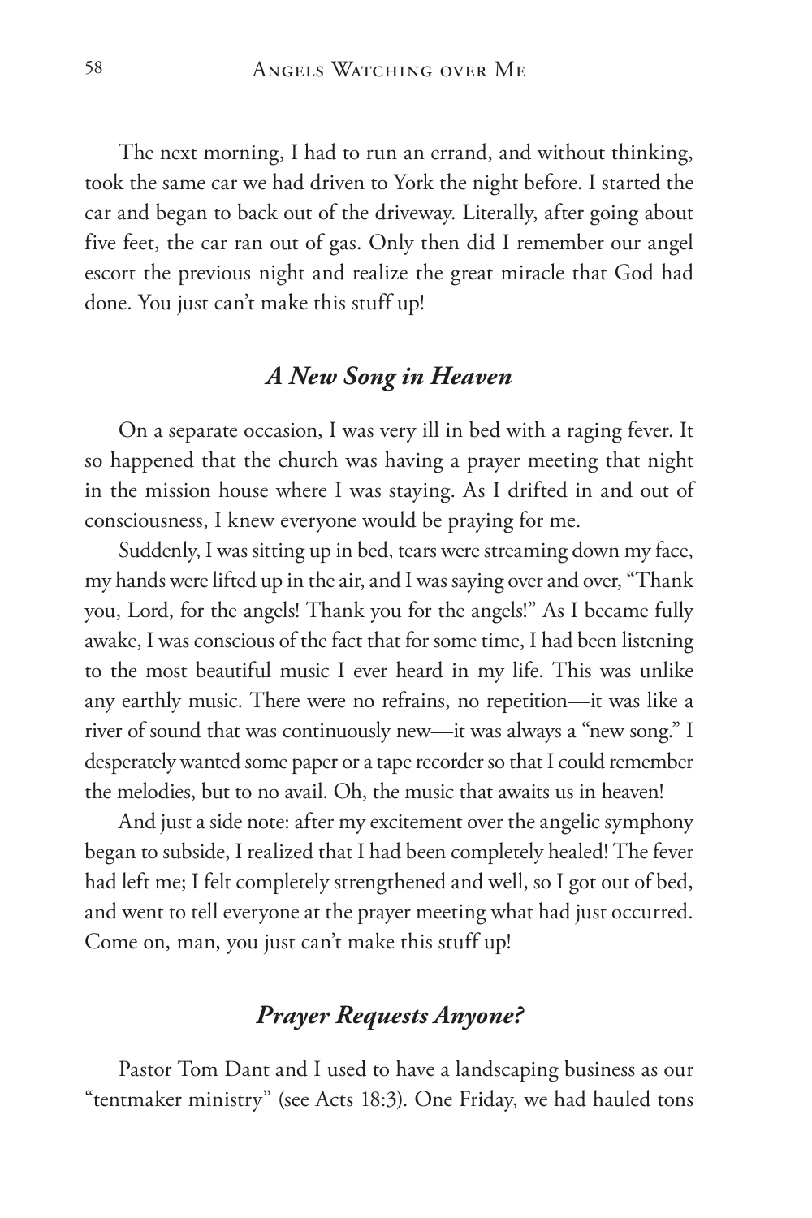The next morning, I had to run an errand, and without thinking, took the same car we had driven to York the night before. I started the car and began to back out of the driveway. Literally, after going about five feet, the car ran out of gas. Only then did I remember our angel escort the previous night and realize the great miracle that God had done. You just can't make this stuff up!

### *A New Song in Heaven*

On a separate occasion, I was very ill in bed with a raging fever. It so happened that the church was having a prayer meeting that night in the mission house where I was staying. As I drifted in and out of consciousness, I knew everyone would be praying for me.

Suddenly, I was sitting up in bed, tears were streaming down my face, my hands were lifted up in the air, and I was saying over and over, "Thank you, Lord, for the angels! Thank you for the angels!" As I became fully awake, I was conscious of the fact that for some time, I had been listening to the most beautiful music I ever heard in my life. This was unlike any earthly music. There were no refrains, no repetition—it was like a river of sound that was continuously new—it was always a "new song." I desperately wanted some paper or a tape recorder so that I could remember the melodies, but to no avail. Oh, the music that awaits us in heaven!

And just a side note: after my excitement over the angelic symphony began to subside, I realized that I had been completely healed! The fever had left me; I felt completely strengthened and well, so I got out of bed, and went to tell everyone at the prayer meeting what had just occurred. Come on, man, you just can't make this stuff up!

### *Prayer Requests Anyone?*

Pastor Tom Dant and I used to have a landscaping business as our "tentmaker ministry" (see Acts 18:3). One Friday, we had hauled tons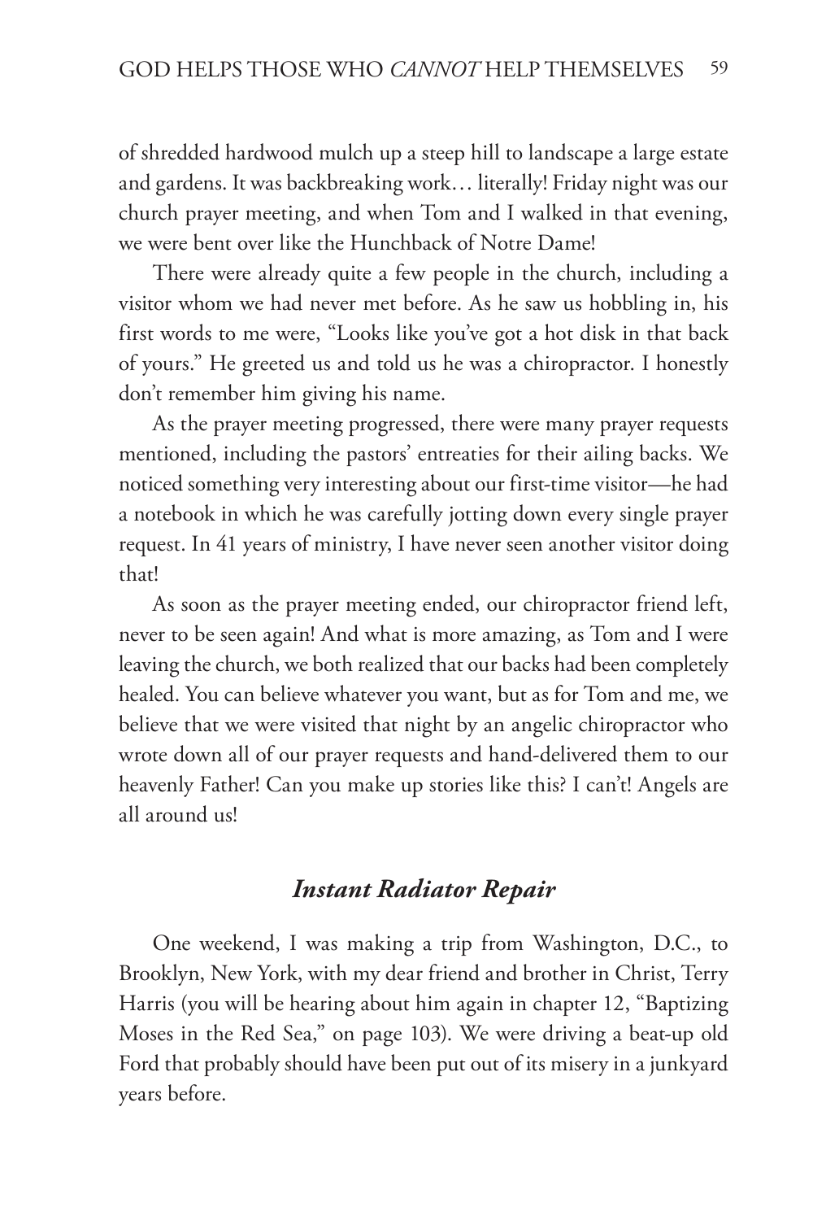of shredded hardwood mulch up a steep hill to landscape a large estate and gardens. It was backbreaking work… literally! Friday night was our church prayer meeting, and when Tom and I walked in that evening, we were bent over like the Hunchback of Notre Dame!

There were already quite a few people in the church, including a visitor whom we had never met before. As he saw us hobbling in, his first words to me were, "Looks like you've got a hot disk in that back of yours." He greeted us and told us he was a chiropractor. I honestly don't remember him giving his name.

As the prayer meeting progressed, there were many prayer requests mentioned, including the pastors' entreaties for their ailing backs. We noticed something very interesting about our first-time visitor—he had a notebook in which he was carefully jotting down every single prayer request. In 41 years of ministry, I have never seen another visitor doing that!

As soon as the prayer meeting ended, our chiropractor friend left, never to be seen again! And what is more amazing, as Tom and I were leaving the church, we both realized that our backs had been completely healed. You can believe whatever you want, but as for Tom and me, we believe that we were visited that night by an angelic chiropractor who wrote down all of our prayer requests and hand-delivered them to our heavenly Father! Can you make up stories like this? I can't! Angels are all around us!

### *Instant Radiator Repair*

One weekend, I was making a trip from Washington, D.C., to Brooklyn, New York, with my dear friend and brother in Christ, Terry Harris (you will be hearing about him again in chapter 12, "Baptizing Moses in the Red Sea," on page 103). We were driving a beat-up old Ford that probably should have been put out of its misery in a junkyard years before.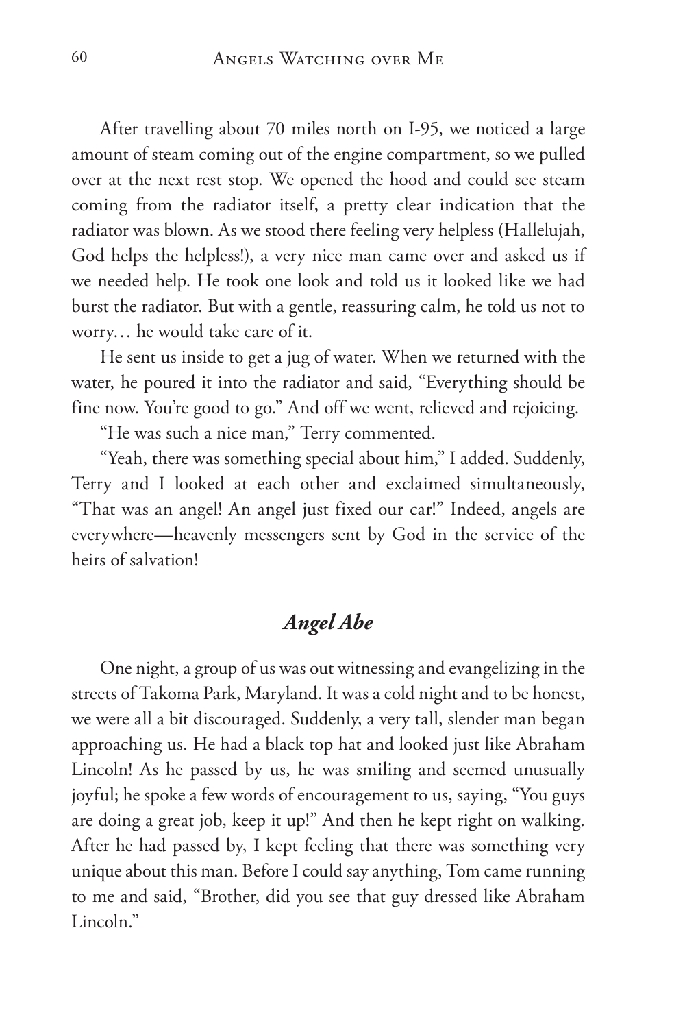After travelling about 70 miles north on I-95, we noticed a large amount of steam coming out of the engine compartment, so we pulled over at the next rest stop. We opened the hood and could see steam coming from the radiator itself, a pretty clear indication that the radiator was blown. As we stood there feeling very helpless (Hallelujah, God helps the helpless!), a very nice man came over and asked us if we needed help. He took one look and told us it looked like we had burst the radiator. But with a gentle, reassuring calm, he told us not to worry… he would take care of it.

He sent us inside to get a jug of water. When we returned with the water, he poured it into the radiator and said, "Everything should be fine now. You're good to go." And off we went, relieved and rejoicing.

"He was such a nice man," Terry commented.

"Yeah, there was something special about him," I added. Suddenly, Terry and I looked at each other and exclaimed simultaneously, "That was an angel! An angel just fixed our car!" Indeed, angels are everywhere—heavenly messengers sent by God in the service of the heirs of salvation!

## *Angel Abe*

One night, a group of us was out witnessing and evangelizing in the streets of Takoma Park, Maryland. It was a cold night and to be honest, we were all a bit discouraged. Suddenly, a very tall, slender man began approaching us. He had a black top hat and looked just like Abraham Lincoln! As he passed by us, he was smiling and seemed unusually joyful; he spoke a few words of encouragement to us, saying, "You guys are doing a great job, keep it up!" And then he kept right on walking. After he had passed by, I kept feeling that there was something very unique about this man. Before I could say anything, Tom came running to me and said, "Brother, did you see that guy dressed like Abraham Lincoln."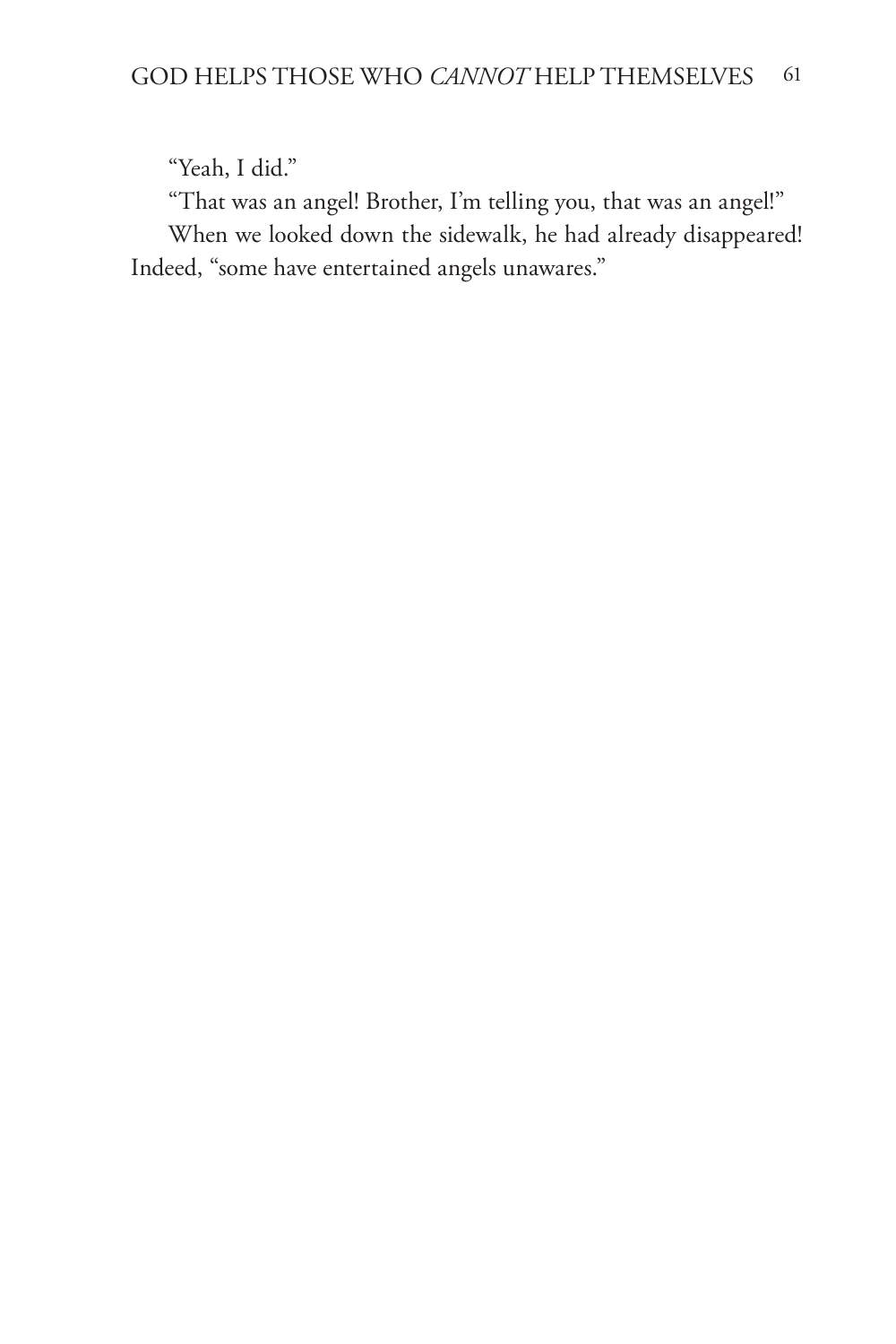"Yeah, I did."

"That was an angel! Brother, I'm telling you, that was an angel!"

When we looked down the sidewalk, he had already disappeared! Indeed, "some have entertained angels unawares."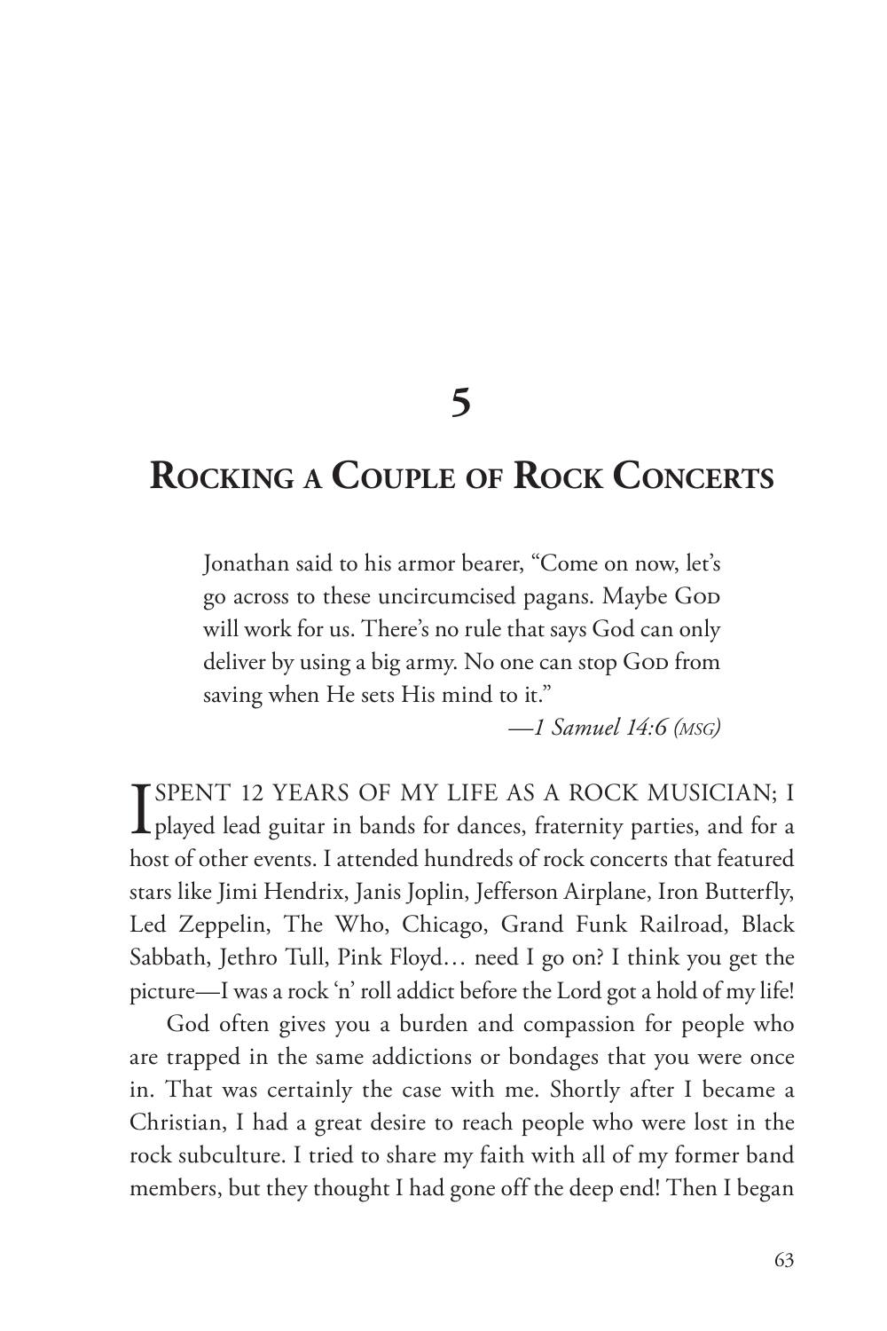# 5

# Rocking a Couple of Rock Concerts

> Jonathan said to his armor bearer, "Come on now, let's go across to these uncircumcised pagans. Maybe God will work for us. There's no rule that says God can only deliver by using a big army. No one can stop God from saving when He sets His mind to it."
>
> —*1 Samuel 14:6 (MSG)*

I SPENT 12 YEARS OF MY LIFE AS A ROCK MUSICIAN; I played lead guitar in bands for dances, fraternity parties, and for a host of other events. I attended hundreds of rock concerts that featured stars like Jimi Hendrix, Janis Joplin, Jefferson Airplane, Iron Butterfly, Led Zeppelin, The Who, Chicago, Grand Funk Railroad, Black Sabbath, Jethro Tull, Pink Floyd… need I go on? I think you get the picture—I was a rock 'n' roll addict before the Lord got a hold of my life!

God often gives you a burden and compassion for people who are trapped in the same addictions or bondages that you were once in. That was certainly the case with me. Shortly after I became a Christian, I had a great desire to reach people who were lost in the rock subculture. I tried to share my faith with all of my former band members, but they thought I had gone off the deep end! Then I began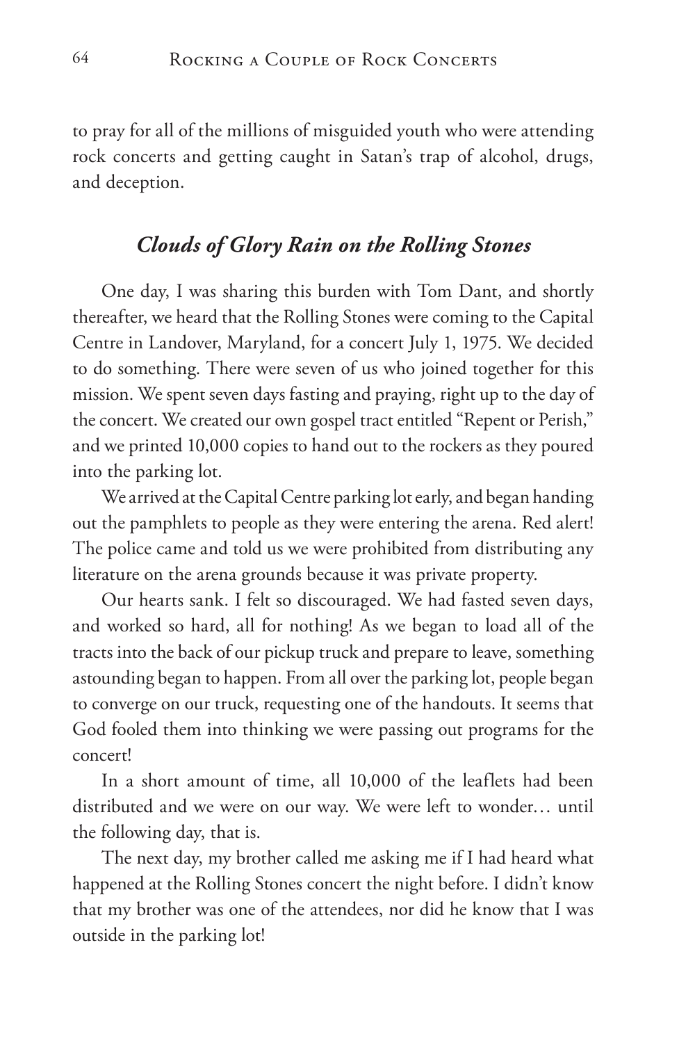to pray for all of the millions of misguided youth who were attending rock concerts and getting caught in Satan's trap of alcohol, drugs, and deception.

## *Clouds of Glory Rain on the Rolling Stones*

One day, I was sharing this burden with Tom Dant, and shortly thereafter, we heard that the Rolling Stones were coming to the Capital Centre in Landover, Maryland, for a concert July 1, 1975. We decided to do something. There were seven of us who joined together for this mission. We spent seven days fasting and praying, right up to the day of the concert. We created our own gospel tract entitled "Repent or Perish," and we printed 10,000 copies to hand out to the rockers as they poured into the parking lot.

We arrived at the Capital Centre parking lot early, and began handing out the pamphlets to people as they were entering the arena. Red alert! The police came and told us we were prohibited from distributing any literature on the arena grounds because it was private property.

Our hearts sank. I felt so discouraged. We had fasted seven days, and worked so hard, all for nothing! As we began to load all of the tracts into the back of our pickup truck and prepare to leave, something astounding began to happen. From all over the parking lot, people began to converge on our truck, requesting one of the handouts. It seems that God fooled them into thinking we were passing out programs for the concert!

In a short amount of time, all 10,000 of the leaflets had been distributed and we were on our way. We were left to wonder… until the following day, that is.

The next day, my brother called me asking me if I had heard what happened at the Rolling Stones concert the night before. I didn't know that my brother was one of the attendees, nor did he know that I was outside in the parking lot!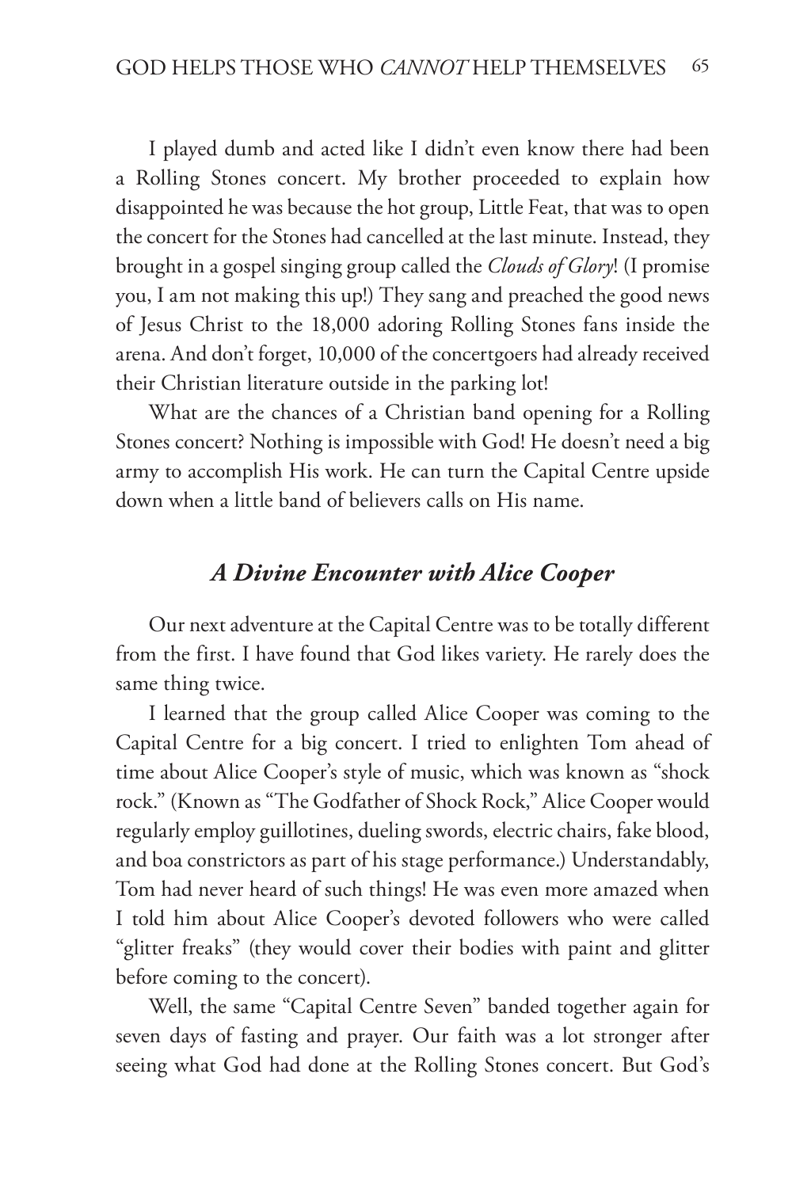I played dumb and acted like I didn't even know there had been a Rolling Stones concert. My brother proceeded to explain how disappointed he was because the hot group, Little Feat, that was to open the concert for the Stones had cancelled at the last minute. Instead, they brought in a gospel singing group called the *Clouds of Glory*! (I promise you, I am not making this up!) They sang and preached the good news of Jesus Christ to the 18,000 adoring Rolling Stones fans inside the arena. And don't forget, 10,000 of the concertgoers had already received their Christian literature outside in the parking lot!

What are the chances of a Christian band opening for a Rolling Stones concert? Nothing is impossible with God! He doesn't need a big army to accomplish His work. He can turn the Capital Centre upside down when a little band of believers calls on His name.

### *A Divine Encounter with Alice Cooper*

Our next adventure at the Capital Centre was to be totally different from the first. I have found that God likes variety. He rarely does the same thing twice.

I learned that the group called Alice Cooper was coming to the Capital Centre for a big concert. I tried to enlighten Tom ahead of time about Alice Cooper's style of music, which was known as "shock rock." (Known as "The Godfather of Shock Rock," Alice Cooper would regularly employ guillotines, dueling swords, electric chairs, fake blood, and boa constrictors as part of his stage performance.) Understandably, Tom had never heard of such things! He was even more amazed when I told him about Alice Cooper's devoted followers who were called "glitter freaks" (they would cover their bodies with paint and glitter before coming to the concert).

Well, the same "Capital Centre Seven" banded together again for seven days of fasting and prayer. Our faith was a lot stronger after seeing what God had done at the Rolling Stones concert. But God's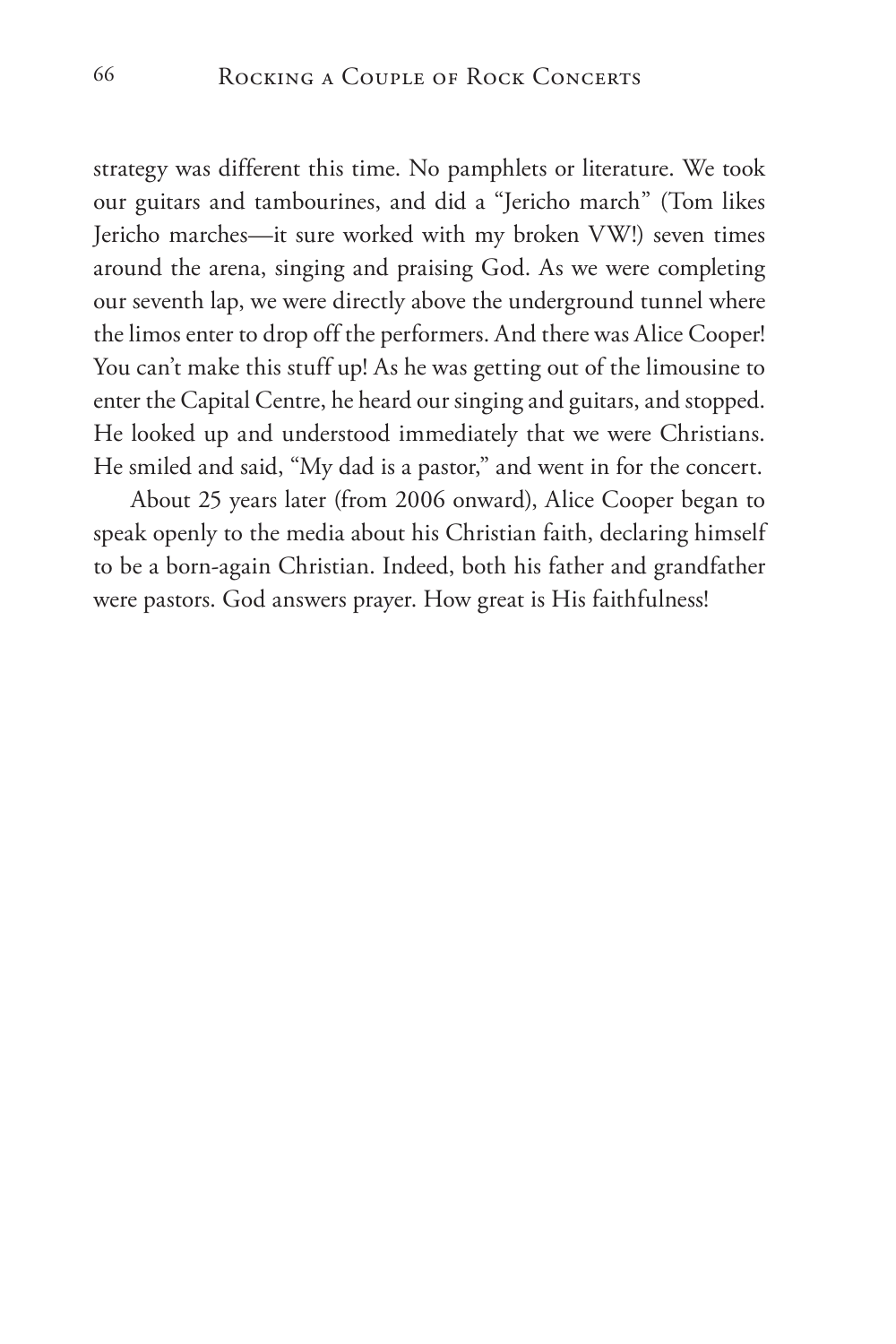strategy was different this time. No pamphlets or literature. We took our guitars and tambourines, and did a "Jericho march" (Tom likes Jericho marches—it sure worked with my broken VW!) seven times around the arena, singing and praising God. As we were completing our seventh lap, we were directly above the underground tunnel where the limos enter to drop off the performers. And there was Alice Cooper! You can't make this stuff up! As he was getting out of the limousine to enter the Capital Centre, he heard our singing and guitars, and stopped. He looked up and understood immediately that we were Christians. He smiled and said, "My dad is a pastor," and went in for the concert.

About 25 years later (from 2006 onward), Alice Cooper began to speak openly to the media about his Christian faith, declaring himself to be a born-again Christian. Indeed, both his father and grandfather were pastors. God answers prayer. How great is His faithfulness!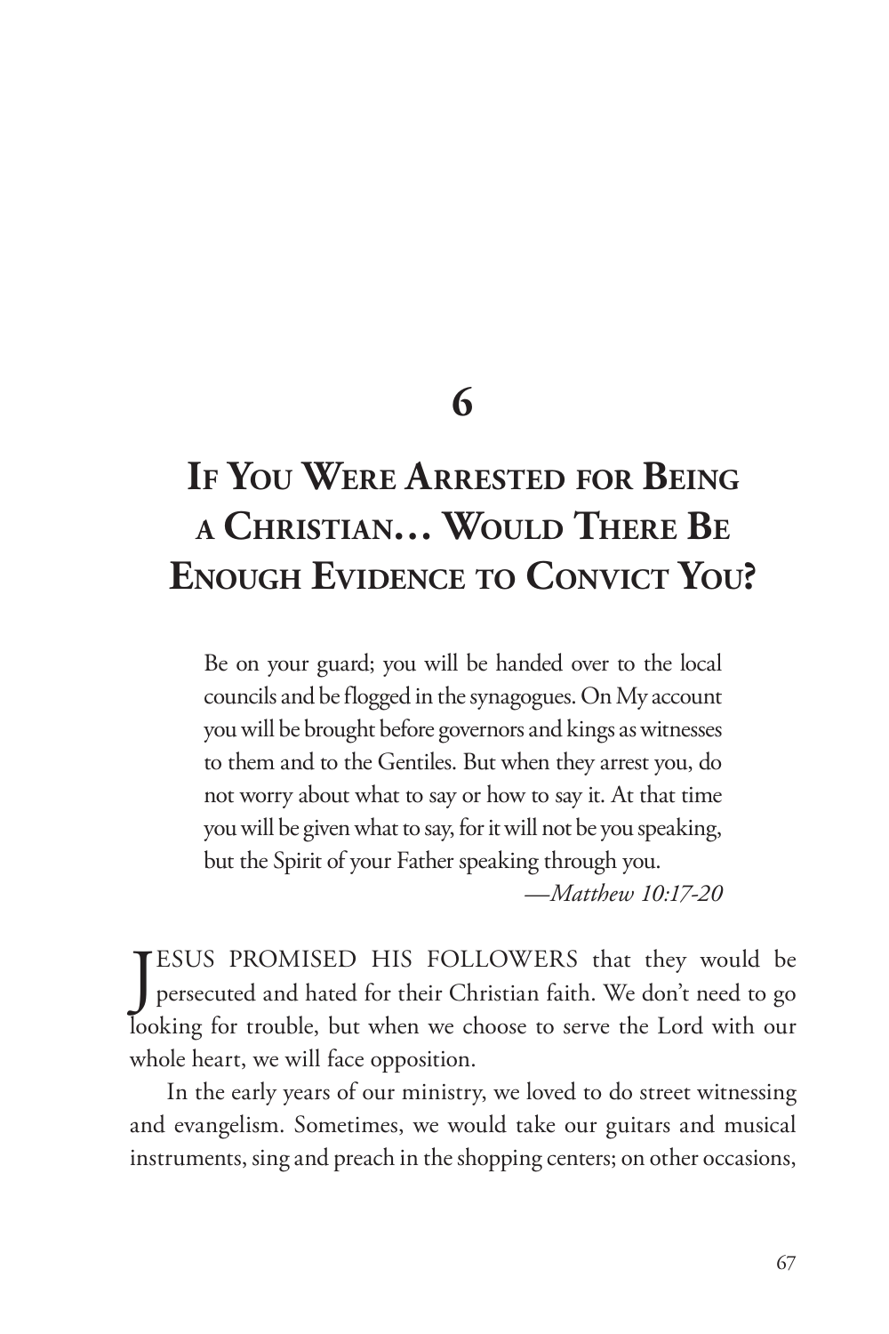# 6

# If You Were Arrested for Being a Christian… Would There Be Enough Evidence to Convict You?

> Be on your guard; you will be handed over to the local councils and be flogged in the synagogues. On My account you will be brought before governors and kings as witnesses to them and to the Gentiles. But when they arrest you, do not worry about what to say or how to say it. At that time you will be given what to say, for it will not be you speaking, but the Spirit of your Father speaking through you.
>
> —*Matthew 10:17-20*

JESUS PROMISED HIS FOLLOWERS that they would be persecuted and hated for their Christian faith. We don't need to go looking for trouble, but when we choose to serve the Lord with our whole heart, we will face opposition.

In the early years of our ministry, we loved to do street witnessing and evangelism. Sometimes, we would take our guitars and musical instruments, sing and preach in the shopping centers; on other occasions,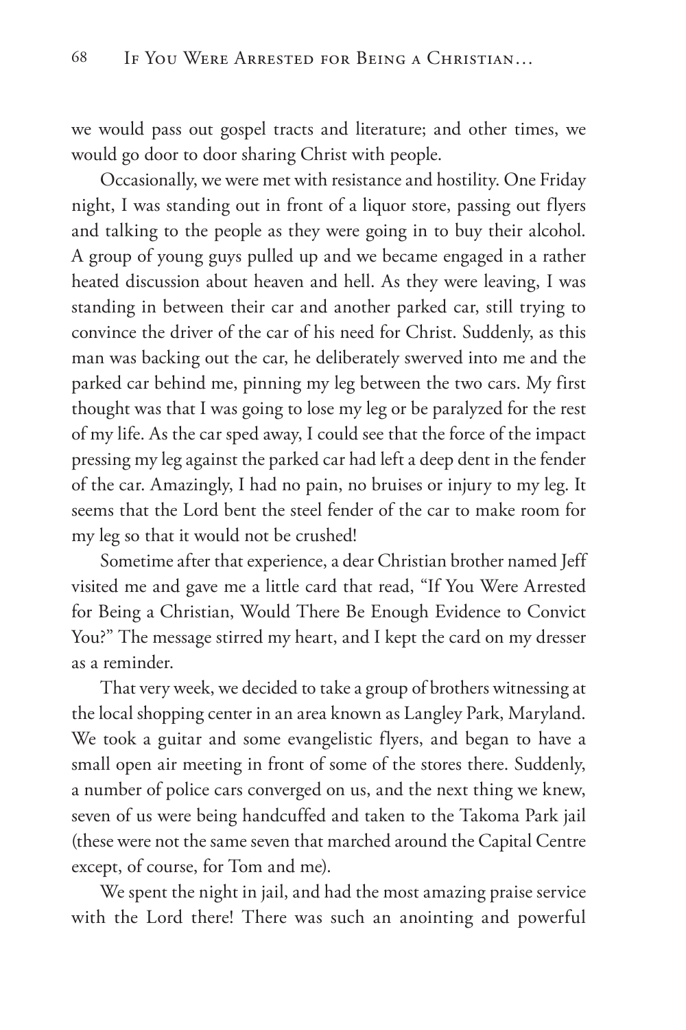we would pass out gospel tracts and literature; and other times, we would go door to door sharing Christ with people.

Occasionally, we were met with resistance and hostility. One Friday night, I was standing out in front of a liquor store, passing out flyers and talking to the people as they were going in to buy their alcohol. A group of young guys pulled up and we became engaged in a rather heated discussion about heaven and hell. As they were leaving, I was standing in between their car and another parked car, still trying to convince the driver of the car of his need for Christ. Suddenly, as this man was backing out the car, he deliberately swerved into me and the parked car behind me, pinning my leg between the two cars. My first thought was that I was going to lose my leg or be paralyzed for the rest of my life. As the car sped away, I could see that the force of the impact pressing my leg against the parked car had left a deep dent in the fender of the car. Amazingly, I had no pain, no bruises or injury to my leg. It seems that the Lord bent the steel fender of the car to make room for my leg so that it would not be crushed!

Sometime after that experience, a dear Christian brother named Jeff visited me and gave me a little card that read, "If You Were Arrested for Being a Christian, Would There Be Enough Evidence to Convict You?" The message stirred my heart, and I kept the card on my dresser as a reminder.

That very week, we decided to take a group of brothers witnessing at the local shopping center in an area known as Langley Park, Maryland. We took a guitar and some evangelistic flyers, and began to have a small open air meeting in front of some of the stores there. Suddenly, a number of police cars converged on us, and the next thing we knew, seven of us were being handcuffed and taken to the Takoma Park jail (these were not the same seven that marched around the Capital Centre except, of course, for Tom and me).

We spent the night in jail, and had the most amazing praise service with the Lord there! There was such an anointing and powerful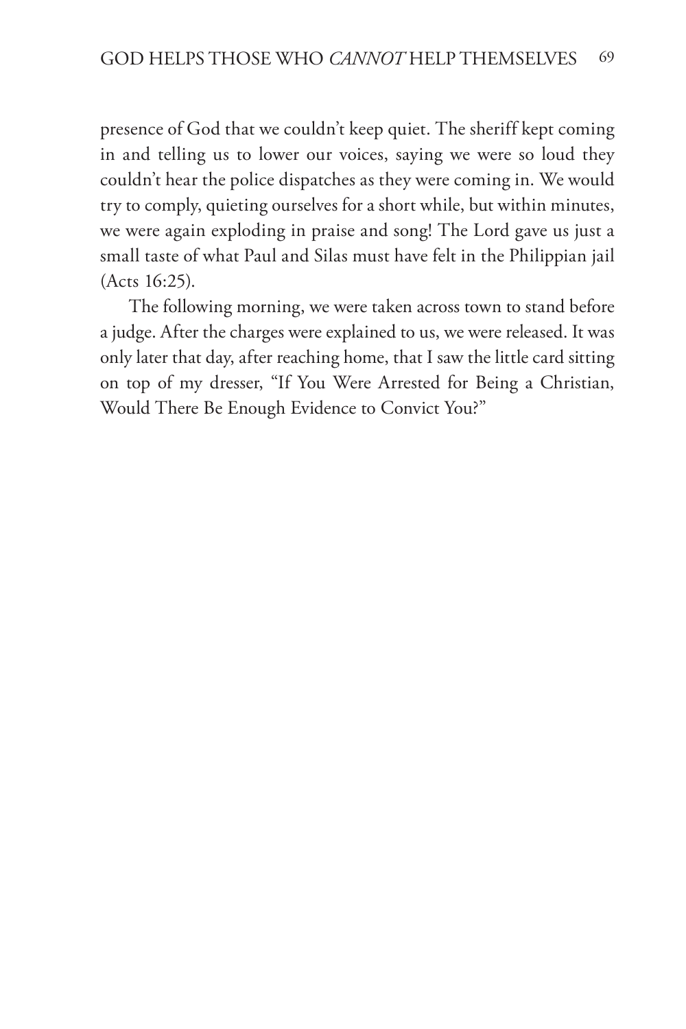presence of God that we couldn't keep quiet. The sheriff kept coming in and telling us to lower our voices, saying we were so loud they couldn't hear the police dispatches as they were coming in. We would try to comply, quieting ourselves for a short while, but within minutes, we were again exploding in praise and song! The Lord gave us just a small taste of what Paul and Silas must have felt in the Philippian jail (Acts 16:25).

The following morning, we were taken across town to stand before a judge. After the charges were explained to us, we were released. It was only later that day, after reaching home, that I saw the little card sitting on top of my dresser, "If You Were Arrested for Being a Christian, Would There Be Enough Evidence to Convict You?"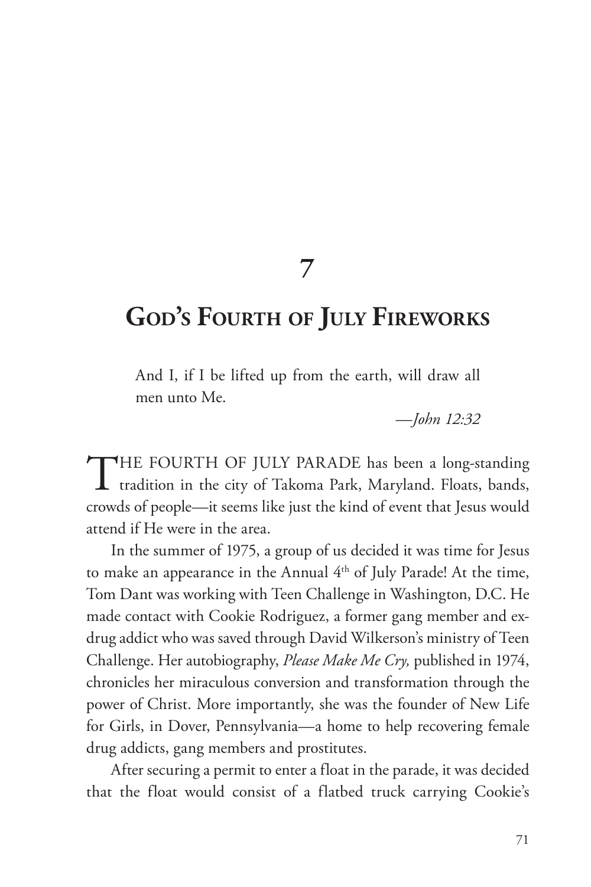# 7

## God's Fourth of July Fireworks

> And I, if I be lifted up from the earth, will draw all men unto Me.
>
> —*John 12:32*

THE FOURTH OF JULY PARADE has been a long-standing tradition in the city of Takoma Park, Maryland. Floats, bands, crowds of people—it seems like just the kind of event that Jesus would attend if He were in the area.

In the summer of 1975, a group of us decided it was time for Jesus to make an appearance in the Annual 4th of July Parade! At the time, Tom Dant was working with Teen Challenge in Washington, D.C. He made contact with Cookie Rodriguez, a former gang member and ex-drug addict who was saved through David Wilkerson's ministry of Teen Challenge. Her autobiography, *Please Make Me Cry,* published in 1974, chronicles her miraculous conversion and transformation through the power of Christ. More importantly, she was the founder of New Life for Girls, in Dover, Pennsylvania—a home to help recovering female drug addicts, gang members and prostitutes.

After securing a permit to enter a float in the parade, it was decided that the float would consist of a flatbed truck carrying Cookie's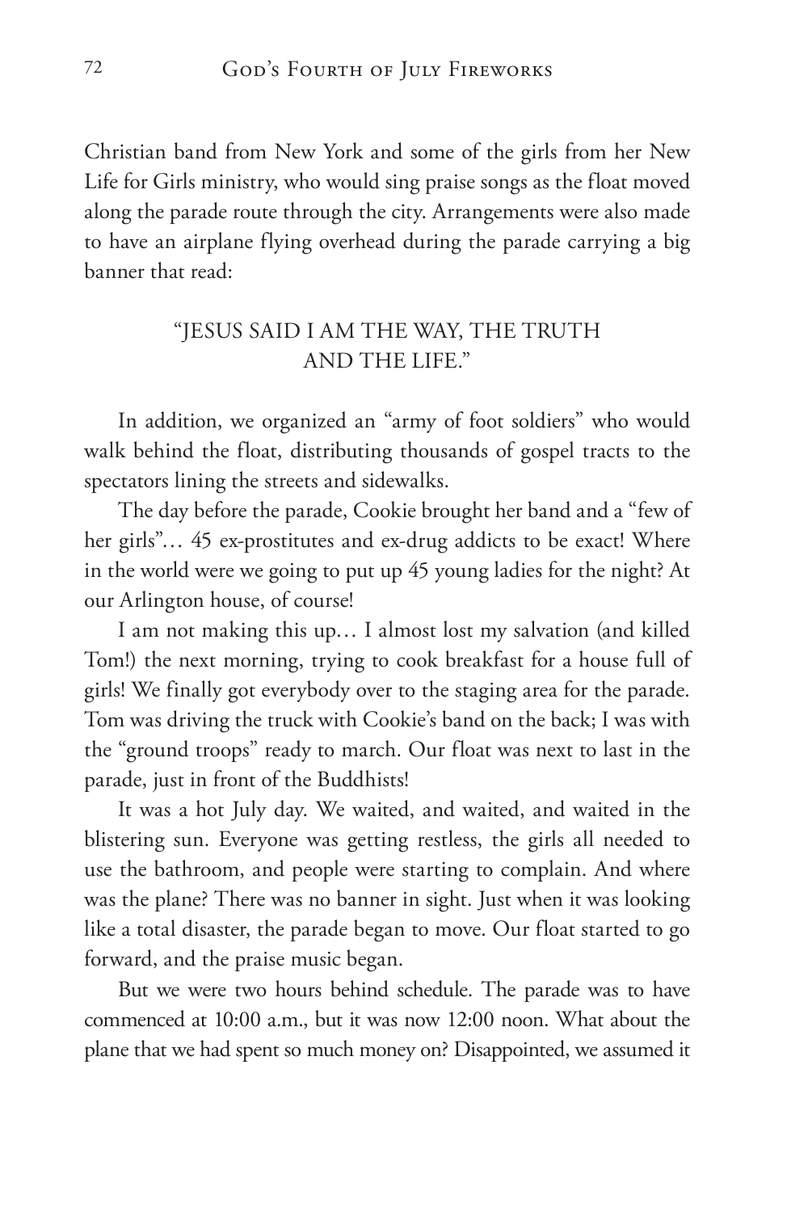Christian band from New York and some of the girls from her New Life for Girls ministry, who would sing praise songs as the float moved along the parade route through the city. Arrangements were also made to have an airplane flying overhead during the parade carrying a big banner that read:

> "JESUS SAID I AM THE WAY, THE TRUTH AND THE LIFE."

In addition, we organized an "army of foot soldiers" who would walk behind the float, distributing thousands of gospel tracts to the spectators lining the streets and sidewalks.

The day before the parade, Cookie brought her band and a "few of her girls"… 45 ex-prostitutes and ex-drug addicts to be exact! Where in the world were we going to put up 45 young ladies for the night? At our Arlington house, of course!

I am not making this up… I almost lost my salvation (and killed Tom!) the next morning, trying to cook breakfast for a house full of girls! We finally got everybody over to the staging area for the parade. Tom was driving the truck with Cookie's band on the back; I was with the "ground troops" ready to march. Our float was next to last in the parade, just in front of the Buddhists!

It was a hot July day. We waited, and waited, and waited in the blistering sun. Everyone was getting restless, the girls all needed to use the bathroom, and people were starting to complain. And where was the plane? There was no banner in sight. Just when it was looking like a total disaster, the parade began to move. Our float started to go forward, and the praise music began.

But we were two hours behind schedule. The parade was to have commenced at 10:00 a.m., but it was now 12:00 noon. What about the plane that we had spent so much money on? Disappointed, we assumed it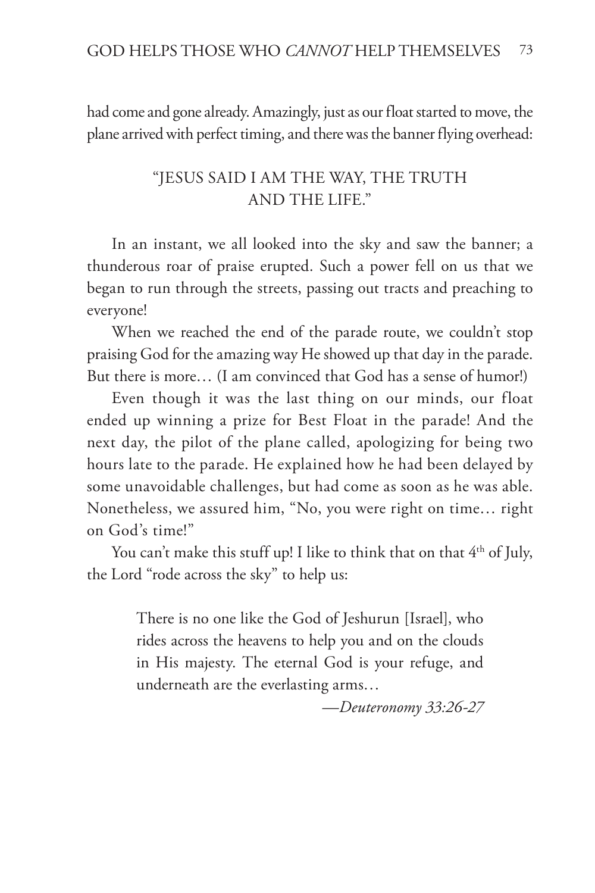had come and gone already. Amazingly, just as our float started to move, the plane arrived with perfect timing, and there was the banner flying overhead:

"JESUS SAID I AM THE WAY, THE TRUTH AND THE LIFE."

In an instant, we all looked into the sky and saw the banner; a thunderous roar of praise erupted. Such a power fell on us that we began to run through the streets, passing out tracts and preaching to everyone!

When we reached the end of the parade route, we couldn't stop praising God for the amazing way He showed up that day in the parade. But there is more… (I am convinced that God has a sense of humor!)

Even though it was the last thing on our minds, our float ended up winning a prize for Best Float in the parade! And the next day, the pilot of the plane called, apologizing for being two hours late to the parade. He explained how he had been delayed by some unavoidable challenges, but had come as soon as he was able. Nonetheless, we assured him, "No, you were right on time… right on God's time!"

You can't make this stuff up! I like to think that on that 4th of July, the Lord "rode across the sky" to help us:

> There is no one like the God of Jeshurun [Israel], who rides across the heavens to help you and on the clouds in His majesty. The eternal God is your refuge, and underneath are the everlasting arms…
>
> —*Deuteronomy 33:26-27*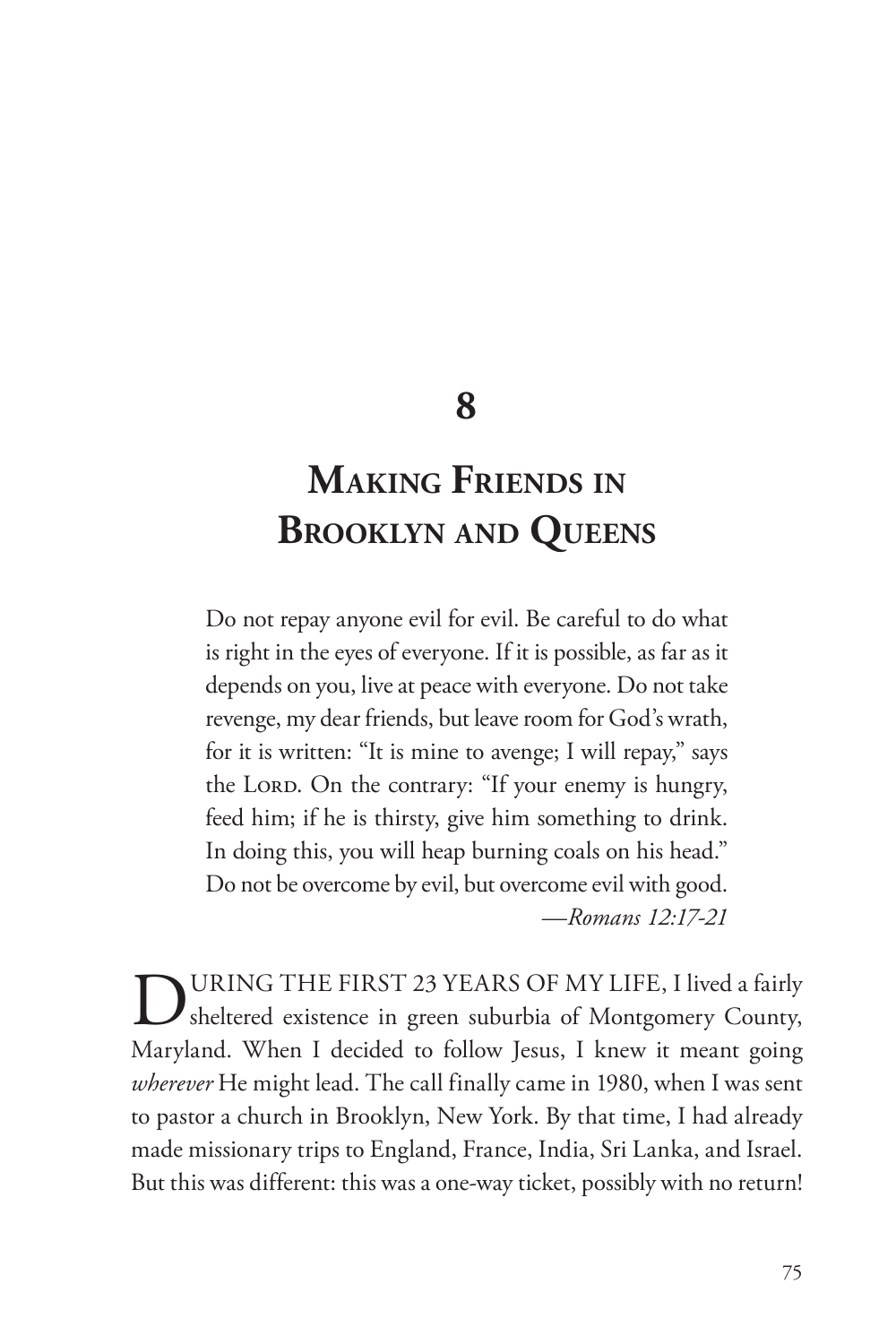# 8

# Making Friends in Brooklyn and Queens

> Do not repay anyone evil for evil. Be careful to do what is right in the eyes of everyone. If it is possible, as far as it depends on you, live at peace with everyone. Do not take revenge, my dear friends, but leave room for God's wrath, for it is written: "It is mine to avenge; I will repay," says the Lord. On the contrary: "If your enemy is hungry, feed him; if he is thirsty, give him something to drink. In doing this, you will heap burning coals on his head." Do not be overcome by evil, but overcome evil with good.
>
> —*Romans 12:17-21*

DURING THE FIRST 23 YEARS OF MY LIFE, I lived a fairly sheltered existence in green suburbia of Montgomery County, Maryland. When I decided to follow Jesus, I knew it meant going *wherever* He might lead. The call finally came in 1980, when I was sent to pastor a church in Brooklyn, New York. By that time, I had already made missionary trips to England, France, India, Sri Lanka, and Israel. But this was different: this was a one-way ticket, possibly with no return!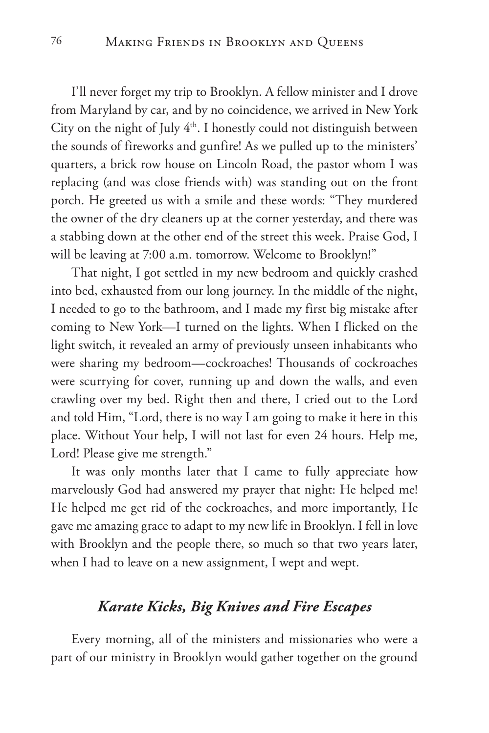I'll never forget my trip to Brooklyn. A fellow minister and I drove from Maryland by car, and by no coincidence, we arrived in New York City on the night of July 4th. I honestly could not distinguish between the sounds of fireworks and gunfire! As we pulled up to the ministers' quarters, a brick row house on Lincoln Road, the pastor whom I was replacing (and was close friends with) was standing out on the front porch. He greeted us with a smile and these words: "They murdered the owner of the dry cleaners up at the corner yesterday, and there was a stabbing down at the other end of the street this week. Praise God, I will be leaving at 7:00 a.m. tomorrow. Welcome to Brooklyn!"

That night, I got settled in my new bedroom and quickly crashed into bed, exhausted from our long journey. In the middle of the night, I needed to go to the bathroom, and I made my first big mistake after coming to New York—I turned on the lights. When I flicked on the light switch, it revealed an army of previously unseen inhabitants who were sharing my bedroom—cockroaches! Thousands of cockroaches were scurrying for cover, running up and down the walls, and even crawling over my bed. Right then and there, I cried out to the Lord and told Him, "Lord, there is no way I am going to make it here in this place. Without Your help, I will not last for even 24 hours. Help me, Lord! Please give me strength."

It was only months later that I came to fully appreciate how marvelously God had answered my prayer that night: He helped me! He helped me get rid of the cockroaches, and more importantly, He gave me amazing grace to adapt to my new life in Brooklyn. I fell in love with Brooklyn and the people there, so much so that two years later, when I had to leave on a new assignment, I wept and wept.

### *Karate Kicks, Big Knives and Fire Escapes*

Every morning, all of the ministers and missionaries who were a part of our ministry in Brooklyn would gather together on the ground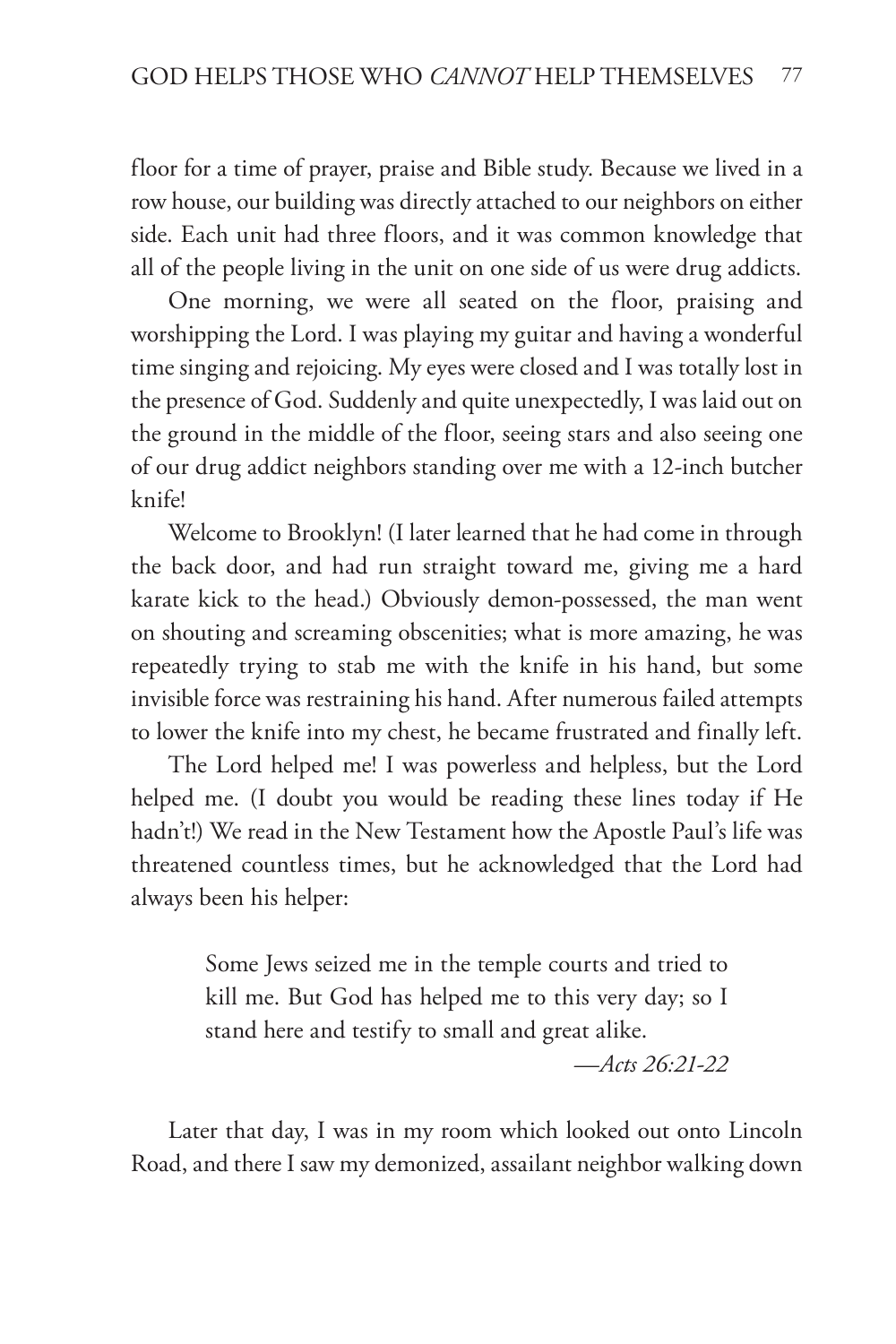floor for a time of prayer, praise and Bible study. Because we lived in a row house, our building was directly attached to our neighbors on either side. Each unit had three floors, and it was common knowledge that all of the people living in the unit on one side of us were drug addicts.

One morning, we were all seated on the floor, praising and worshipping the Lord. I was playing my guitar and having a wonderful time singing and rejoicing. My eyes were closed and I was totally lost in the presence of God. Suddenly and quite unexpectedly, I was laid out on the ground in the middle of the floor, seeing stars and also seeing one of our drug addict neighbors standing over me with a 12-inch butcher knife!

Welcome to Brooklyn! (I later learned that he had come in through the back door, and had run straight toward me, giving me a hard karate kick to the head.) Obviously demon-possessed, the man went on shouting and screaming obscenities; what is more amazing, he was repeatedly trying to stab me with the knife in his hand, but some invisible force was restraining his hand. After numerous failed attempts to lower the knife into my chest, he became frustrated and finally left.

The Lord helped me! I was powerless and helpless, but the Lord helped me. (I doubt you would be reading these lines today if He hadn't!) We read in the New Testament how the Apostle Paul's life was threatened countless times, but he acknowledged that the Lord had always been his helper:

> Some Jews seized me in the temple courts and tried to kill me. But God has helped me to this very day; so I stand here and testify to small and great alike.
>
> —*Acts 26:21-22*

Later that day, I was in my room which looked out onto Lincoln Road, and there I saw my demonized, assailant neighbor walking down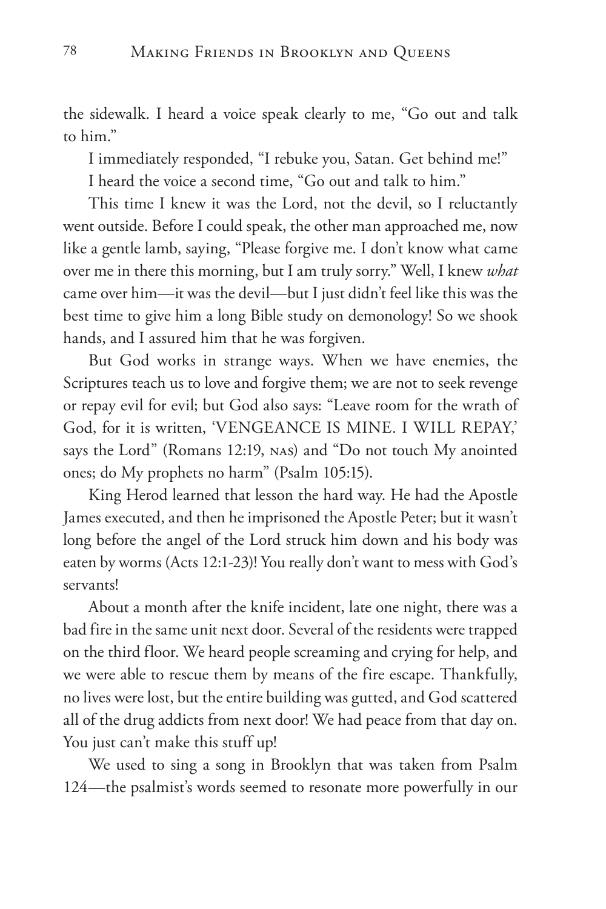the sidewalk. I heard a voice speak clearly to me, "Go out and talk to him."

I immediately responded, "I rebuke you, Satan. Get behind me!"

I heard the voice a second time, "Go out and talk to him."

This time I knew it was the Lord, not the devil, so I reluctantly went outside. Before I could speak, the other man approached me, now like a gentle lamb, saying, "Please forgive me. I don't know what came over me in there this morning, but I am truly sorry." Well, I knew *what* came over him—it was the devil—but I just didn't feel like this was the best time to give him a long Bible study on demonology! So we shook hands, and I assured him that he was forgiven.

But God works in strange ways. When we have enemies, the Scriptures teach us to love and forgive them; we are not to seek revenge or repay evil for evil; but God also says: "Leave room for the wrath of God, for it is written, 'VENGEANCE IS MINE. I WILL REPAY,' says the Lord" (Romans 12:19, NAS) and "Do not touch My anointed ones; do My prophets no harm" (Psalm 105:15).

King Herod learned that lesson the hard way. He had the Apostle James executed, and then he imprisoned the Apostle Peter; but it wasn't long before the angel of the Lord struck him down and his body was eaten by worms (Acts 12:1-23)! You really don't want to mess with God's servants!

About a month after the knife incident, late one night, there was a bad fire in the same unit next door. Several of the residents were trapped on the third floor. We heard people screaming and crying for help, and we were able to rescue them by means of the fire escape. Thankfully, no lives were lost, but the entire building was gutted, and God scattered all of the drug addicts from next door! We had peace from that day on. You just can't make this stuff up!

We used to sing a song in Brooklyn that was taken from Psalm 124—the psalmist's words seemed to resonate more powerfully in our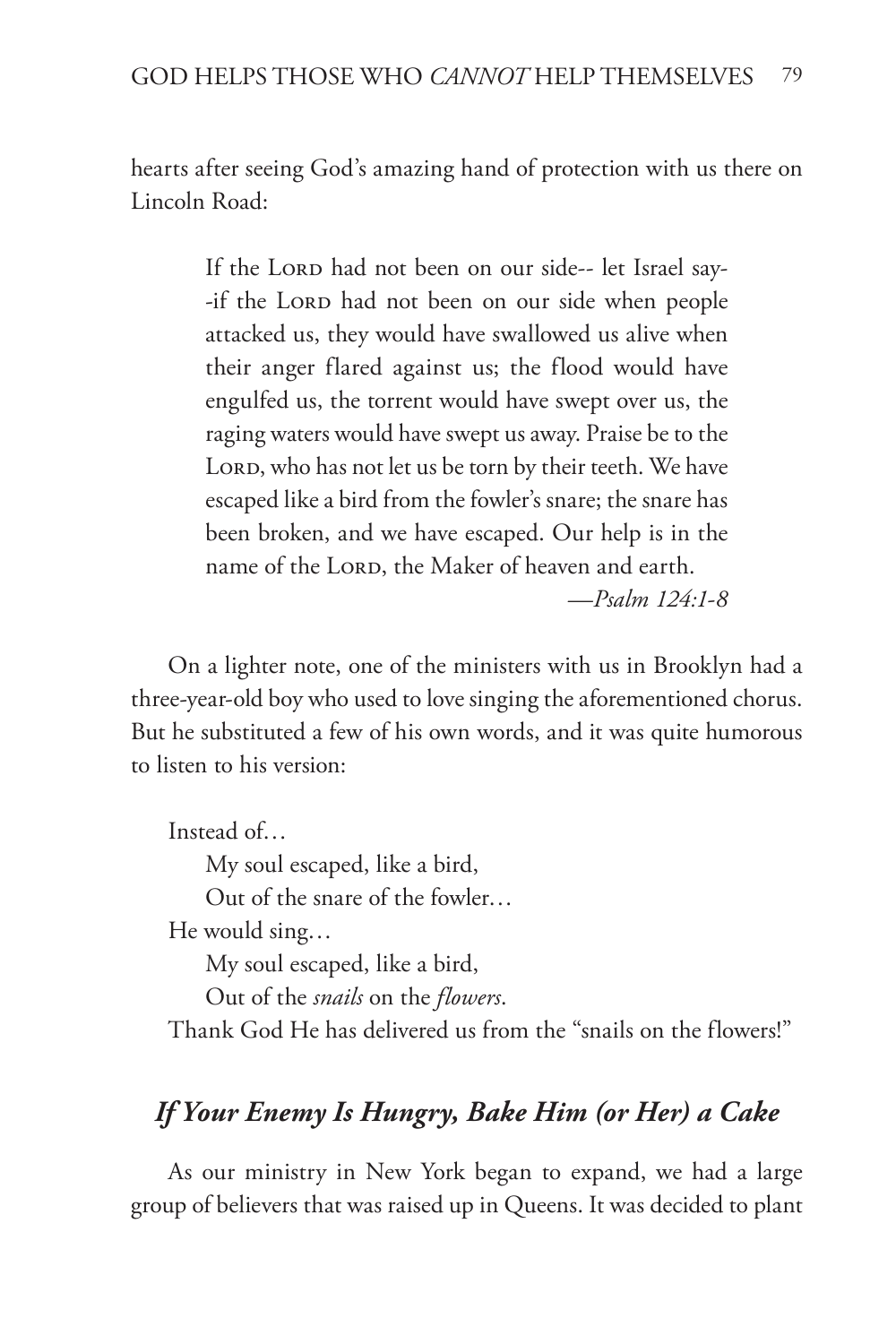hearts after seeing God's amazing hand of protection with us there on Lincoln Road:

> If the LORD had not been on our side-- let Israel say--if the LORD had not been on our side when people attacked us, they would have swallowed us alive when their anger flared against us; the flood would have engulfed us, the torrent would have swept over us, the raging waters would have swept us away. Praise be to the LORD, who has not let us be torn by their teeth. We have escaped like a bird from the fowler's snare; the snare has been broken, and we have escaped. Our help is in the name of the LORD, the Maker of heaven and earth.
>
> —*Psalm 124:1-8*

On a lighter note, one of the ministers with us in Brooklyn had a three-year-old boy who used to love singing the aforementioned chorus. But he substituted a few of his own words, and it was quite humorous to listen to his version:

Instead of…

My soul escaped, like a bird,
Out of the snare of the fowler…

He would sing…

My soul escaped, like a bird,
Out of the *snails* on the *flowers*.

Thank God He has delivered us from the "snails on the flowers!"

## *If Your Enemy Is Hungry, Bake Him (or Her) a Cake*

As our ministry in New York began to expand, we had a large group of believers that was raised up in Queens. It was decided to plant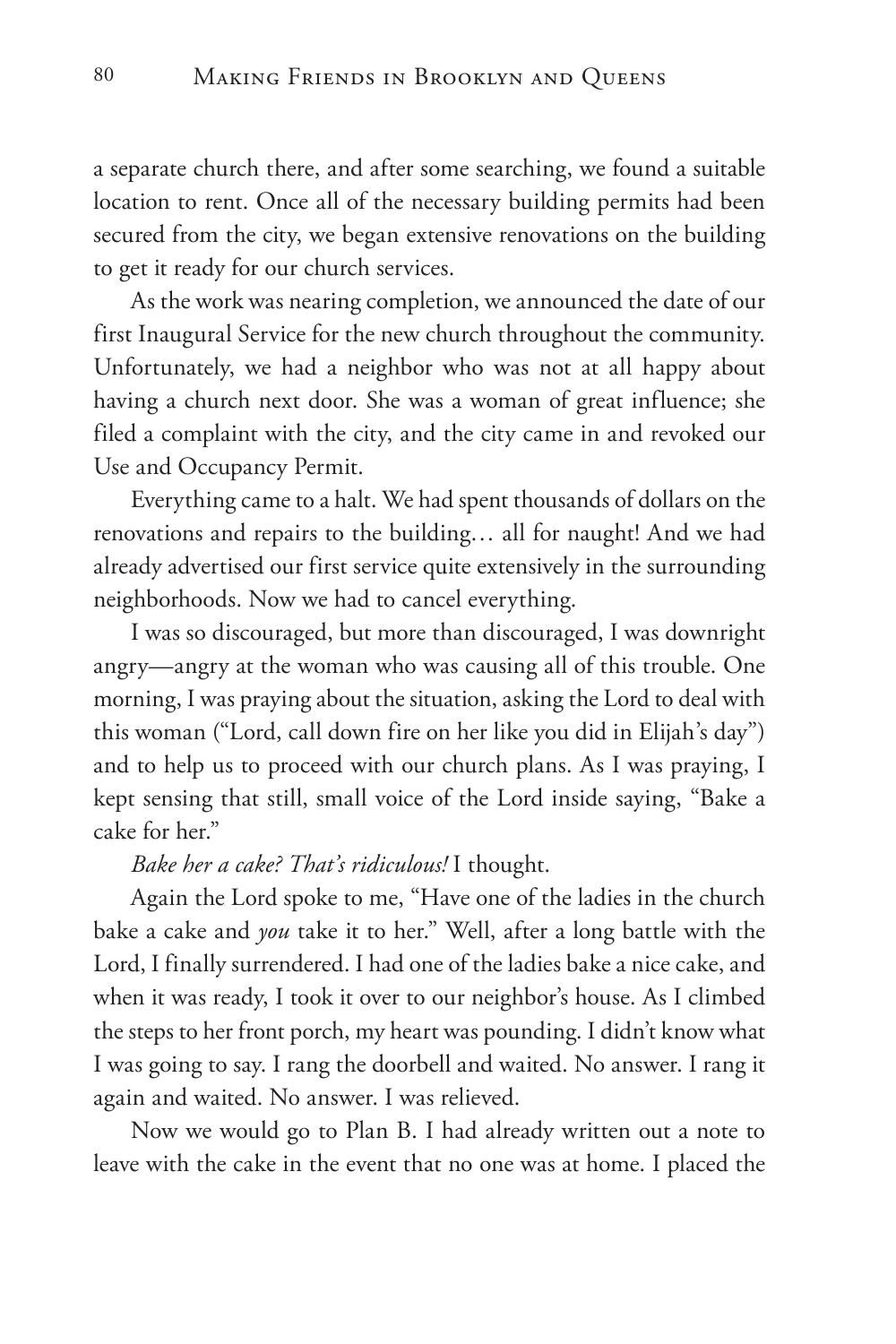a separate church there, and after some searching, we found a suitable location to rent. Once all of the necessary building permits had been secured from the city, we began extensive renovations on the building to get it ready for our church services.

As the work was nearing completion, we announced the date of our first Inaugural Service for the new church throughout the community. Unfortunately, we had a neighbor who was not at all happy about having a church next door. She was a woman of great influence; she filed a complaint with the city, and the city came in and revoked our Use and Occupancy Permit.

Everything came to a halt. We had spent thousands of dollars on the renovations and repairs to the building… all for naught! And we had already advertised our first service quite extensively in the surrounding neighborhoods. Now we had to cancel everything.

I was so discouraged, but more than discouraged, I was downright angry—angry at the woman who was causing all of this trouble. One morning, I was praying about the situation, asking the Lord to deal with this woman ("Lord, call down fire on her like you did in Elijah's day") and to help us to proceed with our church plans. As I was praying, I kept sensing that still, small voice of the Lord inside saying, "Bake a cake for her."

*Bake her a cake? That's ridiculous!* I thought.

Again the Lord spoke to me, "Have one of the ladies in the church bake a cake and *you* take it to her." Well, after a long battle with the Lord, I finally surrendered. I had one of the ladies bake a nice cake, and when it was ready, I took it over to our neighbor's house. As I climbed the steps to her front porch, my heart was pounding. I didn't know what I was going to say. I rang the doorbell and waited. No answer. I rang it again and waited. No answer. I was relieved.

Now we would go to Plan B. I had already written out a note to leave with the cake in the event that no one was at home. I placed the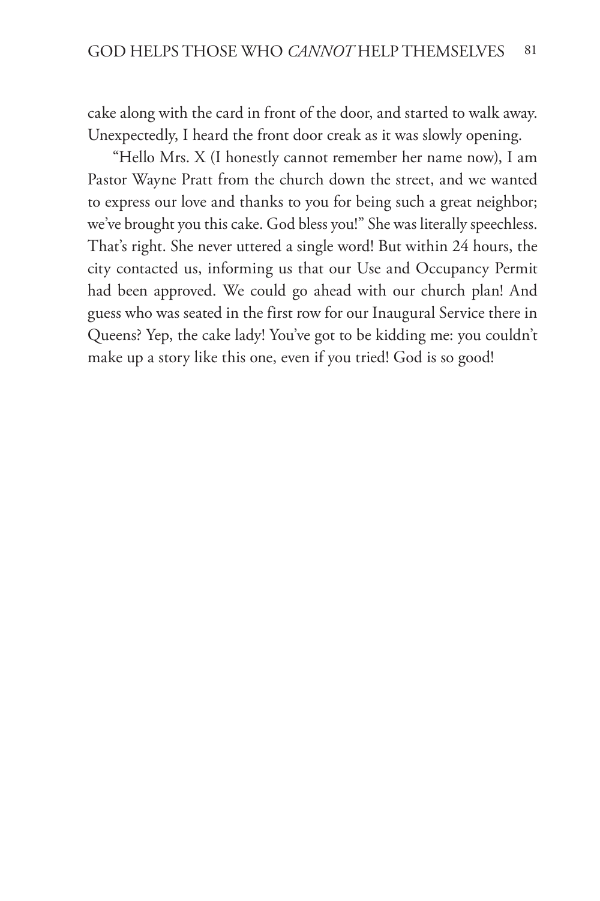cake along with the card in front of the door, and started to walk away. Unexpectedly, I heard the front door creak as it was slowly opening.

"Hello Mrs. X (I honestly cannot remember her name now), I am Pastor Wayne Pratt from the church down the street, and we wanted to express our love and thanks to you for being such a great neighbor; we've brought you this cake. God bless you!" She was literally speechless. That's right. She never uttered a single word! But within 24 hours, the city contacted us, informing us that our Use and Occupancy Permit had been approved. We could go ahead with our church plan! And guess who was seated in the first row for our Inaugural Service there in Queens? Yep, the cake lady! You've got to be kidding me: you couldn't make up a story like this one, even if you tried! God is so good!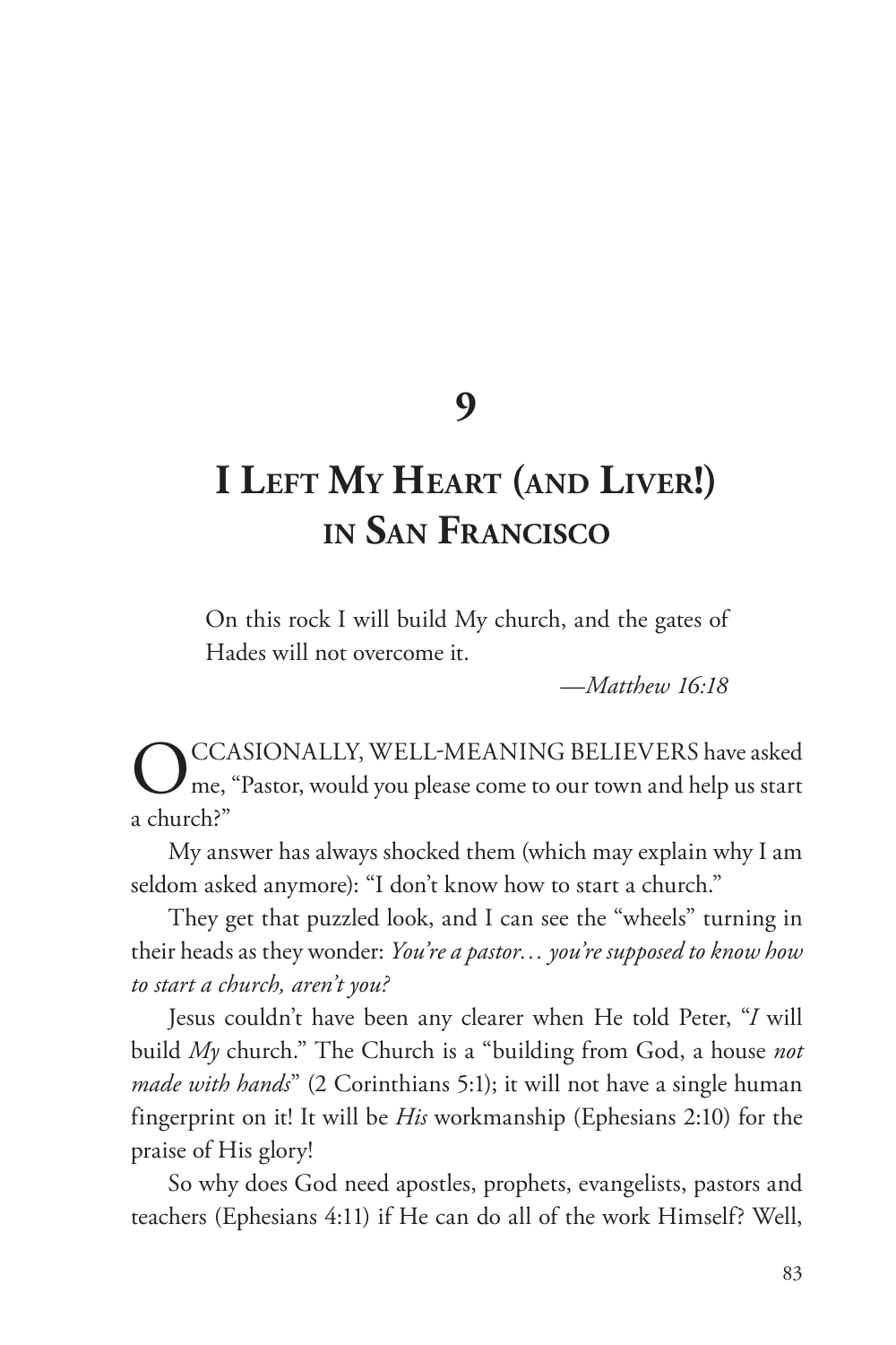# 9

# I Left My Heart (and Liver!) in San Francisco

> On this rock I will build My church, and the gates of Hades will not overcome it.
>
> —*Matthew 16:18*

OCCASIONALLY, WELL-MEANING BELIEVERS have asked me, "Pastor, would you please come to our town and help us start a church?"

My answer has always shocked them (which may explain why I am seldom asked anymore): "I don't know how to start a church."

They get that puzzled look, and I can see the "wheels" turning in their heads as they wonder: *You're a pastor… you're supposed to know how to start a church, aren't you?*

Jesus couldn't have been any clearer when He told Peter, "*I* will build *My* church." The Church is a "building from God, a house *not made with hands*" (2 Corinthians 5:1); it will not have a single human fingerprint on it! It will be *His* workmanship (Ephesians 2:10) for the praise of His glory!

So why does God need apostles, prophets, evangelists, pastors and teachers (Ephesians 4:11) if He can do all of the work Himself? Well,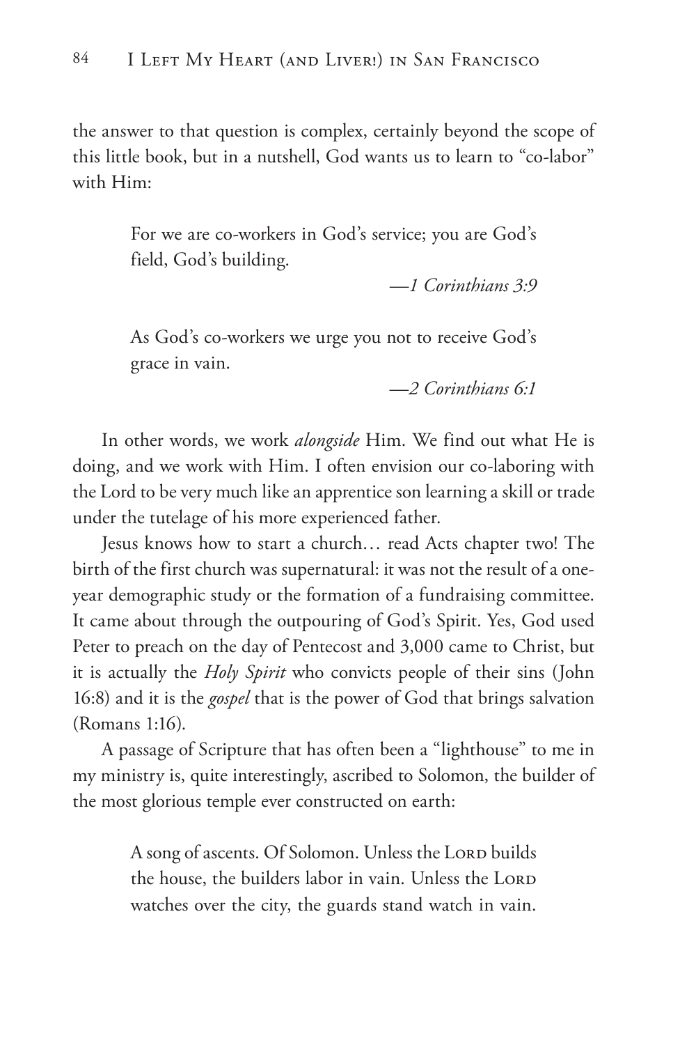the answer to that question is complex, certainly beyond the scope of this little book, but in a nutshell, God wants us to learn to "co-labor" with Him:

> For we are co-workers in God's service; you are God's field, God's building.
>
> —*1 Corinthians 3:9*

> As God's co-workers we urge you not to receive God's grace in vain.
>
> —*2 Corinthians 6:1*

In other words, we work *alongside* Him. We find out what He is doing, and we work with Him. I often envision our co-laboring with the Lord to be very much like an apprentice son learning a skill or trade under the tutelage of his more experienced father.

Jesus knows how to start a church… read Acts chapter two! The birth of the first church was supernatural: it was not the result of a one-year demographic study or the formation of a fundraising committee. It came about through the outpouring of God's Spirit. Yes, God used Peter to preach on the day of Pentecost and 3,000 came to Christ, but it is actually the *Holy Spirit* who convicts people of their sins (John 16:8) and it is the *gospel* that is the power of God that brings salvation (Romans 1:16).

A passage of Scripture that has often been a "lighthouse" to me in my ministry is, quite interestingly, ascribed to Solomon, the builder of the most glorious temple ever constructed on earth:

> A song of ascents. Of Solomon. Unless the Lord builds the house, the builders labor in vain. Unless the Lord watches over the city, the guards stand watch in vain.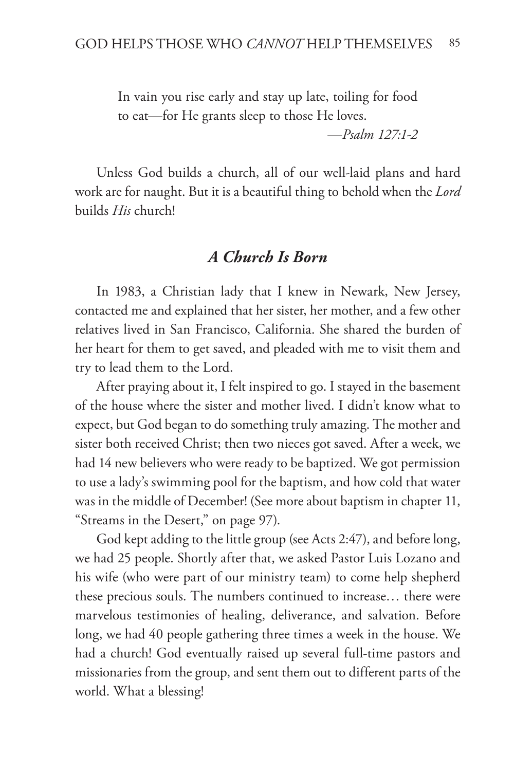> In vain you rise early and stay up late, toiling for food to eat—for He grants sleep to those He loves.
>
> —*Psalm 127:1-2*

Unless God builds a church, all of our well-laid plans and hard work are for naught. But it is a beautiful thing to behold when the *Lord* builds *His* church!

## *A Church Is Born*

In 1983, a Christian lady that I knew in Newark, New Jersey, contacted me and explained that her sister, her mother, and a few other relatives lived in San Francisco, California. She shared the burden of her heart for them to get saved, and pleaded with me to visit them and try to lead them to the Lord.

After praying about it, I felt inspired to go. I stayed in the basement of the house where the sister and mother lived. I didn't know what to expect, but God began to do something truly amazing. The mother and sister both received Christ; then two nieces got saved. After a week, we had 14 new believers who were ready to be baptized. We got permission to use a lady's swimming pool for the baptism, and how cold that water was in the middle of December! (See more about baptism in chapter 11, "Streams in the Desert," on page 97).

God kept adding to the little group (see Acts 2:47), and before long, we had 25 people. Shortly after that, we asked Pastor Luis Lozano and his wife (who were part of our ministry team) to come help shepherd these precious souls. The numbers continued to increase… there were marvelous testimonies of healing, deliverance, and salvation. Before long, we had 40 people gathering three times a week in the house. We had a church! God eventually raised up several full-time pastors and missionaries from the group, and sent them out to different parts of the world. What a blessing!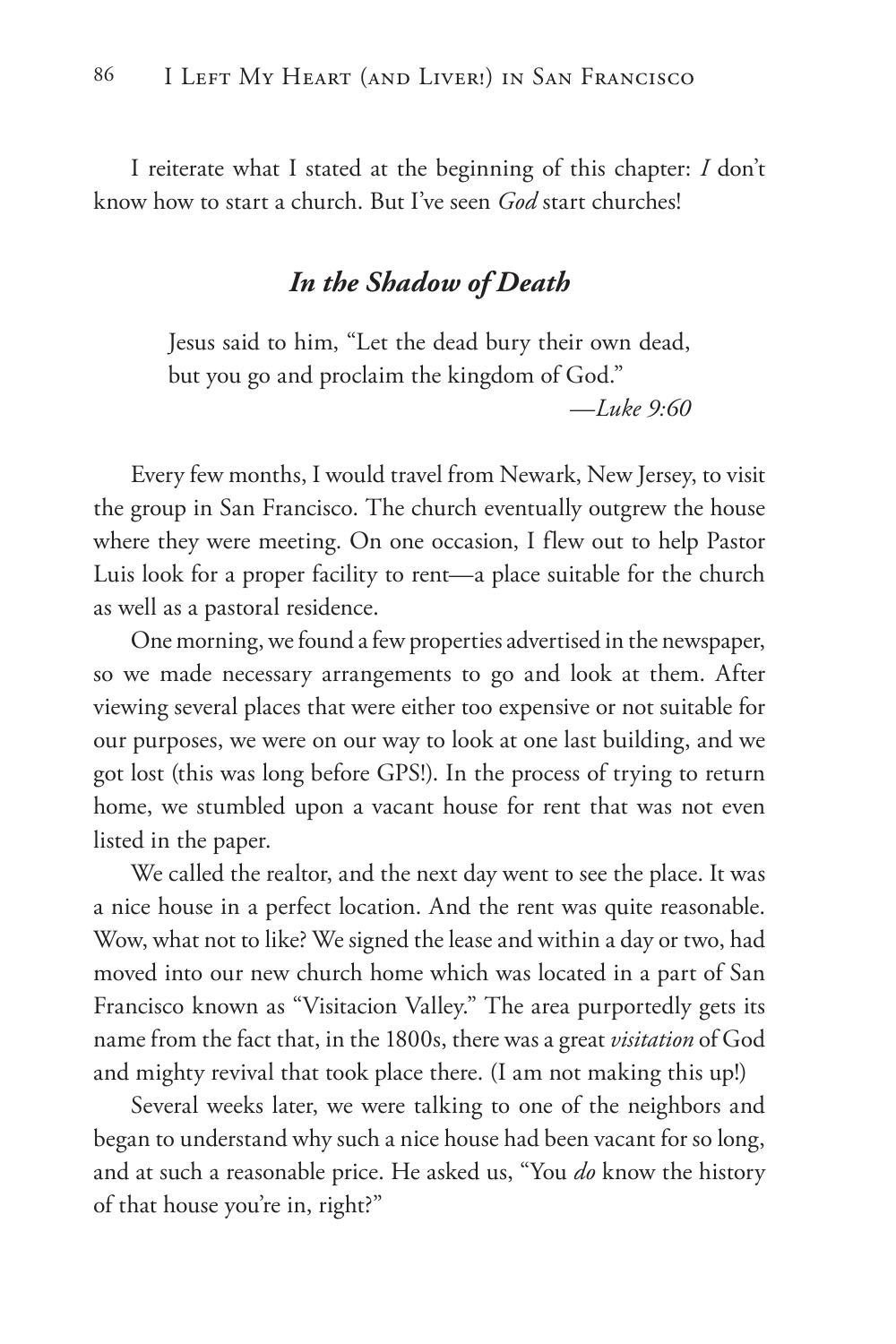I reiterate what I stated at the beginning of this chapter: *I* don't know how to start a church. But I've seen *God* start churches!

## *In the Shadow of Death*

> Jesus said to him, "Let the dead bury their own dead, but you go and proclaim the kingdom of God."
>
> —*Luke 9:60*

Every few months, I would travel from Newark, New Jersey, to visit the group in San Francisco. The church eventually outgrew the house where they were meeting. On one occasion, I flew out to help Pastor Luis look for a proper facility to rent—a place suitable for the church as well as a pastoral residence.

One morning, we found a few properties advertised in the newspaper, so we made necessary arrangements to go and look at them. After viewing several places that were either too expensive or not suitable for our purposes, we were on our way to look at one last building, and we got lost (this was long before GPS!). In the process of trying to return home, we stumbled upon a vacant house for rent that was not even listed in the paper.

We called the realtor, and the next day went to see the place. It was a nice house in a perfect location. And the rent was quite reasonable. Wow, what not to like? We signed the lease and within a day or two, had moved into our new church home which was located in a part of San Francisco known as "Visitacion Valley." The area purportedly gets its name from the fact that, in the 1800s, there was a great *visitation* of God and mighty revival that took place there. (I am not making this up!)

Several weeks later, we were talking to one of the neighbors and began to understand why such a nice house had been vacant for so long, and at such a reasonable price. He asked us, "You *do* know the history of that house you're in, right?"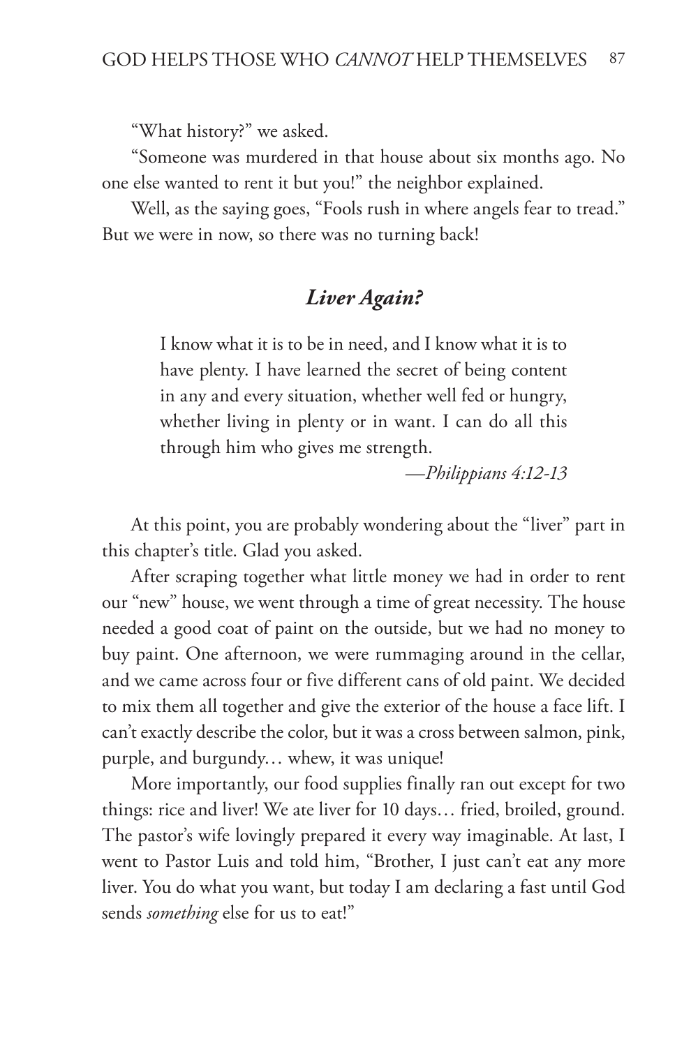"What history?" we asked.

"Someone was murdered in that house about six months ago. No one else wanted to rent it but you!" the neighbor explained.

Well, as the saying goes, "Fools rush in where angels fear to tread." But we were in now, so there was no turning back!

### *Liver Again?*

> I know what it is to be in need, and I know what it is to have plenty. I have learned the secret of being content in any and every situation, whether well fed or hungry, whether living in plenty or in want. I can do all this through him who gives me strength.
>
> —*Philippians 4:12-13*

At this point, you are probably wondering about the "liver" part in this chapter's title. Glad you asked.

After scraping together what little money we had in order to rent our "new" house, we went through a time of great necessity. The house needed a good coat of paint on the outside, but we had no money to buy paint. One afternoon, we were rummaging around in the cellar, and we came across four or five different cans of old paint. We decided to mix them all together and give the exterior of the house a face lift. I can't exactly describe the color, but it was a cross between salmon, pink, purple, and burgundy… whew, it was unique!

More importantly, our food supplies finally ran out except for two things: rice and liver! We ate liver for 10 days… fried, broiled, ground. The pastor's wife lovingly prepared it every way imaginable. At last, I went to Pastor Luis and told him, "Brother, I just can't eat any more liver. You do what you want, but today I am declaring a fast until God sends *something* else for us to eat!"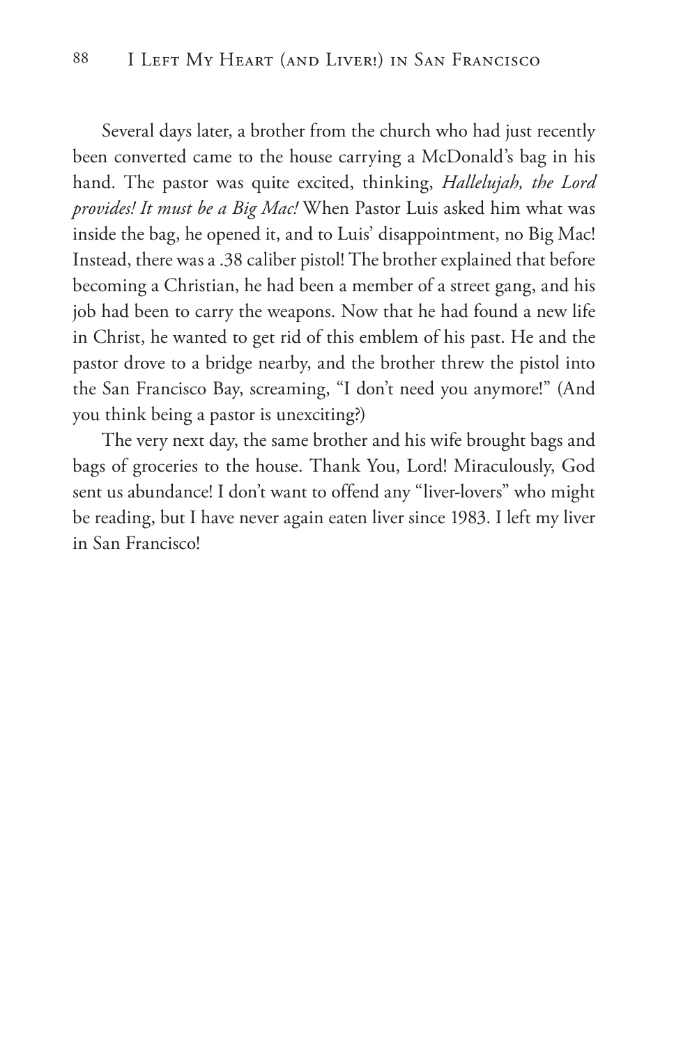Several days later, a brother from the church who had just recently been converted came to the house carrying a McDonald's bag in his hand. The pastor was quite excited, thinking, *Hallelujah, the Lord provides! It must be a Big Mac!* When Pastor Luis asked him what was inside the bag, he opened it, and to Luis' disappointment, no Big Mac! Instead, there was a .38 caliber pistol! The brother explained that before becoming a Christian, he had been a member of a street gang, and his job had been to carry the weapons. Now that he had found a new life in Christ, he wanted to get rid of this emblem of his past. He and the pastor drove to a bridge nearby, and the brother threw the pistol into the San Francisco Bay, screaming, "I don't need you anymore!" (And you think being a pastor is unexciting?)

The very next day, the same brother and his wife brought bags and bags of groceries to the house. Thank You, Lord! Miraculously, God sent us abundance! I don't want to offend any "liver-lovers" who might be reading, but I have never again eaten liver since 1983. I left my liver in San Francisco!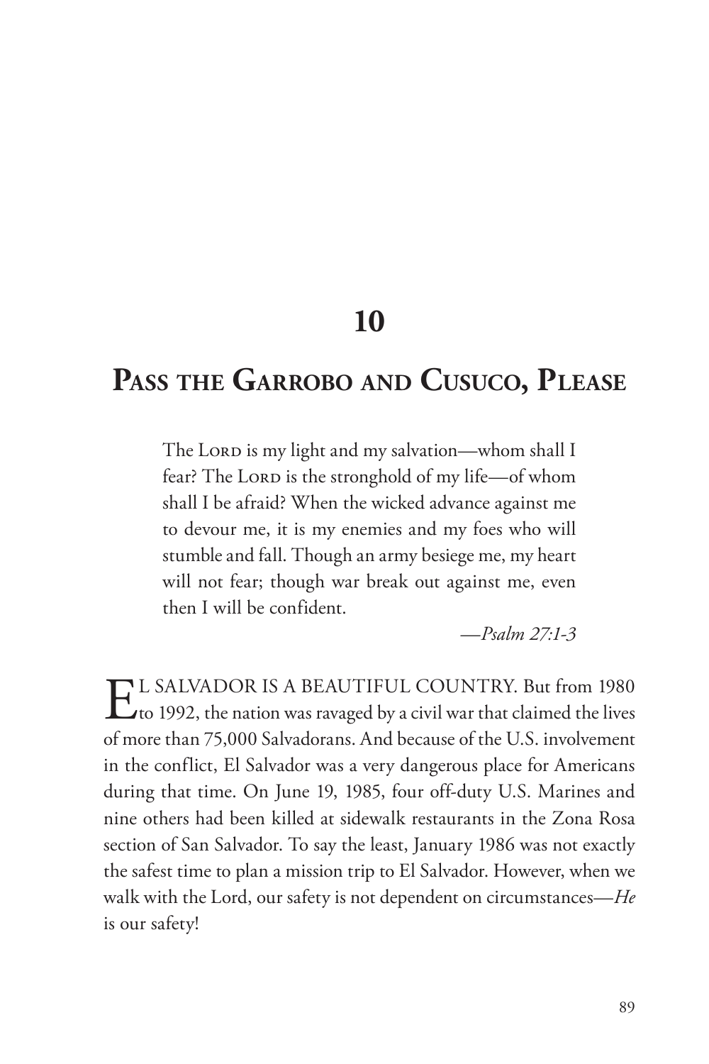# 10

## Pass the Garrobo and Cusuco, Please

> The LORD is my light and my salvation—whom shall I fear? The LORD is the stronghold of my life—of whom shall I be afraid? When the wicked advance against me to devour me, it is my enemies and my foes who will stumble and fall. Though an army besiege me, my heart will not fear; though war break out against me, even then I will be confident.
>
> —*Psalm 27:1-3*

EL SALVADOR IS A BEAUTIFUL COUNTRY. But from 1980 to 1992, the nation was ravaged by a civil war that claimed the lives of more than 75,000 Salvadorans. And because of the U.S. involvement in the conflict, El Salvador was a very dangerous place for Americans during that time. On June 19, 1985, four off-duty U.S. Marines and nine others had been killed at sidewalk restaurants in the Zona Rosa section of San Salvador. To say the least, January 1986 was not exactly the safest time to plan a mission trip to El Salvador. However, when we walk with the Lord, our safety is not dependent on circumstances—*He* is our safety!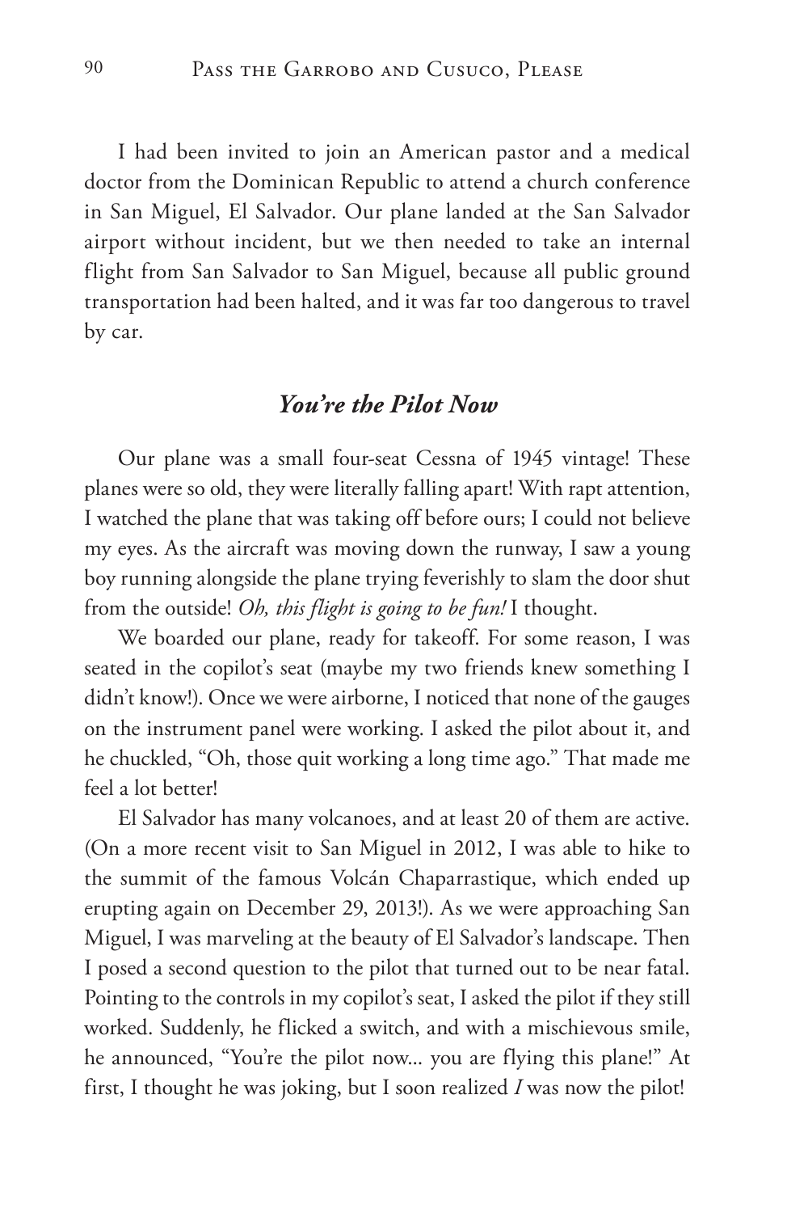I had been invited to join an American pastor and a medical doctor from the Dominican Republic to attend a church conference in San Miguel, El Salvador. Our plane landed at the San Salvador airport without incident, but we then needed to take an internal flight from San Salvador to San Miguel, because all public ground transportation had been halted, and it was far too dangerous to travel by car.

## *You're the Pilot Now*

Our plane was a small four-seat Cessna of 1945 vintage! These planes were so old, they were literally falling apart! With rapt attention, I watched the plane that was taking off before ours; I could not believe my eyes. As the aircraft was moving down the runway, I saw a young boy running alongside the plane trying feverishly to slam the door shut from the outside! *Oh, this flight is going to be fun!* I thought.

We boarded our plane, ready for takeoff. For some reason, I was seated in the copilot's seat (maybe my two friends knew something I didn't know!). Once we were airborne, I noticed that none of the gauges on the instrument panel were working. I asked the pilot about it, and he chuckled, "Oh, those quit working a long time ago." That made me feel a lot better!

El Salvador has many volcanoes, and at least 20 of them are active. (On a more recent visit to San Miguel in 2012, I was able to hike to the summit of the famous Volcán Chaparrastique, which ended up erupting again on December 29, 2013!). As we were approaching San Miguel, I was marveling at the beauty of El Salvador's landscape. Then I posed a second question to the pilot that turned out to be near fatal. Pointing to the controls in my copilot's seat, I asked the pilot if they still worked. Suddenly, he flicked a switch, and with a mischievous smile, he announced, "You're the pilot now... you are flying this plane!" At first, I thought he was joking, but I soon realized *I* was now the pilot!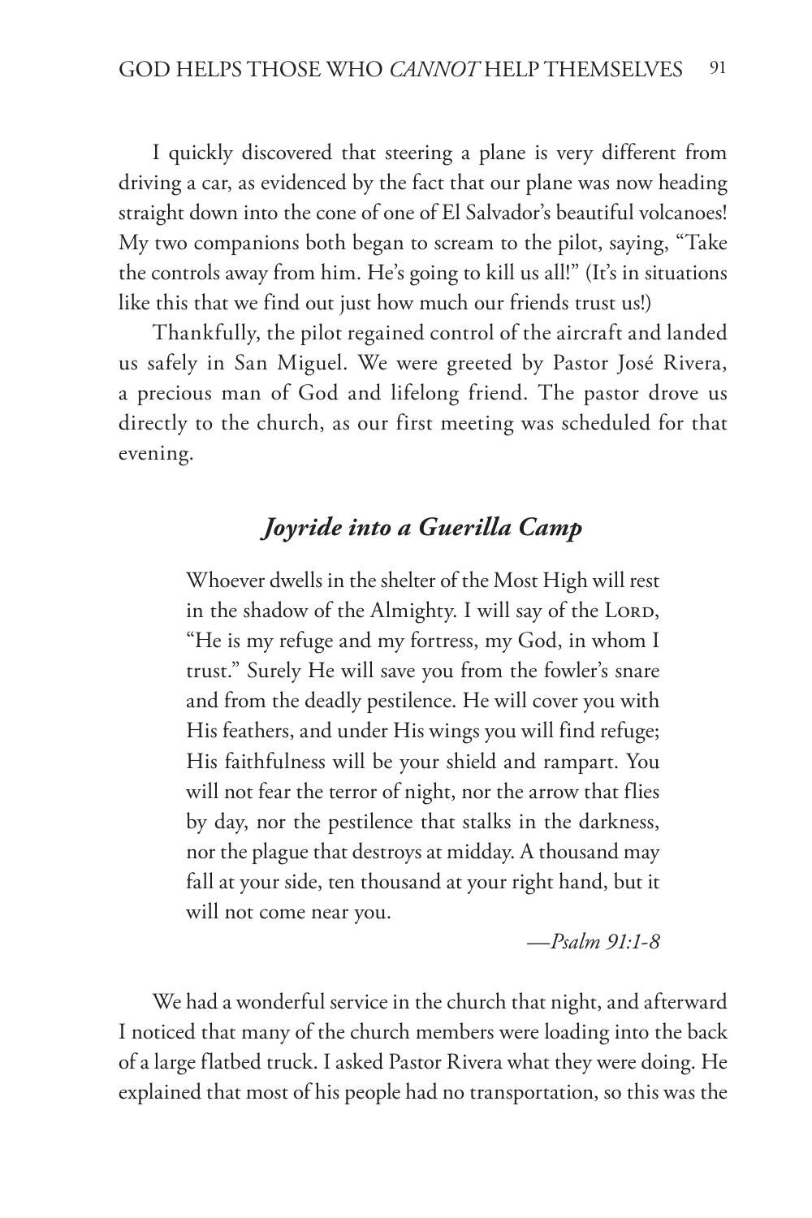I quickly discovered that steering a plane is very different from driving a car, as evidenced by the fact that our plane was now heading straight down into the cone of one of El Salvador's beautiful volcanoes! My two companions both began to scream to the pilot, saying, "Take the controls away from him. He's going to kill us all!" (It's in situations like this that we find out just how much our friends trust us!)

Thankfully, the pilot regained control of the aircraft and landed us safely in San Miguel. We were greeted by Pastor José Rivera, a precious man of God and lifelong friend. The pastor drove us directly to the church, as our first meeting was scheduled for that evening.

## *Joyride into a Guerilla Camp*

> Whoever dwells in the shelter of the Most High will rest in the shadow of the Almighty. I will say of the Lord, "He is my refuge and my fortress, my God, in whom I trust." Surely He will save you from the fowler's snare and from the deadly pestilence. He will cover you with His feathers, and under His wings you will find refuge; His faithfulness will be your shield and rampart. You will not fear the terror of night, nor the arrow that flies by day, nor the pestilence that stalks in the darkness, nor the plague that destroys at midday. A thousand may fall at your side, ten thousand at your right hand, but it will not come near you.
>
> —*Psalm 91:1-8*

We had a wonderful service in the church that night, and afterward I noticed that many of the church members were loading into the back of a large flatbed truck. I asked Pastor Rivera what they were doing. He explained that most of his people had no transportation, so this was the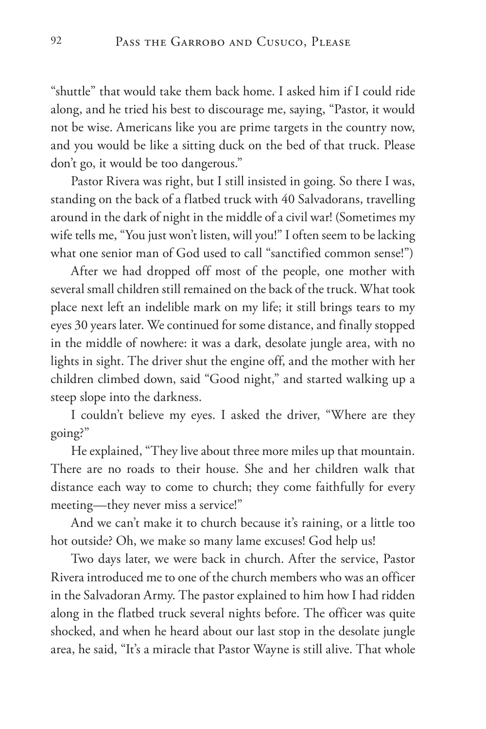"shuttle" that would take them back home. I asked him if I could ride along, and he tried his best to discourage me, saying, "Pastor, it would not be wise. Americans like you are prime targets in the country now, and you would be like a sitting duck on the bed of that truck. Please don't go, it would be too dangerous."

Pastor Rivera was right, but I still insisted in going. So there I was, standing on the back of a flatbed truck with 40 Salvadorans, travelling around in the dark of night in the middle of a civil war! (Sometimes my wife tells me, "You just won't listen, will you!" I often seem to be lacking what one senior man of God used to call "sanctified common sense!")

After we had dropped off most of the people, one mother with several small children still remained on the back of the truck. What took place next left an indelible mark on my life; it still brings tears to my eyes 30 years later. We continued for some distance, and finally stopped in the middle of nowhere: it was a dark, desolate jungle area, with no lights in sight. The driver shut the engine off, and the mother with her children climbed down, said "Good night," and started walking up a steep slope into the darkness.

I couldn't believe my eyes. I asked the driver, "Where are they going?"

He explained, "They live about three more miles up that mountain. There are no roads to their house. She and her children walk that distance each way to come to church; they come faithfully for every meeting—they never miss a service!"

And we can't make it to church because it's raining, or a little too hot outside? Oh, we make so many lame excuses! God help us!

Two days later, we were back in church. After the service, Pastor Rivera introduced me to one of the church members who was an officer in the Salvadoran Army. The pastor explained to him how I had ridden along in the flatbed truck several nights before. The officer was quite shocked, and when he heard about our last stop in the desolate jungle area, he said, "It's a miracle that Pastor Wayne is still alive. That whole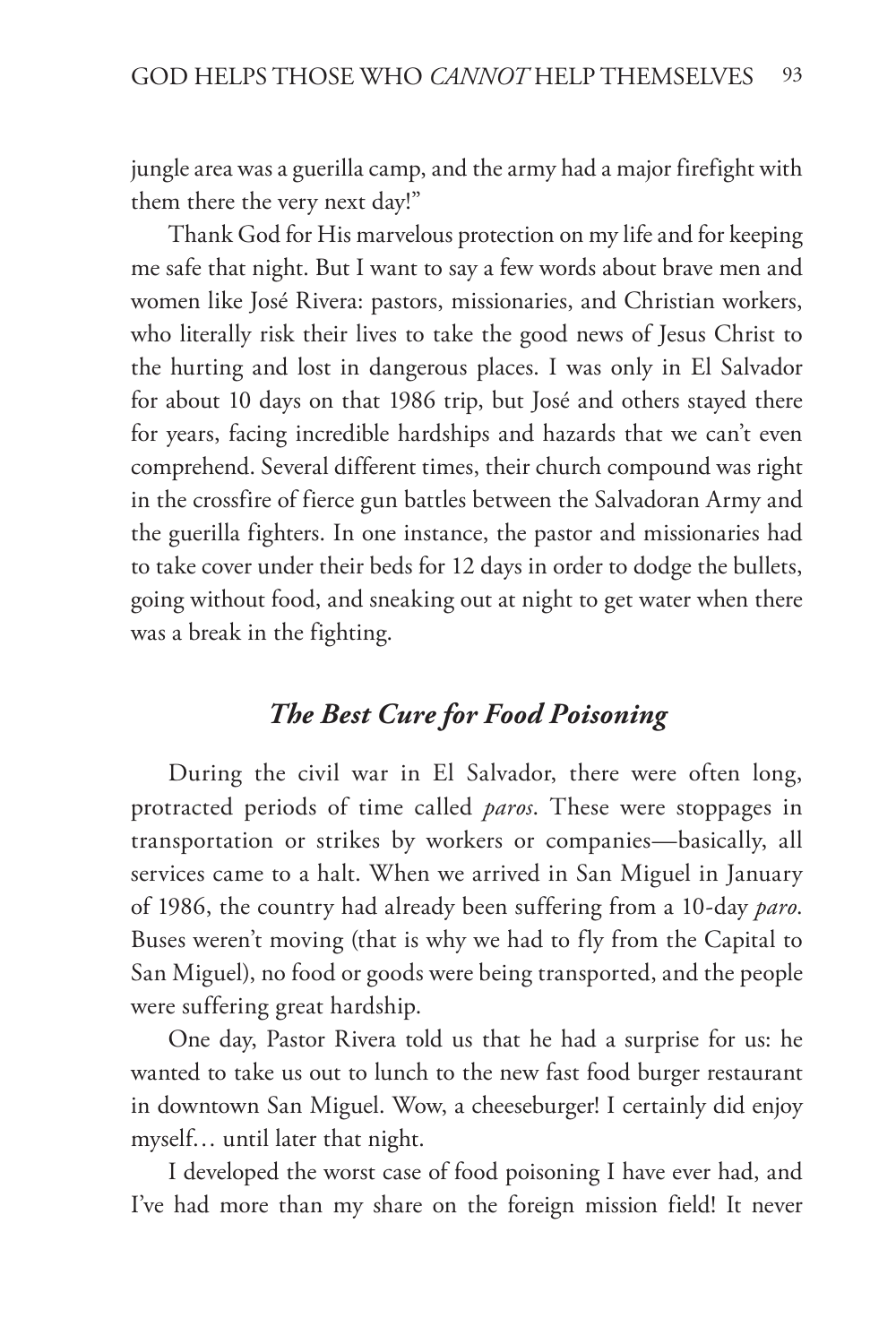jungle area was a guerilla camp, and the army had a major firefight with them there the very next day!"

Thank God for His marvelous protection on my life and for keeping me safe that night. But I want to say a few words about brave men and women like José Rivera: pastors, missionaries, and Christian workers, who literally risk their lives to take the good news of Jesus Christ to the hurting and lost in dangerous places. I was only in El Salvador for about 10 days on that 1986 trip, but José and others stayed there for years, facing incredible hardships and hazards that we can't even comprehend. Several different times, their church compound was right in the crossfire of fierce gun battles between the Salvadoran Army and the guerilla fighters. In one instance, the pastor and missionaries had to take cover under their beds for 12 days in order to dodge the bullets, going without food, and sneaking out at night to get water when there was a break in the fighting.

### *The Best Cure for Food Poisoning*

During the civil war in El Salvador, there were often long, protracted periods of time called *paros*. These were stoppages in transportation or strikes by workers or companies—basically, all services came to a halt. When we arrived in San Miguel in January of 1986, the country had already been suffering from a 10-day *paro*. Buses weren't moving (that is why we had to fly from the Capital to San Miguel), no food or goods were being transported, and the people were suffering great hardship.

One day, Pastor Rivera told us that he had a surprise for us: he wanted to take us out to lunch to the new fast food burger restaurant in downtown San Miguel. Wow, a cheeseburger! I certainly did enjoy myself… until later that night.

I developed the worst case of food poisoning I have ever had, and I've had more than my share on the foreign mission field! It never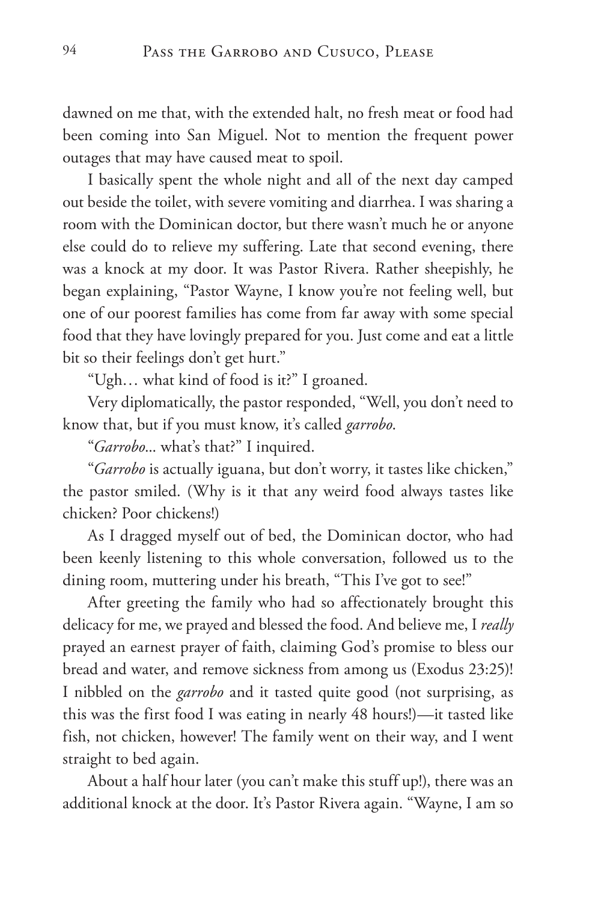dawned on me that, with the extended halt, no fresh meat or food had been coming into San Miguel. Not to mention the frequent power outages that may have caused meat to spoil.

I basically spent the whole night and all of the next day camped out beside the toilet, with severe vomiting and diarrhea. I was sharing a room with the Dominican doctor, but there wasn't much he or anyone else could do to relieve my suffering. Late that second evening, there was a knock at my door. It was Pastor Rivera. Rather sheepishly, he began explaining, "Pastor Wayne, I know you're not feeling well, but one of our poorest families has come from far away with some special food that they have lovingly prepared for you. Just come and eat a little bit so their feelings don't get hurt."

"Ugh… what kind of food is it?" I groaned.

Very diplomatically, the pastor responded, "Well, you don't need to know that, but if you must know, it's called *garrobo*.

"*Garrobo*... what's that?" I inquired.

"*Garrobo* is actually iguana, but don't worry, it tastes like chicken," the pastor smiled. (Why is it that any weird food always tastes like chicken? Poor chickens!)

As I dragged myself out of bed, the Dominican doctor, who had been keenly listening to this whole conversation, followed us to the dining room, muttering under his breath, "This I've got to see!"

After greeting the family who had so affectionately brought this delicacy for me, we prayed and blessed the food. And believe me, I *really* prayed an earnest prayer of faith, claiming God's promise to bless our bread and water, and remove sickness from among us (Exodus 23:25)! I nibbled on the *garrobo* and it tasted quite good (not surprising, as this was the first food I was eating in nearly 48 hours!)—it tasted like fish, not chicken, however! The family went on their way, and I went straight to bed again.

About a half hour later (you can't make this stuff up!), there was an additional knock at the door. It's Pastor Rivera again. "Wayne, I am so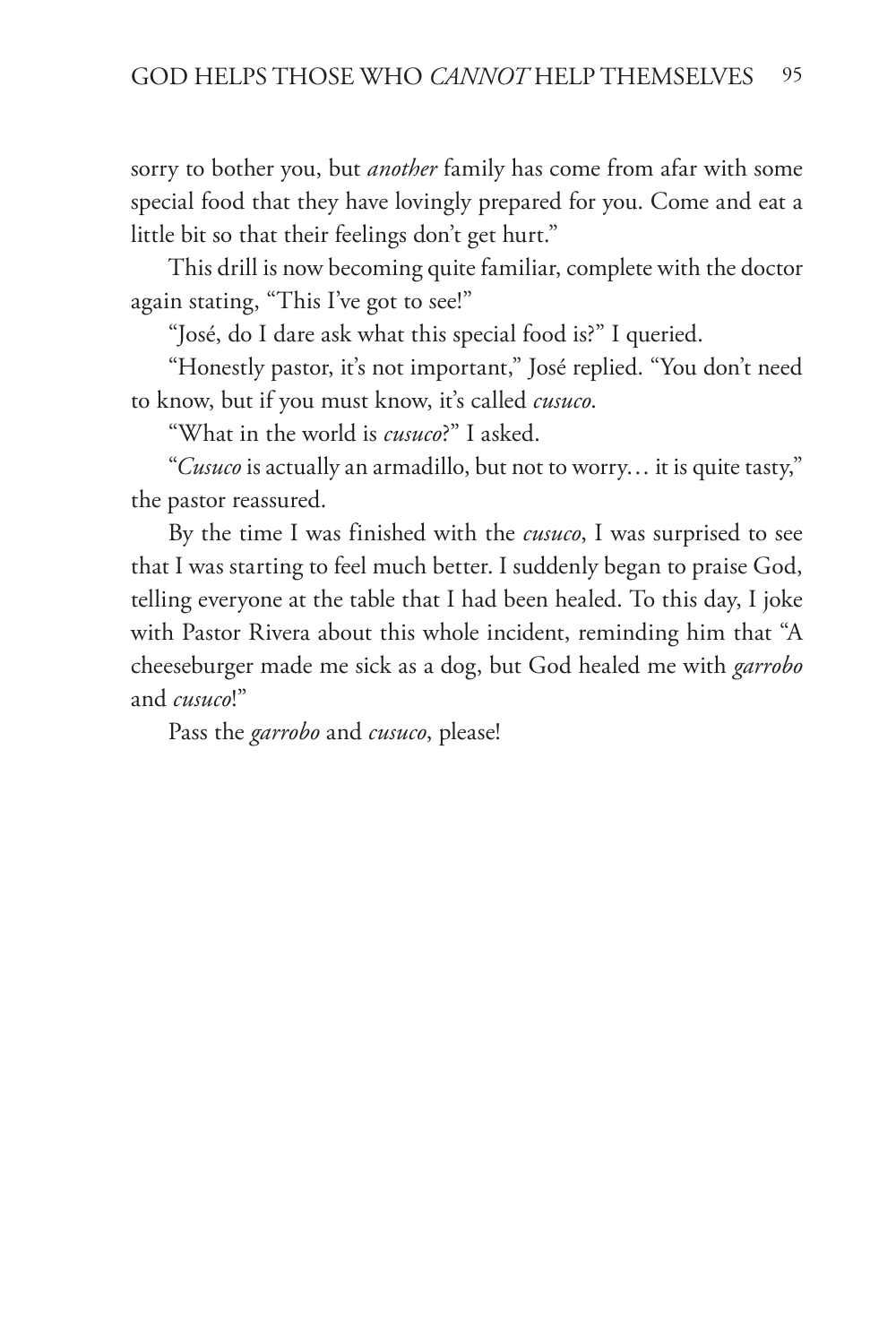sorry to bother you, but *another* family has come from afar with some special food that they have lovingly prepared for you. Come and eat a little bit so that their feelings don't get hurt."

This drill is now becoming quite familiar, complete with the doctor again stating, "This I've got to see!"

"José, do I dare ask what this special food is?" I queried.

"Honestly pastor, it's not important," José replied. "You don't need to know, but if you must know, it's called *cusuco*.

"What in the world is *cusuco*?" I asked.

"*Cusuco* is actually an armadillo, but not to worry… it is quite tasty," the pastor reassured.

By the time I was finished with the *cusuco*, I was surprised to see that I was starting to feel much better. I suddenly began to praise God, telling everyone at the table that I had been healed. To this day, I joke with Pastor Rivera about this whole incident, reminding him that "A cheeseburger made me sick as a dog, but God healed me with *garrobo* and *cusuco*!"

Pass the *garrobo* and *cusuco*, please!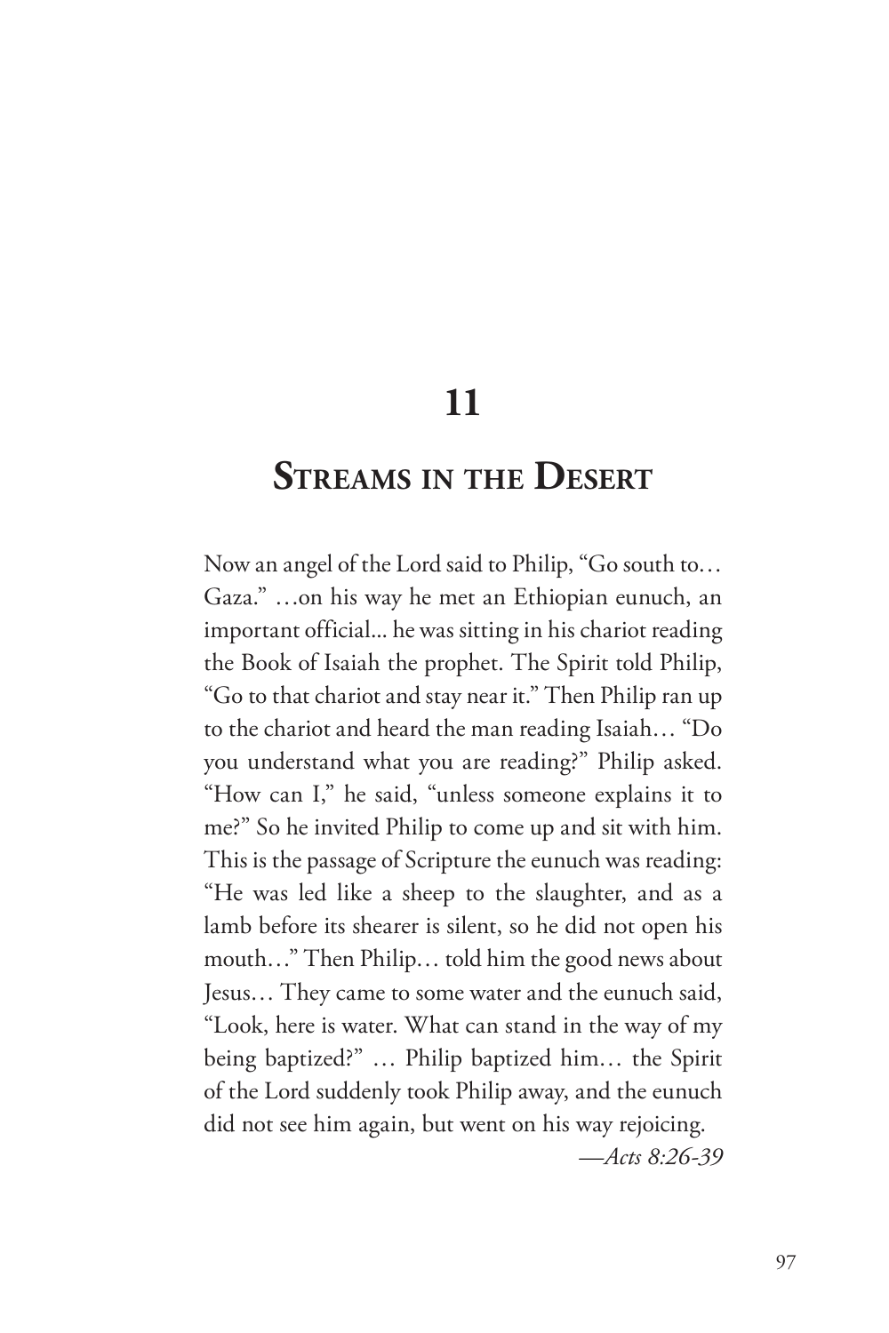# 11

# Streams in the Desert

Now an angel of the Lord said to Philip, "Go south to… Gaza." …on his way he met an Ethiopian eunuch, an important official... he was sitting in his chariot reading the Book of Isaiah the prophet. The Spirit told Philip, "Go to that chariot and stay near it." Then Philip ran up to the chariot and heard the man reading Isaiah… "Do you understand what you are reading?" Philip asked. "How can I," he said, "unless someone explains it to me?" So he invited Philip to come up and sit with him. This is the passage of Scripture the eunuch was reading: "He was led like a sheep to the slaughter, and as a lamb before its shearer is silent, so he did not open his mouth…" Then Philip… told him the good news about Jesus… They came to some water and the eunuch said, "Look, here is water. What can stand in the way of my being baptized?" … Philip baptized him… the Spirit of the Lord suddenly took Philip away, and the eunuch did not see him again, but went on his way rejoicing.

*—Acts 8:26-39*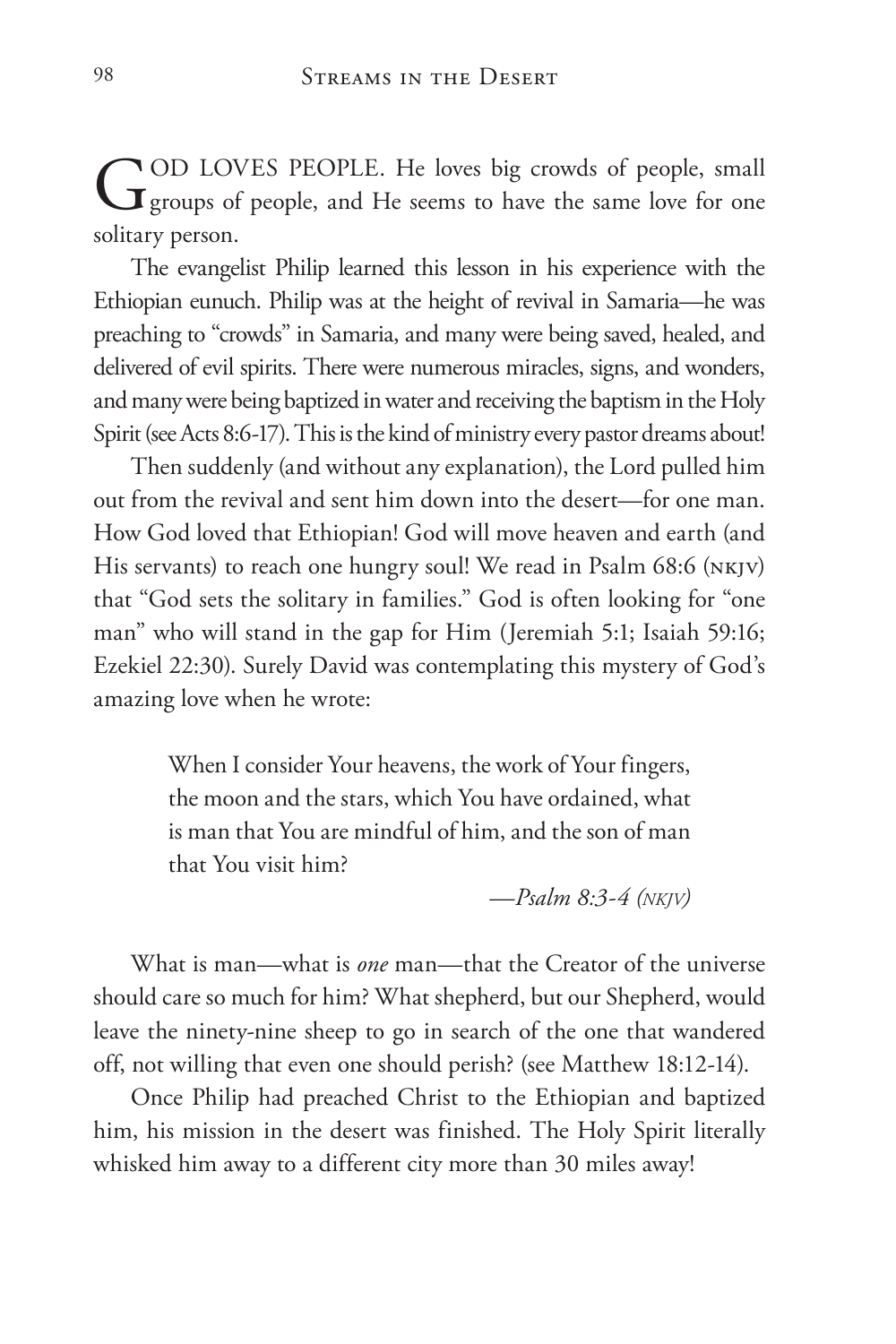GOD LOVES PEOPLE. He loves big crowds of people, small groups of people, and He seems to have the same love for one solitary person.

The evangelist Philip learned this lesson in his experience with the Ethiopian eunuch. Philip was at the height of revival in Samaria—he was preaching to "crowds" in Samaria, and many were being saved, healed, and delivered of evil spirits. There were numerous miracles, signs, and wonders, and many were being baptized in water and receiving the baptism in the Holy Spirit (see Acts 8:6-17). This is the kind of ministry every pastor dreams about!

Then suddenly (and without any explanation), the Lord pulled him out from the revival and sent him down into the desert—for one man. How God loved that Ethiopian! God will move heaven and earth (and His servants) to reach one hungry soul! We read in Psalm 68:6 (NKJV) that "God sets the solitary in families." God is often looking for "one man" who will stand in the gap for Him (Jeremiah 5:1; Isaiah 59:16; Ezekiel 22:30). Surely David was contemplating this mystery of God's amazing love when he wrote:

> When I consider Your heavens, the work of Your fingers, the moon and the stars, which You have ordained, what is man that You are mindful of him, and the son of man that You visit him?
>
> —*Psalm 8:3-4 (NKJV)*

What is man—what is *one* man—that the Creator of the universe should care so much for him? What shepherd, but our Shepherd, would leave the ninety-nine sheep to go in search of the one that wandered off, not willing that even one should perish? (see Matthew 18:12-14).

Once Philip had preached Christ to the Ethiopian and baptized him, his mission in the desert was finished. The Holy Spirit literally whisked him away to a different city more than 30 miles away!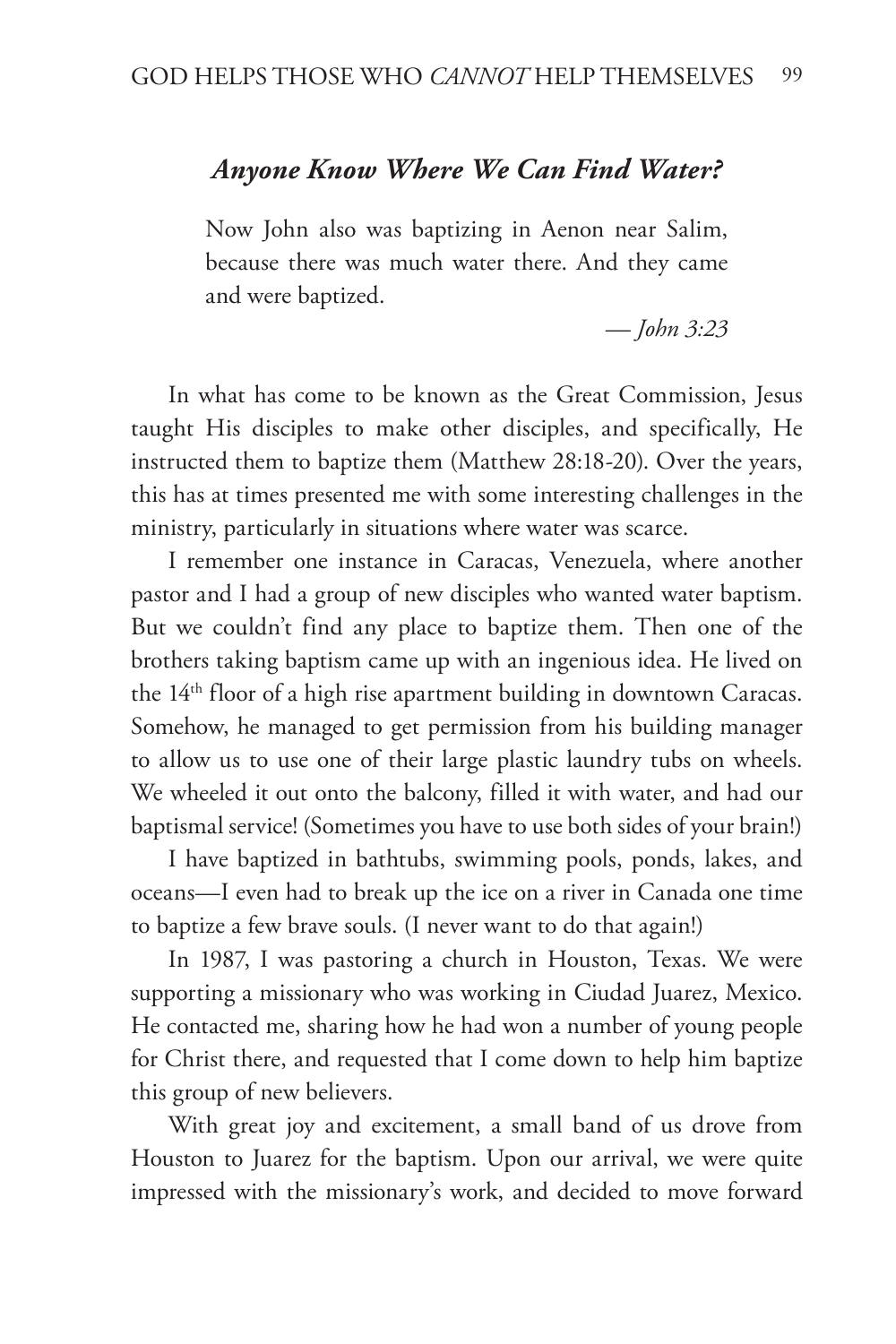### *Anyone Know Where We Can Find Water?*

> Now John also was baptizing in Aenon near Salim, because there was much water there. And they came and were baptized.
>
> — *John 3:23*

In what has come to be known as the Great Commission, Jesus taught His disciples to make other disciples, and specifically, He instructed them to baptize them (Matthew 28:18-20). Over the years, this has at times presented me with some interesting challenges in the ministry, particularly in situations where water was scarce.

I remember one instance in Caracas, Venezuela, where another pastor and I had a group of new disciples who wanted water baptism. But we couldn't find any place to baptize them. Then one of the brothers taking baptism came up with an ingenious idea. He lived on the 14th floor of a high rise apartment building in downtown Caracas. Somehow, he managed to get permission from his building manager to allow us to use one of their large plastic laundry tubs on wheels. We wheeled it out onto the balcony, filled it with water, and had our baptismal service! (Sometimes you have to use both sides of your brain!)

I have baptized in bathtubs, swimming pools, ponds, lakes, and oceans—I even had to break up the ice on a river in Canada one time to baptize a few brave souls. (I never want to do that again!)

In 1987, I was pastoring a church in Houston, Texas. We were supporting a missionary who was working in Ciudad Juarez, Mexico. He contacted me, sharing how he had won a number of young people for Christ there, and requested that I come down to help him baptize this group of new believers.

With great joy and excitement, a small band of us drove from Houston to Juarez for the baptism. Upon our arrival, we were quite impressed with the missionary's work, and decided to move forward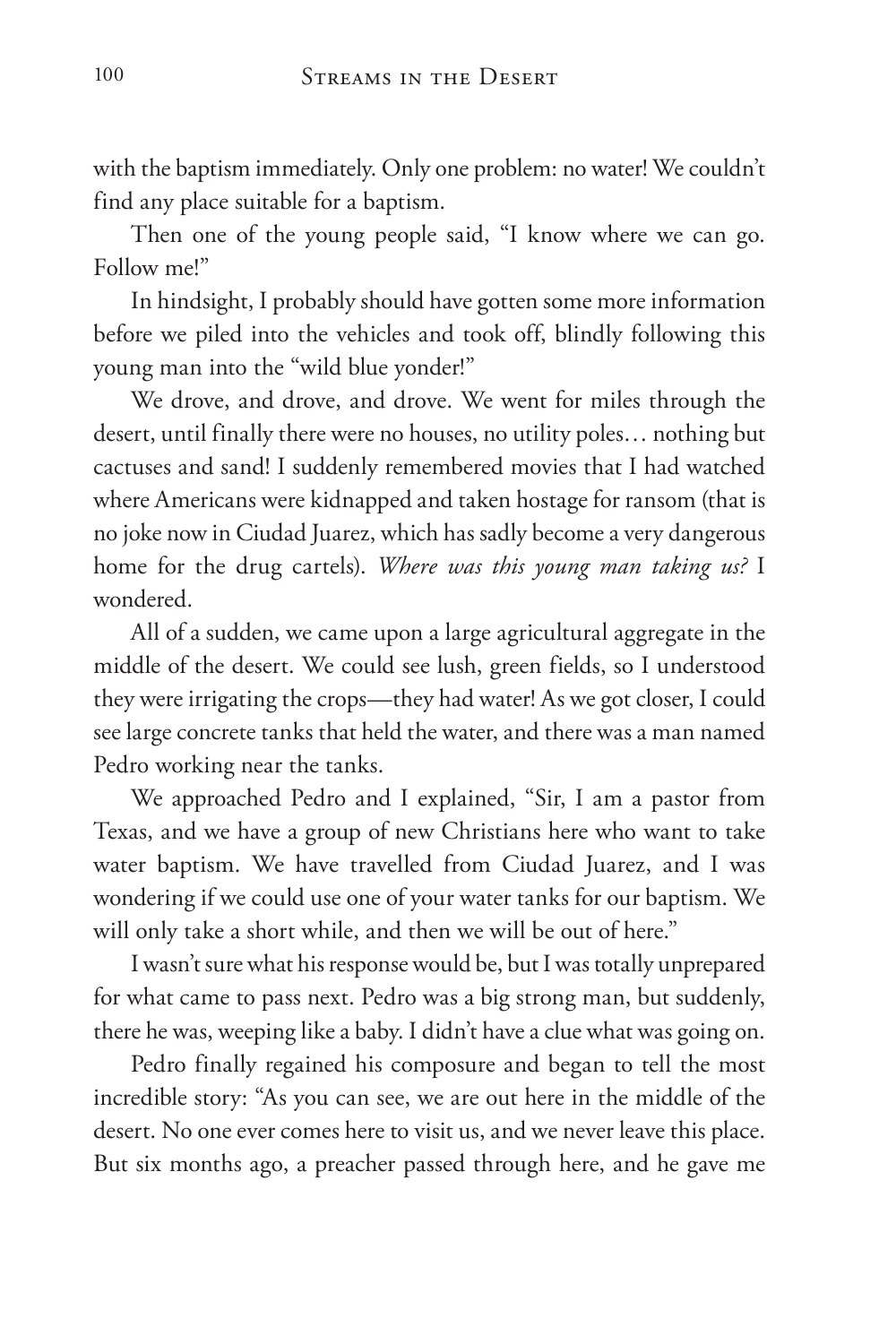with the baptism immediately. Only one problem: no water! We couldn't find any place suitable for a baptism.

Then one of the young people said, "I know where we can go. Follow me!"

In hindsight, I probably should have gotten some more information before we piled into the vehicles and took off, blindly following this young man into the "wild blue yonder!"

We drove, and drove, and drove. We went for miles through the desert, until finally there were no houses, no utility poles… nothing but cactuses and sand! I suddenly remembered movies that I had watched where Americans were kidnapped and taken hostage for ransom (that is no joke now in Ciudad Juarez, which has sadly become a very dangerous home for the drug cartels). *Where was this young man taking us?* I wondered.

All of a sudden, we came upon a large agricultural aggregate in the middle of the desert. We could see lush, green fields, so I understood they were irrigating the crops—they had water! As we got closer, I could see large concrete tanks that held the water, and there was a man named Pedro working near the tanks.

We approached Pedro and I explained, "Sir, I am a pastor from Texas, and we have a group of new Christians here who want to take water baptism. We have travelled from Ciudad Juarez, and I was wondering if we could use one of your water tanks for our baptism. We will only take a short while, and then we will be out of here."

I wasn't sure what his response would be, but I was totally unprepared for what came to pass next. Pedro was a big strong man, but suddenly, there he was, weeping like a baby. I didn't have a clue what was going on.

Pedro finally regained his composure and began to tell the most incredible story: "As you can see, we are out here in the middle of the desert. No one ever comes here to visit us, and we never leave this place. But six months ago, a preacher passed through here, and he gave me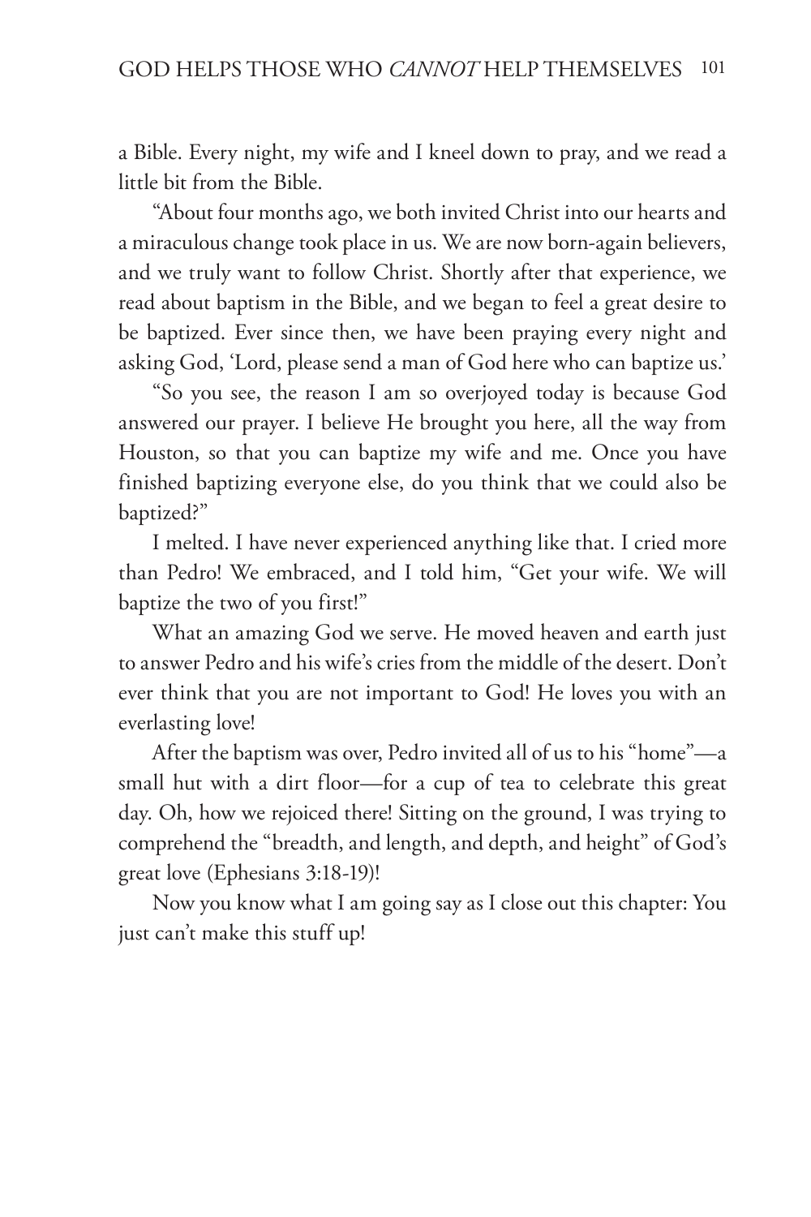a Bible. Every night, my wife and I kneel down to pray, and we read a little bit from the Bible.

"About four months ago, we both invited Christ into our hearts and a miraculous change took place in us. We are now born-again believers, and we truly want to follow Christ. Shortly after that experience, we read about baptism in the Bible, and we began to feel a great desire to be baptized. Ever since then, we have been praying every night and asking God, 'Lord, please send a man of God here who can baptize us.'

"So you see, the reason I am so overjoyed today is because God answered our prayer. I believe He brought you here, all the way from Houston, so that you can baptize my wife and me. Once you have finished baptizing everyone else, do you think that we could also be baptized?"

I melted. I have never experienced anything like that. I cried more than Pedro! We embraced, and I told him, "Get your wife. We will baptize the two of you first!"

What an amazing God we serve. He moved heaven and earth just to answer Pedro and his wife's cries from the middle of the desert. Don't ever think that you are not important to God! He loves you with an everlasting love!

After the baptism was over, Pedro invited all of us to his "home"—a small hut with a dirt floor—for a cup of tea to celebrate this great day. Oh, how we rejoiced there! Sitting on the ground, I was trying to comprehend the "breadth, and length, and depth, and height" of God's great love (Ephesians 3:18-19)!

Now you know what I am going say as I close out this chapter: You just can't make this stuff up!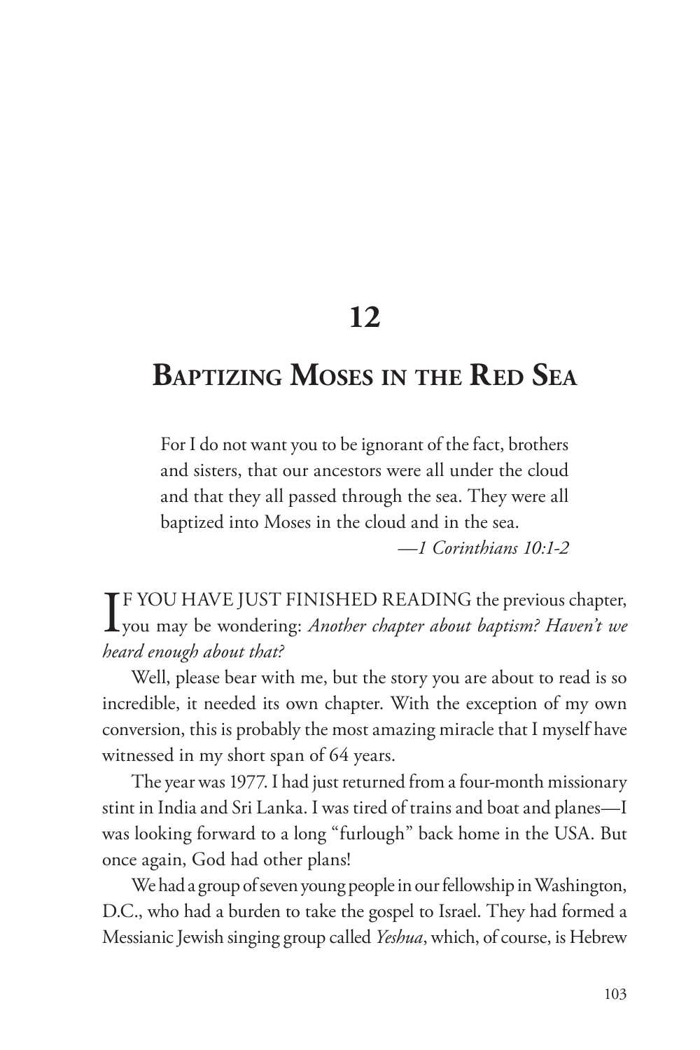# 12

## Baptizing Moses in the Red Sea

> For I do not want you to be ignorant of the fact, brothers and sisters, that our ancestors were all under the cloud and that they all passed through the sea. They were all baptized into Moses in the cloud and in the sea.
>
> —*1 Corinthians 10:1-2*

IF YOU HAVE JUST FINISHED READING the previous chapter, you may be wondering: *Another chapter about baptism? Haven't we heard enough about that?*

Well, please bear with me, but the story you are about to read is so incredible, it needed its own chapter. With the exception of my own conversion, this is probably the most amazing miracle that I myself have witnessed in my short span of 64 years.

The year was 1977. I had just returned from a four-month missionary stint in India and Sri Lanka. I was tired of trains and boat and planes—I was looking forward to a long "furlough" back home in the USA. But once again, God had other plans!

We had a group of seven young people in our fellowship in Washington, D.C., who had a burden to take the gospel to Israel. They had formed a Messianic Jewish singing group called *Yeshua*, which, of course, is Hebrew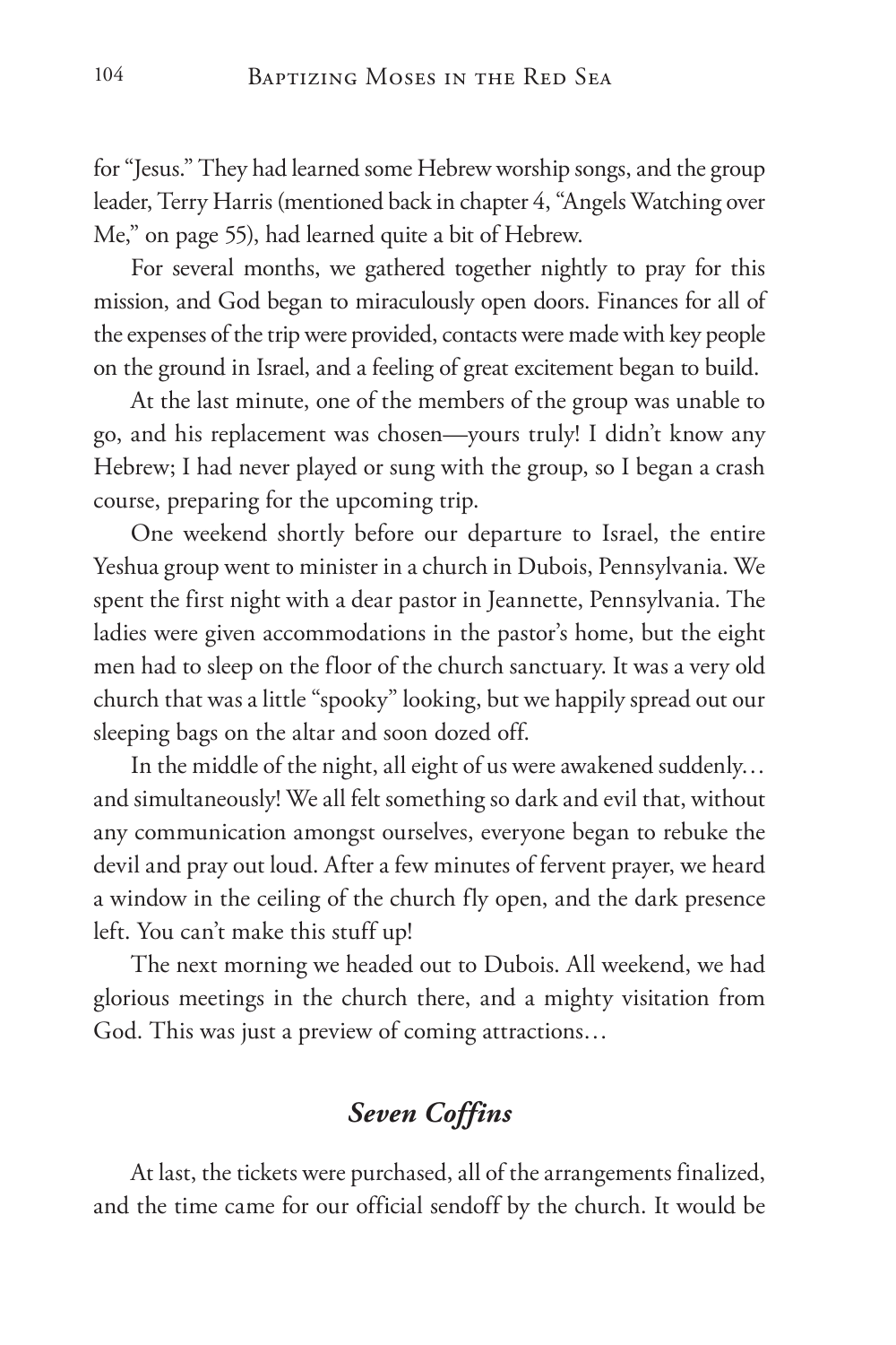for "Jesus." They had learned some Hebrew worship songs, and the group leader, Terry Harris (mentioned back in chapter 4, "Angels Watching over Me," on page 55), had learned quite a bit of Hebrew.

For several months, we gathered together nightly to pray for this mission, and God began to miraculously open doors. Finances for all of the expenses of the trip were provided, contacts were made with key people on the ground in Israel, and a feeling of great excitement began to build.

At the last minute, one of the members of the group was unable to go, and his replacement was chosen—yours truly! I didn't know any Hebrew; I had never played or sung with the group, so I began a crash course, preparing for the upcoming trip.

One weekend shortly before our departure to Israel, the entire Yeshua group went to minister in a church in Dubois, Pennsylvania. We spent the first night with a dear pastor in Jeannette, Pennsylvania. The ladies were given accommodations in the pastor's home, but the eight men had to sleep on the floor of the church sanctuary. It was a very old church that was a little "spooky" looking, but we happily spread out our sleeping bags on the altar and soon dozed off.

In the middle of the night, all eight of us were awakened suddenly… and simultaneously! We all felt something so dark and evil that, without any communication amongst ourselves, everyone began to rebuke the devil and pray out loud. After a few minutes of fervent prayer, we heard a window in the ceiling of the church fly open, and the dark presence left. You can't make this stuff up!

The next morning we headed out to Dubois. All weekend, we had glorious meetings in the church there, and a mighty visitation from God. This was just a preview of coming attractions…

## *Seven Coffins*

At last, the tickets were purchased, all of the arrangements finalized, and the time came for our official sendoff by the church. It would be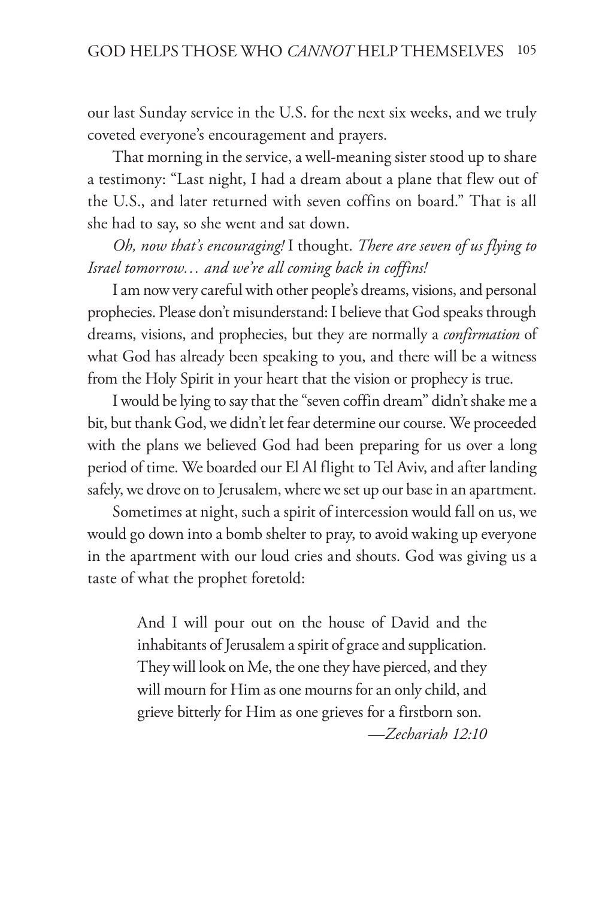our last Sunday service in the U.S. for the next six weeks, and we truly coveted everyone's encouragement and prayers.

That morning in the service, a well-meaning sister stood up to share a testimony: "Last night, I had a dream about a plane that flew out of the U.S., and later returned with seven coffins on board." That is all she had to say, so she went and sat down.

*Oh, now that's encouraging!* I thought. *There are seven of us flying to Israel tomorrow… and we're all coming back in coffins!*

I am now very careful with other people's dreams, visions, and personal prophecies. Please don't misunderstand: I believe that God speaks through dreams, visions, and prophecies, but they are normally a *confirmation* of what God has already been speaking to you, and there will be a witness from the Holy Spirit in your heart that the vision or prophecy is true.

I would be lying to say that the "seven coffin dream" didn't shake me a bit, but thank God, we didn't let fear determine our course. We proceeded with the plans we believed God had been preparing for us over a long period of time. We boarded our El Al flight to Tel Aviv, and after landing safely, we drove on to Jerusalem, where we set up our base in an apartment.

Sometimes at night, such a spirit of intercession would fall on us, we would go down into a bomb shelter to pray, to avoid waking up everyone in the apartment with our loud cries and shouts. God was giving us a taste of what the prophet foretold:

> And I will pour out on the house of David and the inhabitants of Jerusalem a spirit of grace and supplication. They will look on Me, the one they have pierced, and they will mourn for Him as one mourns for an only child, and grieve bitterly for Him as one grieves for a firstborn son.
>
> —*Zechariah 12:10*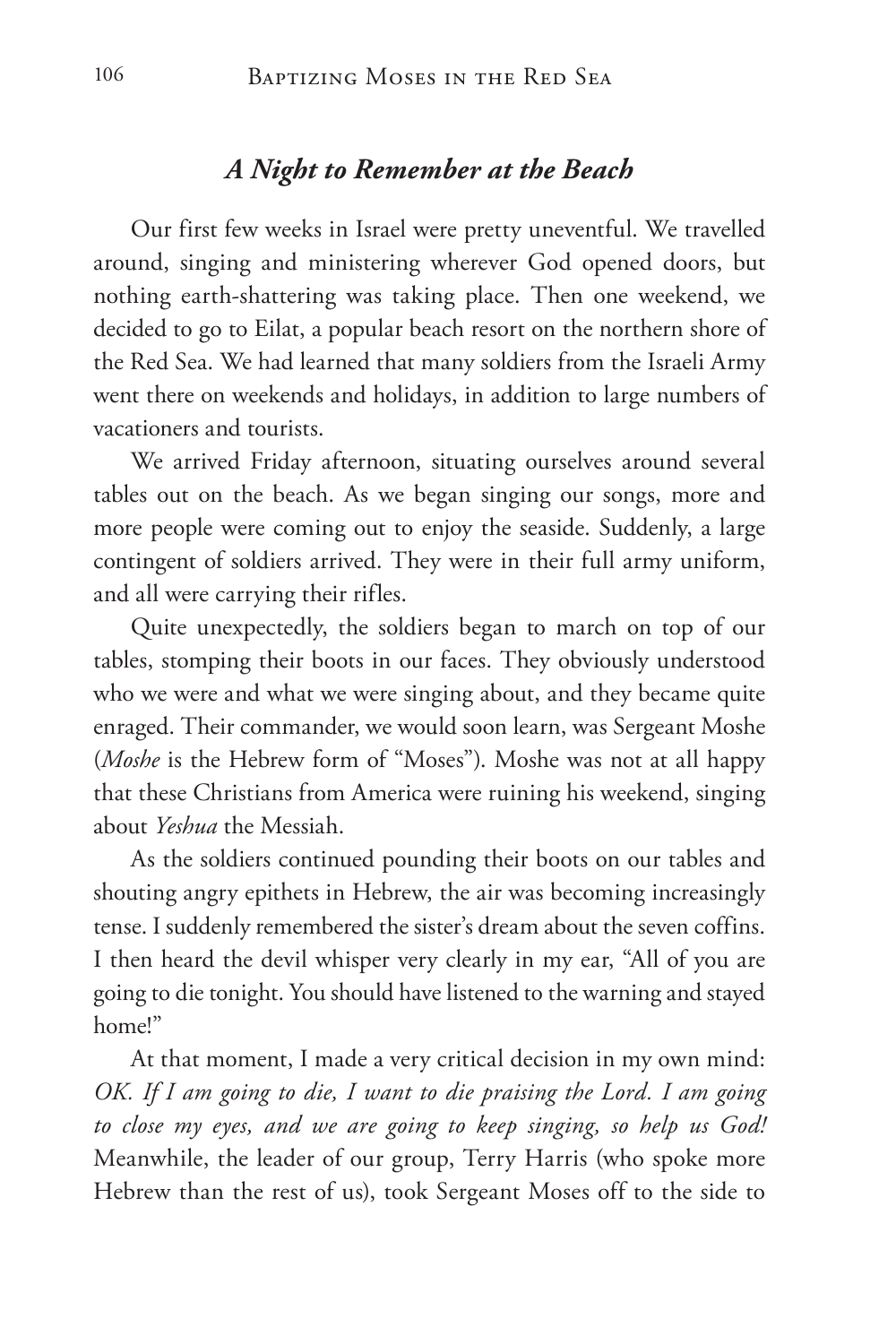### *A Night to Remember at the Beach*

Our first few weeks in Israel were pretty uneventful. We travelled around, singing and ministering wherever God opened doors, but nothing earth-shattering was taking place. Then one weekend, we decided to go to Eilat, a popular beach resort on the northern shore of the Red Sea. We had learned that many soldiers from the Israeli Army went there on weekends and holidays, in addition to large numbers of vacationers and tourists.

We arrived Friday afternoon, situating ourselves around several tables out on the beach. As we began singing our songs, more and more people were coming out to enjoy the seaside. Suddenly, a large contingent of soldiers arrived. They were in their full army uniform, and all were carrying their rifles.

Quite unexpectedly, the soldiers began to march on top of our tables, stomping their boots in our faces. They obviously understood who we were and what we were singing about, and they became quite enraged. Their commander, we would soon learn, was Sergeant Moshe (*Moshe* is the Hebrew form of "Moses"). Moshe was not at all happy that these Christians from America were ruining his weekend, singing about *Yeshua* the Messiah.

As the soldiers continued pounding their boots on our tables and shouting angry epithets in Hebrew, the air was becoming increasingly tense. I suddenly remembered the sister's dream about the seven coffins. I then heard the devil whisper very clearly in my ear, "All of you are going to die tonight. You should have listened to the warning and stayed home!"

At that moment, I made a very critical decision in my own mind: *OK. If I am going to die, I want to die praising the Lord. I am going to close my eyes, and we are going to keep singing, so help us God!* Meanwhile, the leader of our group, Terry Harris (who spoke more Hebrew than the rest of us), took Sergeant Moses off to the side to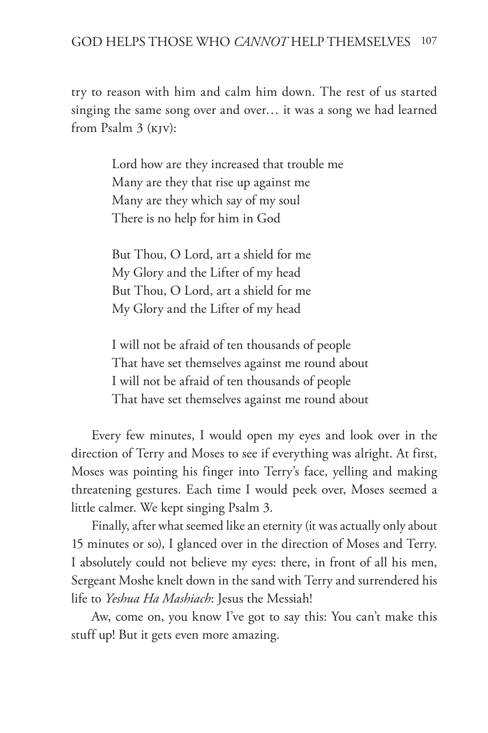try to reason with him and calm him down. The rest of us started singing the same song over and over… it was a song we had learned from Psalm 3 (KJV):

> Lord how are they increased that trouble me
> Many are they that rise up against me
> Many are they which say of my soul
> There is no help for him in God
>
> But Thou, O Lord, art a shield for me
> My Glory and the Lifter of my head
> But Thou, O Lord, art a shield for me
> My Glory and the Lifter of my head
>
> I will not be afraid of ten thousands of people
> That have set themselves against me round about
> I will not be afraid of ten thousands of people
> That have set themselves against me round about

Every few minutes, I would open my eyes and look over in the direction of Terry and Moses to see if everything was alright. At first, Moses was pointing his finger into Terry's face, yelling and making threatening gestures. Each time I would peek over, Moses seemed a little calmer. We kept singing Psalm 3.

Finally, after what seemed like an eternity (it was actually only about 15 minutes or so), I glanced over in the direction of Moses and Terry. I absolutely could not believe my eyes: there, in front of all his men, Sergeant Moshe knelt down in the sand with Terry and surrendered his life to *Yeshua Ha Mashiach*: Jesus the Messiah!

Aw, come on, you know I've got to say this: You can't make this stuff up! But it gets even more amazing.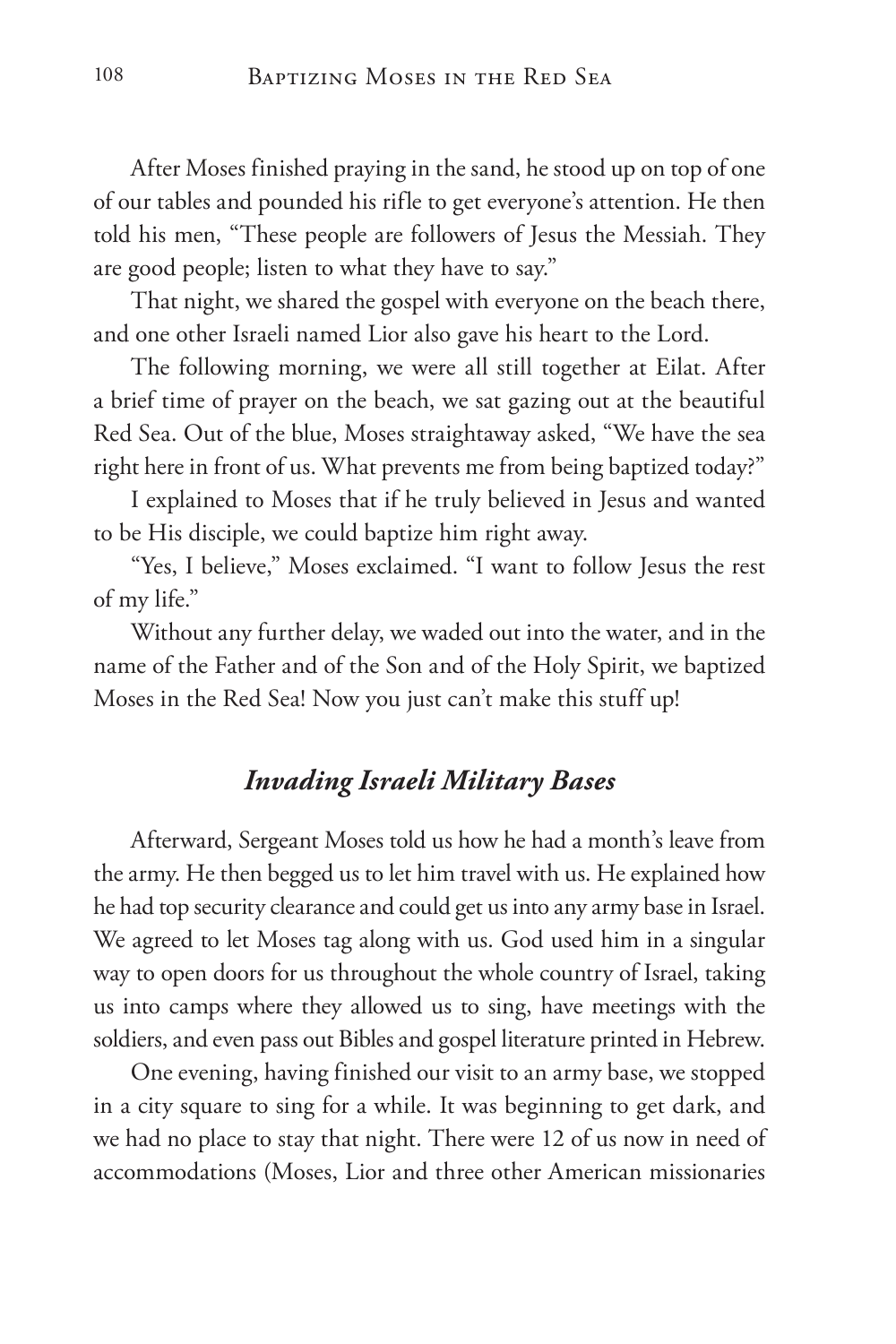After Moses finished praying in the sand, he stood up on top of one of our tables and pounded his rifle to get everyone's attention. He then told his men, "These people are followers of Jesus the Messiah. They are good people; listen to what they have to say."

That night, we shared the gospel with everyone on the beach there, and one other Israeli named Lior also gave his heart to the Lord.

The following morning, we were all still together at Eilat. After a brief time of prayer on the beach, we sat gazing out at the beautiful Red Sea. Out of the blue, Moses straightaway asked, "We have the sea right here in front of us. What prevents me from being baptized today?"

I explained to Moses that if he truly believed in Jesus and wanted to be His disciple, we could baptize him right away.

"Yes, I believe," Moses exclaimed. "I want to follow Jesus the rest of my life."

Without any further delay, we waded out into the water, and in the name of the Father and of the Son and of the Holy Spirit, we baptized Moses in the Red Sea! Now you just can't make this stuff up!

## *Invading Israeli Military Bases*

Afterward, Sergeant Moses told us how he had a month's leave from the army. He then begged us to let him travel with us. He explained how he had top security clearance and could get us into any army base in Israel. We agreed to let Moses tag along with us. God used him in a singular way to open doors for us throughout the whole country of Israel, taking us into camps where they allowed us to sing, have meetings with the soldiers, and even pass out Bibles and gospel literature printed in Hebrew.

One evening, having finished our visit to an army base, we stopped in a city square to sing for a while. It was beginning to get dark, and we had no place to stay that night. There were 12 of us now in need of accommodations (Moses, Lior and three other American missionaries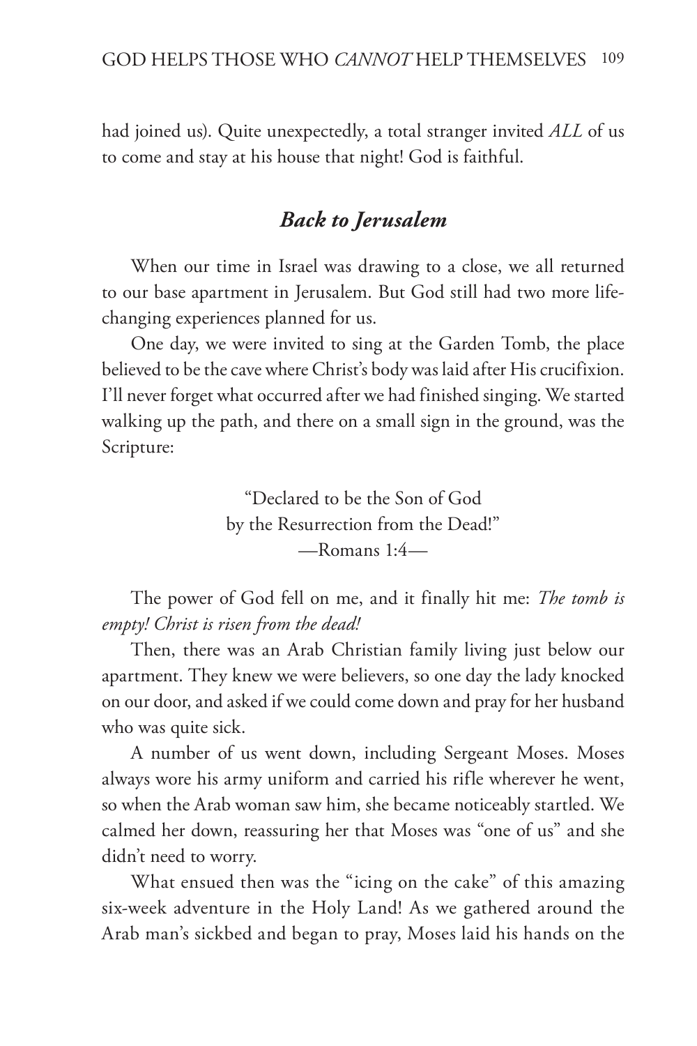had joined us). Quite unexpectedly, a total stranger invited *ALL* of us to come and stay at his house that night! God is faithful.

## *Back to Jerusalem*

When our time in Israel was drawing to a close, we all returned to our base apartment in Jerusalem. But God still had two more life-changing experiences planned for us.

One day, we were invited to sing at the Garden Tomb, the place believed to be the cave where Christ's body was laid after His crucifixion. I'll never forget what occurred after we had finished singing. We started walking up the path, and there on a small sign in the ground, was the Scripture:

> "Declared to be the Son of God
> by the Resurrection from the Dead!"
> —Romans 1:4—

The power of God fell on me, and it finally hit me: *The tomb is empty! Christ is risen from the dead!*

Then, there was an Arab Christian family living just below our apartment. They knew we were believers, so one day the lady knocked on our door, and asked if we could come down and pray for her husband who was quite sick.

A number of us went down, including Sergeant Moses. Moses always wore his army uniform and carried his rifle wherever he went, so when the Arab woman saw him, she became noticeably startled. We calmed her down, reassuring her that Moses was "one of us" and she didn't need to worry.

What ensued then was the "icing on the cake" of this amazing six-week adventure in the Holy Land! As we gathered around the Arab man's sickbed and began to pray, Moses laid his hands on the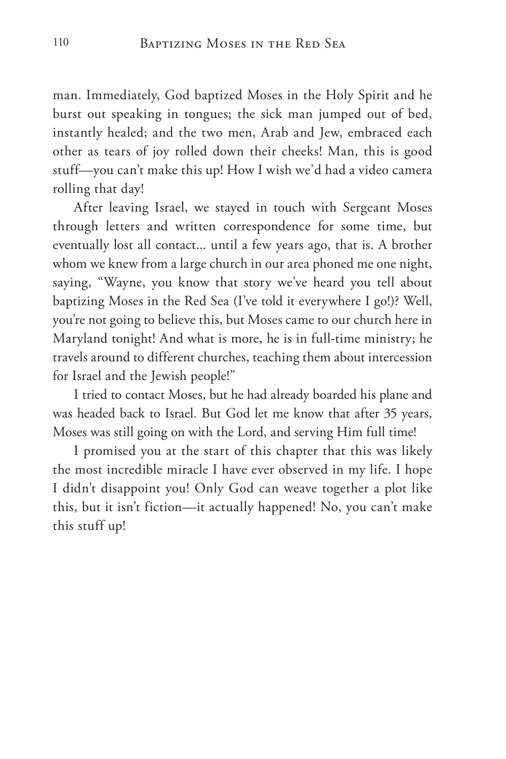man. Immediately, God baptized Moses in the Holy Spirit and he burst out speaking in tongues; the sick man jumped out of bed, instantly healed; and the two men, Arab and Jew, embraced each other as tears of joy rolled down their cheeks! Man, this is good stuff—you can't make this up! How I wish we'd had a video camera rolling that day!

After leaving Israel, we stayed in touch with Sergeant Moses through letters and written correspondence for some time, but eventually lost all contact... until a few years ago, that is. A brother whom we knew from a large church in our area phoned me one night, saying, "Wayne, you know that story we've heard you tell about baptizing Moses in the Red Sea (I've told it everywhere I go!)? Well, you're not going to believe this, but Moses came to our church here in Maryland tonight! And what is more, he is in full-time ministry; he travels around to different churches, teaching them about intercession for Israel and the Jewish people!"

I tried to contact Moses, but he had already boarded his plane and was headed back to Israel. But God let me know that after 35 years, Moses was still going on with the Lord, and serving Him full time!

I promised you at the start of this chapter that this was likely the most incredible miracle I have ever observed in my life. I hope I didn't disappoint you! Only God can weave together a plot like this, but it isn't fiction—it actually happened! No, you can't make this stuff up!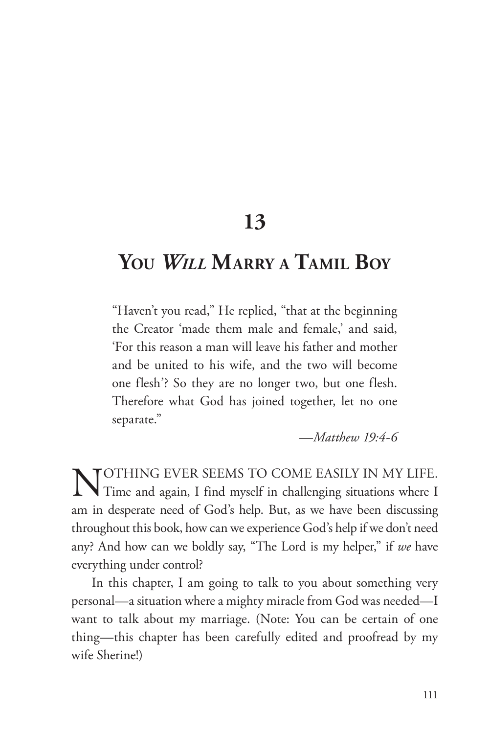# 13

# You *Will* Marry a Tamil Boy

> "Haven't you read," He replied, "that at the beginning the Creator 'made them male and female,' and said, 'For this reason a man will leave his father and mother and be united to his wife, and the two will become one flesh'? So they are no longer two, but one flesh. Therefore what God has joined together, let no one separate."
>
> —*Matthew 19:4-6*

NOTHING EVER SEEMS TO COME EASILY IN MY LIFE. Time and again, I find myself in challenging situations where I am in desperate need of God's help. But, as we have been discussing throughout this book, how can we experience God's help if we don't need any? And how can we boldly say, "The Lord is my helper," if *we* have everything under control?

In this chapter, I am going to talk to you about something very personal—a situation where a mighty miracle from God was needed—I want to talk about my marriage. (Note: You can be certain of one thing—this chapter has been carefully edited and proofread by my wife Sherine!)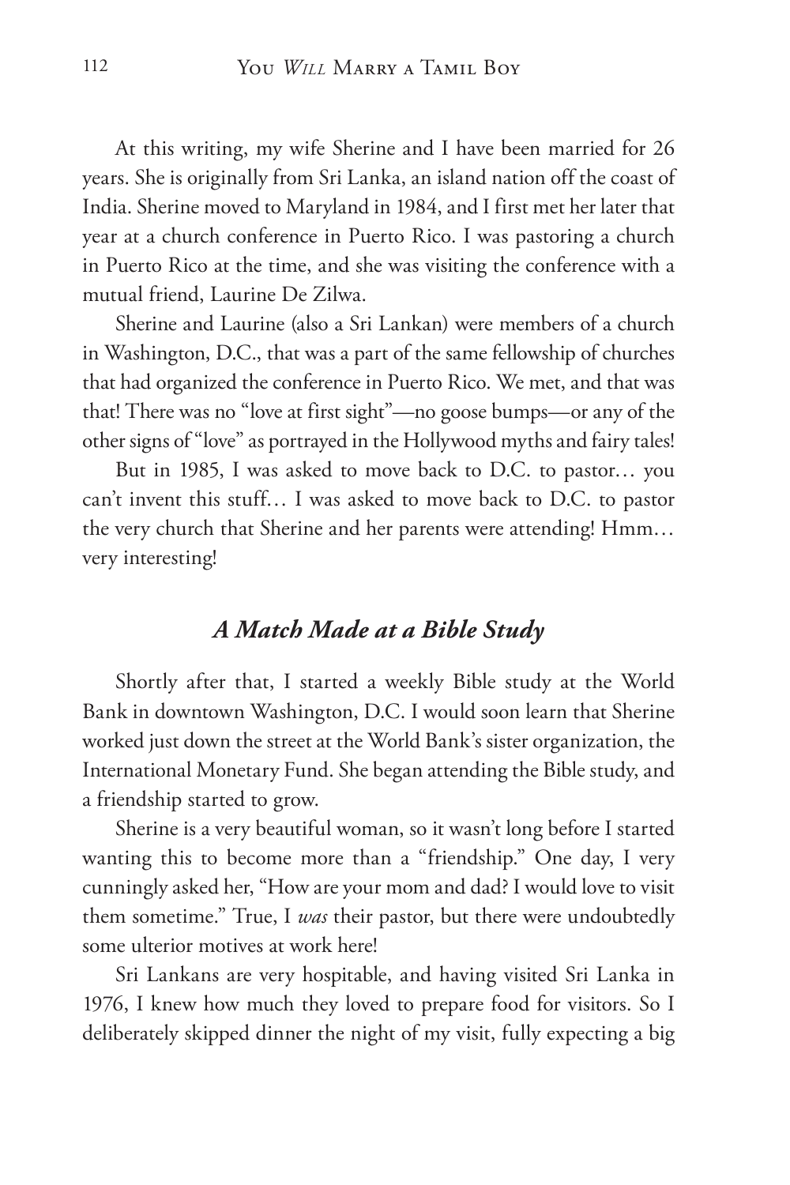At this writing, my wife Sherine and I have been married for 26 years. She is originally from Sri Lanka, an island nation off the coast of India. Sherine moved to Maryland in 1984, and I first met her later that year at a church conference in Puerto Rico. I was pastoring a church in Puerto Rico at the time, and she was visiting the conference with a mutual friend, Laurine De Zilwa.

Sherine and Laurine (also a Sri Lankan) were members of a church in Washington, D.C., that was a part of the same fellowship of churches that had organized the conference in Puerto Rico. We met, and that was that! There was no "love at first sight"—no goose bumps—or any of the other signs of "love" as portrayed in the Hollywood myths and fairy tales!

But in 1985, I was asked to move back to D.C. to pastor… you can't invent this stuff… I was asked to move back to D.C. to pastor the very church that Sherine and her parents were attending! Hmm… very interesting!

## *A Match Made at a Bible Study*

Shortly after that, I started a weekly Bible study at the World Bank in downtown Washington, D.C. I would soon learn that Sherine worked just down the street at the World Bank's sister organization, the International Monetary Fund. She began attending the Bible study, and a friendship started to grow.

Sherine is a very beautiful woman, so it wasn't long before I started wanting this to become more than a "friendship." One day, I very cunningly asked her, "How are your mom and dad? I would love to visit them sometime." True, I *was* their pastor, but there were undoubtedly some ulterior motives at work here!

Sri Lankans are very hospitable, and having visited Sri Lanka in 1976, I knew how much they loved to prepare food for visitors. So I deliberately skipped dinner the night of my visit, fully expecting a big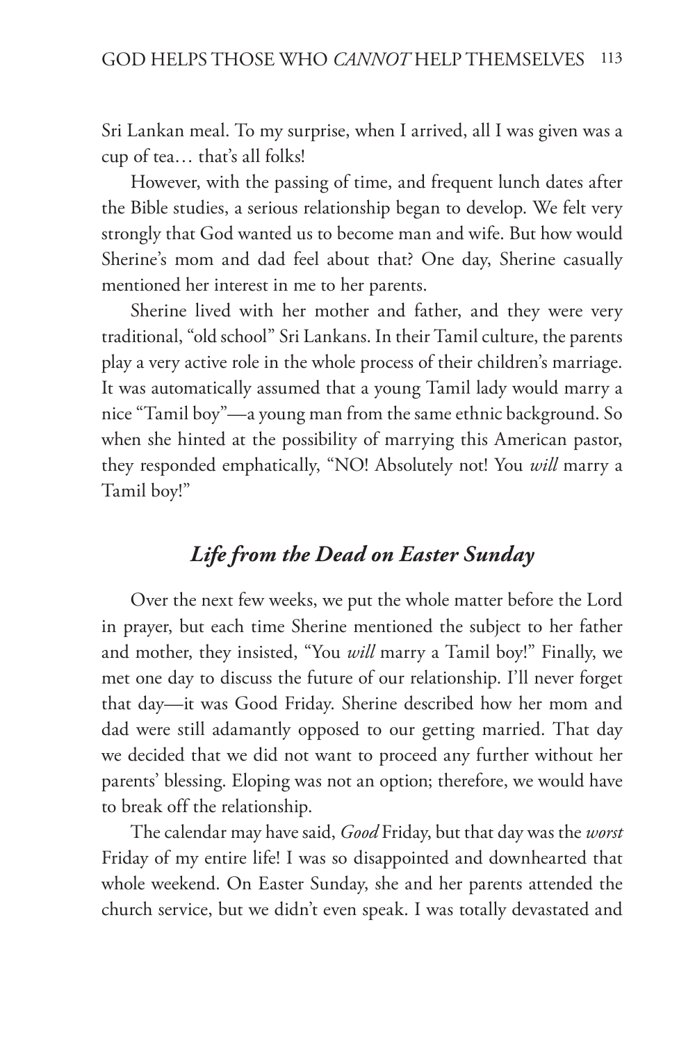Sri Lankan meal. To my surprise, when I arrived, all I was given was a cup of tea… that's all folks!

However, with the passing of time, and frequent lunch dates after the Bible studies, a serious relationship began to develop. We felt very strongly that God wanted us to become man and wife. But how would Sherine's mom and dad feel about that? One day, Sherine casually mentioned her interest in me to her parents.

Sherine lived with her mother and father, and they were very traditional, "old school" Sri Lankans. In their Tamil culture, the parents play a very active role in the whole process of their children's marriage. It was automatically assumed that a young Tamil lady would marry a nice "Tamil boy"—a young man from the same ethnic background. So when she hinted at the possibility of marrying this American pastor, they responded emphatically, "NO! Absolutely not! You *will* marry a Tamil boy!"

## *Life from the Dead on Easter Sunday*

Over the next few weeks, we put the whole matter before the Lord in prayer, but each time Sherine mentioned the subject to her father and mother, they insisted, "You *will* marry a Tamil boy!" Finally, we met one day to discuss the future of our relationship. I'll never forget that day—it was Good Friday. Sherine described how her mom and dad were still adamantly opposed to our getting married. That day we decided that we did not want to proceed any further without her parents' blessing. Eloping was not an option; therefore, we would have to break off the relationship.

The calendar may have said, *Good* Friday, but that day was the *worst* Friday of my entire life! I was so disappointed and downhearted that whole weekend. On Easter Sunday, she and her parents attended the church service, but we didn't even speak. I was totally devastated and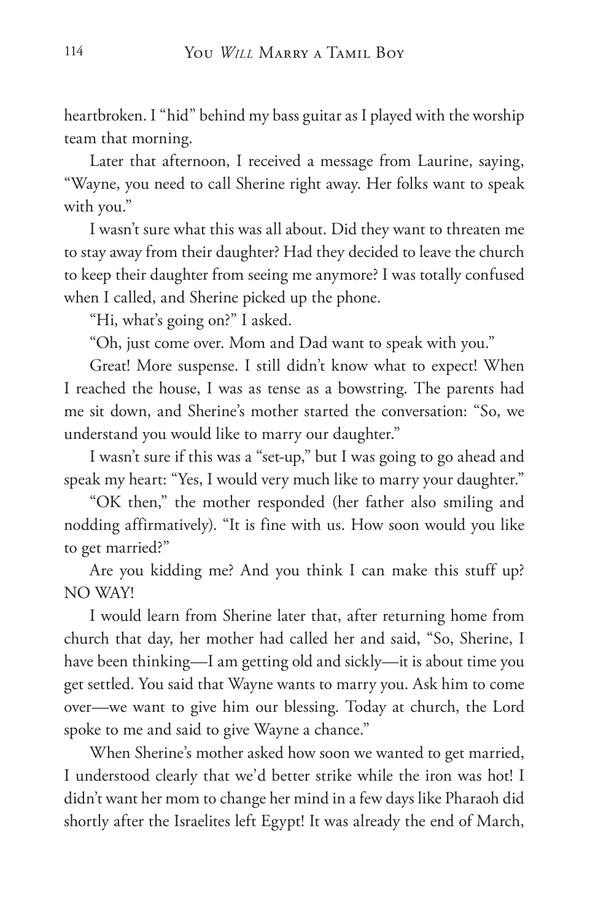heartbroken. I "hid" behind my bass guitar as I played with the worship team that morning.

Later that afternoon, I received a message from Laurine, saying, "Wayne, you need to call Sherine right away. Her folks want to speak with you."

I wasn't sure what this was all about. Did they want to threaten me to stay away from their daughter? Had they decided to leave the church to keep their daughter from seeing me anymore? I was totally confused when I called, and Sherine picked up the phone.

"Hi, what's going on?" I asked.

"Oh, just come over. Mom and Dad want to speak with you."

Great! More suspense. I still didn't know what to expect! When I reached the house, I was as tense as a bowstring. The parents had me sit down, and Sherine's mother started the conversation: "So, we understand you would like to marry our daughter."

I wasn't sure if this was a "set-up," but I was going to go ahead and speak my heart: "Yes, I would very much like to marry your daughter."

"OK then," the mother responded (her father also smiling and nodding affirmatively). "It is fine with us. How soon would you like to get married?"

Are you kidding me? And you think I can make this stuff up? NO WAY!

I would learn from Sherine later that, after returning home from church that day, her mother had called her and said, "So, Sherine, I have been thinking—I am getting old and sickly—it is about time you get settled. You said that Wayne wants to marry you. Ask him to come over—we want to give him our blessing. Today at church, the Lord spoke to me and said to give Wayne a chance."

When Sherine's mother asked how soon we wanted to get married, I understood clearly that we'd better strike while the iron was hot! I didn't want her mom to change her mind in a few days like Pharaoh did shortly after the Israelites left Egypt! It was already the end of March,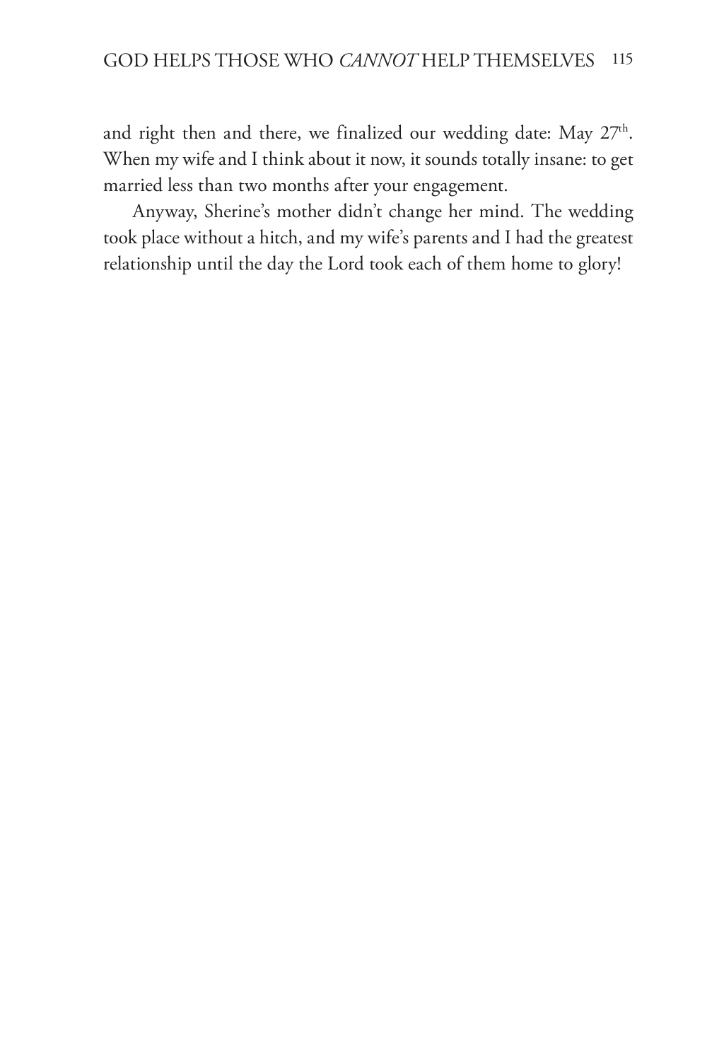and right then and there, we finalized our wedding date: May 27$^{th}$. When my wife and I think about it now, it sounds totally insane: to get married less than two months after your engagement.

Anyway, Sherine's mother didn't change her mind. The wedding took place without a hitch, and my wife's parents and I had the greatest relationship until the day the Lord took each of them home to glory!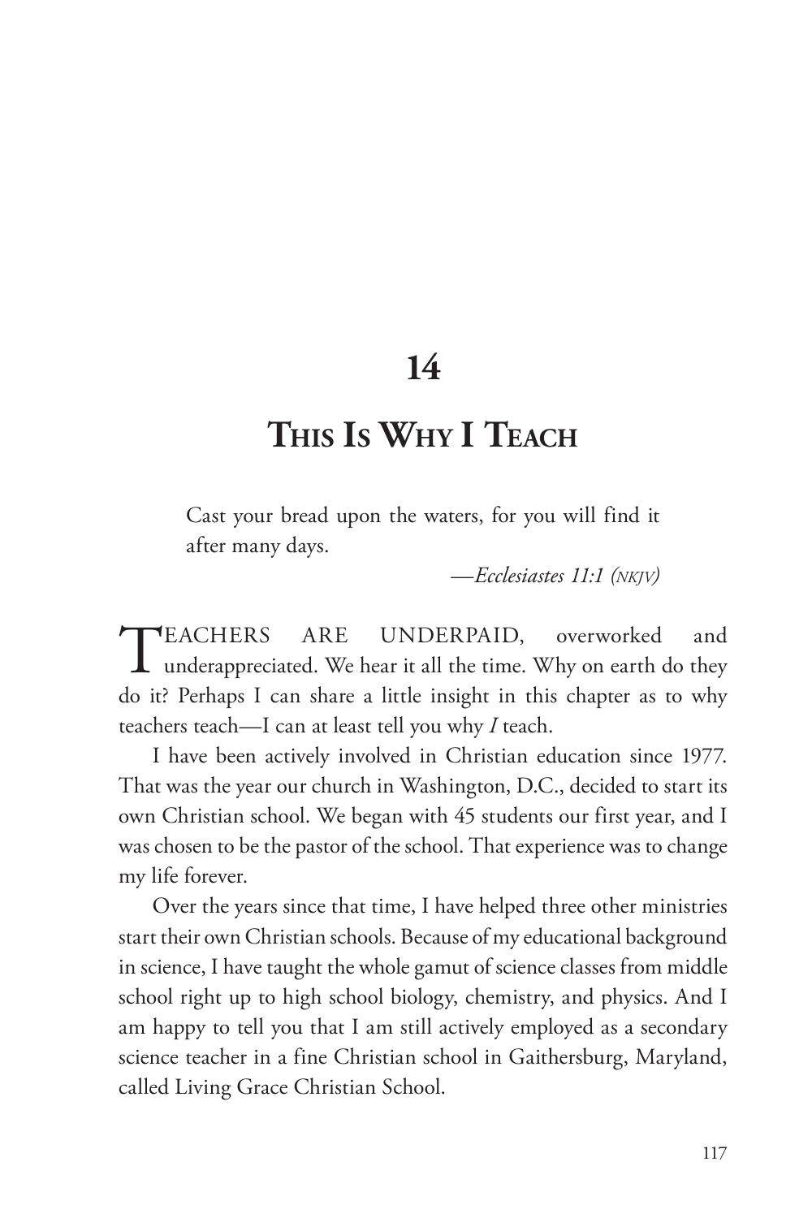# 14

## This Is Why I Teach

> Cast your bread upon the waters, for you will find it after many days.
>
> —*Ecclesiastes 11:1 (NKJV)*

TEACHERS ARE UNDERPAID, overworked and underappreciated. We hear it all the time. Why on earth do they do it? Perhaps I can share a little insight in this chapter as to why teachers teach—I can at least tell you why *I* teach.

I have been actively involved in Christian education since 1977. That was the year our church in Washington, D.C., decided to start its own Christian school. We began with 45 students our first year, and I was chosen to be the pastor of the school. That experience was to change my life forever.

Over the years since that time, I have helped three other ministries start their own Christian schools. Because of my educational background in science, I have taught the whole gamut of science classes from middle school right up to high school biology, chemistry, and physics. And I am happy to tell you that I am still actively employed as a secondary science teacher in a fine Christian school in Gaithersburg, Maryland, called Living Grace Christian School.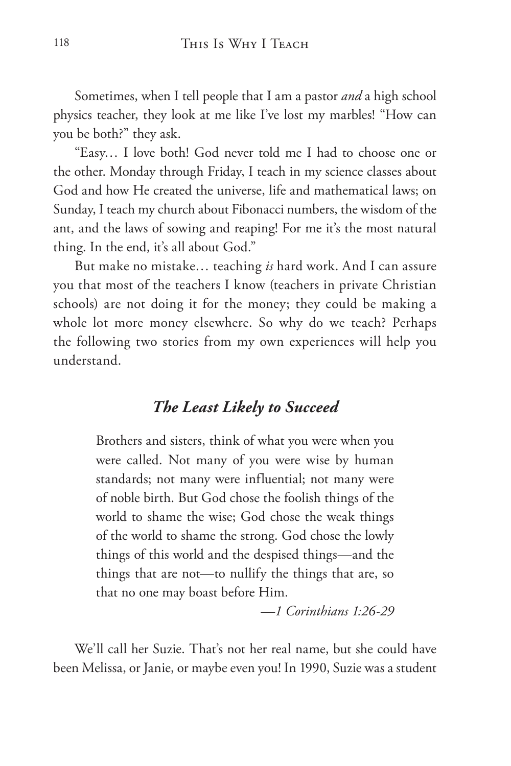Sometimes, when I tell people that I am a pastor *and* a high school physics teacher, they look at me like I've lost my marbles! "How can you be both?" they ask.

"Easy… I love both! God never told me I had to choose one or the other. Monday through Friday, I teach in my science classes about God and how He created the universe, life and mathematical laws; on Sunday, I teach my church about Fibonacci numbers, the wisdom of the ant, and the laws of sowing and reaping! For me it's the most natural thing. In the end, it's all about God."

But make no mistake… teaching *is* hard work. And I can assure you that most of the teachers I know (teachers in private Christian schools) are not doing it for the money; they could be making a whole lot more money elsewhere. So why do we teach? Perhaps the following two stories from my own experiences will help you understand.

### *The Least Likely to Succeed*

> Brothers and sisters, think of what you were when you were called. Not many of you were wise by human standards; not many were influential; not many were of noble birth. But God chose the foolish things of the world to shame the wise; God chose the weak things of the world to shame the strong. God chose the lowly things of this world and the despised things—and the things that are not—to nullify the things that are, so that no one may boast before Him.
>
> —*1 Corinthians 1:26-29*

We'll call her Suzie. That's not her real name, but she could have been Melissa, or Janie, or maybe even you! In 1990, Suzie was a student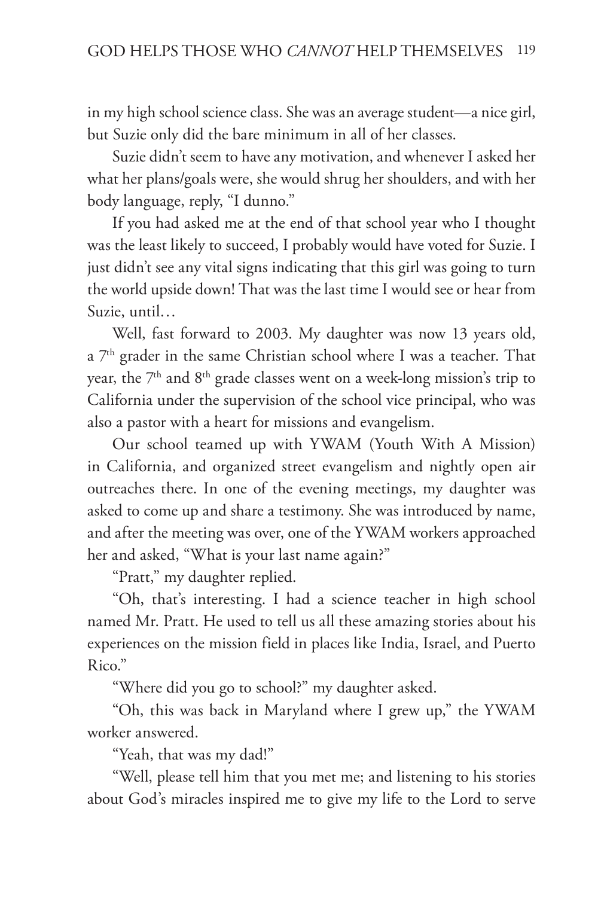in my high school science class. She was an average student—a nice girl, but Suzie only did the bare minimum in all of her classes.

Suzie didn't seem to have any motivation, and whenever I asked her what her plans/goals were, she would shrug her shoulders, and with her body language, reply, "I dunno."

If you had asked me at the end of that school year who I thought was the least likely to succeed, I probably would have voted for Suzie. I just didn't see any vital signs indicating that this girl was going to turn the world upside down! That was the last time I would see or hear from Suzie, until…

Well, fast forward to 2003. My daughter was now 13 years old, a 7th grader in the same Christian school where I was a teacher. That year, the 7th and 8th grade classes went on a week-long mission's trip to California under the supervision of the school vice principal, who was also a pastor with a heart for missions and evangelism.

Our school teamed up with YWAM (Youth With A Mission) in California, and organized street evangelism and nightly open air outreaches there. In one of the evening meetings, my daughter was asked to come up and share a testimony. She was introduced by name, and after the meeting was over, one of the YWAM workers approached her and asked, "What is your last name again?"

"Pratt," my daughter replied.

"Oh, that's interesting. I had a science teacher in high school named Mr. Pratt. He used to tell us all these amazing stories about his experiences on the mission field in places like India, Israel, and Puerto Rico."

"Where did you go to school?" my daughter asked.

"Oh, this was back in Maryland where I grew up," the YWAM worker answered.

"Yeah, that was my dad!"

"Well, please tell him that you met me; and listening to his stories about God's miracles inspired me to give my life to the Lord to serve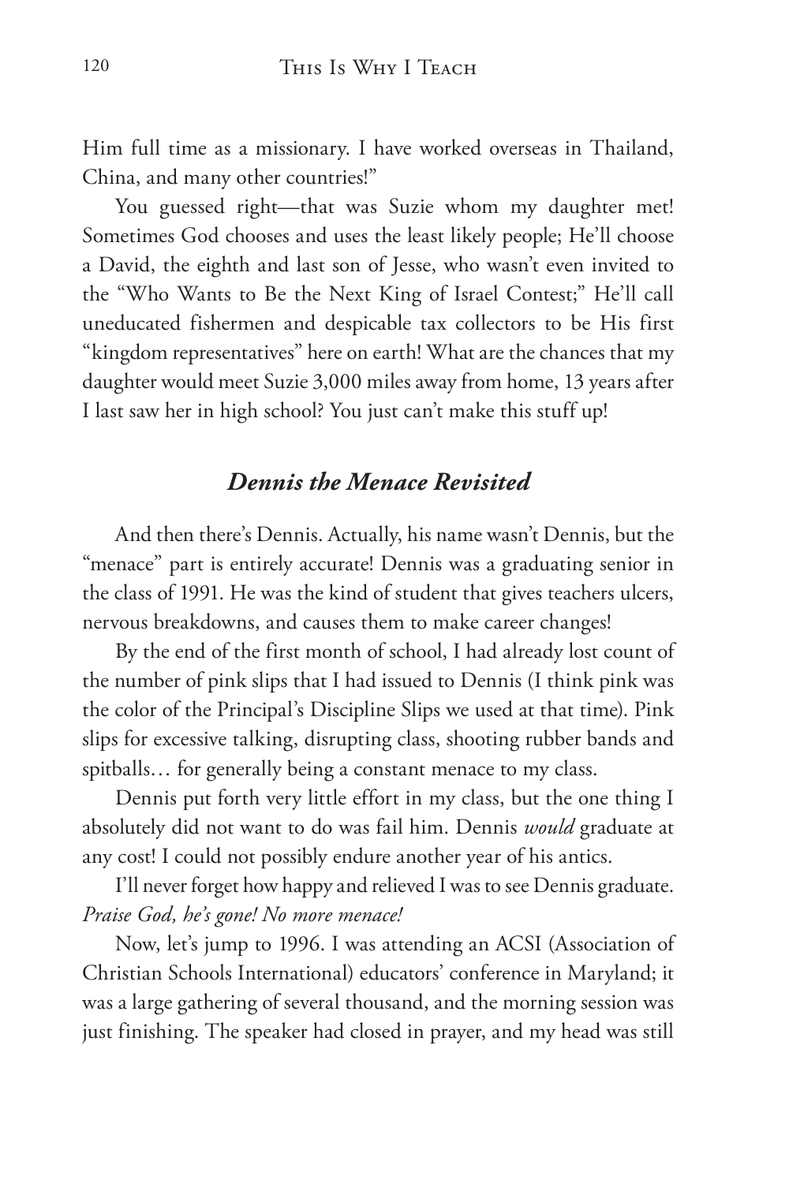Him full time as a missionary. I have worked overseas in Thailand, China, and many other countries!"

You guessed right—that was Suzie whom my daughter met! Sometimes God chooses and uses the least likely people; He'll choose a David, the eighth and last son of Jesse, who wasn't even invited to the "Who Wants to Be the Next King of Israel Contest;" He'll call uneducated fishermen and despicable tax collectors to be His first "kingdom representatives" here on earth! What are the chances that my daughter would meet Suzie 3,000 miles away from home, 13 years after I last saw her in high school? You just can't make this stuff up!

## *Dennis the Menace Revisited*

And then there's Dennis. Actually, his name wasn't Dennis, but the "menace" part is entirely accurate! Dennis was a graduating senior in the class of 1991. He was the kind of student that gives teachers ulcers, nervous breakdowns, and causes them to make career changes!

By the end of the first month of school, I had already lost count of the number of pink slips that I had issued to Dennis (I think pink was the color of the Principal's Discipline Slips we used at that time). Pink slips for excessive talking, disrupting class, shooting rubber bands and spitballs… for generally being a constant menace to my class.

Dennis put forth very little effort in my class, but the one thing I absolutely did not want to do was fail him. Dennis *would* graduate at any cost! I could not possibly endure another year of his antics.

I'll never forget how happy and relieved I was to see Dennis graduate. *Praise God, he's gone! No more menace!*

Now, let's jump to 1996. I was attending an ACSI (Association of Christian Schools International) educators' conference in Maryland; it was a large gathering of several thousand, and the morning session was just finishing. The speaker had closed in prayer, and my head was still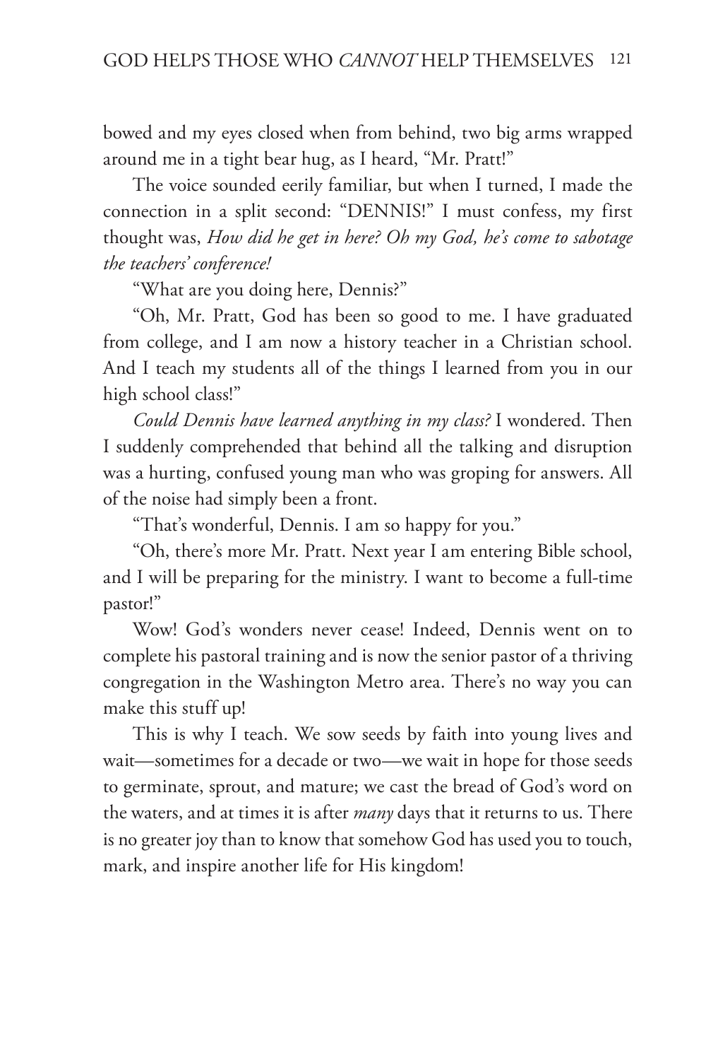bowed and my eyes closed when from behind, two big arms wrapped around me in a tight bear hug, as I heard, "Mr. Pratt!"

The voice sounded eerily familiar, but when I turned, I made the connection in a split second: "DENNIS!" I must confess, my first thought was, *How did he get in here? Oh my God, he's come to sabotage the teachers' conference!*

"What are you doing here, Dennis?"

"Oh, Mr. Pratt, God has been so good to me. I have graduated from college, and I am now a history teacher in a Christian school. And I teach my students all of the things I learned from you in our high school class!"

*Could Dennis have learned anything in my class?* I wondered. Then I suddenly comprehended that behind all the talking and disruption was a hurting, confused young man who was groping for answers. All of the noise had simply been a front.

"That's wonderful, Dennis. I am so happy for you."

"Oh, there's more Mr. Pratt. Next year I am entering Bible school, and I will be preparing for the ministry. I want to become a full-time pastor!"

Wow! God's wonders never cease! Indeed, Dennis went on to complete his pastoral training and is now the senior pastor of a thriving congregation in the Washington Metro area. There's no way you can make this stuff up!

This is why I teach. We sow seeds by faith into young lives and wait—sometimes for a decade or two—we wait in hope for those seeds to germinate, sprout, and mature; we cast the bread of God's word on the waters, and at times it is after *many* days that it returns to us. There is no greater joy than to know that somehow God has used you to touch, mark, and inspire another life for His kingdom!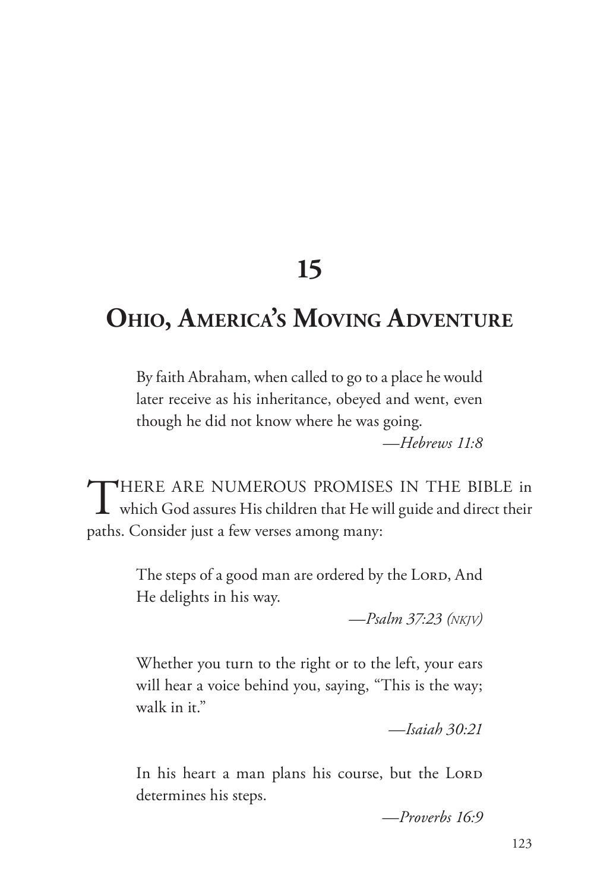# 15

## Ohio, America's Moving Adventure

> By faith Abraham, when called to go to a place he would later receive as his inheritance, obeyed and went, even though he did not know where he was going.
>
> —*Hebrews 11:8*

THERE ARE NUMEROUS PROMISES IN THE BIBLE in which God assures His children that He will guide and direct their paths. Consider just a few verses among many:

> The steps of a good man are ordered by the LORD, And He delights in his way.
>
> —*Psalm 37:23 (NKJV)*

> Whether you turn to the right or to the left, your ears will hear a voice behind you, saying, "This is the way; walk in it."
>
> —*Isaiah 30:21*

> In his heart a man plans his course, but the LORD determines his steps.
>
> —*Proverbs 16:9*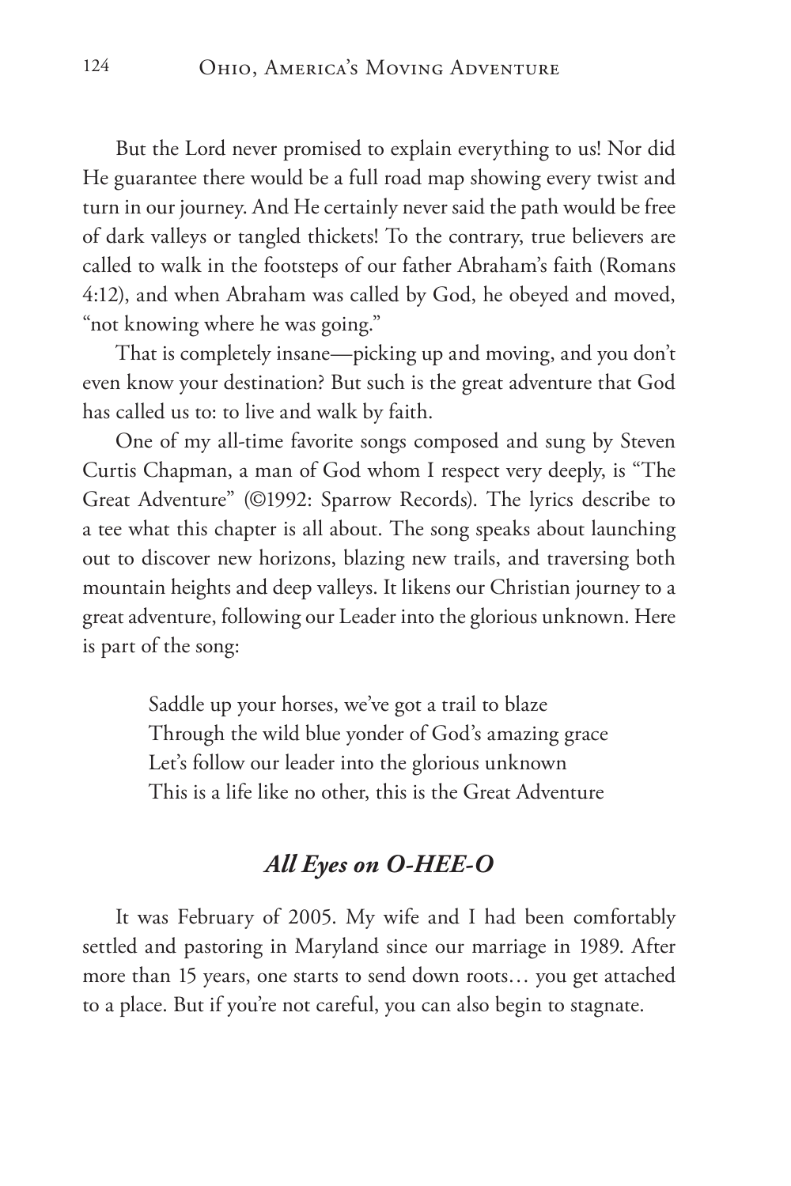But the Lord never promised to explain everything to us! Nor did He guarantee there would be a full road map showing every twist and turn in our journey. And He certainly never said the path would be free of dark valleys or tangled thickets! To the contrary, true believers are called to walk in the footsteps of our father Abraham's faith (Romans 4:12), and when Abraham was called by God, he obeyed and moved, "not knowing where he was going."

That is completely insane—picking up and moving, and you don't even know your destination? But such is the great adventure that God has called us to: to live and walk by faith.

One of my all-time favorite songs composed and sung by Steven Curtis Chapman, a man of God whom I respect very deeply, is "The Great Adventure" (©1992: Sparrow Records). The lyrics describe to a tee what this chapter is all about. The song speaks about launching out to discover new horizons, blazing new trails, and traversing both mountain heights and deep valleys. It likens our Christian journey to a great adventure, following our Leader into the glorious unknown. Here is part of the song:

> Saddle up your horses, we've got a trail to blaze
> Through the wild blue yonder of God's amazing grace
> Let's follow our leader into the glorious unknown
> This is a life like no other, this is the Great Adventure

## *All Eyes on O-HEE-O*

It was February of 2005. My wife and I had been comfortably settled and pastoring in Maryland since our marriage in 1989. After more than 15 years, one starts to send down roots… you get attached to a place. But if you're not careful, you can also begin to stagnate.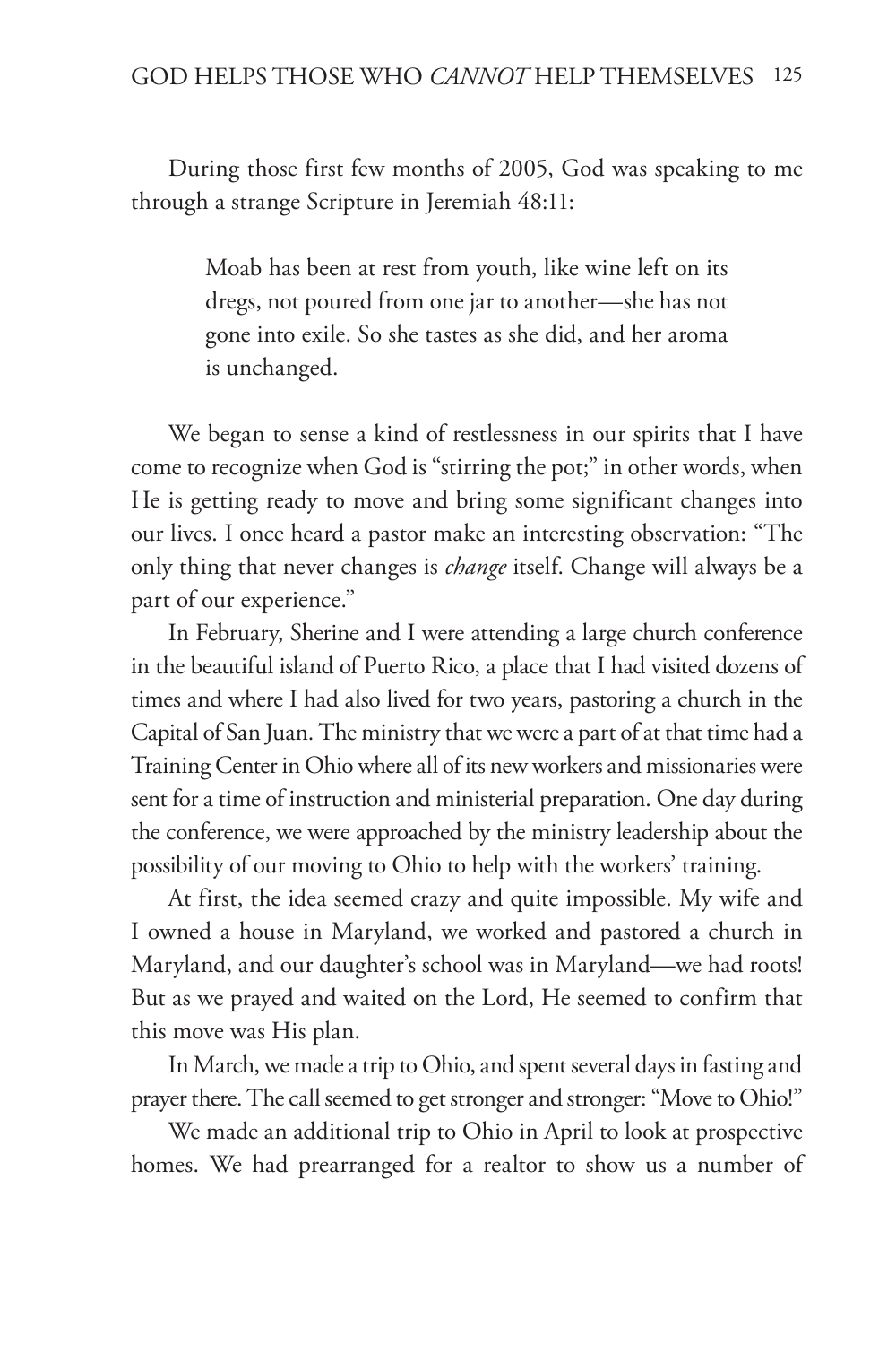During those first few months of 2005, God was speaking to me through a strange Scripture in Jeremiah 48:11:

> Moab has been at rest from youth, like wine left on its dregs, not poured from one jar to another—she has not gone into exile. So she tastes as she did, and her aroma is unchanged.

We began to sense a kind of restlessness in our spirits that I have come to recognize when God is "stirring the pot;" in other words, when He is getting ready to move and bring some significant changes into our lives. I once heard a pastor make an interesting observation: "The only thing that never changes is *change* itself. Change will always be a part of our experience."

In February, Sherine and I were attending a large church conference in the beautiful island of Puerto Rico, a place that I had visited dozens of times and where I had also lived for two years, pastoring a church in the Capital of San Juan. The ministry that we were a part of at that time had a Training Center in Ohio where all of its new workers and missionaries were sent for a time of instruction and ministerial preparation. One day during the conference, we were approached by the ministry leadership about the possibility of our moving to Ohio to help with the workers' training.

At first, the idea seemed crazy and quite impossible. My wife and I owned a house in Maryland, we worked and pastored a church in Maryland, and our daughter's school was in Maryland—we had roots! But as we prayed and waited on the Lord, He seemed to confirm that this move was His plan.

In March, we made a trip to Ohio, and spent several days in fasting and prayer there. The call seemed to get stronger and stronger: "Move to Ohio!"

We made an additional trip to Ohio in April to look at prospective homes. We had prearranged for a realtor to show us a number of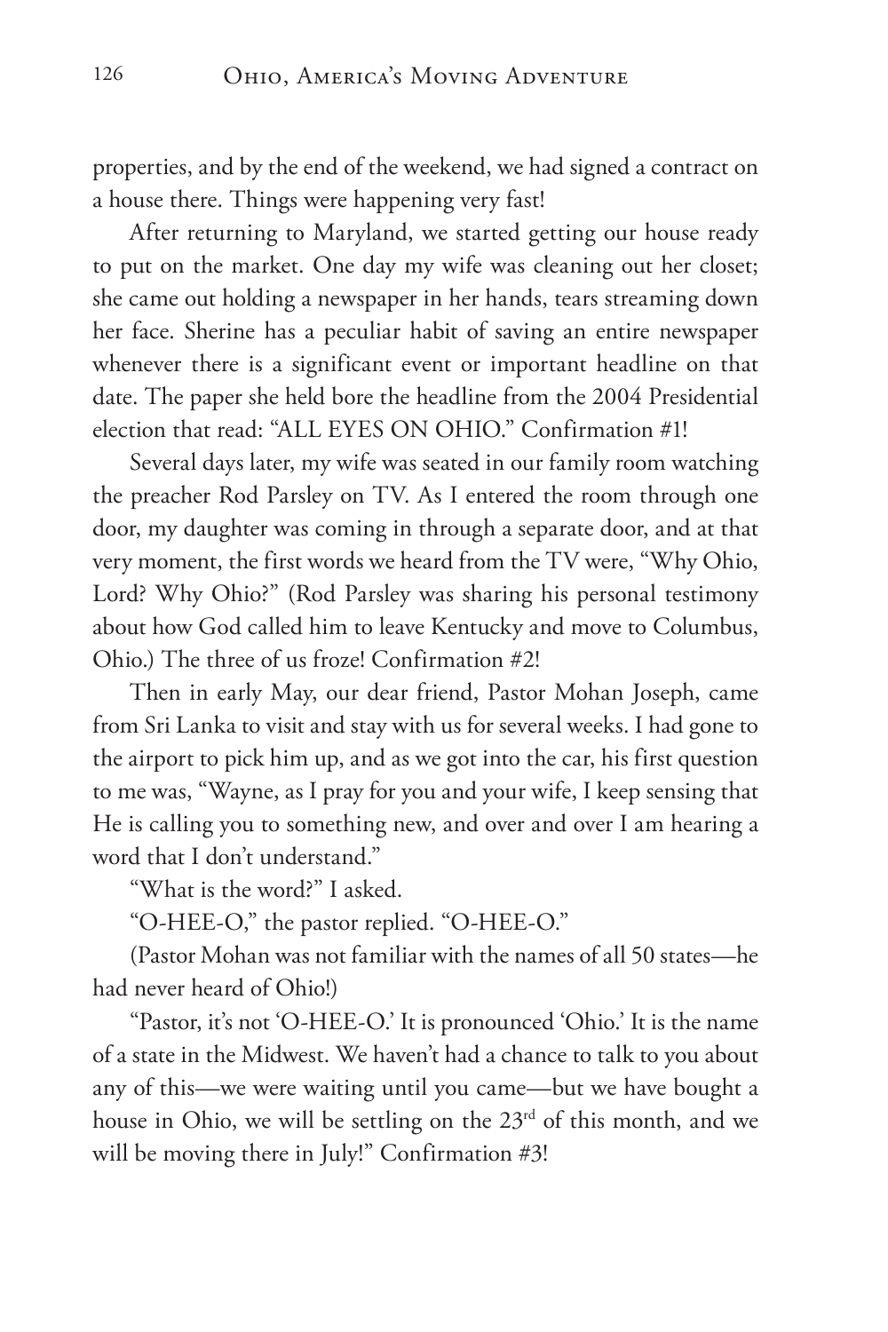properties, and by the end of the weekend, we had signed a contract on a house there. Things were happening very fast!

After returning to Maryland, we started getting our house ready to put on the market. One day my wife was cleaning out her closet; she came out holding a newspaper in her hands, tears streaming down her face. Sherine has a peculiar habit of saving an entire newspaper whenever there is a significant event or important headline on that date. The paper she held bore the headline from the 2004 Presidential election that read: "ALL EYES ON OHIO." Confirmation #1!

Several days later, my wife was seated in our family room watching the preacher Rod Parsley on TV. As I entered the room through one door, my daughter was coming in through a separate door, and at that very moment, the first words we heard from the TV were, "Why Ohio, Lord? Why Ohio?" (Rod Parsley was sharing his personal testimony about how God called him to leave Kentucky and move to Columbus, Ohio.) The three of us froze! Confirmation #2!

Then in early May, our dear friend, Pastor Mohan Joseph, came from Sri Lanka to visit and stay with us for several weeks. I had gone to the airport to pick him up, and as we got into the car, his first question to me was, "Wayne, as I pray for you and your wife, I keep sensing that He is calling you to something new, and over and over I am hearing a word that I don't understand."

"What is the word?" I asked.

"O-HEE-O," the pastor replied. "O-HEE-O."

(Pastor Mohan was not familiar with the names of all 50 states—he had never heard of Ohio!)

"Pastor, it's not 'O-HEE-O.' It is pronounced 'Ohio.' It is the name of a state in the Midwest. We haven't had a chance to talk to you about any of this—we were waiting until you came—but we have bought a house in Ohio, we will be settling on the 23rd of this month, and we will be moving there in July!" Confirmation #3!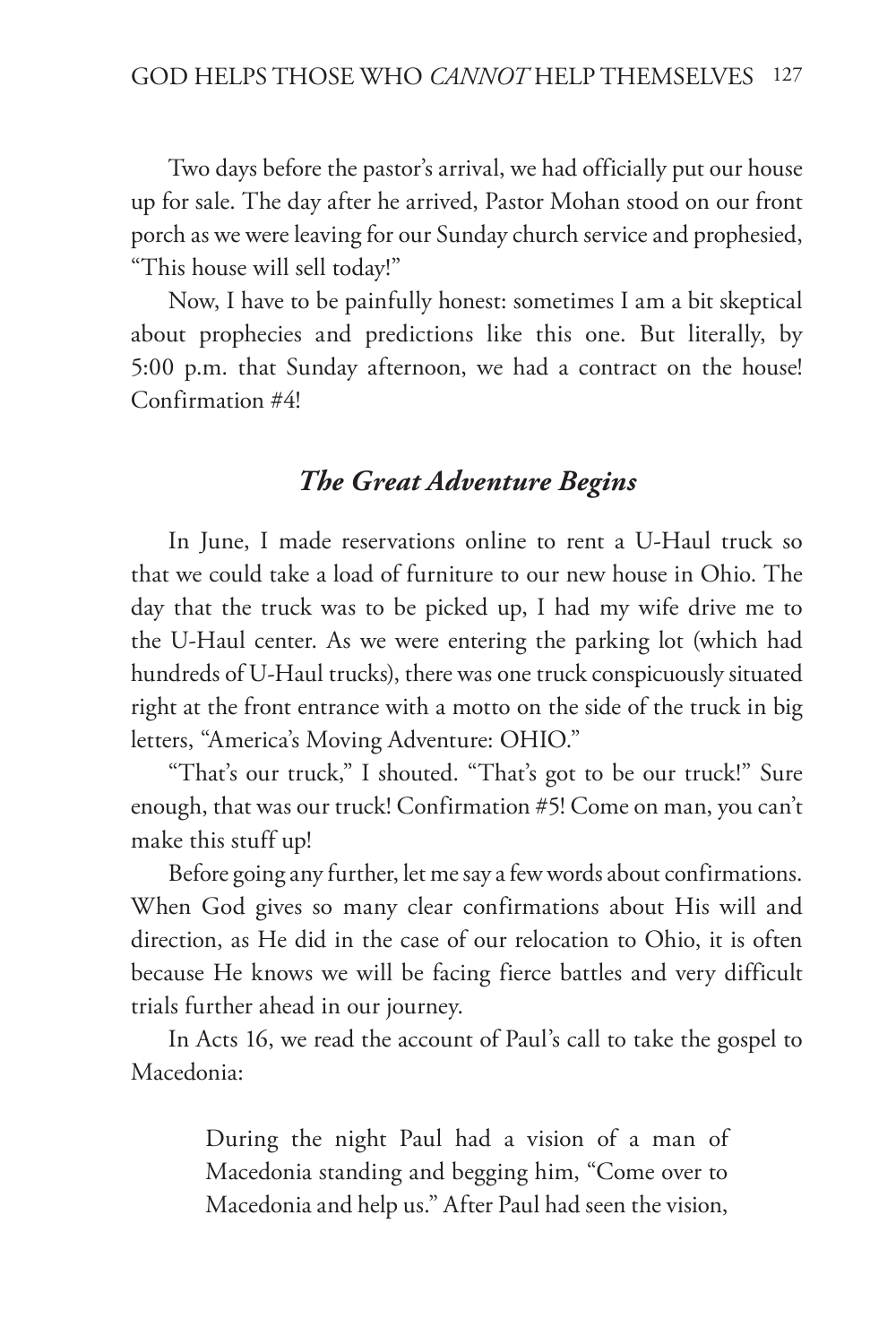Two days before the pastor's arrival, we had officially put our house up for sale. The day after he arrived, Pastor Mohan stood on our front porch as we were leaving for our Sunday church service and prophesied, "This house will sell today!"

Now, I have to be painfully honest: sometimes I am a bit skeptical about prophecies and predictions like this one. But literally, by 5:00 p.m. that Sunday afternoon, we had a contract on the house! Confirmation #4!

## *The Great Adventure Begins*

In June, I made reservations online to rent a U-Haul truck so that we could take a load of furniture to our new house in Ohio. The day that the truck was to be picked up, I had my wife drive me to the U-Haul center. As we were entering the parking lot (which had hundreds of U-Haul trucks), there was one truck conspicuously situated right at the front entrance with a motto on the side of the truck in big letters, "America's Moving Adventure: OHIO."

"That's our truck," I shouted. "That's got to be our truck!" Sure enough, that was our truck! Confirmation #5! Come on man, you can't make this stuff up!

Before going any further, let me say a few words about confirmations. When God gives so many clear confirmations about His will and direction, as He did in the case of our relocation to Ohio, it is often because He knows we will be facing fierce battles and very difficult trials further ahead in our journey.

In Acts 16, we read the account of Paul's call to take the gospel to Macedonia:

> During the night Paul had a vision of a man of Macedonia standing and begging him, "Come over to Macedonia and help us." After Paul had seen the vision,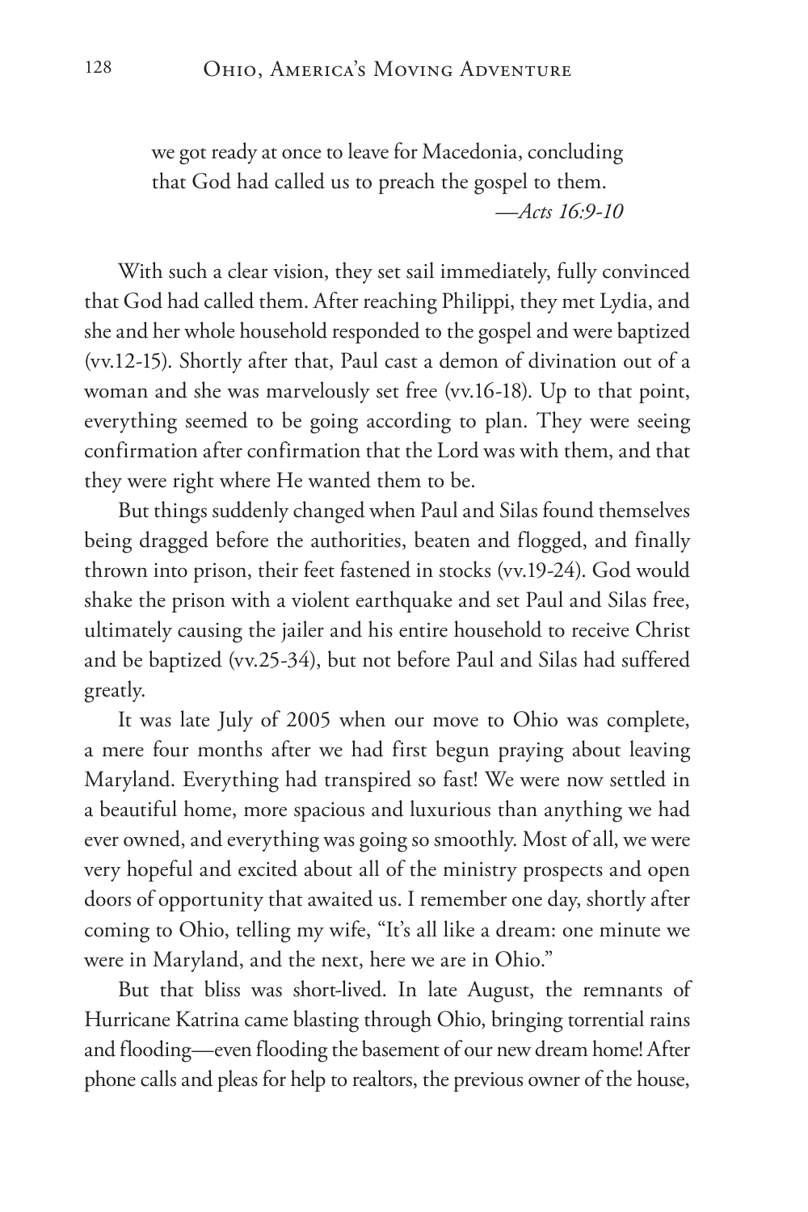> we got ready at once to leave for Macedonia, concluding that God had called us to preach the gospel to them.
>
> —*Acts 16:9-10*

With such a clear vision, they set sail immediately, fully convinced that God had called them. After reaching Philippi, they met Lydia, and she and her whole household responded to the gospel and were baptized (vv.12-15). Shortly after that, Paul cast a demon of divination out of a woman and she was marvelously set free (vv.16-18). Up to that point, everything seemed to be going according to plan. They were seeing confirmation after confirmation that the Lord was with them, and that they were right where He wanted them to be.

But things suddenly changed when Paul and Silas found themselves being dragged before the authorities, beaten and flogged, and finally thrown into prison, their feet fastened in stocks (vv.19-24). God would shake the prison with a violent earthquake and set Paul and Silas free, ultimately causing the jailer and his entire household to receive Christ and be baptized (vv.25-34), but not before Paul and Silas had suffered greatly.

It was late July of 2005 when our move to Ohio was complete, a mere four months after we had first begun praying about leaving Maryland. Everything had transpired so fast! We were now settled in a beautiful home, more spacious and luxurious than anything we had ever owned, and everything was going so smoothly. Most of all, we were very hopeful and excited about all of the ministry prospects and open doors of opportunity that awaited us. I remember one day, shortly after coming to Ohio, telling my wife, "It's all like a dream: one minute we were in Maryland, and the next, here we are in Ohio."

But that bliss was short-lived. In late August, the remnants of Hurricane Katrina came blasting through Ohio, bringing torrential rains and flooding—even flooding the basement of our new dream home! After phone calls and pleas for help to realtors, the previous owner of the house,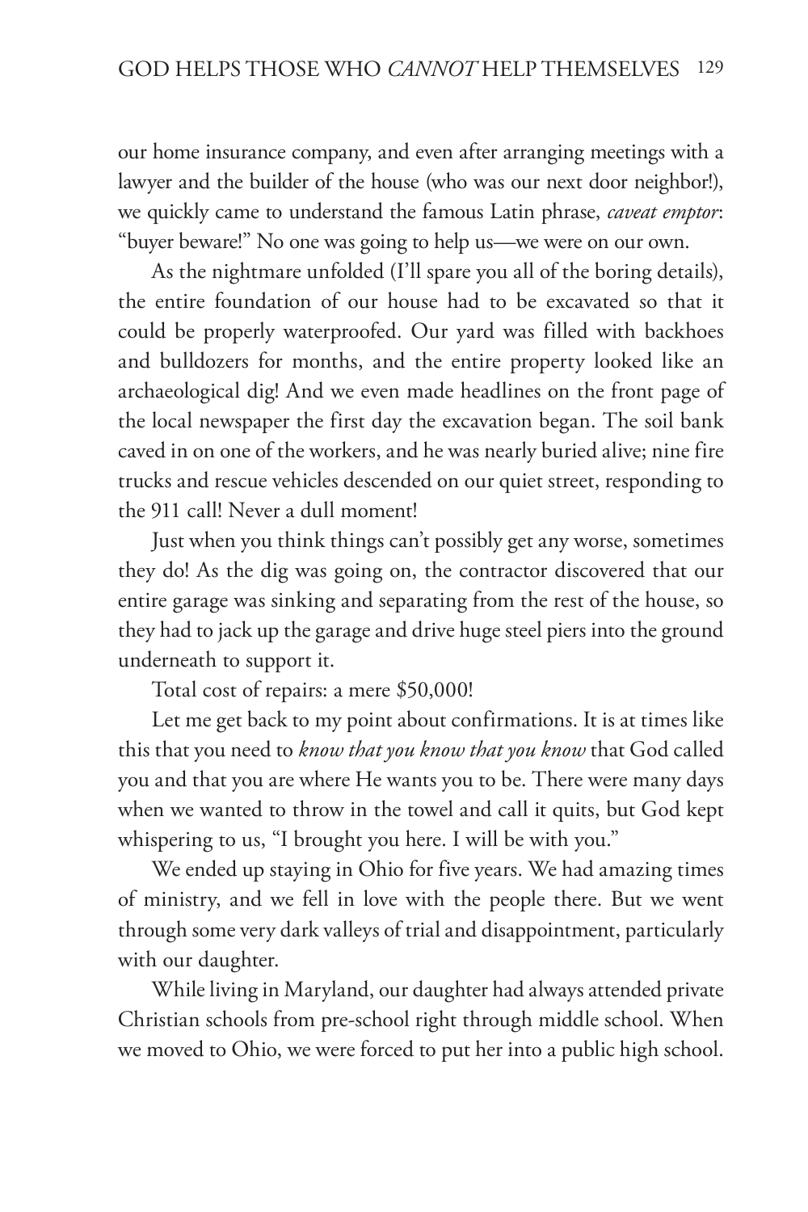our home insurance company, and even after arranging meetings with a lawyer and the builder of the house (who was our next door neighbor!), we quickly came to understand the famous Latin phrase, *caveat emptor*: "buyer beware!" No one was going to help us—we were on our own.

As the nightmare unfolded (I'll spare you all of the boring details), the entire foundation of our house had to be excavated so that it could be properly waterproofed. Our yard was filled with backhoes and bulldozers for months, and the entire property looked like an archaeological dig! And we even made headlines on the front page of the local newspaper the first day the excavation began. The soil bank caved in on one of the workers, and he was nearly buried alive; nine fire trucks and rescue vehicles descended on our quiet street, responding to the 911 call! Never a dull moment!

Just when you think things can't possibly get any worse, sometimes they do! As the dig was going on, the contractor discovered that our entire garage was sinking and separating from the rest of the house, so they had to jack up the garage and drive huge steel piers into the ground underneath to support it.

Total cost of repairs: a mere $50,000!

Let me get back to my point about confirmations. It is at times like this that you need to *know that you know that you know* that God called you and that you are where He wants you to be. There were many days when we wanted to throw in the towel and call it quits, but God kept whispering to us, "I brought you here. I will be with you."

We ended up staying in Ohio for five years. We had amazing times of ministry, and we fell in love with the people there. But we went through some very dark valleys of trial and disappointment, particularly with our daughter.

While living in Maryland, our daughter had always attended private Christian schools from pre-school right through middle school. When we moved to Ohio, we were forced to put her into a public high school.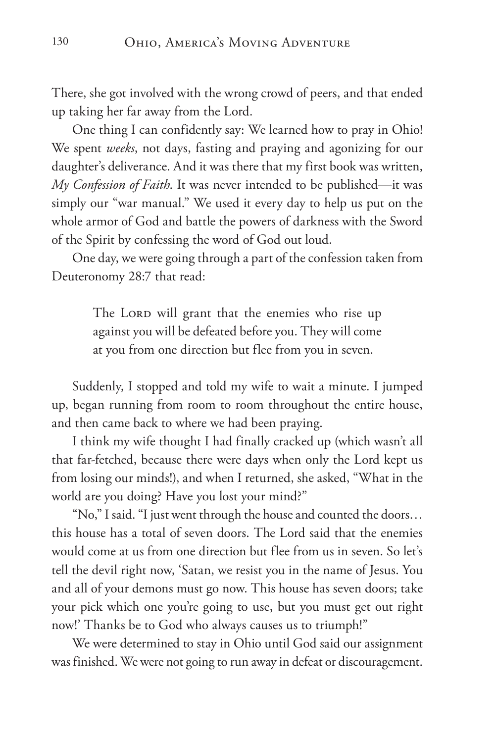There, she got involved with the wrong crowd of peers, and that ended up taking her far away from the Lord.

One thing I can confidently say: We learned how to pray in Ohio! We spent *weeks*, not days, fasting and praying and agonizing for our daughter's deliverance. And it was there that my first book was written, *My Confession of Faith*. It was never intended to be published—it was simply our "war manual." We used it every day to help us put on the whole armor of God and battle the powers of darkness with the Sword of the Spirit by confessing the word of God out loud.

One day, we were going through a part of the confession taken from Deuteronomy 28:7 that read:

> The Lord will grant that the enemies who rise up against you will be defeated before you. They will come at you from one direction but flee from you in seven.

Suddenly, I stopped and told my wife to wait a minute. I jumped up, began running from room to room throughout the entire house, and then came back to where we had been praying.

I think my wife thought I had finally cracked up (which wasn't all that far-fetched, because there were days when only the Lord kept us from losing our minds!), and when I returned, she asked, "What in the world are you doing? Have you lost your mind?"

"No," I said. "I just went through the house and counted the doors… this house has a total of seven doors. The Lord said that the enemies would come at us from one direction but flee from us in seven. So let's tell the devil right now, 'Satan, we resist you in the name of Jesus. You and all of your demons must go now. This house has seven doors; take your pick which one you're going to use, but you must get out right now!' Thanks be to God who always causes us to triumph!"

We were determined to stay in Ohio until God said our assignment was finished. We were not going to run away in defeat or discouragement.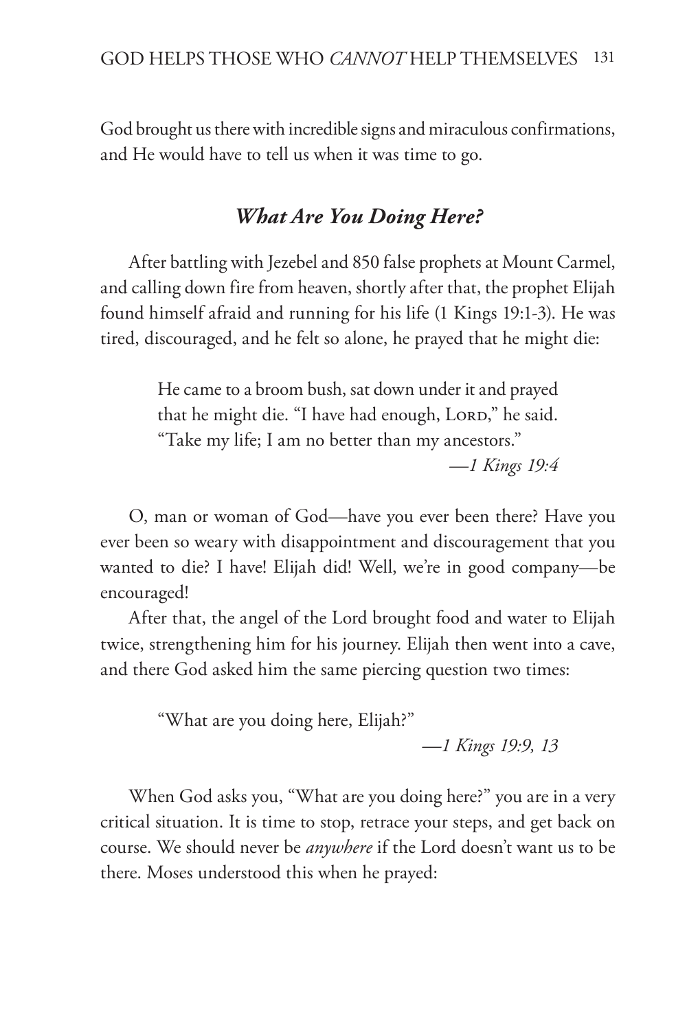God brought us there with incredible signs and miraculous confirmations, and He would have to tell us when it was time to go.

### *What Are You Doing Here?*

After battling with Jezebel and 850 false prophets at Mount Carmel, and calling down fire from heaven, shortly after that, the prophet Elijah found himself afraid and running for his life (1 Kings 19:1-3). He was tired, discouraged, and he felt so alone, he prayed that he might die:

> He came to a broom bush, sat down under it and prayed that he might die. "I have had enough, Lord," he said. "Take my life; I am no better than my ancestors."
>
> —*1 Kings 19:4*

O, man or woman of God—have you ever been there? Have you ever been so weary with disappointment and discouragement that you wanted to die? I have! Elijah did! Well, we're in good company—be encouraged!

After that, the angel of the Lord brought food and water to Elijah twice, strengthening him for his journey. Elijah then went into a cave, and there God asked him the same piercing question two times:

> "What are you doing here, Elijah?"
>
> —*1 Kings 19:9, 13*

When God asks you, "What are you doing here?" you are in a very critical situation. It is time to stop, retrace your steps, and get back on course. We should never be *anywhere* if the Lord doesn't want us to be there. Moses understood this when he prayed: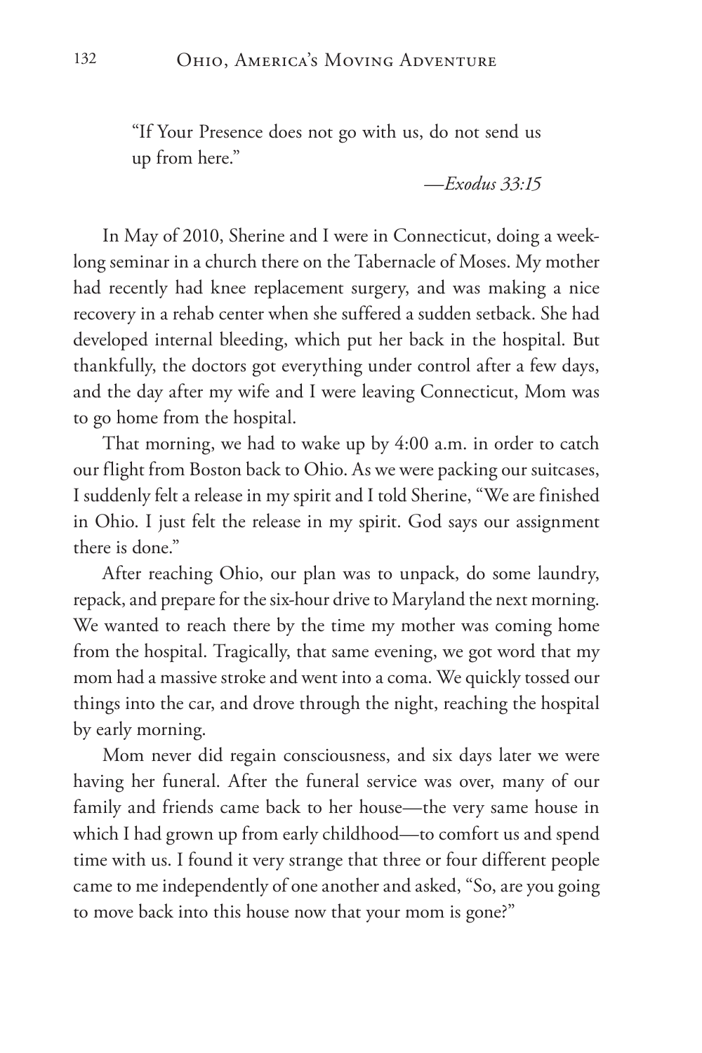> "If Your Presence does not go with us, do not send us up from here."
>
> —*Exodus 33:15*

In May of 2010, Sherine and I were in Connecticut, doing a week-long seminar in a church there on the Tabernacle of Moses. My mother had recently had knee replacement surgery, and was making a nice recovery in a rehab center when she suffered a sudden setback. She had developed internal bleeding, which put her back in the hospital. But thankfully, the doctors got everything under control after a few days, and the day after my wife and I were leaving Connecticut, Mom was to go home from the hospital.

That morning, we had to wake up by 4:00 a.m. in order to catch our flight from Boston back to Ohio. As we were packing our suitcases, I suddenly felt a release in my spirit and I told Sherine, "We are finished in Ohio. I just felt the release in my spirit. God says our assignment there is done."

After reaching Ohio, our plan was to unpack, do some laundry, repack, and prepare for the six-hour drive to Maryland the next morning. We wanted to reach there by the time my mother was coming home from the hospital. Tragically, that same evening, we got word that my mom had a massive stroke and went into a coma. We quickly tossed our things into the car, and drove through the night, reaching the hospital by early morning.

Mom never did regain consciousness, and six days later we were having her funeral. After the funeral service was over, many of our family and friends came back to her house—the very same house in which I had grown up from early childhood—to comfort us and spend time with us. I found it very strange that three or four different people came to me independently of one another and asked, "So, are you going to move back into this house now that your mom is gone?"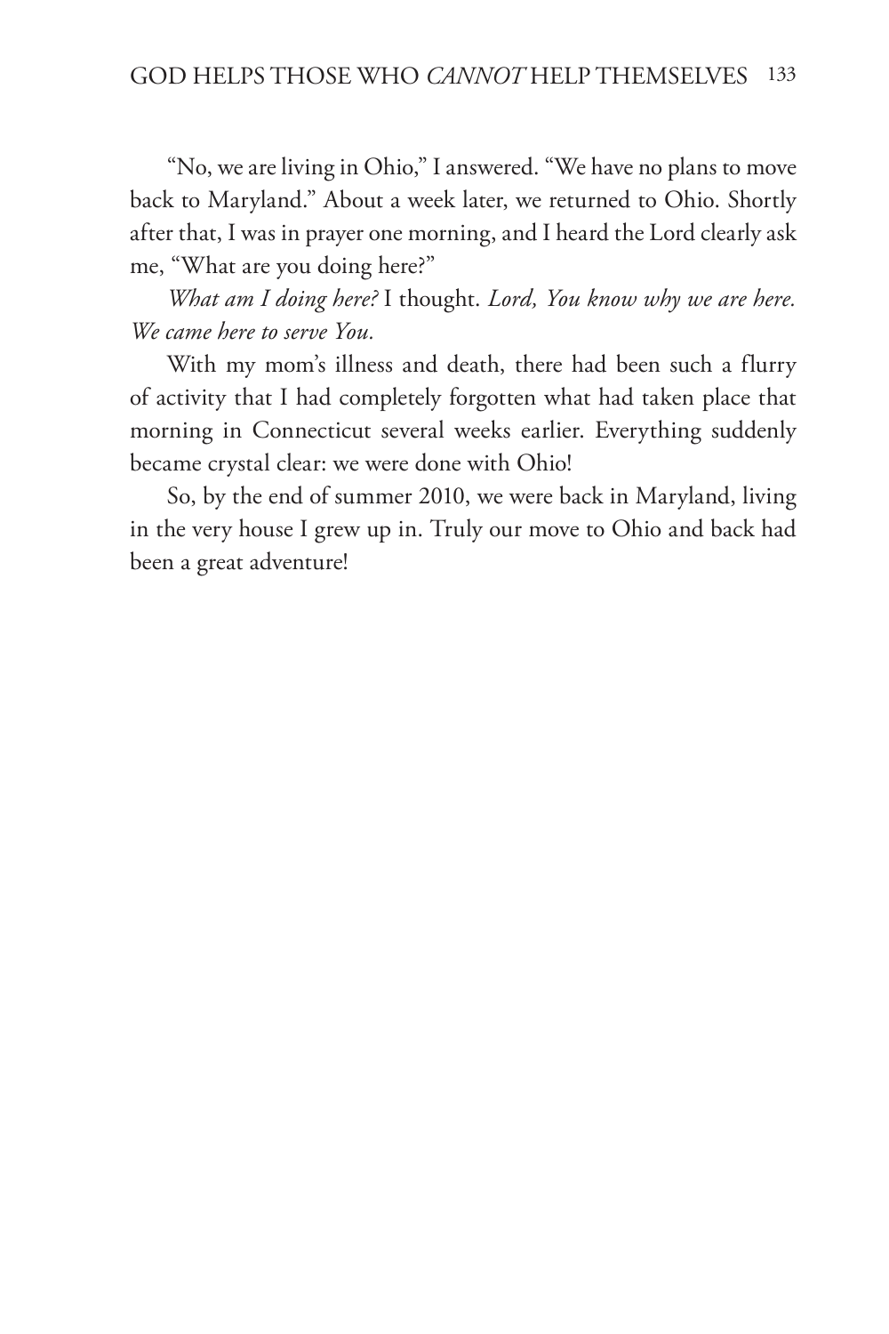"No, we are living in Ohio," I answered. "We have no plans to move back to Maryland." About a week later, we returned to Ohio. Shortly after that, I was in prayer one morning, and I heard the Lord clearly ask me, "What are you doing here?"

*What am I doing here?* I thought. *Lord, You know why we are here. We came here to serve You.*

With my mom's illness and death, there had been such a flurry of activity that I had completely forgotten what had taken place that morning in Connecticut several weeks earlier. Everything suddenly became crystal clear: we were done with Ohio!

So, by the end of summer 2010, we were back in Maryland, living in the very house I grew up in. Truly our move to Ohio and back had been a great adventure!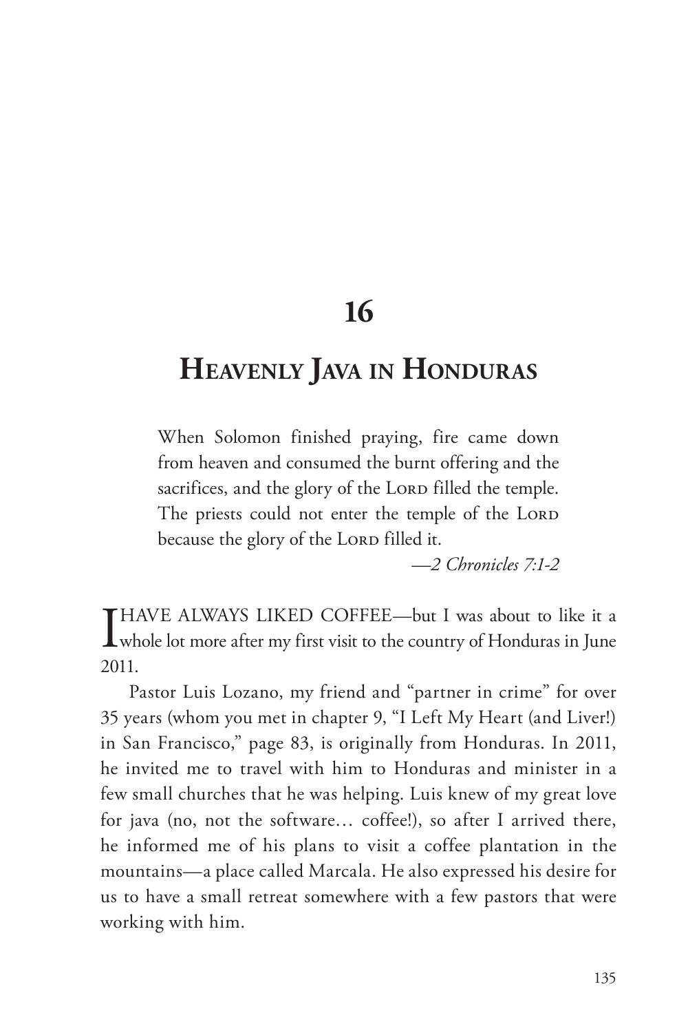# 16

## Heavenly Java in Honduras

> When Solomon finished praying, fire came down from heaven and consumed the burnt offering and the sacrifices, and the glory of the LORD filled the temple. The priests could not enter the temple of the LORD because the glory of the LORD filled it.
>
> —*2 Chronicles 7:1-2*

I HAVE ALWAYS LIKED COFFEE—but I was about to like it a whole lot more after my first visit to the country of Honduras in June 2011.

Pastor Luis Lozano, my friend and "partner in crime" for over 35 years (whom you met in chapter 9, "I Left My Heart (and Liver!) in San Francisco," page 83, is originally from Honduras. In 2011, he invited me to travel with him to Honduras and minister in a few small churches that he was helping. Luis knew of my great love for java (no, not the software… coffee!), so after I arrived there, he informed me of his plans to visit a coffee plantation in the mountains—a place called Marcala. He also expressed his desire for us to have a small retreat somewhere with a few pastors that were working with him.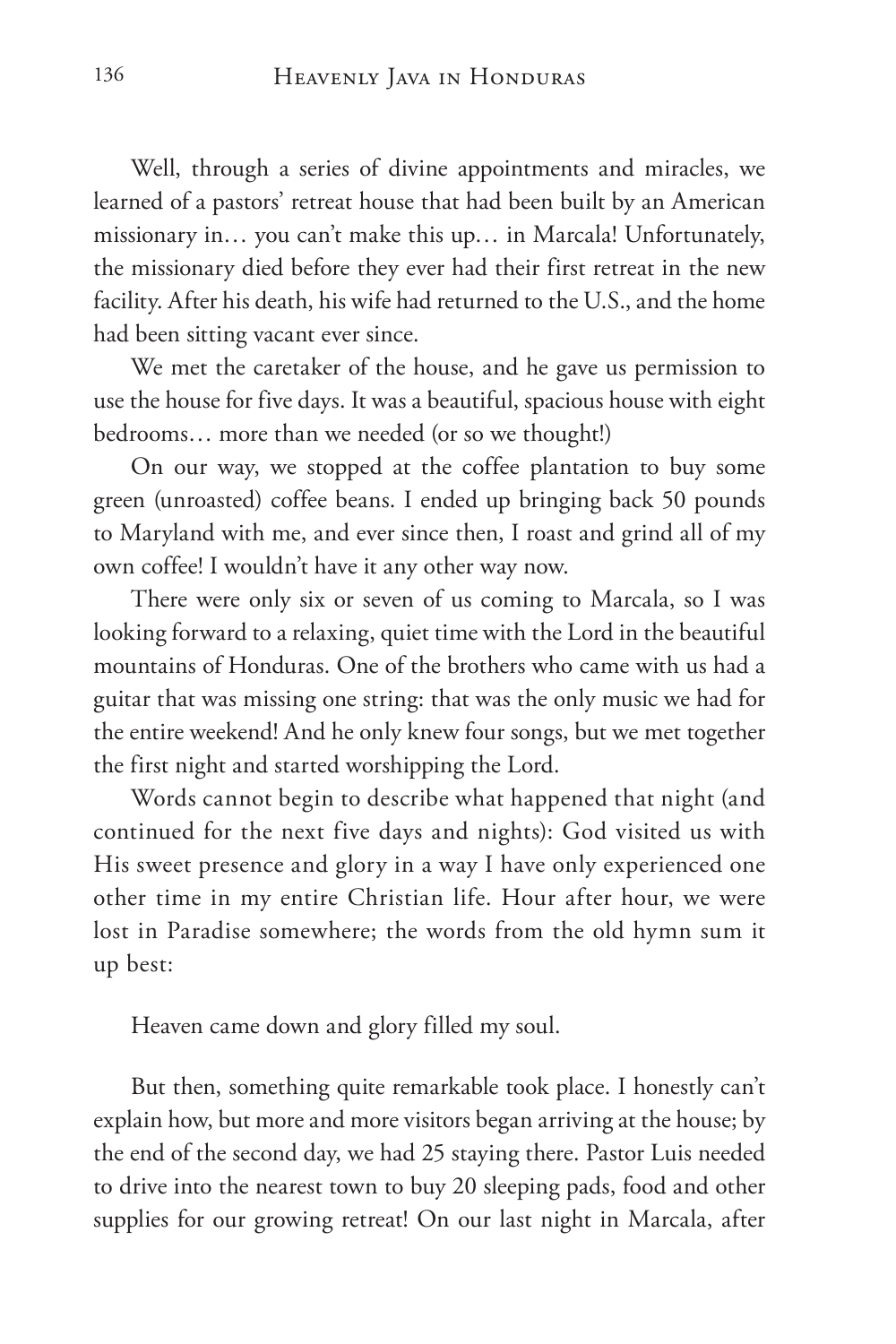Well, through a series of divine appointments and miracles, we learned of a pastors' retreat house that had been built by an American missionary in… you can't make this up… in Marcala! Unfortunately, the missionary died before they ever had their first retreat in the new facility. After his death, his wife had returned to the U.S., and the home had been sitting vacant ever since.

We met the caretaker of the house, and he gave us permission to use the house for five days. It was a beautiful, spacious house with eight bedrooms… more than we needed (or so we thought!)

On our way, we stopped at the coffee plantation to buy some green (unroasted) coffee beans. I ended up bringing back 50 pounds to Maryland with me, and ever since then, I roast and grind all of my own coffee! I wouldn't have it any other way now.

There were only six or seven of us coming to Marcala, so I was looking forward to a relaxing, quiet time with the Lord in the beautiful mountains of Honduras. One of the brothers who came with us had a guitar that was missing one string: that was the only music we had for the entire weekend! And he only knew four songs, but we met together the first night and started worshipping the Lord.

Words cannot begin to describe what happened that night (and continued for the next five days and nights): God visited us with His sweet presence and glory in a way I have only experienced one other time in my entire Christian life. Hour after hour, we were lost in Paradise somewhere; the words from the old hymn sum it up best:

Heaven came down and glory filled my soul.

But then, something quite remarkable took place. I honestly can't explain how, but more and more visitors began arriving at the house; by the end of the second day, we had 25 staying there. Pastor Luis needed to drive into the nearest town to buy 20 sleeping pads, food and other supplies for our growing retreat! On our last night in Marcala, after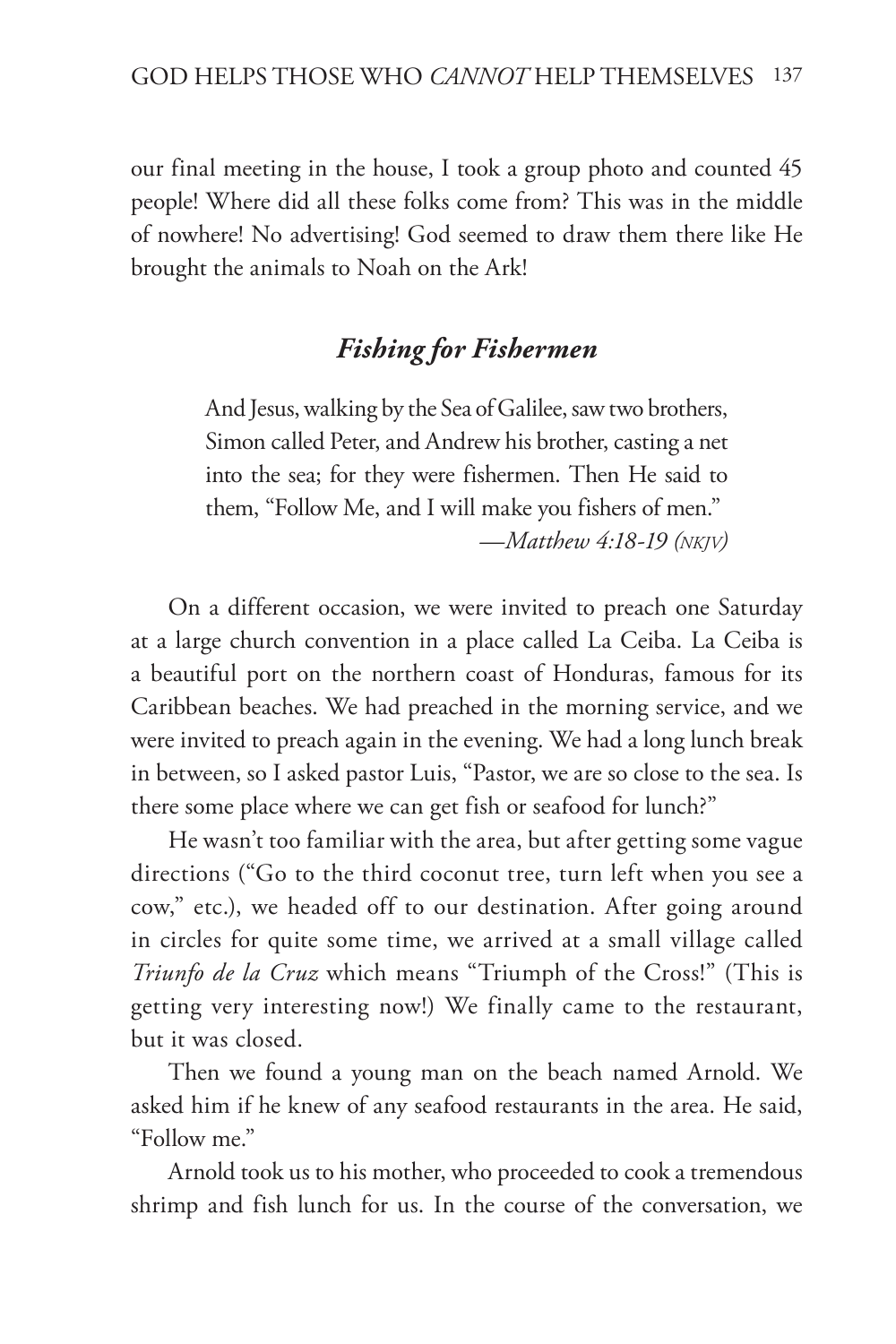our final meeting in the house, I took a group photo and counted 45 people! Where did all these folks come from? This was in the middle of nowhere! No advertising! God seemed to draw them there like He brought the animals to Noah on the Ark!

### *Fishing for Fishermen*

> And Jesus, walking by the Sea of Galilee, saw two brothers, Simon called Peter, and Andrew his brother, casting a net into the sea; for they were fishermen. Then He said to them, "Follow Me, and I will make you fishers of men."
>
> —*Matthew 4:18-19 (NKJV)*

On a different occasion, we were invited to preach one Saturday at a large church convention in a place called La Ceiba. La Ceiba is a beautiful port on the northern coast of Honduras, famous for its Caribbean beaches. We had preached in the morning service, and we were invited to preach again in the evening. We had a long lunch break in between, so I asked pastor Luis, "Pastor, we are so close to the sea. Is there some place where we can get fish or seafood for lunch?"

He wasn't too familiar with the area, but after getting some vague directions ("Go to the third coconut tree, turn left when you see a cow," etc.), we headed off to our destination. After going around in circles for quite some time, we arrived at a small village called *Triunfo de la Cruz* which means "Triumph of the Cross!" (This is getting very interesting now!) We finally came to the restaurant, but it was closed.

Then we found a young man on the beach named Arnold. We asked him if he knew of any seafood restaurants in the area. He said, "Follow me."

Arnold took us to his mother, who proceeded to cook a tremendous shrimp and fish lunch for us. In the course of the conversation, we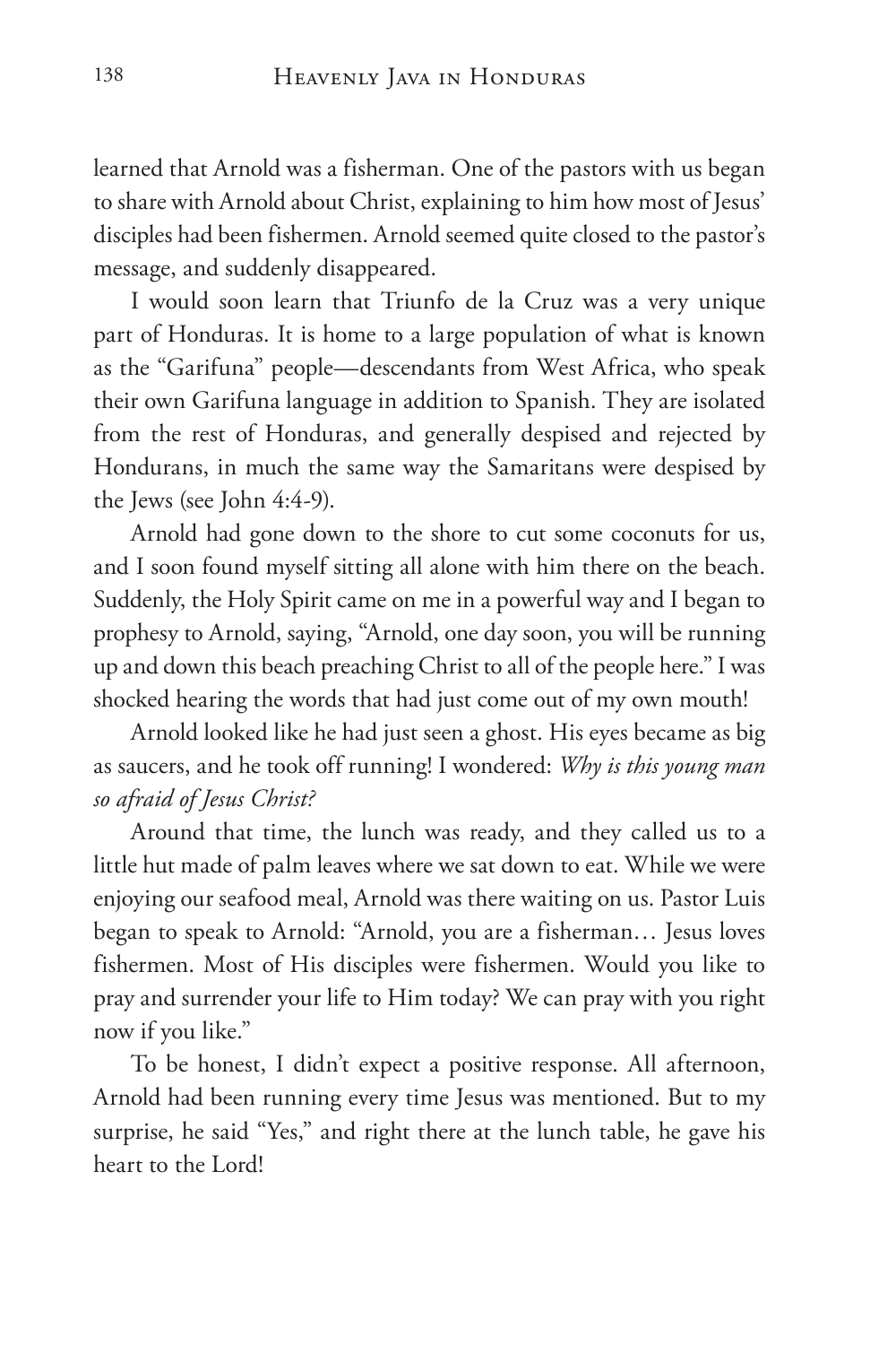learned that Arnold was a fisherman. One of the pastors with us began to share with Arnold about Christ, explaining to him how most of Jesus' disciples had been fishermen. Arnold seemed quite closed to the pastor's message, and suddenly disappeared.

I would soon learn that Triunfo de la Cruz was a very unique part of Honduras. It is home to a large population of what is known as the "Garifuna" people—descendants from West Africa, who speak their own Garifuna language in addition to Spanish. They are isolated from the rest of Honduras, and generally despised and rejected by Hondurans, in much the same way the Samaritans were despised by the Jews (see John 4:4-9).

Arnold had gone down to the shore to cut some coconuts for us, and I soon found myself sitting all alone with him there on the beach. Suddenly, the Holy Spirit came on me in a powerful way and I began to prophesy to Arnold, saying, "Arnold, one day soon, you will be running up and down this beach preaching Christ to all of the people here." I was shocked hearing the words that had just come out of my own mouth!

Arnold looked like he had just seen a ghost. His eyes became as big as saucers, and he took off running! I wondered: *Why is this young man so afraid of Jesus Christ?*

Around that time, the lunch was ready, and they called us to a little hut made of palm leaves where we sat down to eat. While we were enjoying our seafood meal, Arnold was there waiting on us. Pastor Luis began to speak to Arnold: "Arnold, you are a fisherman… Jesus loves fishermen. Most of His disciples were fishermen. Would you like to pray and surrender your life to Him today? We can pray with you right now if you like."

To be honest, I didn't expect a positive response. All afternoon, Arnold had been running every time Jesus was mentioned. But to my surprise, he said "Yes," and right there at the lunch table, he gave his heart to the Lord!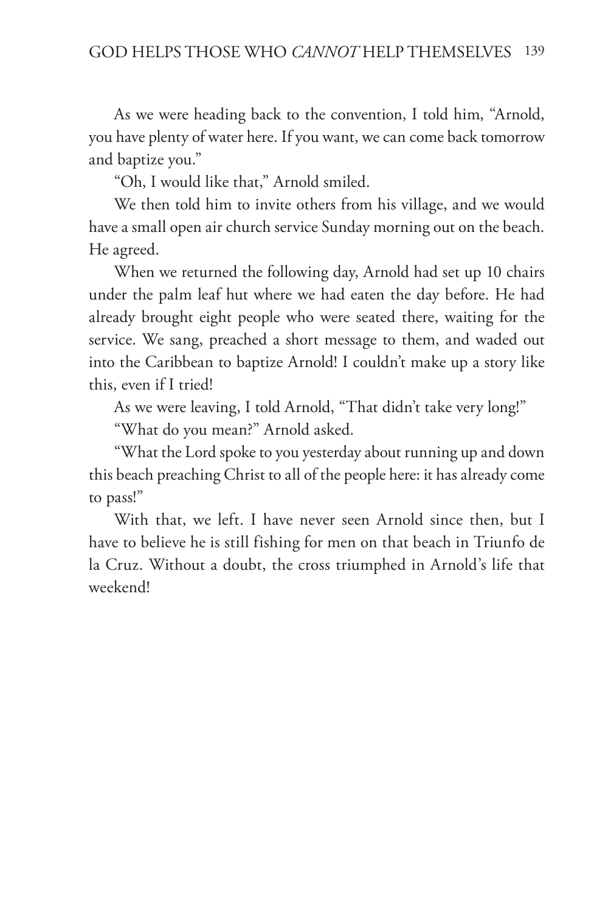As we were heading back to the convention, I told him, "Arnold, you have plenty of water here. If you want, we can come back tomorrow and baptize you."

"Oh, I would like that," Arnold smiled.

We then told him to invite others from his village, and we would have a small open air church service Sunday morning out on the beach. He agreed.

When we returned the following day, Arnold had set up 10 chairs under the palm leaf hut where we had eaten the day before. He had already brought eight people who were seated there, waiting for the service. We sang, preached a short message to them, and waded out into the Caribbean to baptize Arnold! I couldn't make up a story like this, even if I tried!

As we were leaving, I told Arnold, "That didn't take very long!"

"What do you mean?" Arnold asked.

"What the Lord spoke to you yesterday about running up and down this beach preaching Christ to all of the people here: it has already come to pass!"

With that, we left. I have never seen Arnold since then, but I have to believe he is still fishing for men on that beach in Triunfo de la Cruz. Without a doubt, the cross triumphed in Arnold's life that weekend!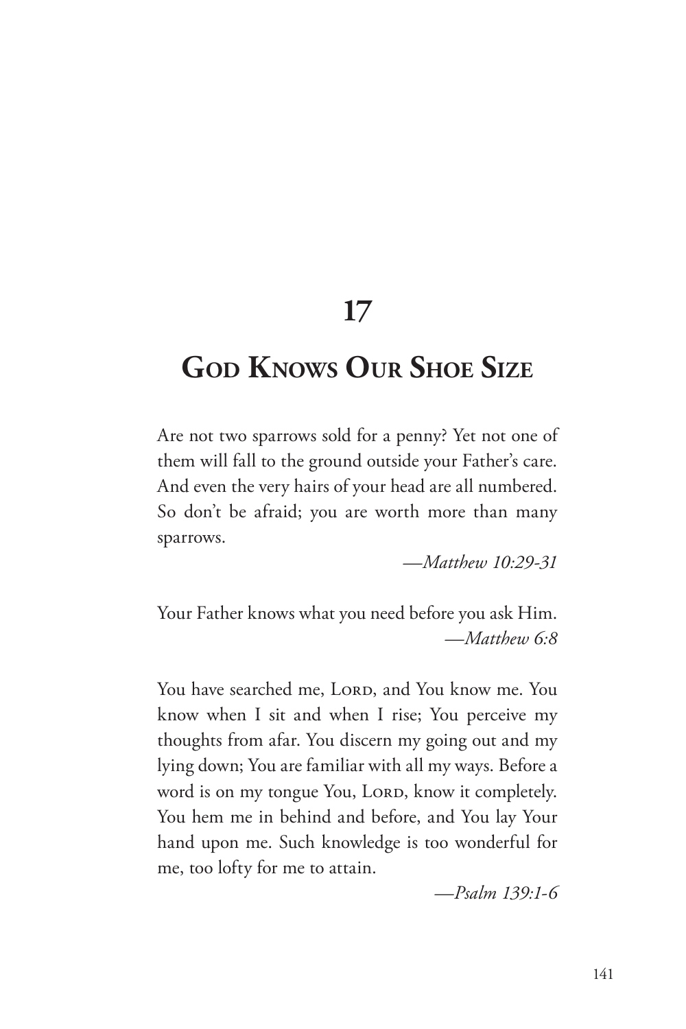# 17

# God Knows Our Shoe Size

Are not two sparrows sold for a penny? Yet not one of them will fall to the ground outside your Father's care. And even the very hairs of your head are all numbered. So don't be afraid; you are worth more than many sparrows.

*—Matthew 10:29-31*

Your Father knows what you need before you ask Him.

*—Matthew 6:8*

You have searched me, Lord, and You know me. You know when I sit and when I rise; You perceive my thoughts from afar. You discern my going out and my lying down; You are familiar with all my ways. Before a word is on my tongue You, Lord, know it completely. You hem me in behind and before, and You lay Your hand upon me. Such knowledge is too wonderful for me, too lofty for me to attain.

*—Psalm 139:1-6*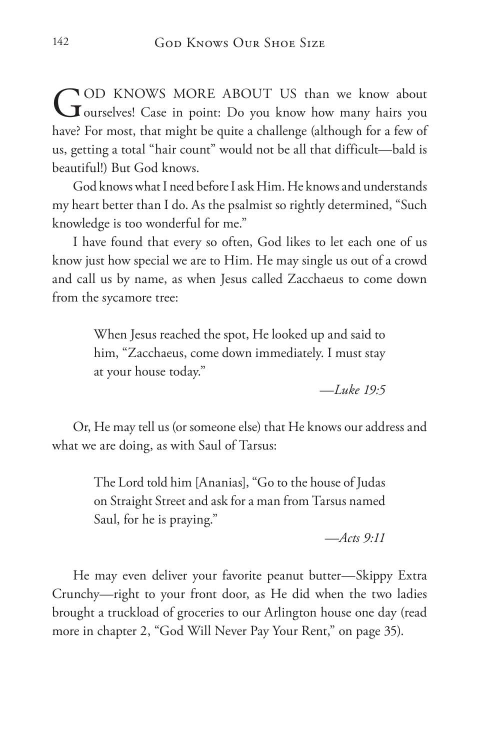GOD KNOWS MORE ABOUT US than we know about ourselves! Case in point: Do you know how many hairs you have? For most, that might be quite a challenge (although for a few of us, getting a total "hair count" would not be all that difficult—bald is beautiful!) But God knows.

God knows what I need before I ask Him. He knows and understands my heart better than I do. As the psalmist so rightly determined, "Such knowledge is too wonderful for me."

I have found that every so often, God likes to let each one of us know just how special we are to Him. He may single us out of a crowd and call us by name, as when Jesus called Zacchaeus to come down from the sycamore tree:

> When Jesus reached the spot, He looked up and said to him, "Zacchaeus, come down immediately. I must stay at your house today."
>
> —*Luke 19:5*

Or, He may tell us (or someone else) that He knows our address and what we are doing, as with Saul of Tarsus:

> The Lord told him [Ananias], "Go to the house of Judas on Straight Street and ask for a man from Tarsus named Saul, for he is praying."
>
> —*Acts 9:11*

He may even deliver your favorite peanut butter—Skippy Extra Crunchy—right to your front door, as He did when the two ladies brought a truckload of groceries to our Arlington house one day (read more in chapter 2, "God Will Never Pay Your Rent," on page 35).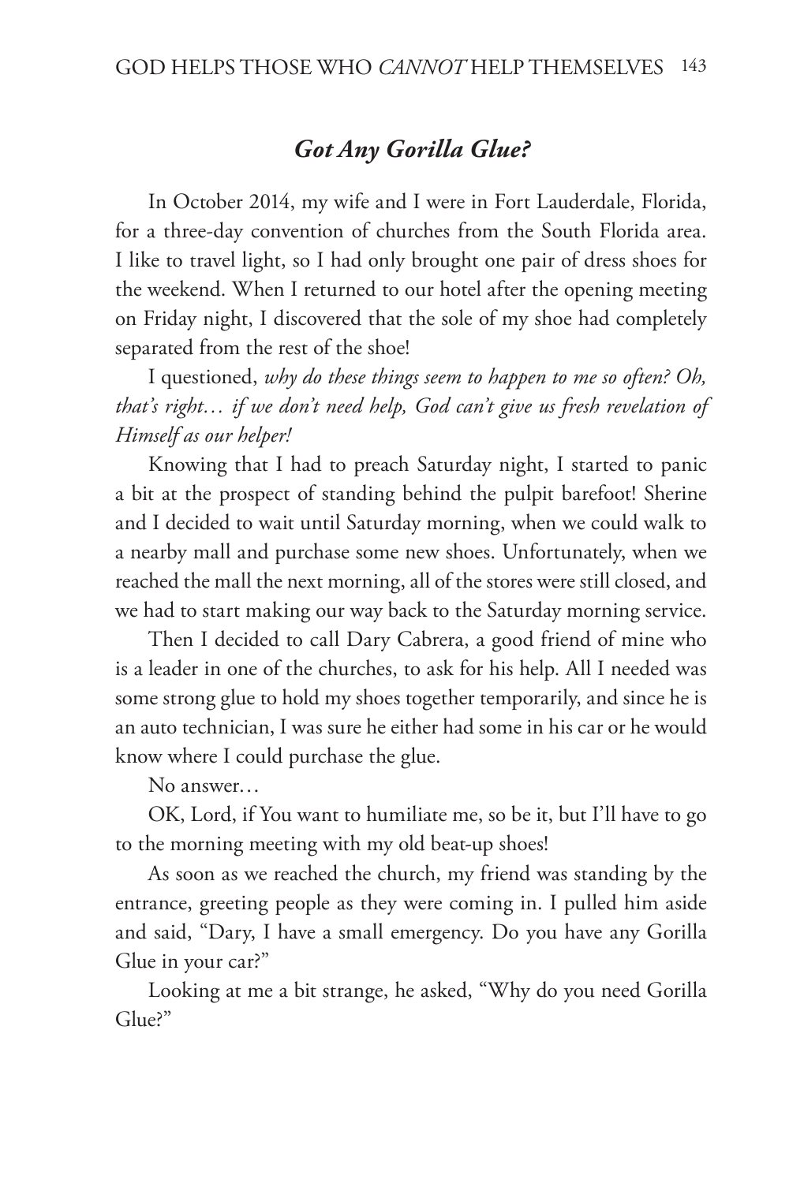### *Got Any Gorilla Glue?*

In October 2014, my wife and I were in Fort Lauderdale, Florida, for a three-day convention of churches from the South Florida area. I like to travel light, so I had only brought one pair of dress shoes for the weekend. When I returned to our hotel after the opening meeting on Friday night, I discovered that the sole of my shoe had completely separated from the rest of the shoe!

I questioned, *why do these things seem to happen to me so often? Oh, that's right… if we don't need help, God can't give us fresh revelation of Himself as our helper!*

Knowing that I had to preach Saturday night, I started to panic a bit at the prospect of standing behind the pulpit barefoot! Sherine and I decided to wait until Saturday morning, when we could walk to a nearby mall and purchase some new shoes. Unfortunately, when we reached the mall the next morning, all of the stores were still closed, and we had to start making our way back to the Saturday morning service.

Then I decided to call Dary Cabrera, a good friend of mine who is a leader in one of the churches, to ask for his help. All I needed was some strong glue to hold my shoes together temporarily, and since he is an auto technician, I was sure he either had some in his car or he would know where I could purchase the glue.

No answer…

OK, Lord, if You want to humiliate me, so be it, but I'll have to go to the morning meeting with my old beat-up shoes!

As soon as we reached the church, my friend was standing by the entrance, greeting people as they were coming in. I pulled him aside and said, "Dary, I have a small emergency. Do you have any Gorilla Glue in your car?"

Looking at me a bit strange, he asked, "Why do you need Gorilla Glue?"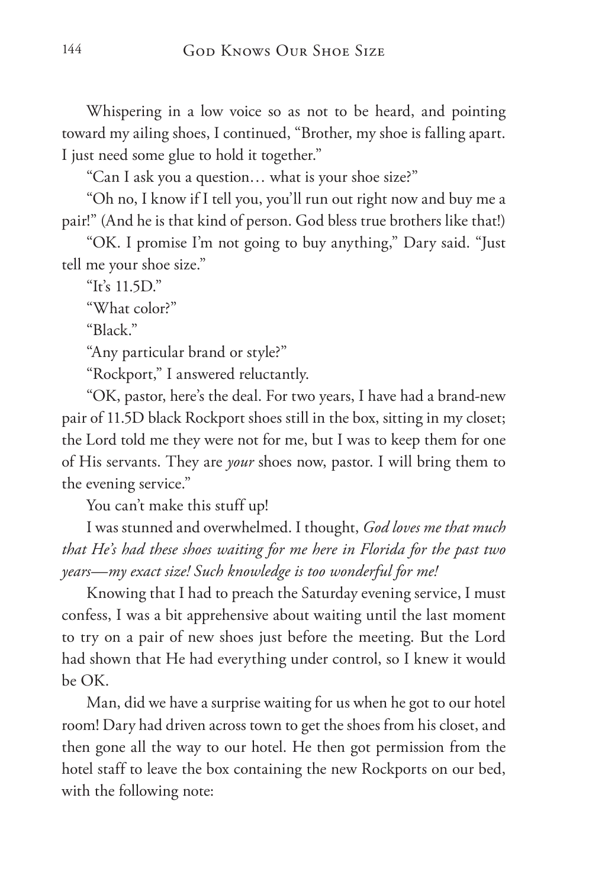Whispering in a low voice so as not to be heard, and pointing toward my ailing shoes, I continued, "Brother, my shoe is falling apart. I just need some glue to hold it together."

"Can I ask you a question… what is your shoe size?"

"Oh no, I know if I tell you, you'll run out right now and buy me a pair!" (And he is that kind of person. God bless true brothers like that!)

"OK. I promise I'm not going to buy anything," Dary said. "Just tell me your shoe size."

"It's 11.5D."

"What color?"

"Black."

"Any particular brand or style?"

"Rockport," I answered reluctantly.

"OK, pastor, here's the deal. For two years, I have had a brand-new pair of 11.5D black Rockport shoes still in the box, sitting in my closet; the Lord told me they were not for me, but I was to keep them for one of His servants. They are *your* shoes now, pastor. I will bring them to the evening service."

You can't make this stuff up!

I was stunned and overwhelmed. I thought, *God loves me that much that He's had these shoes waiting for me here in Florida for the past two years—my exact size! Such knowledge is too wonderful for me!*

Knowing that I had to preach the Saturday evening service, I must confess, I was a bit apprehensive about waiting until the last moment to try on a pair of new shoes just before the meeting. But the Lord had shown that He had everything under control, so I knew it would be OK.

Man, did we have a surprise waiting for us when he got to our hotel room! Dary had driven across town to get the shoes from his closet, and then gone all the way to our hotel. He then got permission from the hotel staff to leave the box containing the new Rockports on our bed, with the following note: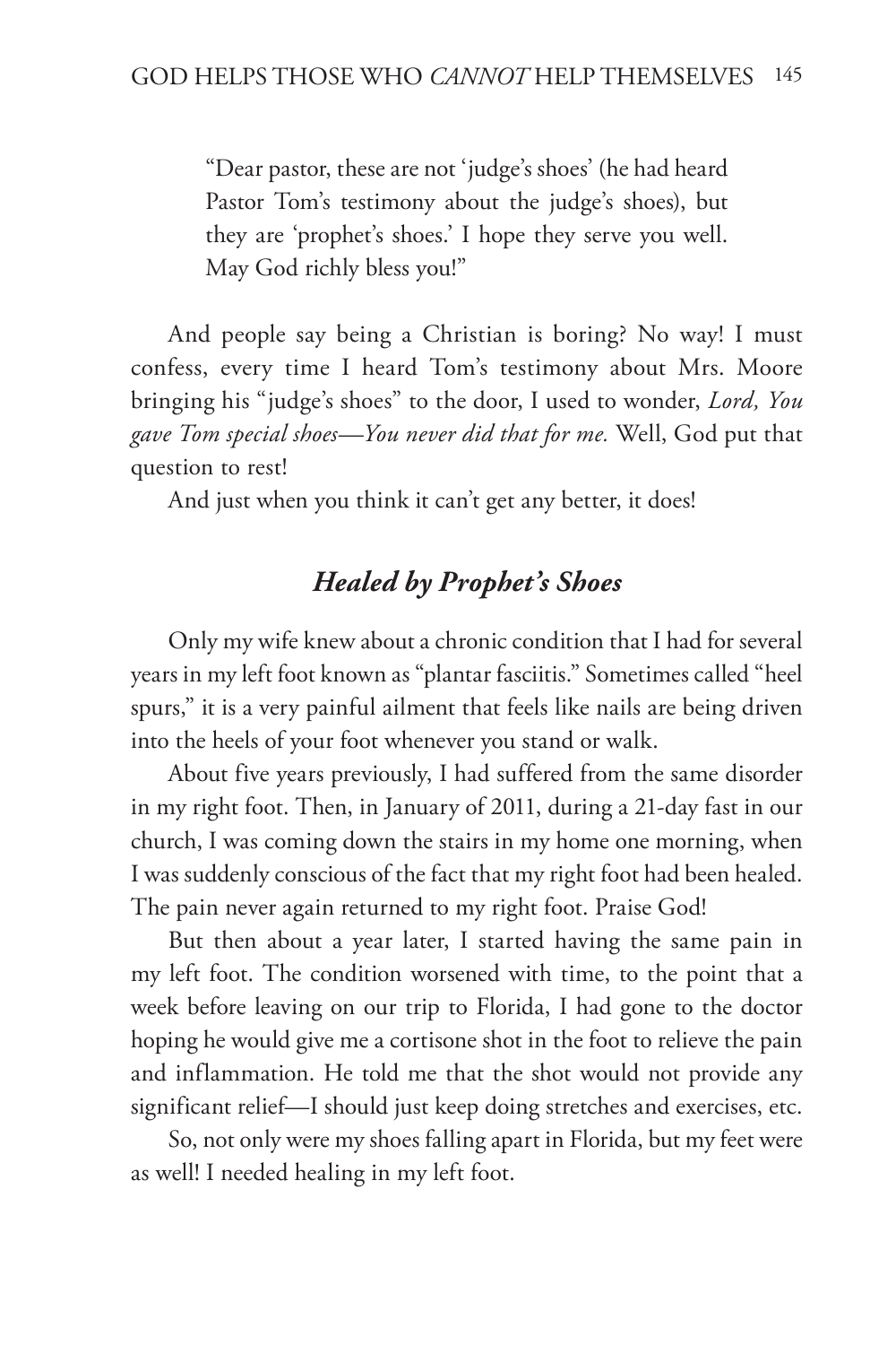> "Dear pastor, these are not 'judge's shoes' (he had heard Pastor Tom's testimony about the judge's shoes), but they are 'prophet's shoes.' I hope they serve you well. May God richly bless you!"

And people say being a Christian is boring? No way! I must confess, every time I heard Tom's testimony about Mrs. Moore bringing his "judge's shoes" to the door, I used to wonder, *Lord, You gave Tom special shoes—You never did that for me.* Well, God put that question to rest!

And just when you think it can't get any better, it does!

### *Healed by Prophet's Shoes*

Only my wife knew about a chronic condition that I had for several years in my left foot known as "plantar fasciitis." Sometimes called "heel spurs," it is a very painful ailment that feels like nails are being driven into the heels of your foot whenever you stand or walk.

About five years previously, I had suffered from the same disorder in my right foot. Then, in January of 2011, during a 21-day fast in our church, I was coming down the stairs in my home one morning, when I was suddenly conscious of the fact that my right foot had been healed. The pain never again returned to my right foot. Praise God!

But then about a year later, I started having the same pain in my left foot. The condition worsened with time, to the point that a week before leaving on our trip to Florida, I had gone to the doctor hoping he would give me a cortisone shot in the foot to relieve the pain and inflammation. He told me that the shot would not provide any significant relief—I should just keep doing stretches and exercises, etc.

So, not only were my shoes falling apart in Florida, but my feet were as well! I needed healing in my left foot.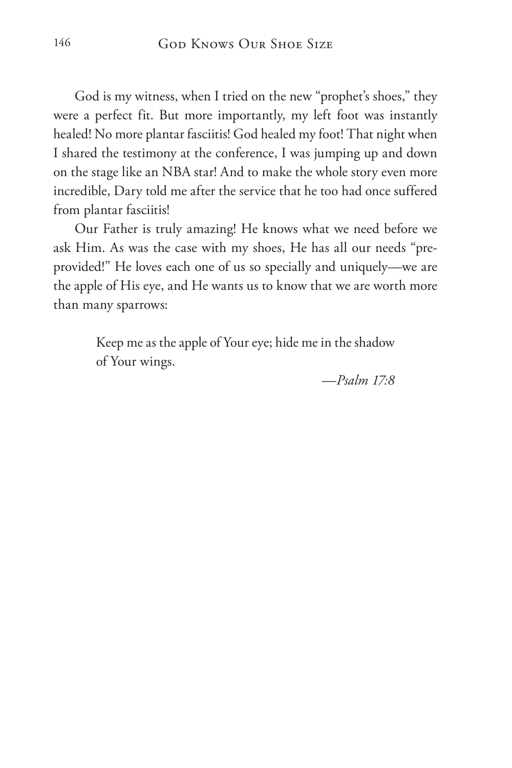God is my witness, when I tried on the new "prophet's shoes," they were a perfect fit. But more importantly, my left foot was instantly healed! No more plantar fasciitis! God healed my foot! That night when I shared the testimony at the conference, I was jumping up and down on the stage like an NBA star! And to make the whole story even more incredible, Dary told me after the service that he too had once suffered from plantar fasciitis!

Our Father is truly amazing! He knows what we need before we ask Him. As was the case with my shoes, He has all our needs "pre-provided!" He loves each one of us so specially and uniquely—we are the apple of His eye, and He wants us to know that we are worth more than many sparrows:

> Keep me as the apple of Your eye; hide me in the shadow of Your wings.
>
> —*Psalm 17:8*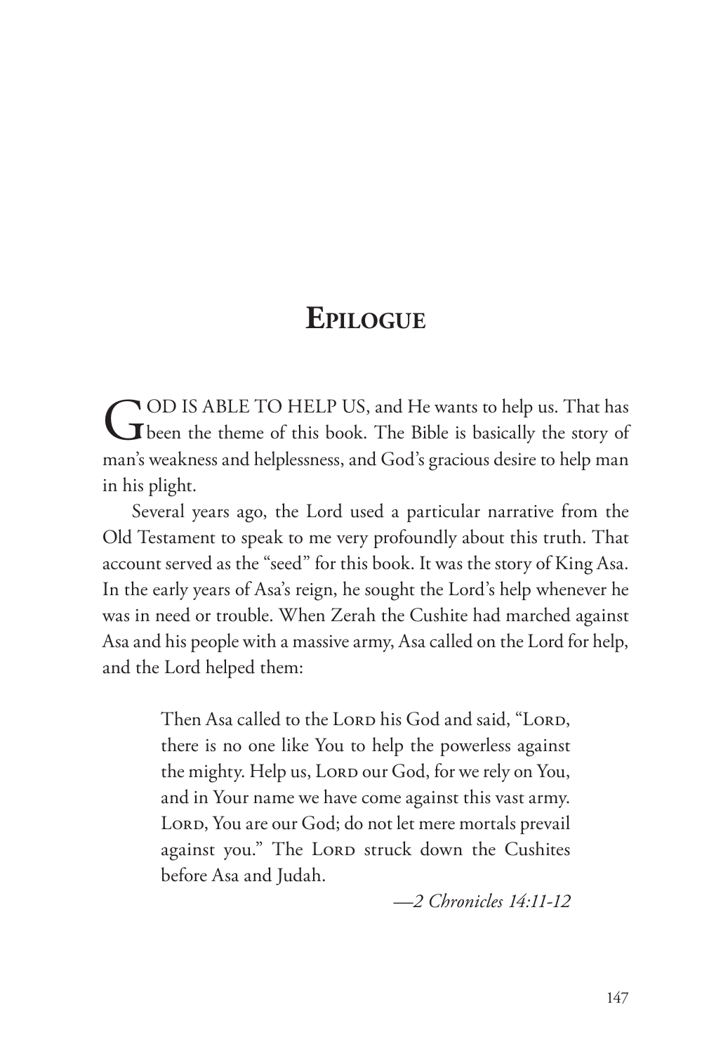# Epilogue

GOD IS ABLE TO HELP US, and He wants to help us. That has been the theme of this book. The Bible is basically the story of man's weakness and helplessness, and God's gracious desire to help man in his plight.

Several years ago, the Lord used a particular narrative from the Old Testament to speak to me very profoundly about this truth. That account served as the "seed" for this book. It was the story of King Asa. In the early years of Asa's reign, he sought the Lord's help whenever he was in need or trouble. When Zerah the Cushite had marched against Asa and his people with a massive army, Asa called on the Lord for help, and the Lord helped them:

> Then Asa called to the LORD his God and said, "LORD, there is no one like You to help the powerless against the mighty. Help us, LORD our God, for we rely on You, and in Your name we have come against this vast army. LORD, You are our God; do not let mere mortals prevail against you." The LORD struck down the Cushites before Asa and Judah.
>
> *—2 Chronicles 14:11-12*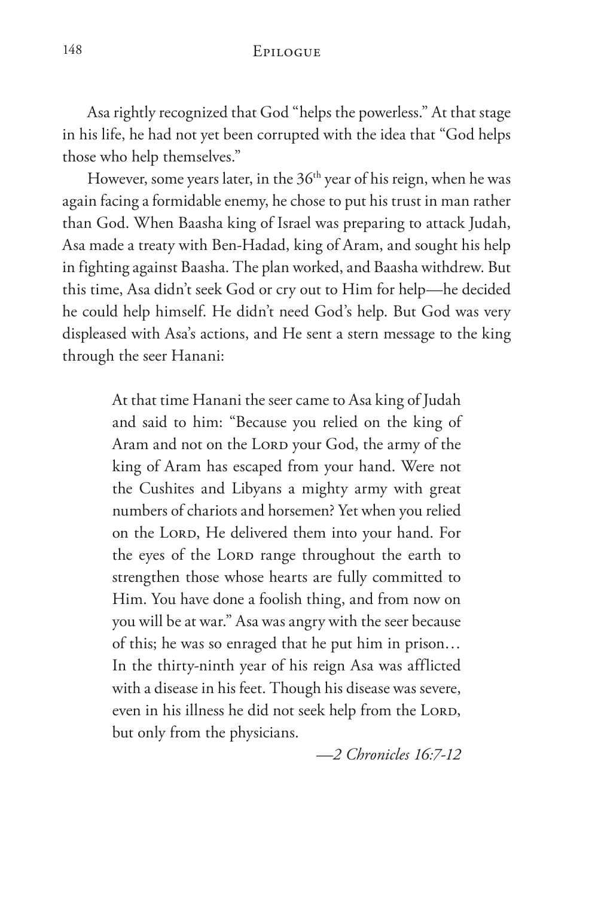Asa rightly recognized that God "helps the powerless." At that stage in his life, he had not yet been corrupted with the idea that "God helps those who help themselves."

However, some years later, in the 36th year of his reign, when he was again facing a formidable enemy, he chose to put his trust in man rather than God. When Baasha king of Israel was preparing to attack Judah, Asa made a treaty with Ben-Hadad, king of Aram, and sought his help in fighting against Baasha. The plan worked, and Baasha withdrew. But this time, Asa didn't seek God or cry out to Him for help—he decided he could help himself. He didn't need God's help. But God was very displeased with Asa's actions, and He sent a stern message to the king through the seer Hanani:

> At that time Hanani the seer came to Asa king of Judah and said to him: "Because you relied on the king of Aram and not on the LORD your God, the army of the king of Aram has escaped from your hand. Were not the Cushites and Libyans a mighty army with great numbers of chariots and horsemen? Yet when you relied on the LORD, He delivered them into your hand. For the eyes of the LORD range throughout the earth to strengthen those whose hearts are fully committed to Him. You have done a foolish thing, and from now on you will be at war." Asa was angry with the seer because of this; he was so enraged that he put him in prison… In the thirty-ninth year of his reign Asa was afflicted with a disease in his feet. Though his disease was severe, even in his illness he did not seek help from the LORD, but only from the physicians.
>
> *—2 Chronicles 16:7-12*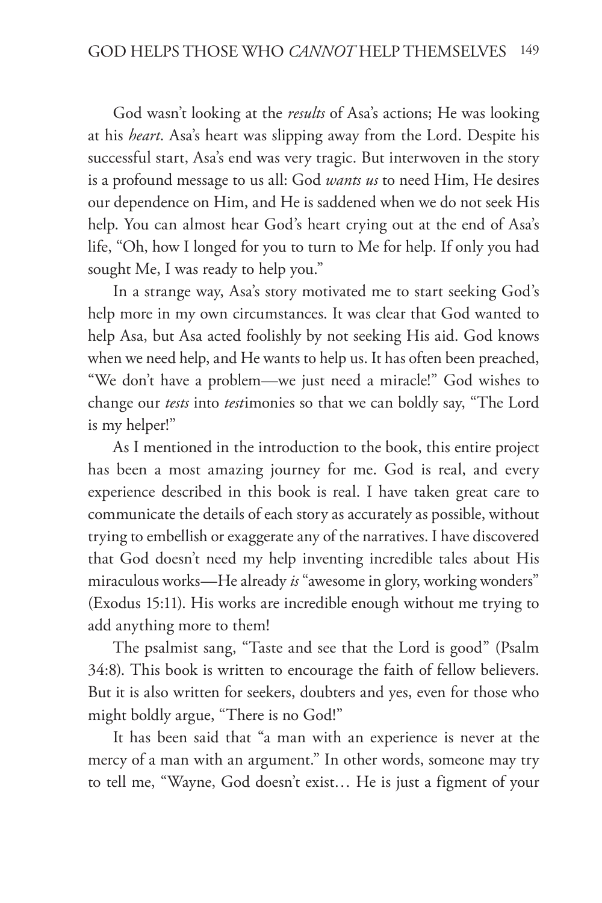God wasn't looking at the *results* of Asa's actions; He was looking at his *heart*. Asa's heart was slipping away from the Lord. Despite his successful start, Asa's end was very tragic. But interwoven in the story is a profound message to us all: God *wants us* to need Him, He desires our dependence on Him, and He is saddened when we do not seek His help. You can almost hear God's heart crying out at the end of Asa's life, "Oh, how I longed for you to turn to Me for help. If only you had sought Me, I was ready to help you."

In a strange way, Asa's story motivated me to start seeking God's help more in my own circumstances. It was clear that God wanted to help Asa, but Asa acted foolishly by not seeking His aid. God knows when we need help, and He wants to help us. It has often been preached, "We don't have a problem—we just need a miracle!" God wishes to change our *tests* into *test*imonies so that we can boldly say, "The Lord is my helper!"

As I mentioned in the introduction to the book, this entire project has been a most amazing journey for me. God is real, and every experience described in this book is real. I have taken great care to communicate the details of each story as accurately as possible, without trying to embellish or exaggerate any of the narratives. I have discovered that God doesn't need my help inventing incredible tales about His miraculous works—He already *is* "awesome in glory, working wonders" (Exodus 15:11). His works are incredible enough without me trying to add anything more to them!

The psalmist sang, "Taste and see that the Lord is good" (Psalm 34:8). This book is written to encourage the faith of fellow believers. But it is also written for seekers, doubters and yes, even for those who might boldly argue, "There is no God!"

It has been said that "a man with an experience is never at the mercy of a man with an argument." In other words, someone may try to tell me, "Wayne, God doesn't exist… He is just a figment of your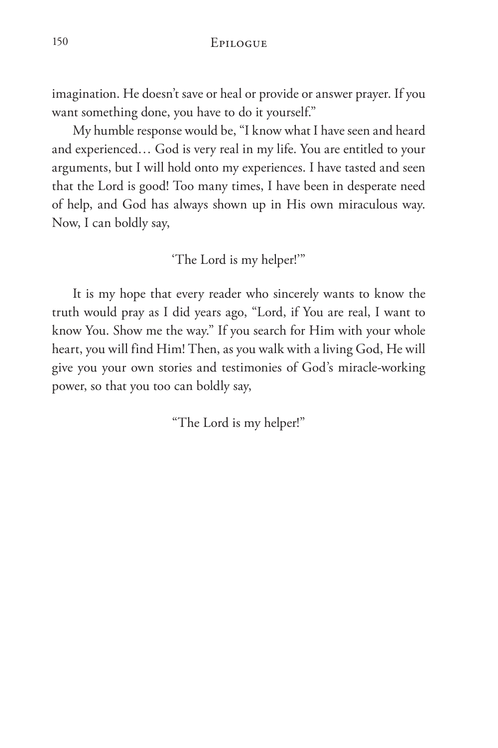imagination. He doesn't save or heal or provide or answer prayer. If you want something done, you have to do it yourself."

My humble response would be, "I know what I have seen and heard and experienced… God is very real in my life. You are entitled to your arguments, but I will hold onto my experiences. I have tasted and seen that the Lord is good! Too many times, I have been in desperate need of help, and God has always shown up in His own miraculous way. Now, I can boldly say,

'The Lord is my helper!'"

It is my hope that every reader who sincerely wants to know the truth would pray as I did years ago, "Lord, if You are real, I want to know You. Show me the way." If you search for Him with your whole heart, you will find Him! Then, as you walk with a living God, He will give you your own stories and testimonies of God's miracle-working power, so that you too can boldly say,

"The Lord is my helper!"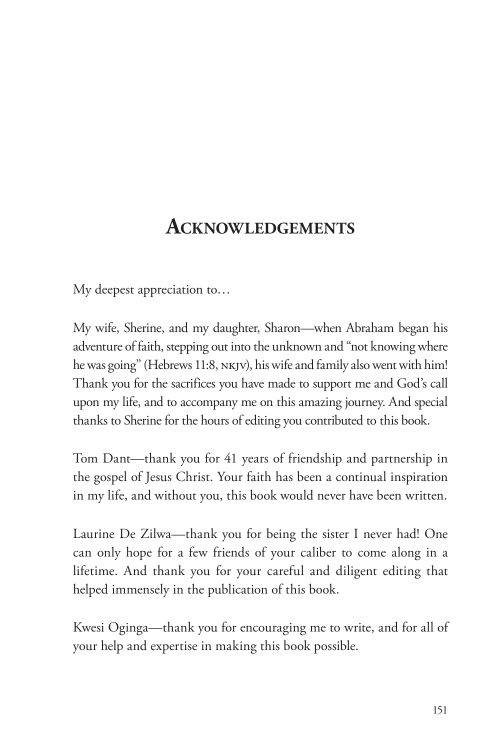# Acknowledgements

My deepest appreciation to…

My wife, Sherine, and my daughter, Sharon—when Abraham began his adventure of faith, stepping out into the unknown and "not knowing where he was going" (Hebrews 11:8, NKJV), his wife and family also went with him! Thank you for the sacrifices you have made to support me and God's call upon my life, and to accompany me on this amazing journey. And special thanks to Sherine for the hours of editing you contributed to this book.

Tom Dant—thank you for 41 years of friendship and partnership in the gospel of Jesus Christ. Your faith has been a continual inspiration in my life, and without you, this book would never have been written.

Laurine De Zilwa—thank you for being the sister I never had! One can only hope for a few friends of your caliber to come along in a lifetime. And thank you for your careful and diligent editing that helped immensely in the publication of this book.

Kwesi Oginga—thank you for encouraging me to write, and for all of your help and expertise in making this book possible.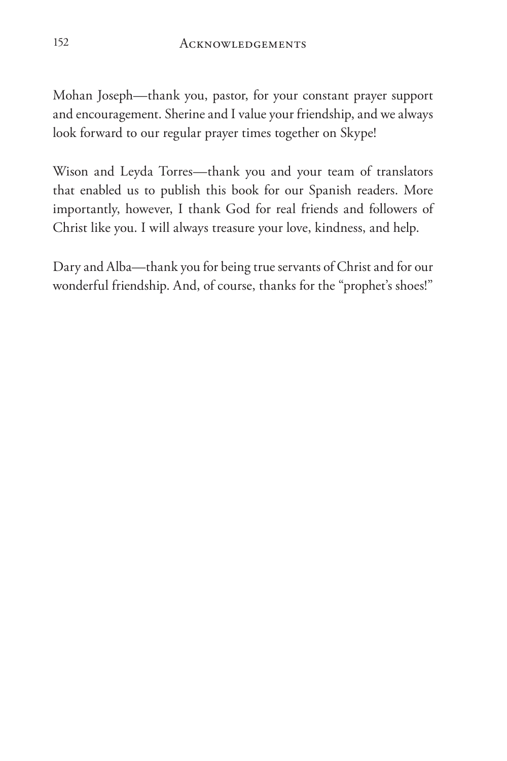Mohan Joseph—thank you, pastor, for your constant prayer support and encouragement. Sherine and I value your friendship, and we always look forward to our regular prayer times together on Skype!

Wison and Leyda Torres—thank you and your team of translators that enabled us to publish this book for our Spanish readers. More importantly, however, I thank God for real friends and followers of Christ like you. I will always treasure your love, kindness, and help.

Dary and Alba—thank you for being true servants of Christ and for our wonderful friendship. And, of course, thanks for the "prophet's shoes!"